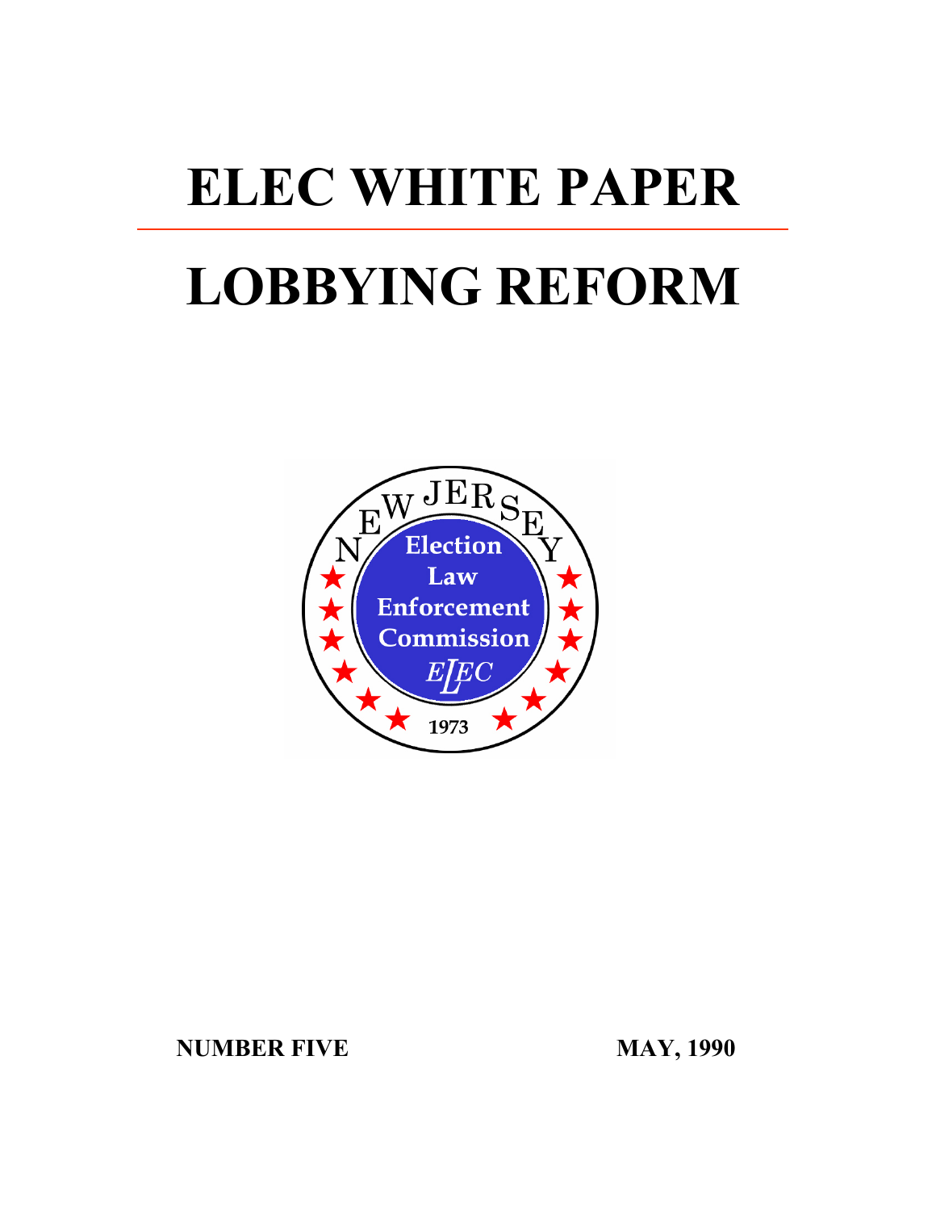# ELEC WHITE PAPER

# LOBBYING REFORM

NEW JERSEY Election Law Enforcement Commission ELEC 1973

**NUMBER FIVE** **MAY, 1990**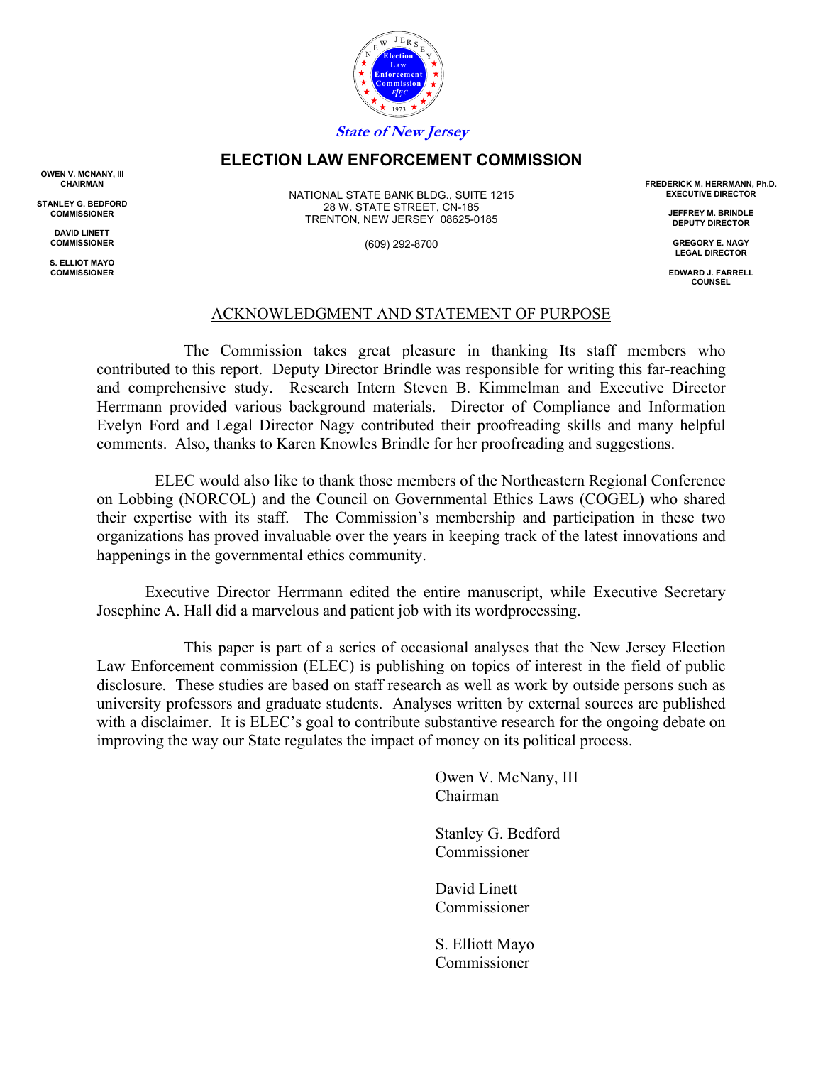*State of New Jersey*

# ELECTION LAW ENFORCEMENT COMMISSION

OWEN V. MCNANY, III
CHAIRMAN

STANLEY G. BEDFORD
COMMISSIONER

DAVID LINETT
COMMISSIONER

S. ELLIOT MAYO
COMMISSIONER

NATIONAL STATE BANK BLDG., SUITE 1215
28 W. STATE STREET, CN-185
TRENTON, NEW JERSEY 08625-0185

(609) 292-8700

FREDERICK M. HERRMANN, Ph.D.
EXECUTIVE DIRECTOR

JEFFREY M. BRINDLE
DEPUTY DIRECTOR

GREGORY E. NAGY
LEGAL DIRECTOR

EDWARD J. FARRELL
COUNSEL

## ACKNOWLEDGMENT AND STATEMENT OF PURPOSE

The Commission takes great pleasure in thanking Its staff members who contributed to this report. Deputy Director Brindle was responsible for writing this far-reaching and comprehensive study. Research Intern Steven B. Kimmelman and Executive Director Herrmann provided various background materials. Director of Compliance and Information Evelyn Ford and Legal Director Nagy contributed their proofreading skills and many helpful comments. Also, thanks to Karen Knowles Brindle for her proofreading and suggestions.

ELEC would also like to thank those members of the Northeastern Regional Conference on Lobbing (NORCOL) and the Council on Governmental Ethics Laws (COGEL) who shared their expertise with its staff. The Commission's membership and participation in these two organizations has proved invaluable over the years in keeping track of the latest innovations and happenings in the governmental ethics community.

Executive Director Herrmann edited the entire manuscript, while Executive Secretary Josephine A. Hall did a marvelous and patient job with its wordprocessing.

This paper is part of a series of occasional analyses that the New Jersey Election Law Enforcement commission (ELEC) is publishing on topics of interest in the field of public disclosure. These studies are based on staff research as well as work by outside persons such as university professors and graduate students. Analyses written by external sources are published with a disclaimer. It is ELEC's goal to contribute substantive research for the ongoing debate on improving the way our State regulates the impact of money on its political process.

Owen V. McNany, III
Chairman

Stanley G. Bedford
Commissioner

David Linett
Commissioner

S. Elliott Mayo
Commissioner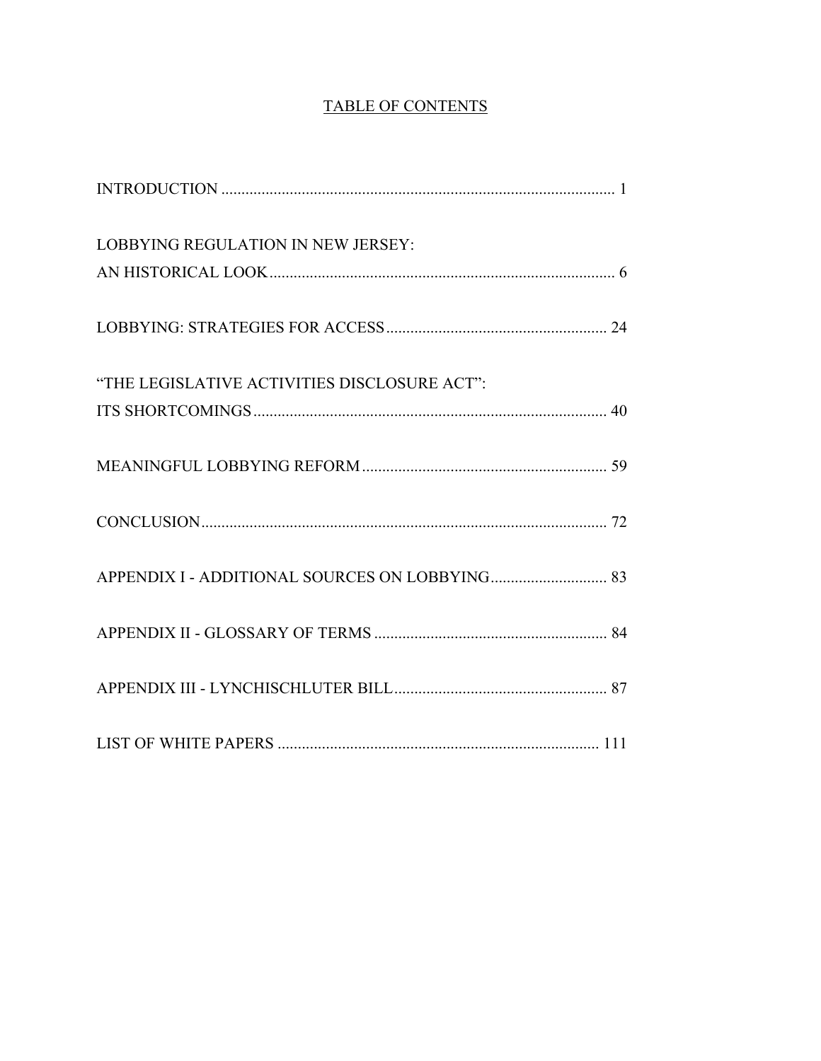# TABLE OF CONTENTS

| | |
|---|---|
| INTRODUCTION | 1 |
| LOBBYING REGULATION IN NEW JERSEY: AN HISTORICAL LOOK | 6 |
| LOBBYING: STRATEGIES FOR ACCESS | 24 |
| "THE LEGISLATIVE ACTIVITIES DISCLOSURE ACT": ITS SHORTCOMINGS | 40 |
| MEANINGFUL LOBBYING REFORM | 59 |
| CONCLUSION | 72 |
| APPENDIX I - ADDITIONAL SOURCES ON LOBBYING | 83 |
| APPENDIX II - GLOSSARY OF TERMS | 84 |
| APPENDIX III - LYNCHISCHLUTER BILL | 87 |
| LIST OF WHITE PAPERS | 111 |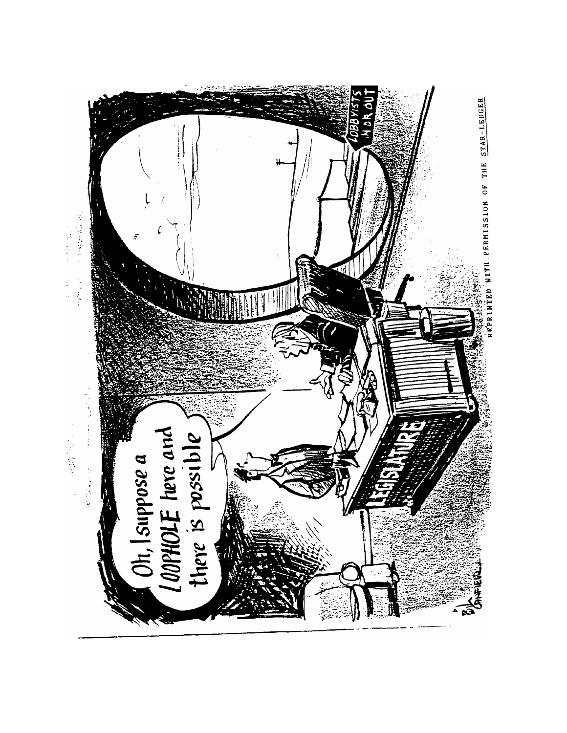REPRINTED WITH PERMISSION OF THE STAR-LEDGER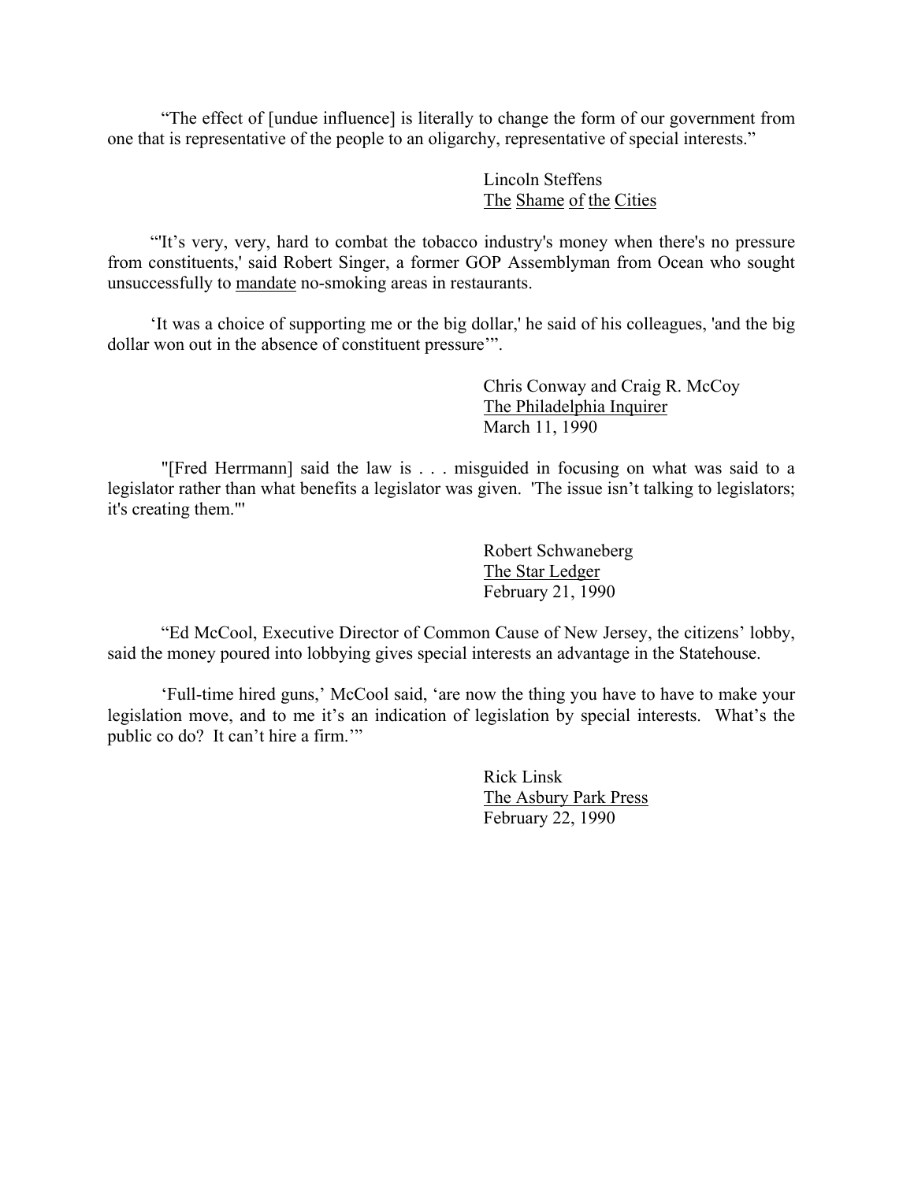"The effect of [undue influence] is literally to change the form of our government from one that is representative of the people to an oligarchy, representative of special interests."

Lincoln Steffens
The Shame of the Cities

"'It's very, very, hard to combat the tobacco industry's money when there's no pressure from constituents,' said Robert Singer, a former GOP Assemblyman from Ocean who sought unsuccessfully to mandate no-smoking areas in restaurants.

'It was a choice of supporting me or the big dollar,' he said of his colleagues, 'and the big dollar won out in the absence of constituent pressure'".

Chris Conway and Craig R. McCoy
The Philadelphia Inquirer
March 11, 1990

"[Fred Herrmann] said the law is . . . misguided in focusing on what was said to a legislator rather than what benefits a legislator was given. 'The issue isn't talking to legislators; it's creating them.'"

Robert Schwaneberg
The Star Ledger
February 21, 1990

"Ed McCool, Executive Director of Common Cause of New Jersey, the citizens' lobby, said the money poured into lobbying gives special interests an advantage in the Statehouse.

'Full-time hired guns,' McCool said, 'are now the thing you have to have to make your legislation move, and to me it's an indication of legislation by special interests. What's the public co do? It can't hire a firm.'"

Rick Linsk
The Asbury Park Press
February 22, 1990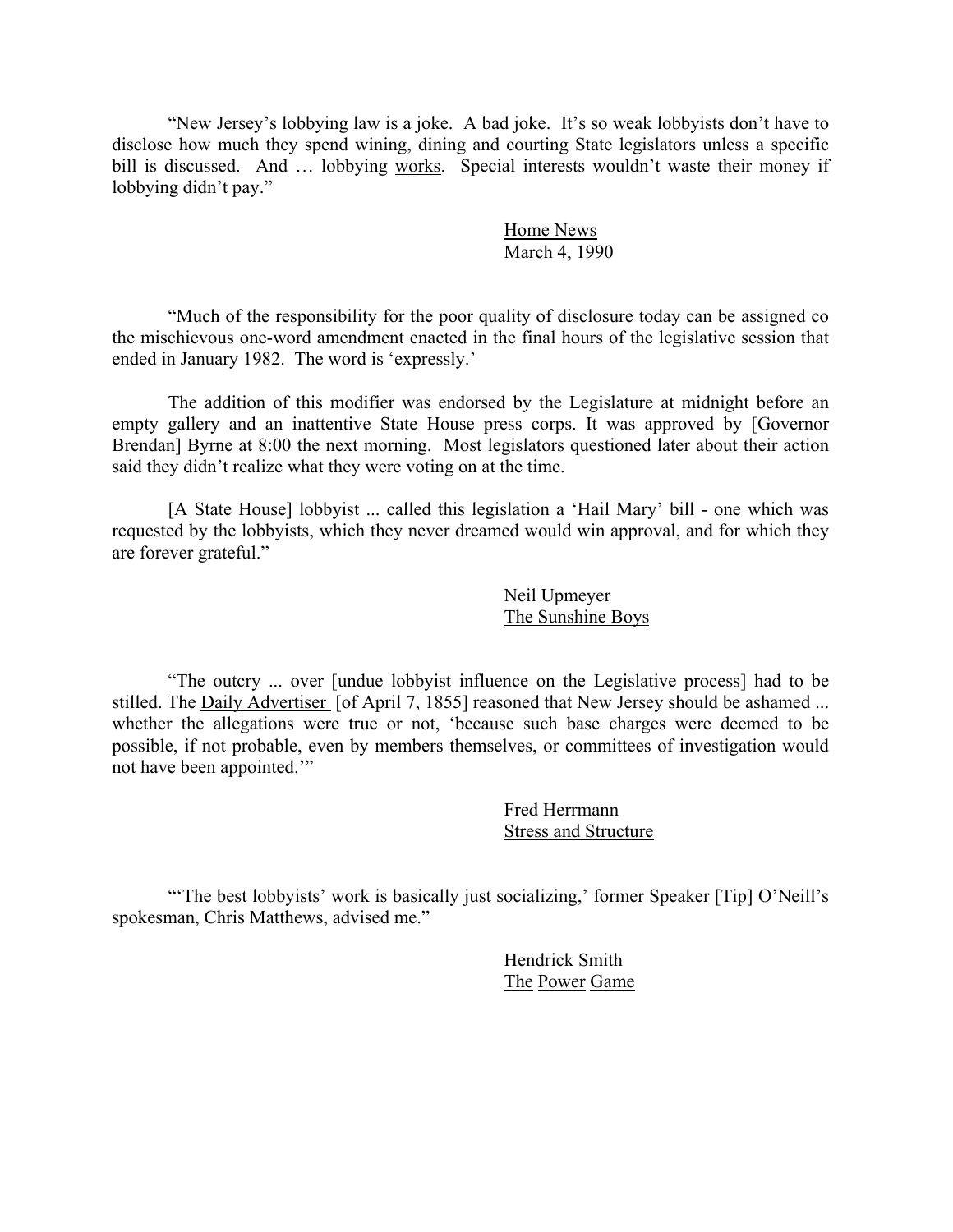"New Jersey's lobbying law is a joke. A bad joke. It's so weak lobbyists don't have to disclose how much they spend wining, dining and courting State legislators unless a specific bill is discussed. And … lobbying works. Special interests wouldn't waste their money if lobbying didn't pay."

Home News
March 4, 1990

"Much of the responsibility for the poor quality of disclosure today can be assigned co the mischievous one-word amendment enacted in the final hours of the legislative session that ended in January 1982. The word is 'expressly.'

The addition of this modifier was endorsed by the Legislature at midnight before an empty gallery and an inattentive State House press corps. It was approved by [Governor Brendan] Byrne at 8:00 the next morning. Most legislators questioned later about their action said they didn't realize what they were voting on at the time.

[A State House] lobbyist ... called this legislation a 'Hail Mary' bill - one which was requested by the lobbyists, which they never dreamed would win approval, and for which they are forever grateful."

Neil Upmeyer
The Sunshine Boys

"The outcry ... over [undue lobbyist influence on the Legislative process] had to be stilled. The Daily Advertiser [of April 7, 1855] reasoned that New Jersey should be ashamed ... whether the allegations were true or not, 'because such base charges were deemed to be possible, if not probable, even by members themselves, or committees of investigation would not have been appointed.'"

Fred Herrmann
Stress and Structure

"'The best lobbyists' work is basically just socializing,' former Speaker [Tip] O'Neill's spokesman, Chris Matthews, advised me."

Hendrick Smith
The Power Game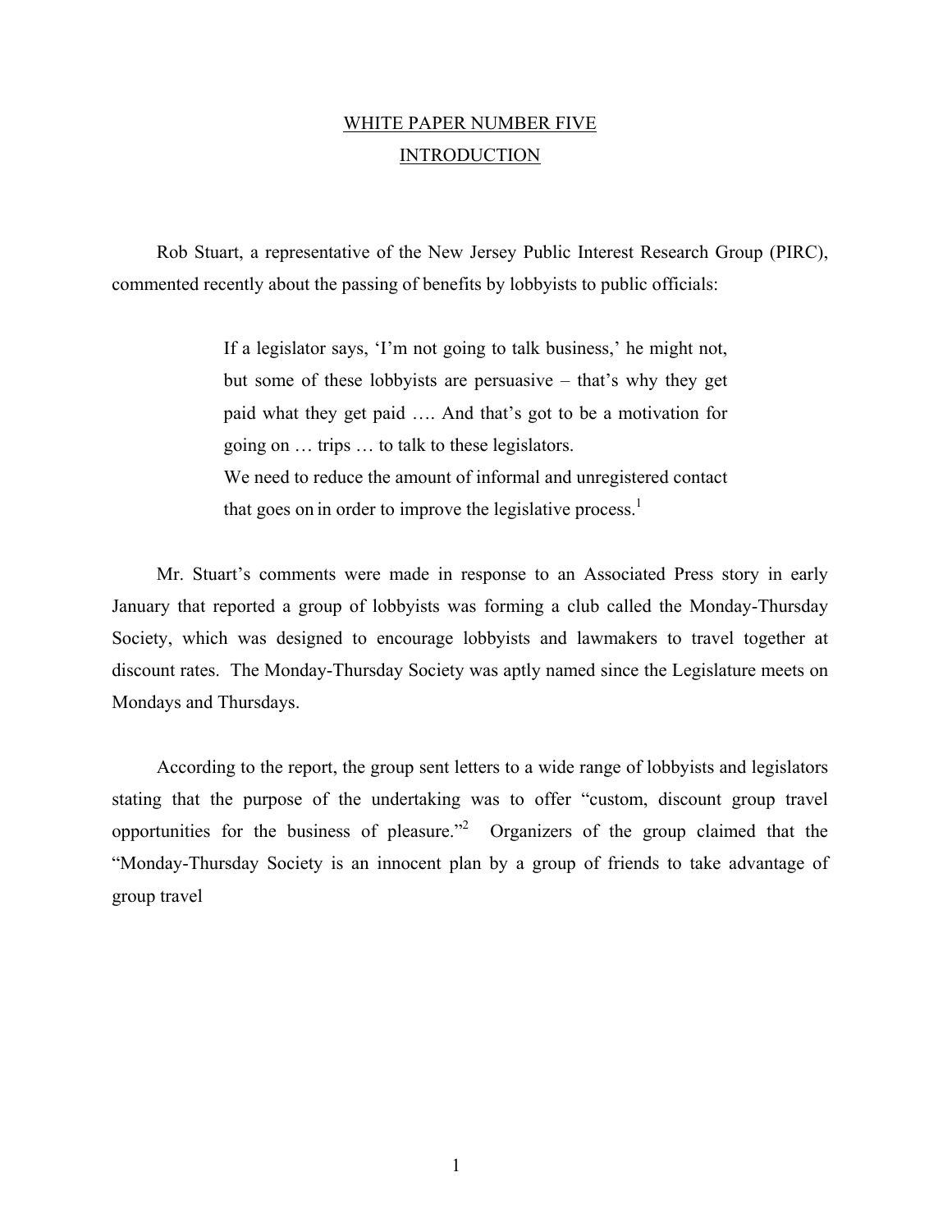# WHITE PAPER NUMBER FIVE

## INTRODUCTION

Rob Stuart, a representative of the New Jersey Public Interest Research Group (PIRC), commented recently about the passing of benefits by lobbyists to public officials:

> If a legislator says, 'I'm not going to talk business,' he might not, but some of these lobbyists are persuasive – that's why they get paid what they get paid …. And that's got to be a motivation for going on … trips … to talk to these legislators.
>
> We need to reduce the amount of informal and unregistered contact that goes on in order to improve the legislative process.[1]

Mr. Stuart's comments were made in response to an Associated Press story in early January that reported a group of lobbyists was forming a club called the Monday-Thursday Society, which was designed to encourage lobbyists and lawmakers to travel together at discount rates. The Monday-Thursday Society was aptly named since the Legislature meets on Mondays and Thursdays.

According to the report, the group sent letters to a wide range of lobbyists and legislators stating that the purpose of the undertaking was to offer "custom, discount group travel opportunities for the business of pleasure."[2] Organizers of the group claimed that the "Monday-Thursday Society is an innocent plan by a group of friends to take advantage of group travel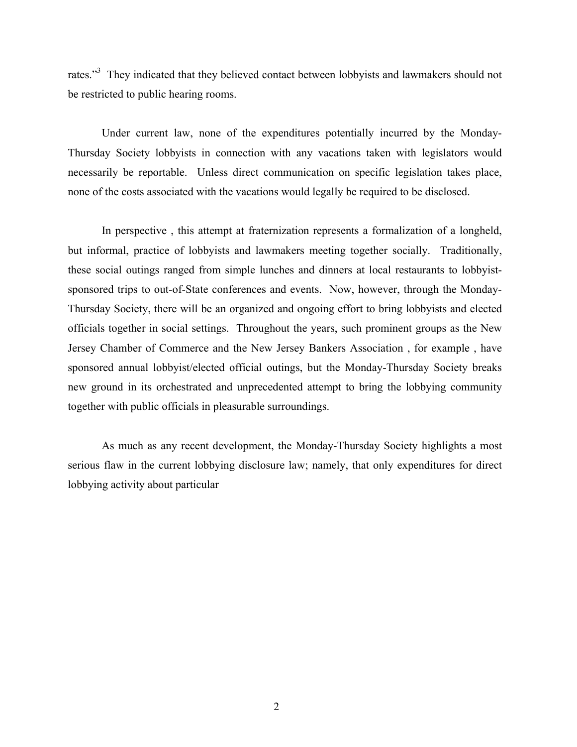rates."[3] They indicated that they believed contact between lobbyists and lawmakers should not be restricted to public hearing rooms.

Under current law, none of the expenditures potentially incurred by the Monday-Thursday Society lobbyists in connection with any vacations taken with legislators would necessarily be reportable. Unless direct communication on specific legislation takes place, none of the costs associated with the vacations would legally be required to be disclosed.

In perspective , this attempt at fraternization represents a formalization of a longheld, but informal, practice of lobbyists and lawmakers meeting together socially. Traditionally, these social outings ranged from simple lunches and dinners at local restaurants to lobbyist-sponsored trips to out-of-State conferences and events. Now, however, through the Monday-Thursday Society, there will be an organized and ongoing effort to bring lobbyists and elected officials together in social settings. Throughout the years, such prominent groups as the New Jersey Chamber of Commerce and the New Jersey Bankers Association , for example , have sponsored annual lobbyist/elected official outings, but the Monday-Thursday Society breaks new ground in its orchestrated and unprecedented attempt to bring the lobbying community together with public officials in pleasurable surroundings.

As much as any recent development, the Monday-Thursday Society highlights a most serious flaw in the current lobbying disclosure law; namely, that only expenditures for direct lobbying activity about particular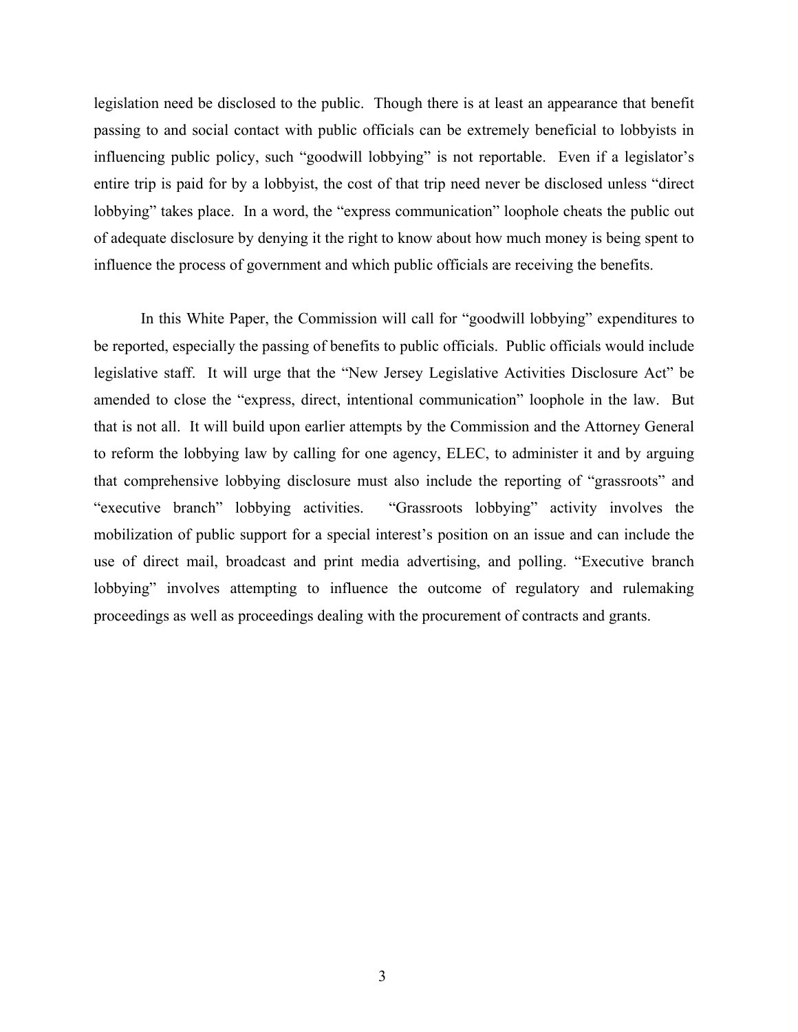legislation need be disclosed to the public. Though there is at least an appearance that benefit passing to and social contact with public officials can be extremely beneficial to lobbyists in influencing public policy, such "goodwill lobbying" is not reportable. Even if a legislator's entire trip is paid for by a lobbyist, the cost of that trip need never be disclosed unless "direct lobbying" takes place. In a word, the "express communication" loophole cheats the public out of adequate disclosure by denying it the right to know about how much money is being spent to influence the process of government and which public officials are receiving the benefits.

In this White Paper, the Commission will call for "goodwill lobbying" expenditures to be reported, especially the passing of benefits to public officials. Public officials would include legislative staff. It will urge that the "New Jersey Legislative Activities Disclosure Act" be amended to close the "express, direct, intentional communication" loophole in the law. But that is not all. It will build upon earlier attempts by the Commission and the Attorney General to reform the lobbying law by calling for one agency, ELEC, to administer it and by arguing that comprehensive lobbying disclosure must also include the reporting of "grassroots" and "executive branch" lobbying activities. "Grassroots lobbying" activity involves the mobilization of public support for a special interest's position on an issue and can include the use of direct mail, broadcast and print media advertising, and polling. "Executive branch lobbying" involves attempting to influence the outcome of regulatory and rulemaking proceedings as well as proceedings dealing with the procurement of contracts and grants.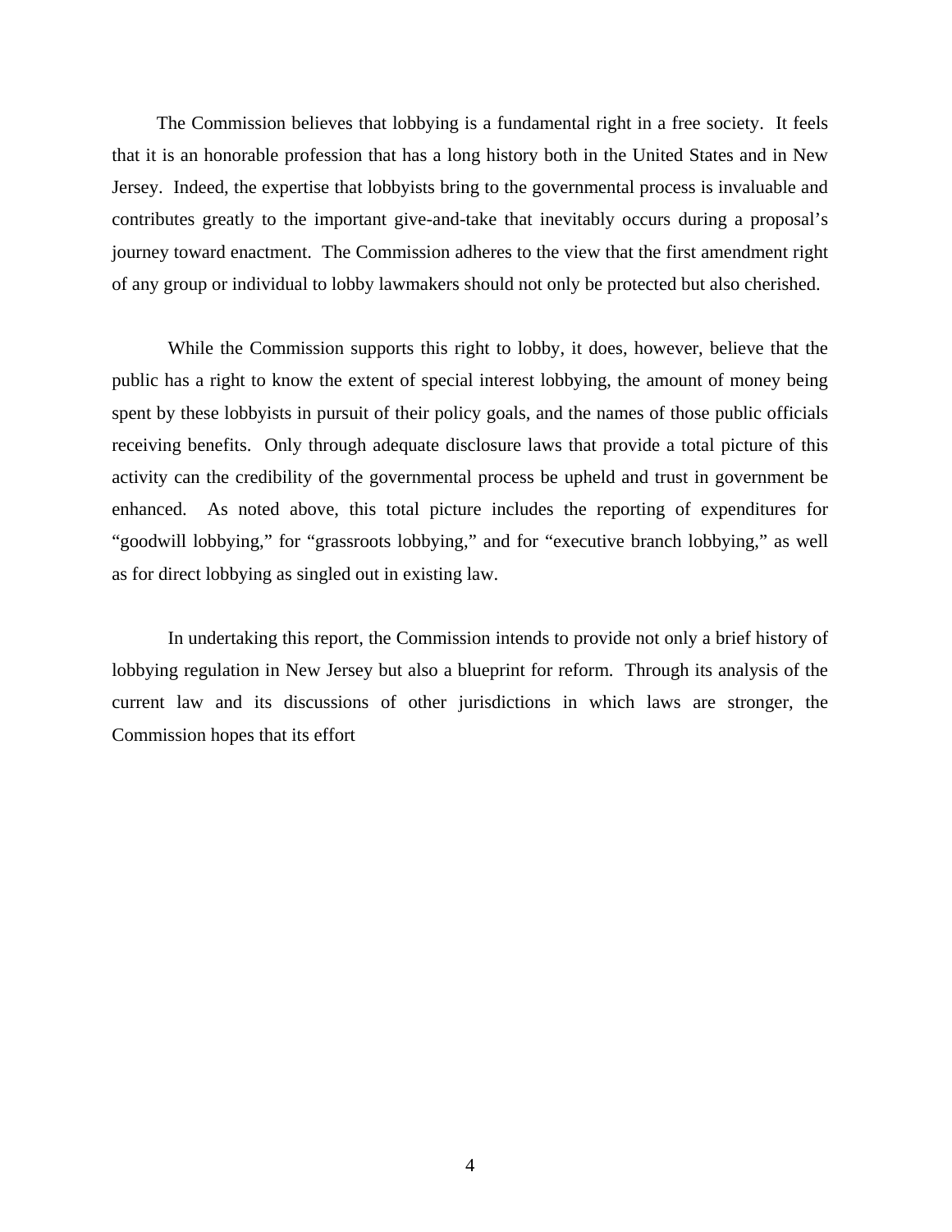The Commission believes that lobbying is a fundamental right in a free society. It feels that it is an honorable profession that has a long history both in the United States and in New Jersey. Indeed, the expertise that lobbyists bring to the governmental process is invaluable and contributes greatly to the important give-and-take that inevitably occurs during a proposal's journey toward enactment. The Commission adheres to the view that the first amendment right of any group or individual to lobby lawmakers should not only be protected but also cherished.

While the Commission supports this right to lobby, it does, however, believe that the public has a right to know the extent of special interest lobbying, the amount of money being spent by these lobbyists in pursuit of their policy goals, and the names of those public officials receiving benefits. Only through adequate disclosure laws that provide a total picture of this activity can the credibility of the governmental process be upheld and trust in government be enhanced. As noted above, this total picture includes the reporting of expenditures for "goodwill lobbying," for "grassroots lobbying," and for "executive branch lobbying," as well as for direct lobbying as singled out in existing law.

In undertaking this report, the Commission intends to provide not only a brief history of lobbying regulation in New Jersey but also a blueprint for reform. Through its analysis of the current law and its discussions of other jurisdictions in which laws are stronger, the Commission hopes that its effort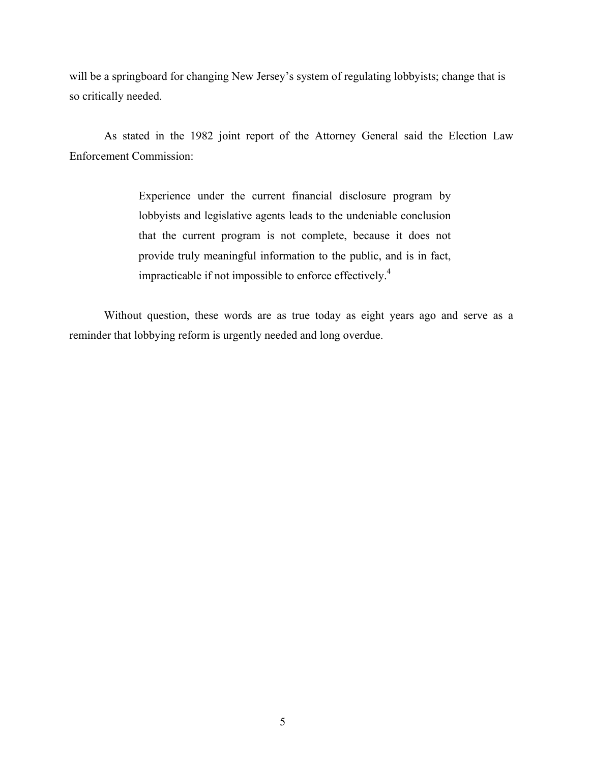will be a springboard for changing New Jersey's system of regulating lobbyists; change that is so critically needed.

As stated in the 1982 joint report of the Attorney General said the Election Law Enforcement Commission:

> Experience under the current financial disclosure program by lobbyists and legislative agents leads to the undeniable conclusion that the current program is not complete, because it does not provide truly meaningful information to the public, and is in fact, impracticable if not impossible to enforce effectively.[4]

Without question, these words are as true today as eight years ago and serve as a reminder that lobbying reform is urgently needed and long overdue.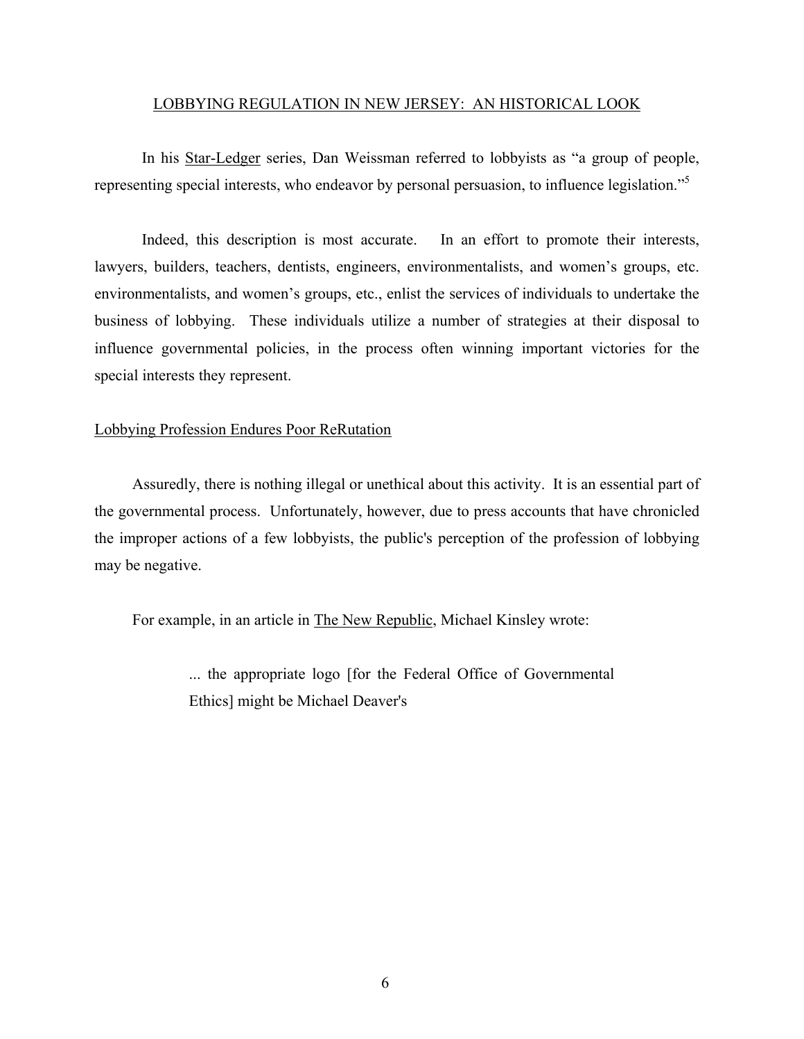## LOBBYING REGULATION IN NEW JERSEY: AN HISTORICAL LOOK

In his Star-Ledger series, Dan Weissman referred to lobbyists as "a group of people, representing special interests, who endeavor by personal persuasion, to influence legislation."[5]

Indeed, this description is most accurate. In an effort to promote their interests, lawyers, builders, teachers, dentists, engineers, environmentalists, and women's groups, etc. environmentalists, and women's groups, etc., enlist the services of individuals to undertake the business of lobbying. These individuals utilize a number of strategies at their disposal to influence governmental policies, in the process often winning important victories for the special interests they represent.

### Lobbying Profession Endures Poor ReRutation

Assuredly, there is nothing illegal or unethical about this activity. It is an essential part of the governmental process. Unfortunately, however, due to press accounts that have chronicled the improper actions of a few lobbyists, the public's perception of the profession of lobbying may be negative.

For example, in an article in The New Republic, Michael Kinsley wrote:

> ... the appropriate logo [for the Federal Office of Governmental Ethics] might be Michael Deaver's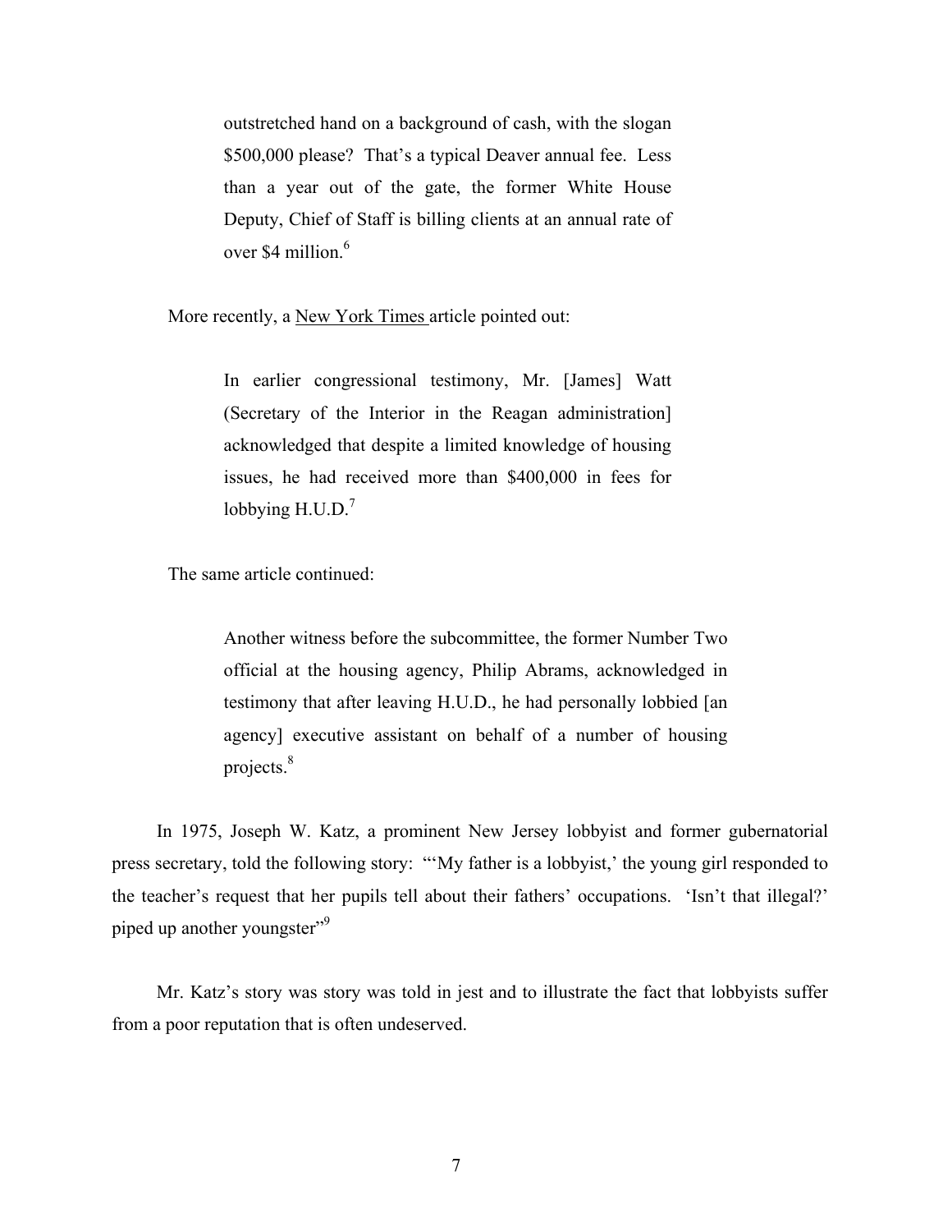> outstretched hand on a background of cash, with the slogan $500,000 please? That's a typical Deaver annual fee. Less than a year out of the gate, the former White House Deputy, Chief of Staff is billing clients at an annual rate of over $4 million.[6]

More recently, a New York Times article pointed out:

> In earlier congressional testimony, Mr. [James] Watt (Secretary of the Interior in the Reagan administration] acknowledged that despite a limited knowledge of housing issues, he had received more than $400,000 in fees for lobbying H.U.D.[7]

The same article continued:

> Another witness before the subcommittee, the former Number Two official at the housing agency, Philip Abrams, acknowledged in testimony that after leaving H.U.D., he had personally lobbied [an agency] executive assistant on behalf of a number of housing projects.[8]

In 1975, Joseph W. Katz, a prominent New Jersey lobbyist and former gubernatorial press secretary, told the following story: "'My father is a lobbyist,' the young girl responded to the teacher's request that her pupils tell about their fathers' occupations. 'Isn't that illegal?' piped up another youngster"[9]

Mr. Katz's story was story was told in jest and to illustrate the fact that lobbyists suffer from a poor reputation that is often undeserved.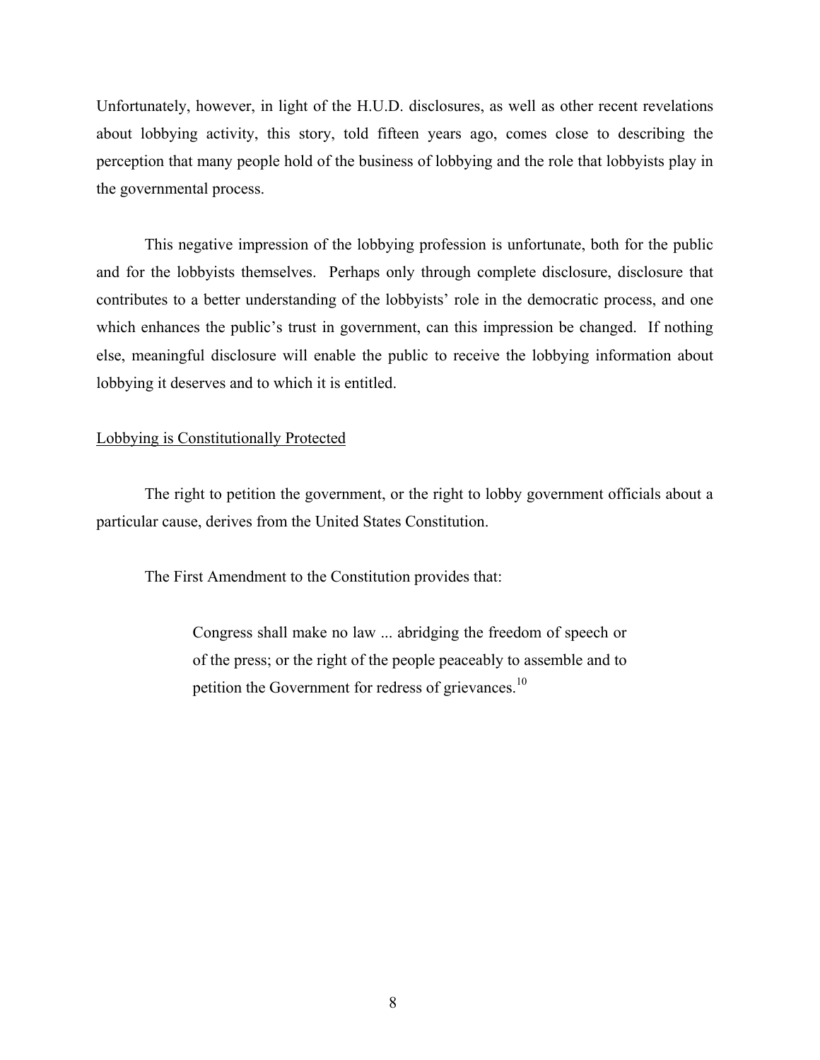Unfortunately, however, in light of the H.U.D. disclosures, as well as other recent revelations about lobbying activity, this story, told fifteen years ago, comes close to describing the perception that many people hold of the business of lobbying and the role that lobbyists play in the governmental process.

This negative impression of the lobbying profession is unfortunate, both for the public and for the lobbyists themselves. Perhaps only through complete disclosure, disclosure that contributes to a better understanding of the lobbyists' role in the democratic process, and one which enhances the public's trust in government, can this impression be changed. If nothing else, meaningful disclosure will enable the public to receive the lobbying information about lobbying it deserves and to which it is entitled.

<u>Lobbying is Constitutionally Protected</u>

The right to petition the government, or the right to lobby government officials about a particular cause, derives from the United States Constitution.

The First Amendment to the Constitution provides that:

> Congress shall make no law ... abridging the freedom of speech or of the press; or the right of the people peaceably to assemble and to petition the Government for redress of grievances.[10]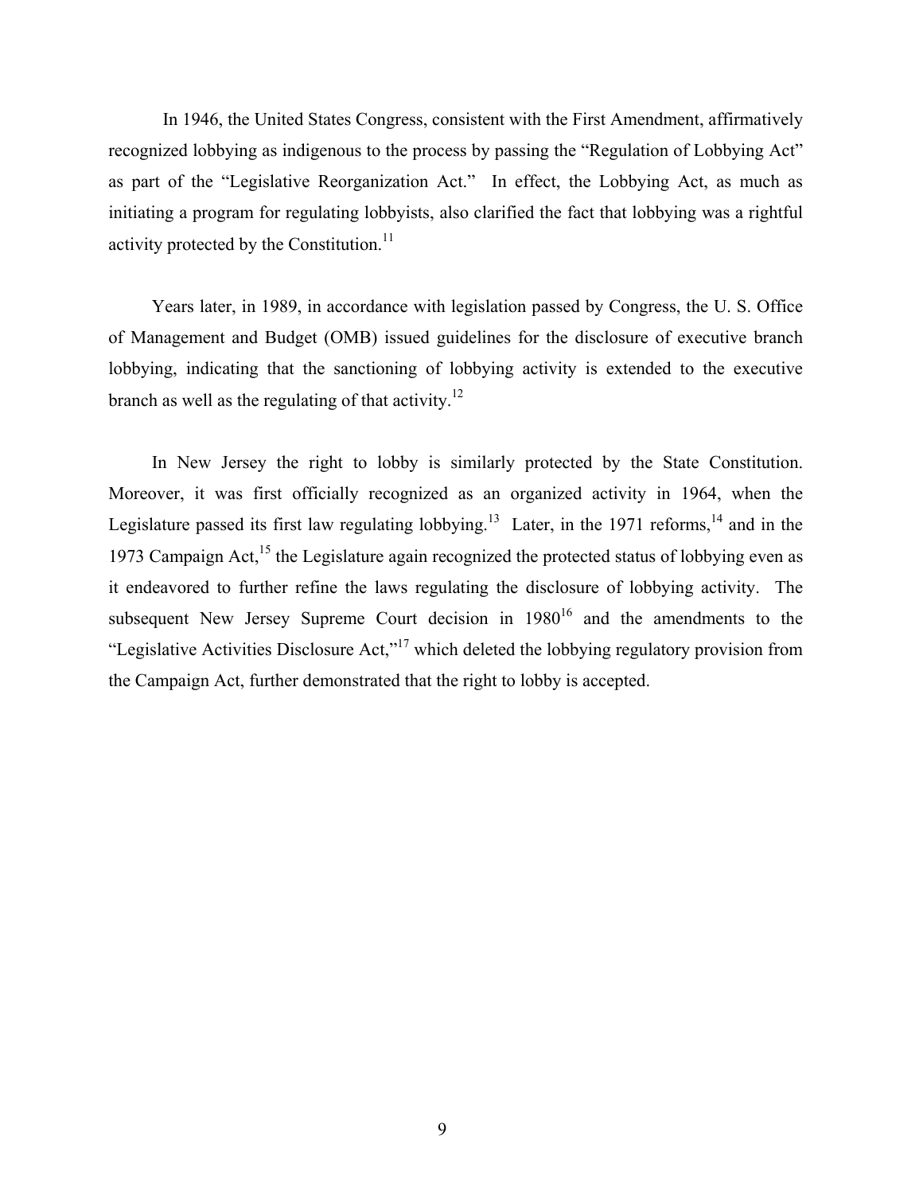In 1946, the United States Congress, consistent with the First Amendment, affirmatively recognized lobbying as indigenous to the process by passing the "Regulation of Lobbying Act" as part of the "Legislative Reorganization Act." In effect, the Lobbying Act, as much as initiating a program for regulating lobbyists, also clarified the fact that lobbying was a rightful activity protected by the Constitution.[11]

Years later, in 1989, in accordance with legislation passed by Congress, the U. S. Office of Management and Budget (OMB) issued guidelines for the disclosure of executive branch lobbying, indicating that the sanctioning of lobbying activity is extended to the executive branch as well as the regulating of that activity.[12]

In New Jersey the right to lobby is similarly protected by the State Constitution. Moreover, it was first officially recognized as an organized activity in 1964, when the Legislature passed its first law regulating lobbying.[13] Later, in the 1971 reforms,[14] and in the 1973 Campaign Act,[15] the Legislature again recognized the protected status of lobbying even as it endeavored to further refine the laws regulating the disclosure of lobbying activity. The subsequent New Jersey Supreme Court decision in 1980[16] and the amendments to the "Legislative Activities Disclosure Act,"[17] which deleted the lobbying regulatory provision from the Campaign Act, further demonstrated that the right to lobby is accepted.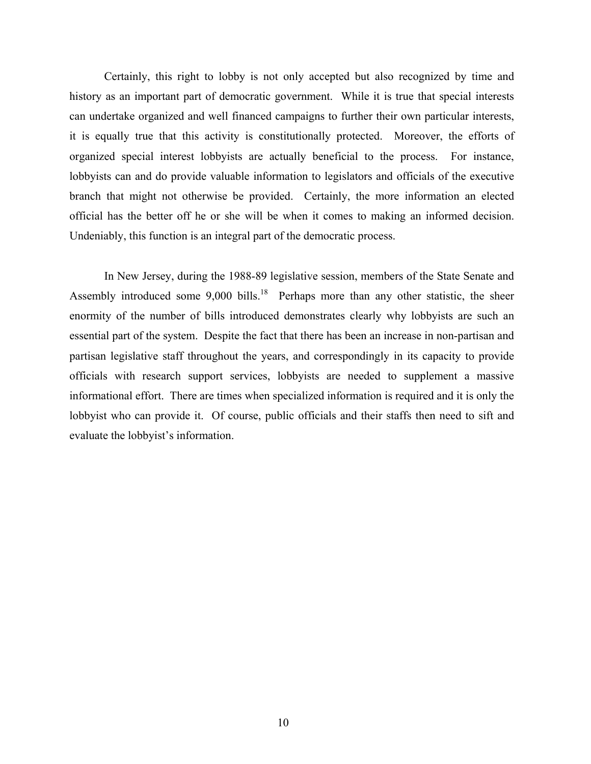Certainly, this right to lobby is not only accepted but also recognized by time and history as an important part of democratic government. While it is true that special interests can undertake organized and well financed campaigns to further their own particular interests, it is equally true that this activity is constitutionally protected. Moreover, the efforts of organized special interest lobbyists are actually beneficial to the process. For instance, lobbyists can and do provide valuable information to legislators and officials of the executive branch that might not otherwise be provided. Certainly, the more information an elected official has the better off he or she will be when it comes to making an informed decision. Undeniably, this function is an integral part of the democratic process.

In New Jersey, during the 1988-89 legislative session, members of the State Senate and Assembly introduced some 9,000 bills.[18] Perhaps more than any other statistic, the sheer enormity of the number of bills introduced demonstrates clearly why lobbyists are such an essential part of the system. Despite the fact that there has been an increase in non-partisan and partisan legislative staff throughout the years, and correspondingly in its capacity to provide officials with research support services, lobbyists are needed to supplement a massive informational effort. There are times when specialized information is required and it is only the lobbyist who can provide it. Of course, public officials and their staffs then need to sift and evaluate the lobbyist's information.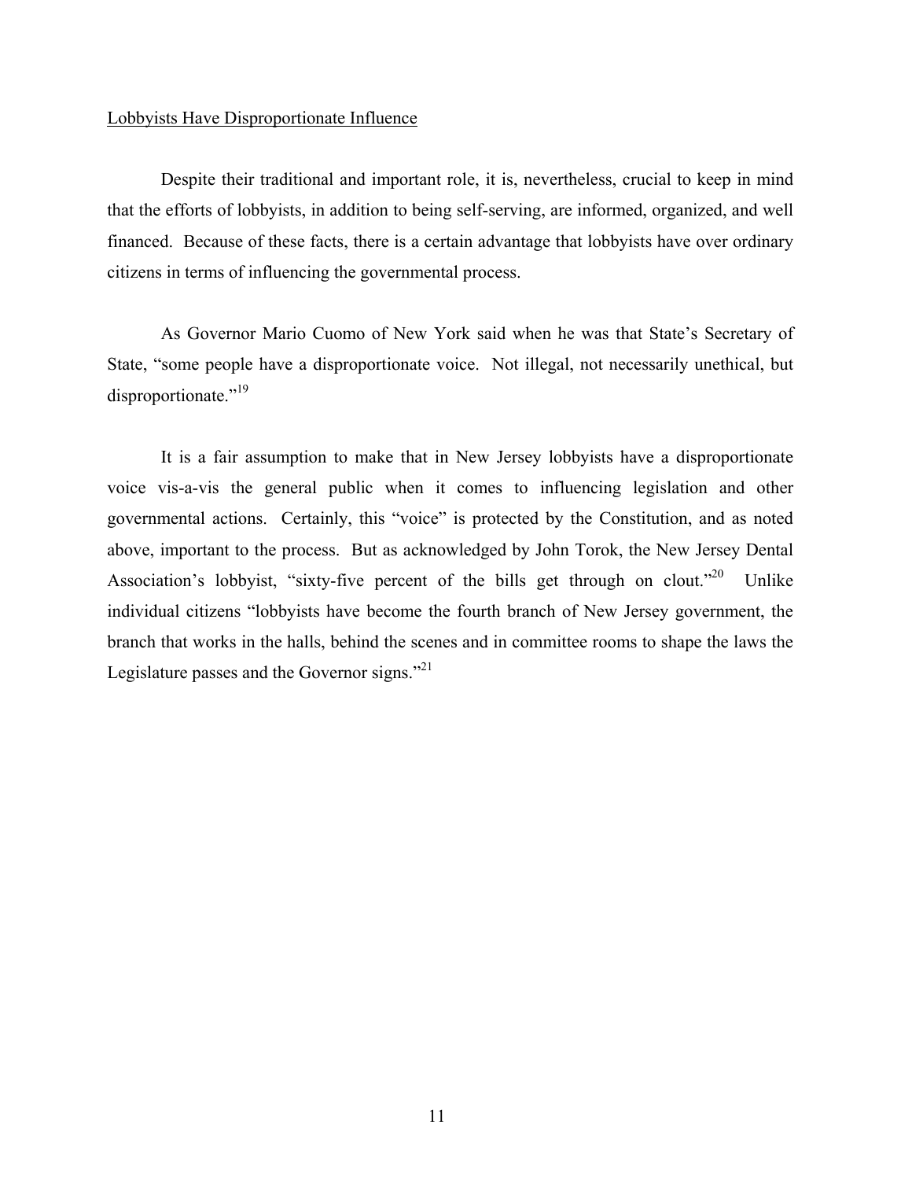Lobbyists Have Disproportionate Influence

Despite their traditional and important role, it is, nevertheless, crucial to keep in mind that the efforts of lobbyists, in addition to being self-serving, are informed, organized, and well financed. Because of these facts, there is a certain advantage that lobbyists have over ordinary citizens in terms of influencing the governmental process.

As Governor Mario Cuomo of New York said when he was that State's Secretary of State, "some people have a disproportionate voice. Not illegal, not necessarily unethical, but disproportionate."[19]

It is a fair assumption to make that in New Jersey lobbyists have a disproportionate voice vis-a-vis the general public when it comes to influencing legislation and other governmental actions. Certainly, this "voice" is protected by the Constitution, and as noted above, important to the process. But as acknowledged by John Torok, the New Jersey Dental Association's lobbyist, "sixty-five percent of the bills get through on clout."[20] Unlike individual citizens "lobbyists have become the fourth branch of New Jersey government, the branch that works in the halls, behind the scenes and in committee rooms to shape the laws the Legislature passes and the Governor signs."[21]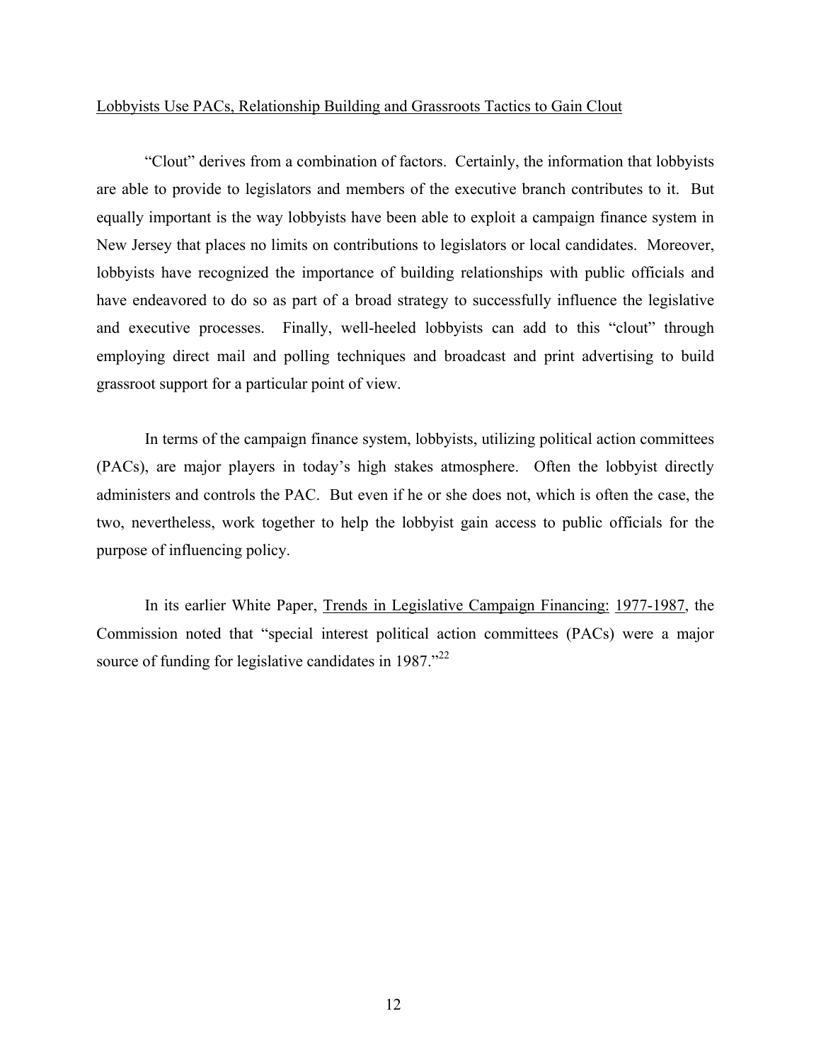Lobbyists Use PACs, Relationship Building and Grassroots Tactics to Gain Clout

"Clout" derives from a combination of factors. Certainly, the information that lobbyists are able to provide to legislators and members of the executive branch contributes to it. But equally important is the way lobbyists have been able to exploit a campaign finance system in New Jersey that places no limits on contributions to legislators or local candidates. Moreover, lobbyists have recognized the importance of building relationships with public officials and have endeavored to do so as part of a broad strategy to successfully influence the legislative and executive processes. Finally, well-heeled lobbyists can add to this "clout" through employing direct mail and polling techniques and broadcast and print advertising to build grassroot support for a particular point of view.

In terms of the campaign finance system, lobbyists, utilizing political action committees (PACs), are major players in today's high stakes atmosphere. Often the lobbyist directly administers and controls the PAC. But even if he or she does not, which is often the case, the two, nevertheless, work together to help the lobbyist gain access to public officials for the purpose of influencing policy.

In its earlier White Paper, Trends in Legislative Campaign Financing: 1977-1987, the Commission noted that "special interest political action committees (PACs) were a major source of funding for legislative candidates in 1987."[22]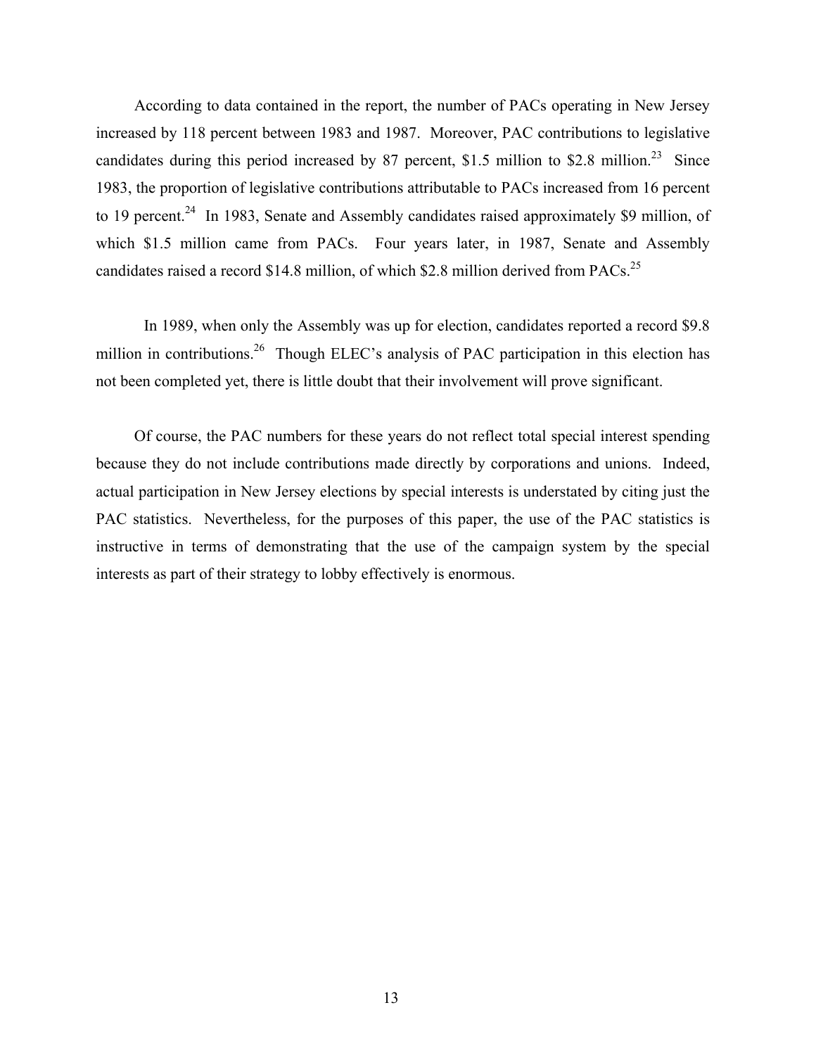According to data contained in the report, the number of PACs operating in New Jersey increased by 118 percent between 1983 and 1987. Moreover, PAC contributions to legislative candidates during this period increased by 87 percent, $1.5 million to $2.8 million.[23] Since 1983, the proportion of legislative contributions attributable to PACs increased from 16 percent to 19 percent.[24] In 1983, Senate and Assembly candidates raised approximately $9 million, of which $1.5 million came from PACs. Four years later, in 1987, Senate and Assembly candidates raised a record $14.8 million, of which $2.8 million derived from PACs.[25]

In 1989, when only the Assembly was up for election, candidates reported a record $9.8 million in contributions.[26] Though ELEC's analysis of PAC participation in this election has not been completed yet, there is little doubt that their involvement will prove significant.

Of course, the PAC numbers for these years do not reflect total special interest spending because they do not include contributions made directly by corporations and unions. Indeed, actual participation in New Jersey elections by special interests is understated by citing just the PAC statistics. Nevertheless, for the purposes of this paper, the use of the PAC statistics is instructive in terms of demonstrating that the use of the campaign system by the special interests as part of their strategy to lobby effectively is enormous.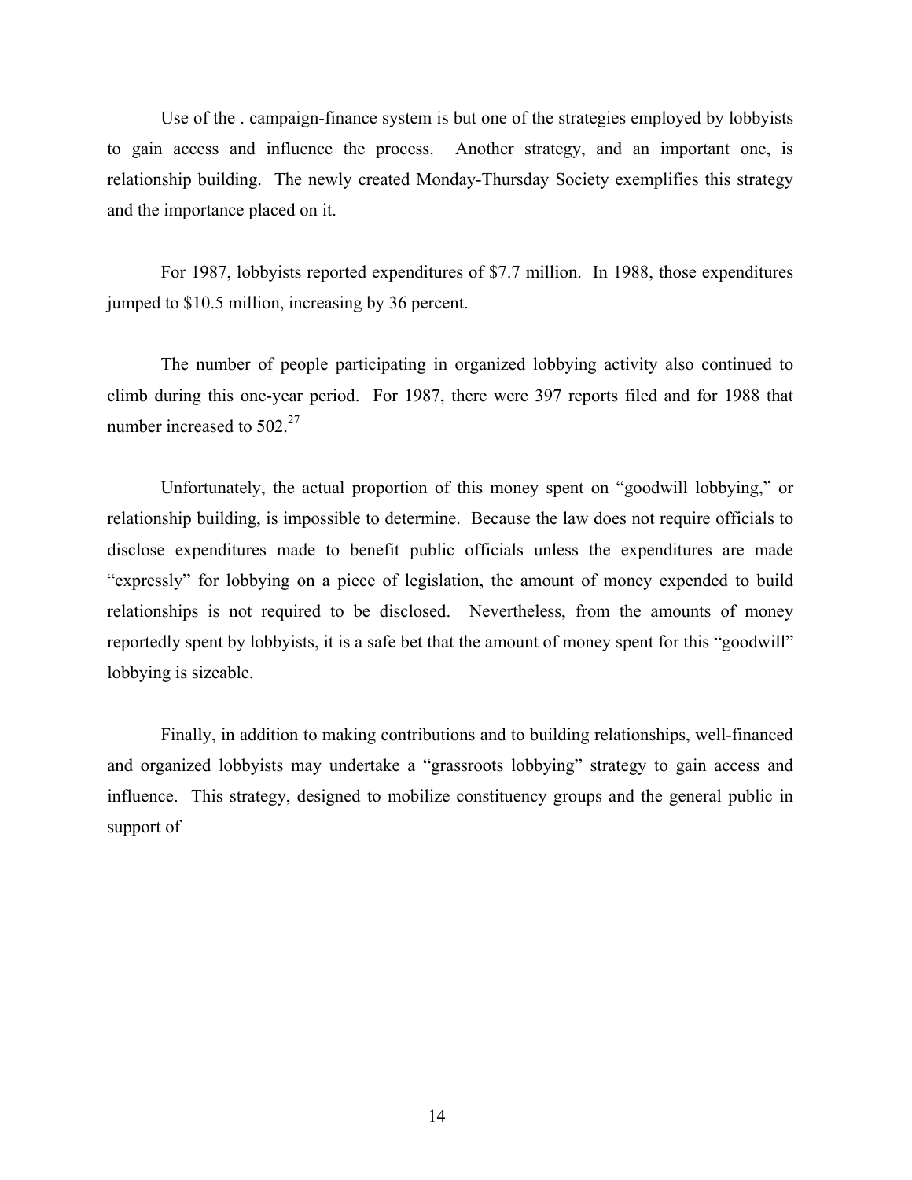Use of the . campaign-finance system is but one of the strategies employed by lobbyists to gain access and influence the process. Another strategy, and an important one, is relationship building. The newly created Monday-Thursday Society exemplifies this strategy and the importance placed on it.

For 1987, lobbyists reported expenditures of $7.7 million. In 1988, those expenditures jumped to $10.5 million, increasing by 36 percent.

The number of people participating in organized lobbying activity also continued to climb during this one-year period. For 1987, there were 397 reports filed and for 1988 that number increased to 502.[27]

Unfortunately, the actual proportion of this money spent on "goodwill lobbying," or relationship building, is impossible to determine. Because the law does not require officials to disclose expenditures made to benefit public officials unless the expenditures are made "expressly" for lobbying on a piece of legislation, the amount of money expended to build relationships is not required to be disclosed. Nevertheless, from the amounts of money reportedly spent by lobbyists, it is a safe bet that the amount of money spent for this "goodwill" lobbying is sizeable.

Finally, in addition to making contributions and to building relationships, well-financed and organized lobbyists may undertake a "grassroots lobbying" strategy to gain access and influence. This strategy, designed to mobilize constituency groups and the general public in support of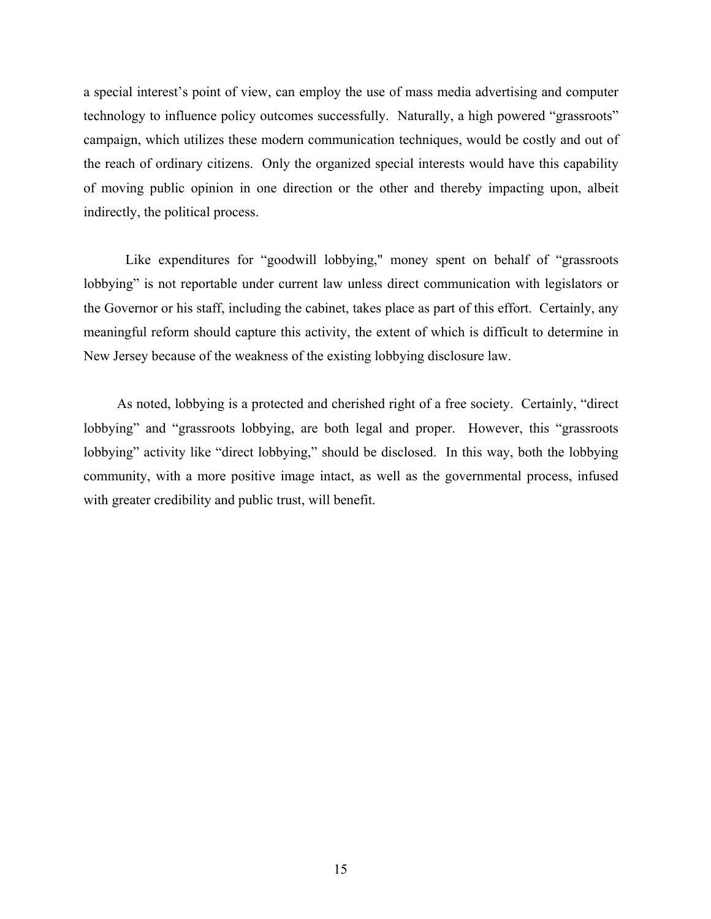a special interest's point of view, can employ the use of mass media advertising and computer technology to influence policy outcomes successfully. Naturally, a high powered "grassroots" campaign, which utilizes these modern communication techniques, would be costly and out of the reach of ordinary citizens. Only the organized special interests would have this capability of moving public opinion in one direction or the other and thereby impacting upon, albeit indirectly, the political process.

Like expenditures for "goodwill lobbying," money spent on behalf of "grassroots lobbying" is not reportable under current law unless direct communication with legislators or the Governor or his staff, including the cabinet, takes place as part of this effort. Certainly, any meaningful reform should capture this activity, the extent of which is difficult to determine in New Jersey because of the weakness of the existing lobbying disclosure law.

As noted, lobbying is a protected and cherished right of a free society. Certainly, "direct lobbying" and "grassroots lobbying, are both legal and proper. However, this "grassroots lobbying" activity like "direct lobbying," should be disclosed. In this way, both the lobbying community, with a more positive image intact, as well as the governmental process, infused with greater credibility and public trust, will benefit.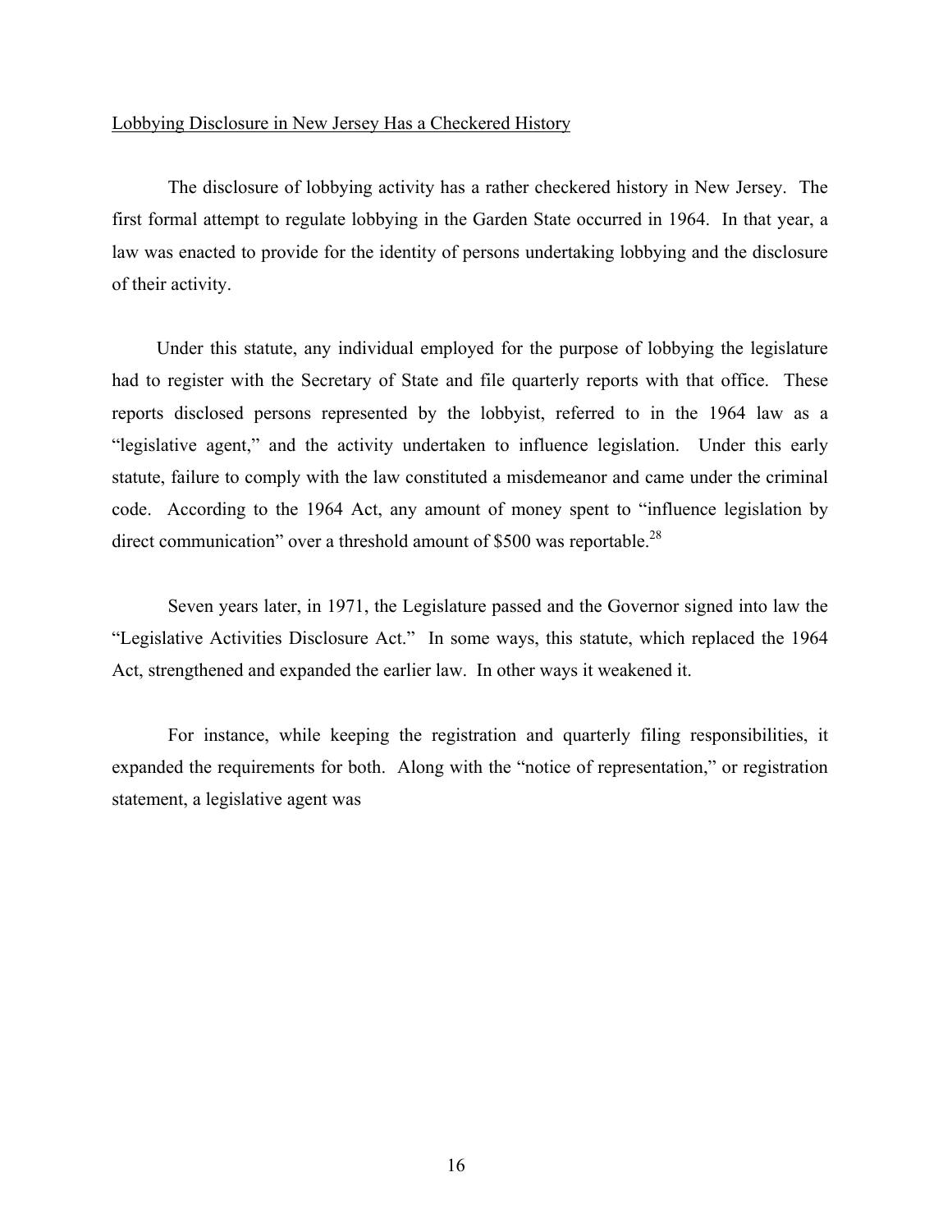Lobbying Disclosure in New Jersey Has a Checkered History

The disclosure of lobbying activity has a rather checkered history in New Jersey. The first formal attempt to regulate lobbying in the Garden State occurred in 1964. In that year, a law was enacted to provide for the identity of persons undertaking lobbying and the disclosure of their activity.

Under this statute, any individual employed for the purpose of lobbying the legislature had to register with the Secretary of State and file quarterly reports with that office. These reports disclosed persons represented by the lobbyist, referred to in the 1964 law as a "legislative agent," and the activity undertaken to influence legislation. Under this early statute, failure to comply with the law constituted a misdemeanor and came under the criminal code. According to the 1964 Act, any amount of money spent to "influence legislation by direct communication" over a threshold amount of $500 was reportable.[28]

Seven years later, in 1971, the Legislature passed and the Governor signed into law the "Legislative Activities Disclosure Act." In some ways, this statute, which replaced the 1964 Act, strengthened and expanded the earlier law. In other ways it weakened it.

For instance, while keeping the registration and quarterly filing responsibilities, it expanded the requirements for both. Along with the "notice of representation," or registration statement, a legislative agent was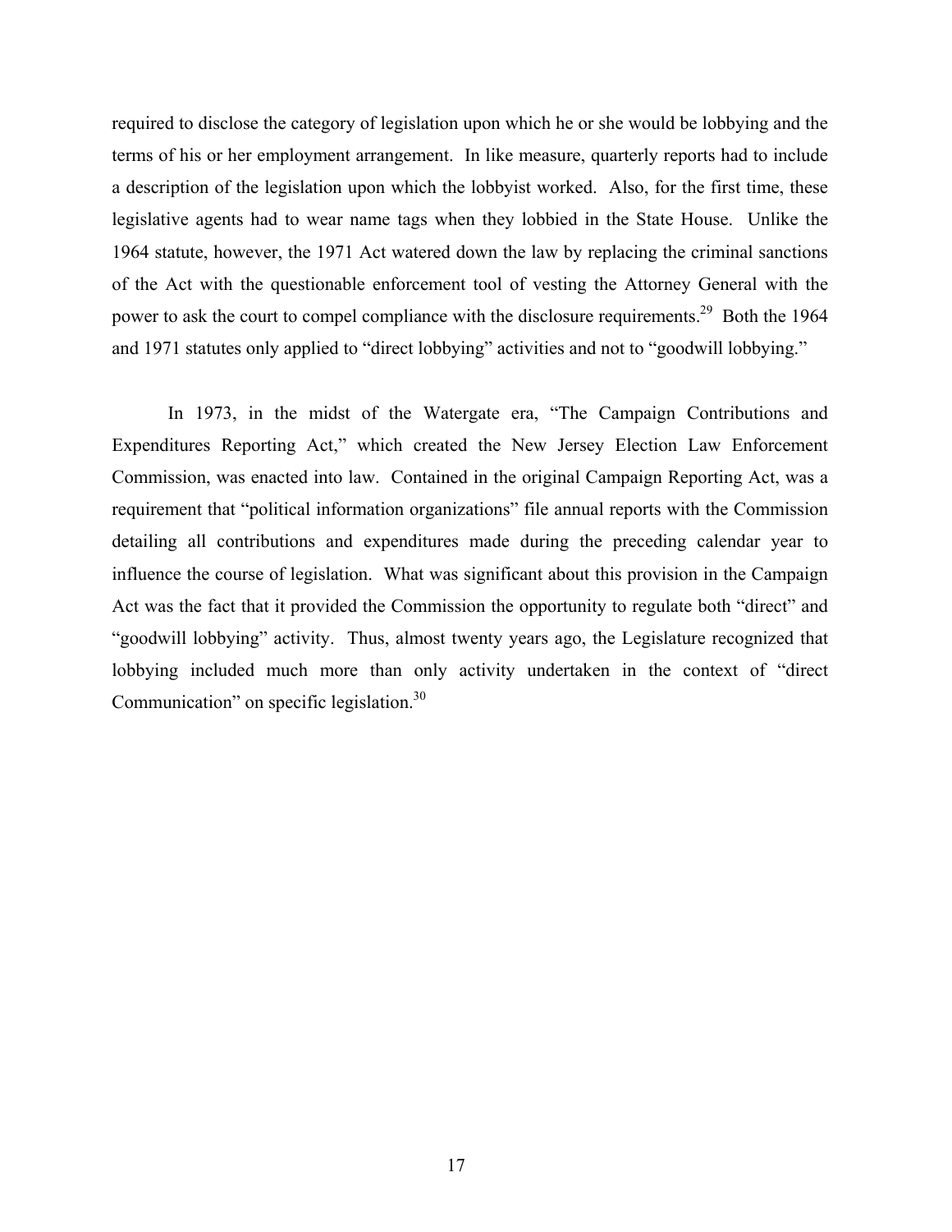required to disclose the category of legislation upon which he or she would be lobbying and the terms of his or her employment arrangement. In like measure, quarterly reports had to include a description of the legislation upon which the lobbyist worked. Also, for the first time, these legislative agents had to wear name tags when they lobbied in the State House. Unlike the 1964 statute, however, the 1971 Act watered down the law by replacing the criminal sanctions of the Act with the questionable enforcement tool of vesting the Attorney General with the power to ask the court to compel compliance with the disclosure requirements.[29] Both the 1964 and 1971 statutes only applied to "direct lobbying" activities and not to "goodwill lobbying."

In 1973, in the midst of the Watergate era, "The Campaign Contributions and Expenditures Reporting Act," which created the New Jersey Election Law Enforcement Commission, was enacted into law. Contained in the original Campaign Reporting Act, was a requirement that "political information organizations" file annual reports with the Commission detailing all contributions and expenditures made during the preceding calendar year to influence the course of legislation. What was significant about this provision in the Campaign Act was the fact that it provided the Commission the opportunity to regulate both "direct" and "goodwill lobbying" activity. Thus, almost twenty years ago, the Legislature recognized that lobbying included much more than only activity undertaken in the context of "direct Communication" on specific legislation.[30]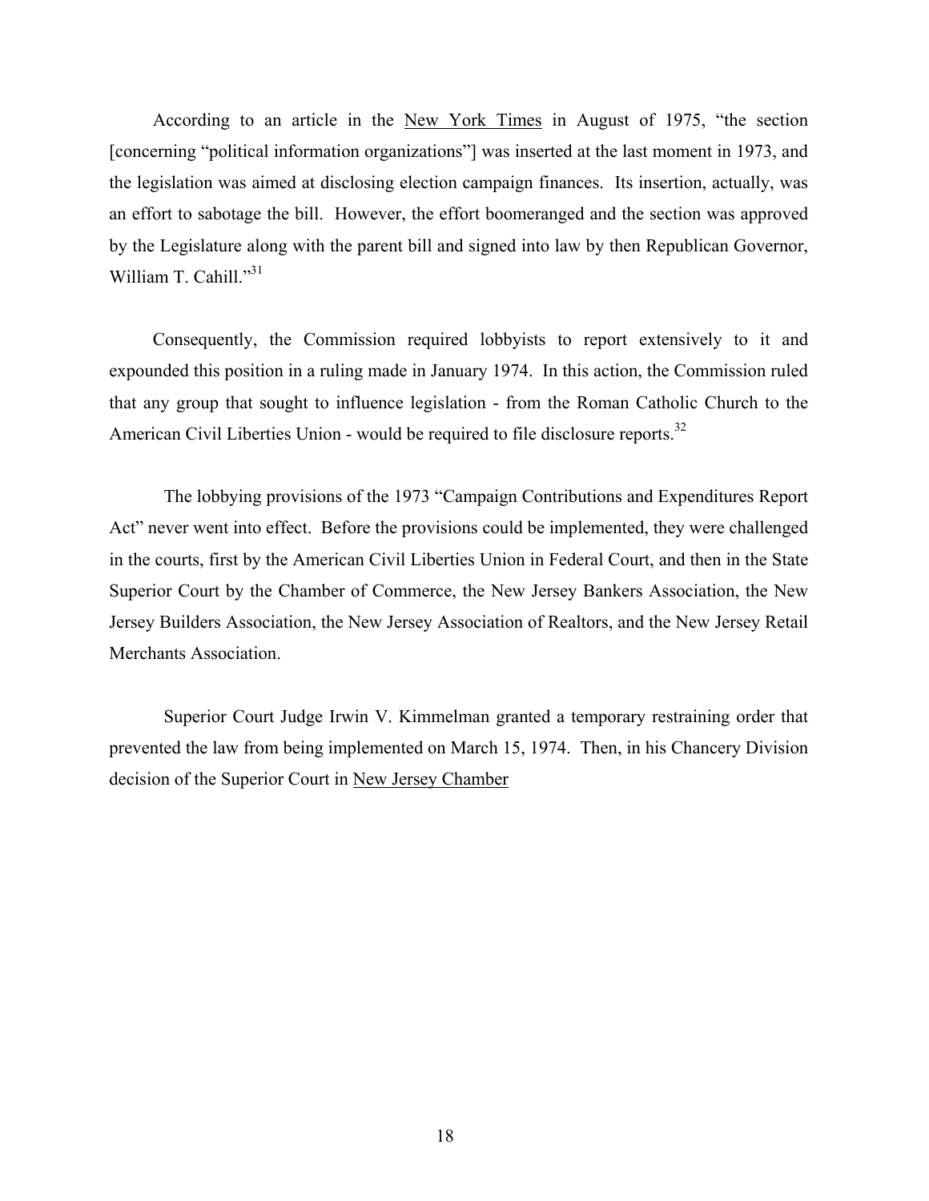According to an article in the New York Times in August of 1975, "the section [concerning "political information organizations"] was inserted at the last moment in 1973, and the legislation was aimed at disclosing election campaign finances. Its insertion, actually, was an effort to sabotage the bill. However, the effort boomeranged and the section was approved by the Legislature along with the parent bill and signed into law by then Republican Governor, William T. Cahill."[31]

Consequently, the Commission required lobbyists to report extensively to it and expounded this position in a ruling made in January 1974. In this action, the Commission ruled that any group that sought to influence legislation - from the Roman Catholic Church to the American Civil Liberties Union - would be required to file disclosure reports.[32]

The lobbying provisions of the 1973 "Campaign Contributions and Expenditures Report Act" never went into effect. Before the provisions could be implemented, they were challenged in the courts, first by the American Civil Liberties Union in Federal Court, and then in the State Superior Court by the Chamber of Commerce, the New Jersey Bankers Association, the New Jersey Builders Association, the New Jersey Association of Realtors, and the New Jersey Retail Merchants Association.

Superior Court Judge Irwin V. Kimmelman granted a temporary restraining order that prevented the law from being implemented on March 15, 1974. Then, in his Chancery Division decision of the Superior Court in New Jersey Chamber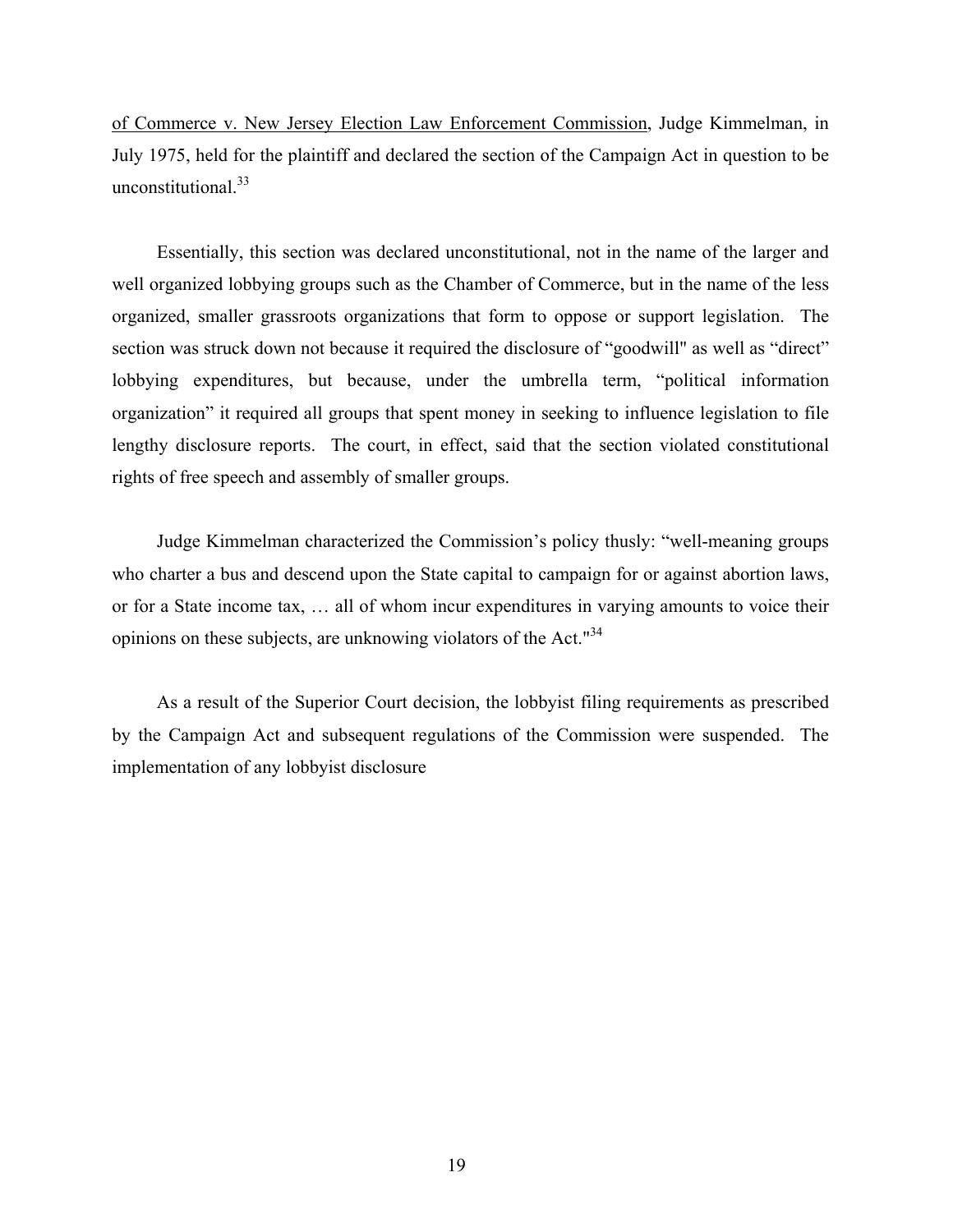of Commerce v. New Jersey Election Law Enforcement Commission, Judge Kimmelman, in July 1975, held for the plaintiff and declared the section of the Campaign Act in question to be unconstitutional.[33]

Essentially, this section was declared unconstitutional, not in the name of the larger and well organized lobbying groups such as the Chamber of Commerce, but in the name of the less organized, smaller grassroots organizations that form to oppose or support legislation. The section was struck down not because it required the disclosure of "goodwill" as well as "direct" lobbying expenditures, but because, under the umbrella term, "political information organization" it required all groups that spent money in seeking to influence legislation to file lengthy disclosure reports. The court, in effect, said that the section violated constitutional rights of free speech and assembly of smaller groups.

Judge Kimmelman characterized the Commission's policy thusly: "well-meaning groups who charter a bus and descend upon the State capital to campaign for or against abortion laws, or for a State income tax, … all of whom incur expenditures in varying amounts to voice their opinions on these subjects, are unknowing violators of the Act."[34]

As a result of the Superior Court decision, the lobbyist filing requirements as prescribed by the Campaign Act and subsequent regulations of the Commission were suspended. The implementation of any lobbyist disclosure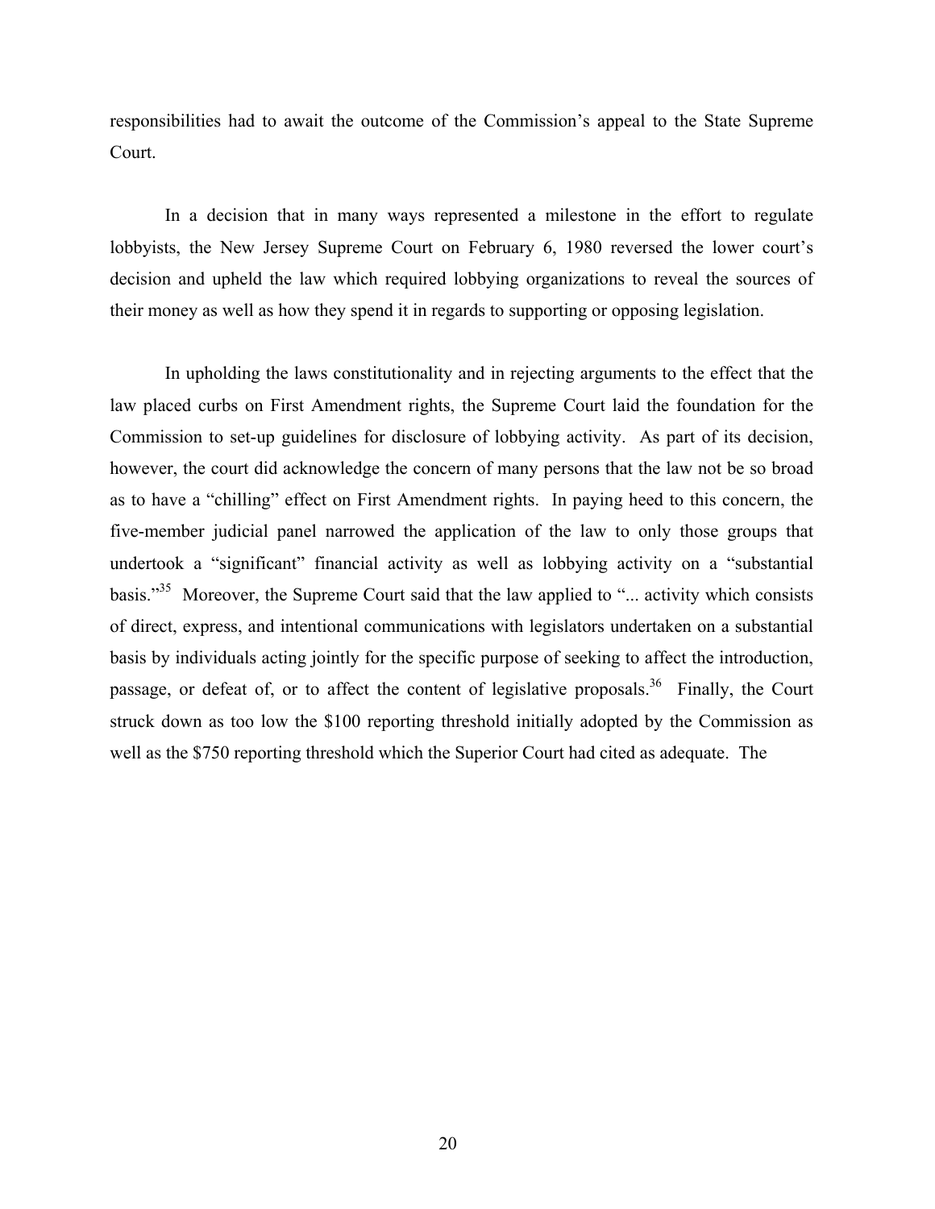responsibilities had to await the outcome of the Commission's appeal to the State Supreme Court.

In a decision that in many ways represented a milestone in the effort to regulate lobbyists, the New Jersey Supreme Court on February 6, 1980 reversed the lower court's decision and upheld the law which required lobbying organizations to reveal the sources of their money as well as how they spend it in regards to supporting or opposing legislation.

In upholding the laws constitutionality and in rejecting arguments to the effect that the law placed curbs on First Amendment rights, the Supreme Court laid the foundation for the Commission to set-up guidelines for disclosure of lobbying activity. As part of its decision, however, the court did acknowledge the concern of many persons that the law not be so broad as to have a "chilling" effect on First Amendment rights. In paying heed to this concern, the five-member judicial panel narrowed the application of the law to only those groups that undertook a "significant" financial activity as well as lobbying activity on a "substantial basis."[35] Moreover, the Supreme Court said that the law applied to "... activity which consists of direct, express, and intentional communications with legislators undertaken on a substantial basis by individuals acting jointly for the specific purpose of seeking to affect the introduction, passage, or defeat of, or to affect the content of legislative proposals.[36] Finally, the Court struck down as too low the $100 reporting threshold initially adopted by the Commission as well as the $750 reporting threshold which the Superior Court had cited as adequate. The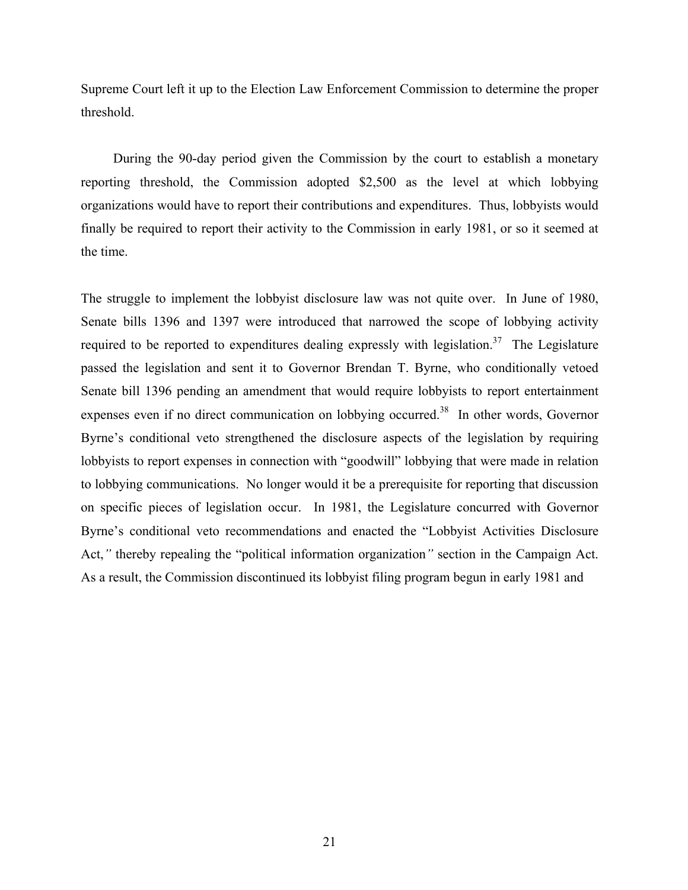Supreme Court left it up to the Election Law Enforcement Commission to determine the proper threshold.

During the 90-day period given the Commission by the court to establish a monetary reporting threshold, the Commission adopted $2,500 as the level at which lobbying organizations would have to report their contributions and expenditures. Thus, lobbyists would finally be required to report their activity to the Commission in early 1981, or so it seemed at the time.

The struggle to implement the lobbyist disclosure law was not quite over. In June of 1980, Senate bills 1396 and 1397 were introduced that narrowed the scope of lobbying activity required to be reported to expenditures dealing expressly with legislation.[37] The Legislature passed the legislation and sent it to Governor Brendan T. Byrne, who conditionally vetoed Senate bill 1396 pending an amendment that would require lobbyists to report entertainment expenses even if no direct communication on lobbying occurred.[38] In other words, Governor Byrne's conditional veto strengthened the disclosure aspects of the legislation by requiring lobbyists to report expenses in connection with "goodwill" lobbying that were made in relation to lobbying communications. No longer would it be a prerequisite for reporting that discussion on specific pieces of legislation occur. In 1981, the Legislature concurred with Governor Byrne's conditional veto recommendations and enacted the "Lobbyist Activities Disclosure Act," thereby repealing the "political information organization" section in the Campaign Act. As a result, the Commission discontinued its lobbyist filing program begun in early 1981 and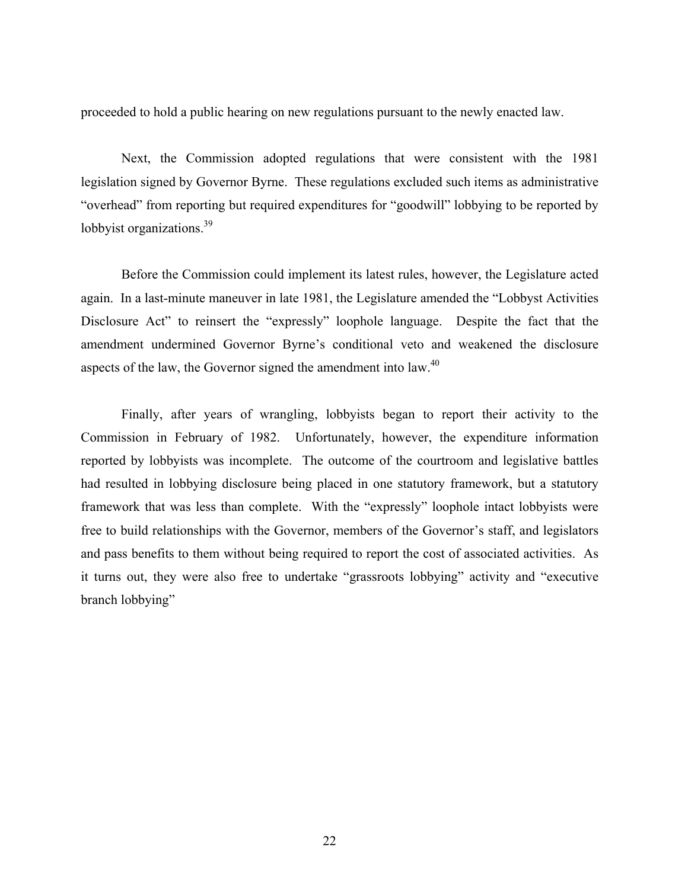proceeded to hold a public hearing on new regulations pursuant to the newly enacted law.

Next, the Commission adopted regulations that were consistent with the 1981 legislation signed by Governor Byrne. These regulations excluded such items as administrative "overhead" from reporting but required expenditures for "goodwill" lobbying to be reported by lobbyist organizations.[39]

Before the Commission could implement its latest rules, however, the Legislature acted again. In a last-minute maneuver in late 1981, the Legislature amended the "Lobbyst Activities Disclosure Act" to reinsert the "expressly" loophole language. Despite the fact that the amendment undermined Governor Byrne's conditional veto and weakened the disclosure aspects of the law, the Governor signed the amendment into law.[40]

Finally, after years of wrangling, lobbyists began to report their activity to the Commission in February of 1982. Unfortunately, however, the expenditure information reported by lobbyists was incomplete. The outcome of the courtroom and legislative battles had resulted in lobbying disclosure being placed in one statutory framework, but a statutory framework that was less than complete. With the "expressly" loophole intact lobbyists were free to build relationships with the Governor, members of the Governor's staff, and legislators and pass benefits to them without being required to report the cost of associated activities. As it turns out, they were also free to undertake "grassroots lobbying" activity and "executive branch lobbying"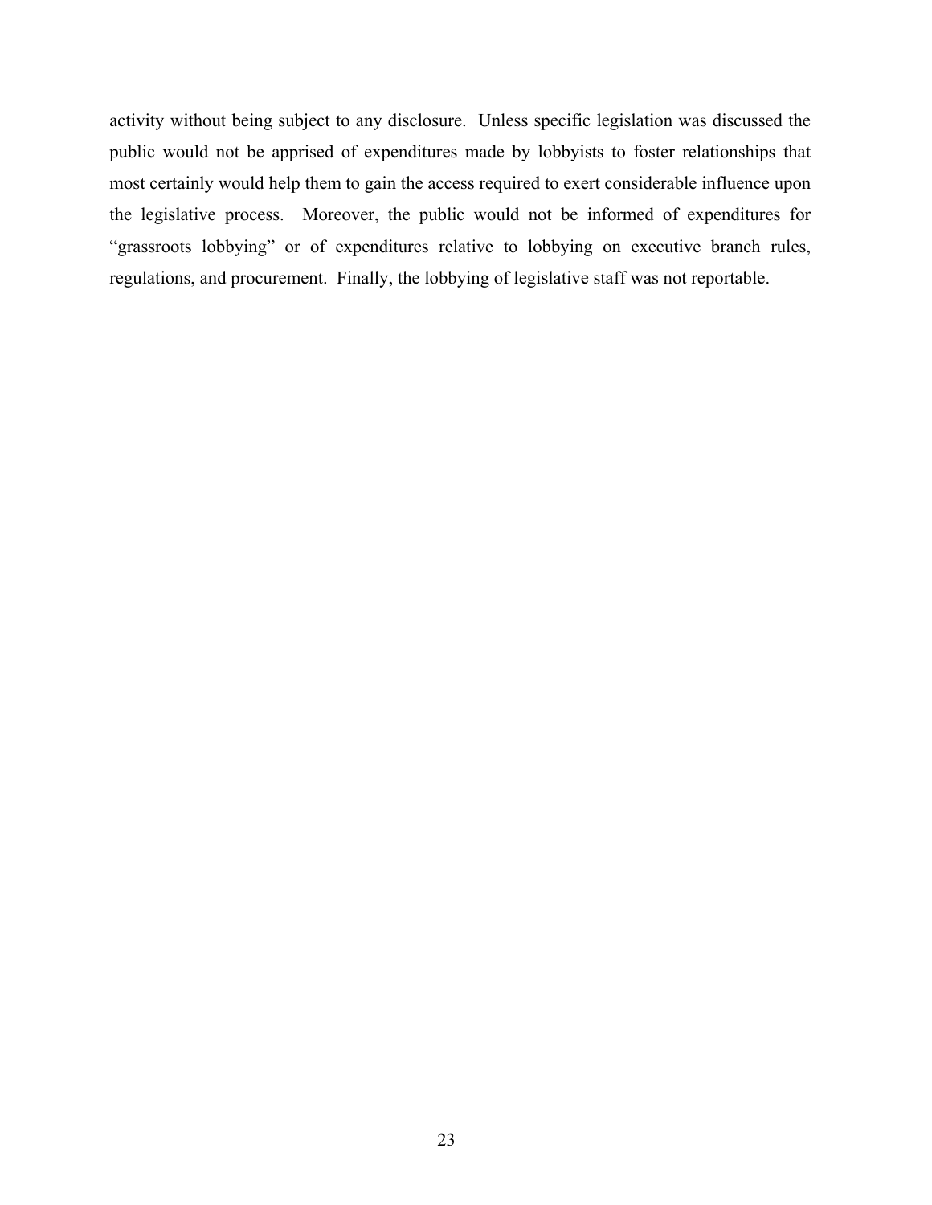activity without being subject to any disclosure. Unless specific legislation was discussed the public would not be apprised of expenditures made by lobbyists to foster relationships that most certainly would help them to gain the access required to exert considerable influence upon the legislative process. Moreover, the public would not be informed of expenditures for "grassroots lobbying" or of expenditures relative to lobbying on executive branch rules, regulations, and procurement. Finally, the lobbying of legislative staff was not reportable.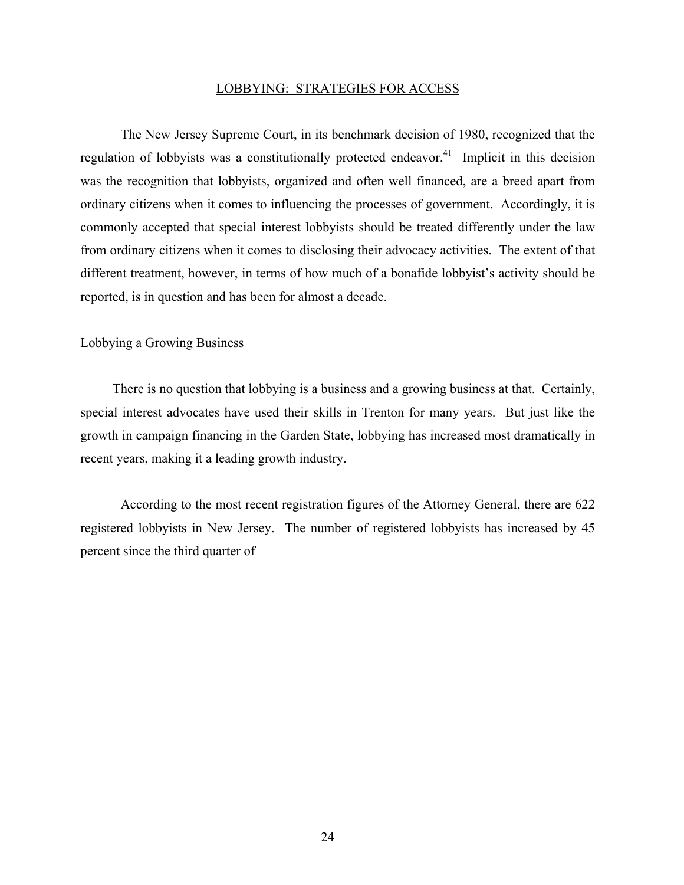## LOBBYING: STRATEGIES FOR ACCESS

The New Jersey Supreme Court, in its benchmark decision of 1980, recognized that the regulation of lobbyists was a constitutionally protected endeavor.[41] Implicit in this decision was the recognition that lobbyists, organized and often well financed, are a breed apart from ordinary citizens when it comes to influencing the processes of government. Accordingly, it is commonly accepted that special interest lobbyists should be treated differently under the law from ordinary citizens when it comes to disclosing their advocacy activities. The extent of that different treatment, however, in terms of how much of a bonafide lobbyist's activity should be reported, is in question and has been for almost a decade.

### Lobbying a Growing Business

There is no question that lobbying is a business and a growing business at that. Certainly, special interest advocates have used their skills in Trenton for many years. But just like the growth in campaign financing in the Garden State, lobbying has increased most dramatically in recent years, making it a leading growth industry.

According to the most recent registration figures of the Attorney General, there are 622 registered lobbyists in New Jersey. The number of registered lobbyists has increased by 45 percent since the third quarter of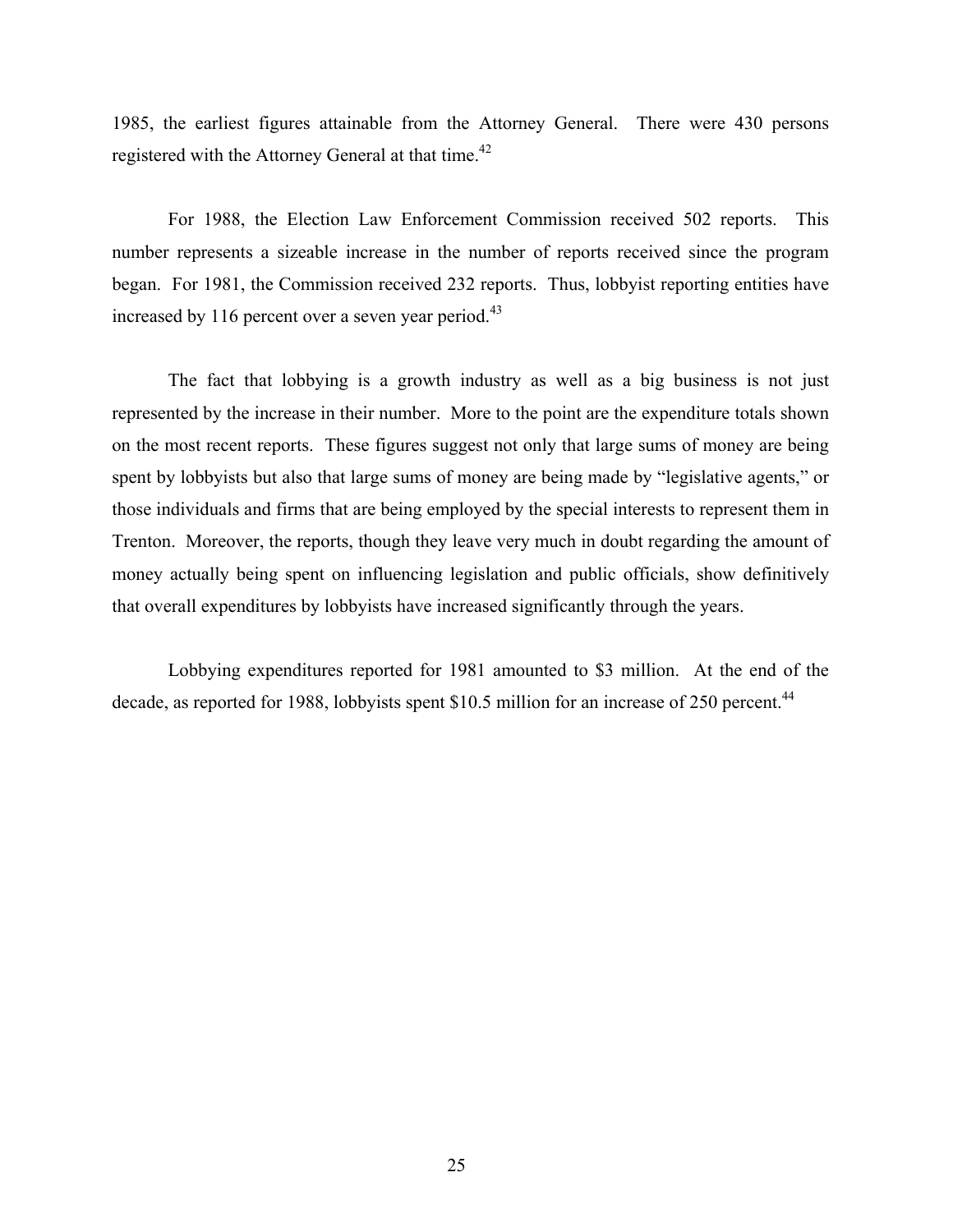1985, the earliest figures attainable from the Attorney General. There were 430 persons registered with the Attorney General at that time.[42]

For 1988, the Election Law Enforcement Commission received 502 reports. This number represents a sizeable increase in the number of reports received since the program began. For 1981, the Commission received 232 reports. Thus, lobbyist reporting entities have increased by 116 percent over a seven year period.[43]

The fact that lobbying is a growth industry as well as a big business is not just represented by the increase in their number. More to the point are the expenditure totals shown on the most recent reports. These figures suggest not only that large sums of money are being spent by lobbyists but also that large sums of money are being made by "legislative agents," or those individuals and firms that are being employed by the special interests to represent them in Trenton. Moreover, the reports, though they leave very much in doubt regarding the amount of money actually being spent on influencing legislation and public officials, show definitively that overall expenditures by lobbyists have increased significantly through the years.

Lobbying expenditures reported for 1981 amounted to $3 million. At the end of the decade, as reported for 1988, lobbyists spent $10.5 million for an increase of 250 percent.[44]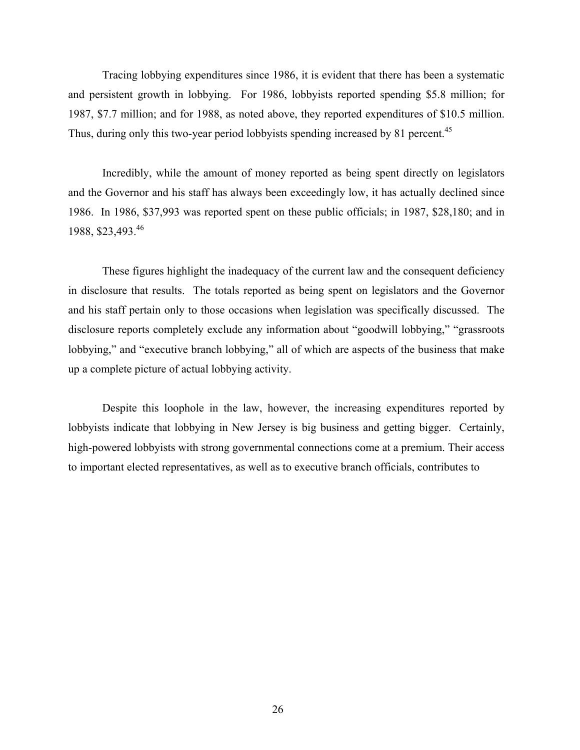Tracing lobbying expenditures since 1986, it is evident that there has been a systematic and persistent growth in lobbying. For 1986, lobbyists reported spending $5.8 million; for 1987, $7.7 million; and for 1988, as noted above, they reported expenditures of $10.5 million. Thus, during only this two-year period lobbyists spending increased by 81 percent.[45]

Incredibly, while the amount of money reported as being spent directly on legislators and the Governor and his staff has always been exceedingly low, it has actually declined since 1986. In 1986, $37,993 was reported spent on these public officials; in 1987, $28,180; and in 1988, $23,493.[46]

These figures highlight the inadequacy of the current law and the consequent deficiency in disclosure that results. The totals reported as being spent on legislators and the Governor and his staff pertain only to those occasions when legislation was specifically discussed. The disclosure reports completely exclude any information about "goodwill lobbying," "grassroots lobbying," and "executive branch lobbying," all of which are aspects of the business that make up a complete picture of actual lobbying activity.

Despite this loophole in the law, however, the increasing expenditures reported by lobbyists indicate that lobbying in New Jersey is big business and getting bigger. Certainly, high-powered lobbyists with strong governmental connections come at a premium. Their access to important elected representatives, as well as to executive branch officials, contributes to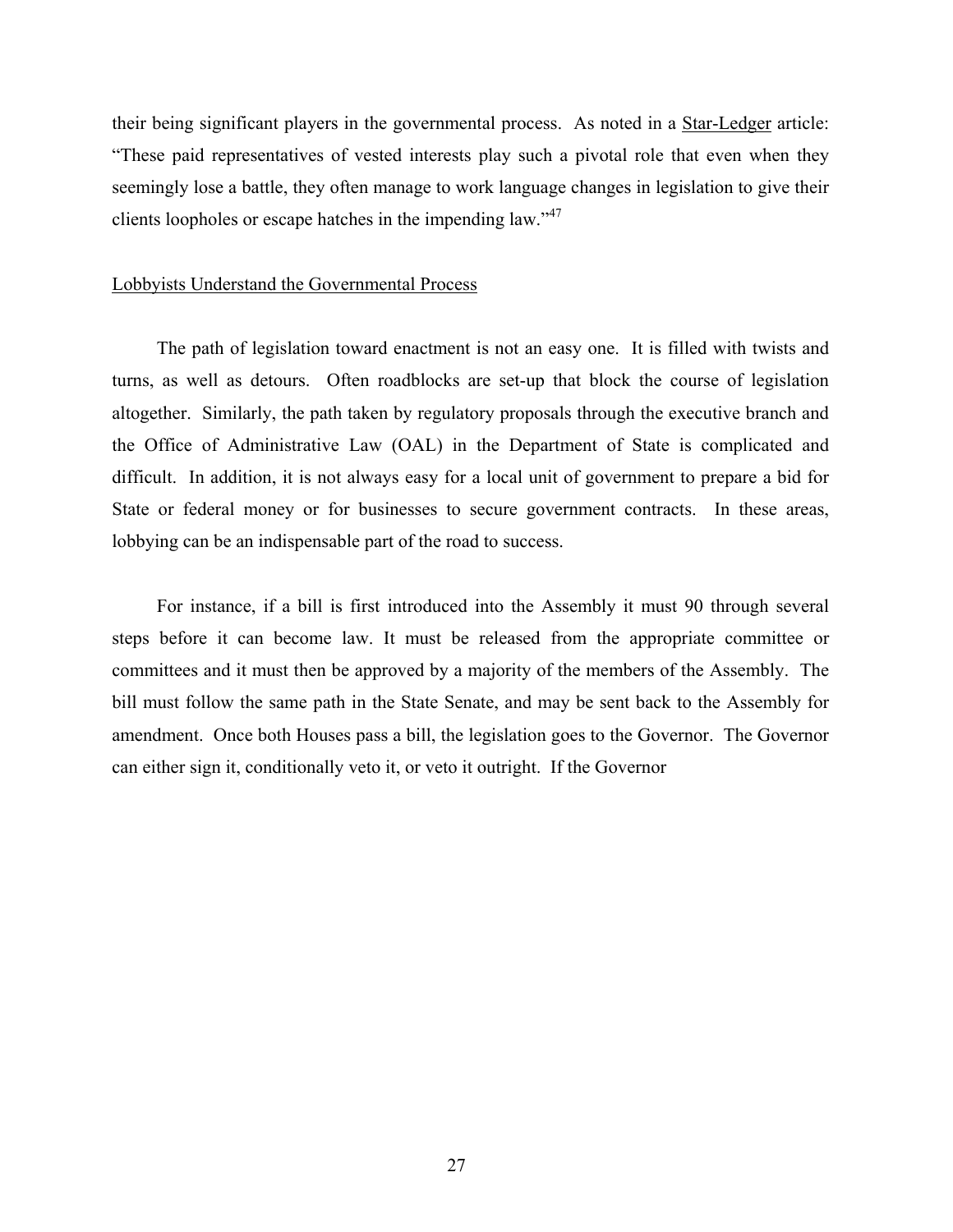their being significant players in the governmental process. As noted in a Star-Ledger article: "These paid representatives of vested interests play such a pivotal role that even when they seemingly lose a battle, they often manage to work language changes in legislation to give their clients loopholes or escape hatches in the impending law."[47]

Lobbyists Understand the Governmental Process

The path of legislation toward enactment is not an easy one. It is filled with twists and turns, as well as detours. Often roadblocks are set-up that block the course of legislation altogether. Similarly, the path taken by regulatory proposals through the executive branch and the Office of Administrative Law (OAL) in the Department of State is complicated and difficult. In addition, it is not always easy for a local unit of government to prepare a bid for State or federal money or for businesses to secure government contracts. In these areas, lobbying can be an indispensable part of the road to success.

For instance, if a bill is first introduced into the Assembly it must 90 through several steps before it can become law. It must be released from the appropriate committee or committees and it must then be approved by a majority of the members of the Assembly. The bill must follow the same path in the State Senate, and may be sent back to the Assembly for amendment. Once both Houses pass a bill, the legislation goes to the Governor. The Governor can either sign it, conditionally veto it, or veto it outright. If the Governor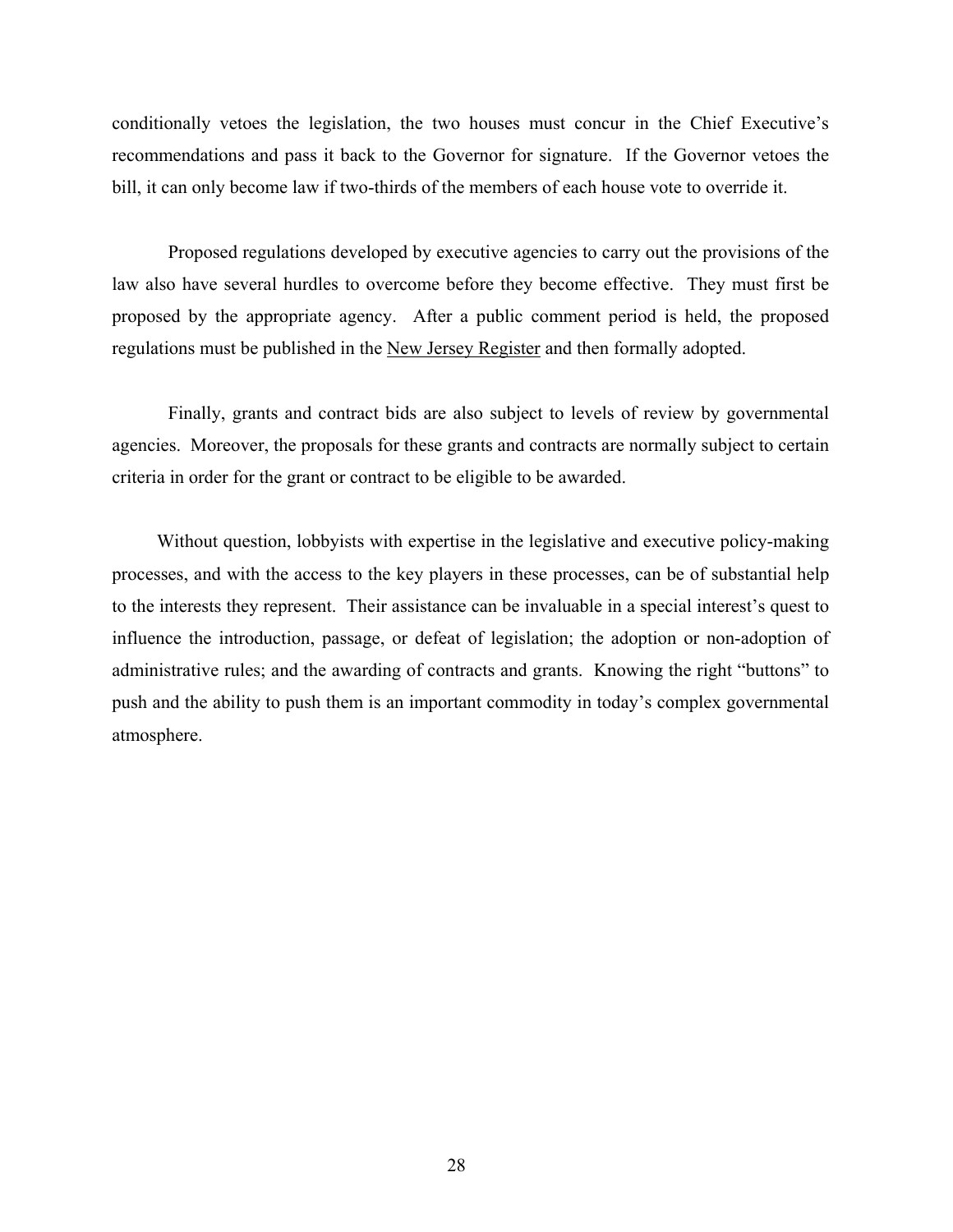conditionally vetoes the legislation, the two houses must concur in the Chief Executive's recommendations and pass it back to the Governor for signature. If the Governor vetoes the bill, it can only become law if two-thirds of the members of each house vote to override it.

Proposed regulations developed by executive agencies to carry out the provisions of the law also have several hurdles to overcome before they become effective. They must first be proposed by the appropriate agency. After a public comment period is held, the proposed regulations must be published in the New Jersey Register and then formally adopted.

Finally, grants and contract bids are also subject to levels of review by governmental agencies. Moreover, the proposals for these grants and contracts are normally subject to certain criteria in order for the grant or contract to be eligible to be awarded.

Without question, lobbyists with expertise in the legislative and executive policy-making processes, and with the access to the key players in these processes, can be of substantial help to the interests they represent. Their assistance can be invaluable in a special interest's quest to influence the introduction, passage, or defeat of legislation; the adoption or non-adoption of administrative rules; and the awarding of contracts and grants. Knowing the right "buttons" to push and the ability to push them is an important commodity in today's complex governmental atmosphere.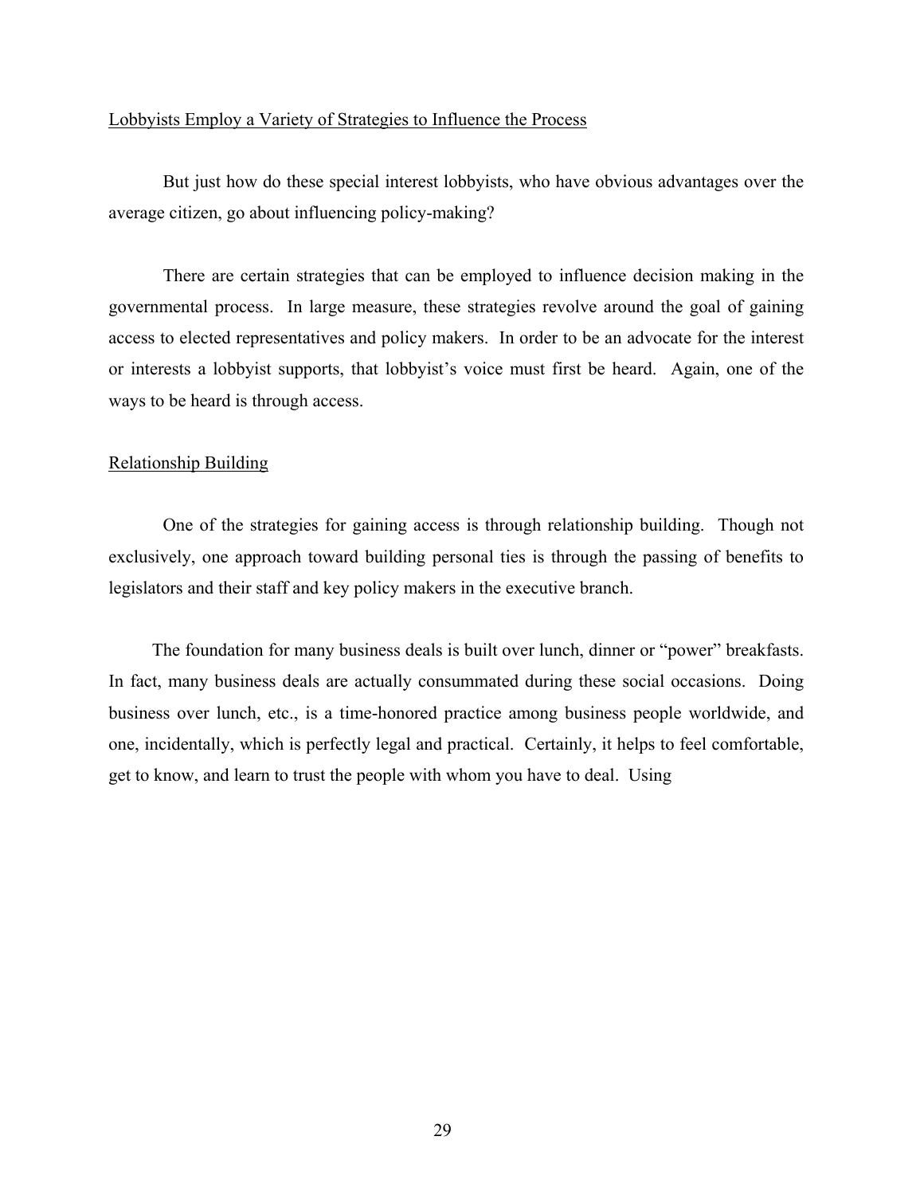## Lobbyists Employ a Variety of Strategies to Influence the Process

But just how do these special interest lobbyists, who have obvious advantages over the average citizen, go about influencing policy-making?

There are certain strategies that can be employed to influence decision making in the governmental process. In large measure, these strategies revolve around the goal of gaining access to elected representatives and policy makers. In order to be an advocate for the interest or interests a lobbyist supports, that lobbyist's voice must first be heard. Again, one of the ways to be heard is through access.

## Relationship Building

One of the strategies for gaining access is through relationship building. Though not exclusively, one approach toward building personal ties is through the passing of benefits to legislators and their staff and key policy makers in the executive branch.

The foundation for many business deals is built over lunch, dinner or "power" breakfasts. In fact, many business deals are actually consummated during these social occasions. Doing business over lunch, etc., is a time-honored practice among business people worldwide, and one, incidentally, which is perfectly legal and practical. Certainly, it helps to feel comfortable, get to know, and learn to trust the people with whom you have to deal. Using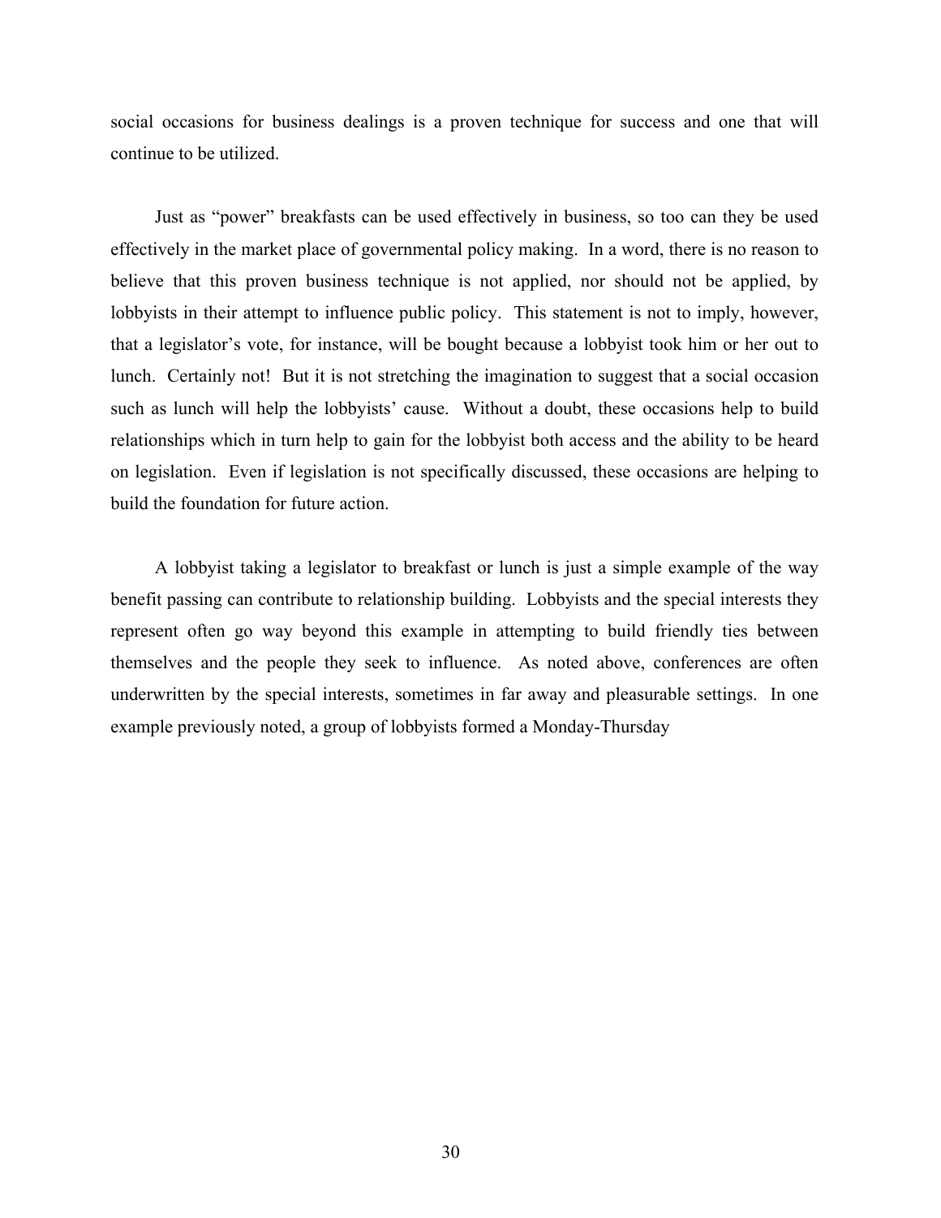social occasions for business dealings is a proven technique for success and one that will continue to be utilized.

Just as "power" breakfasts can be used effectively in business, so too can they be used effectively in the market place of governmental policy making. In a word, there is no reason to believe that this proven business technique is not applied, nor should not be applied, by lobbyists in their attempt to influence public policy. This statement is not to imply, however, that a legislator's vote, for instance, will be bought because a lobbyist took him or her out to lunch. Certainly not! But it is not stretching the imagination to suggest that a social occasion such as lunch will help the lobbyists' cause. Without a doubt, these occasions help to build relationships which in turn help to gain for the lobbyist both access and the ability to be heard on legislation. Even if legislation is not specifically discussed, these occasions are helping to build the foundation for future action.

A lobbyist taking a legislator to breakfast or lunch is just a simple example of the way benefit passing can contribute to relationship building. Lobbyists and the special interests they represent often go way beyond this example in attempting to build friendly ties between themselves and the people they seek to influence. As noted above, conferences are often underwritten by the special interests, sometimes in far away and pleasurable settings. In one example previously noted, a group of lobbyists formed a Monday-Thursday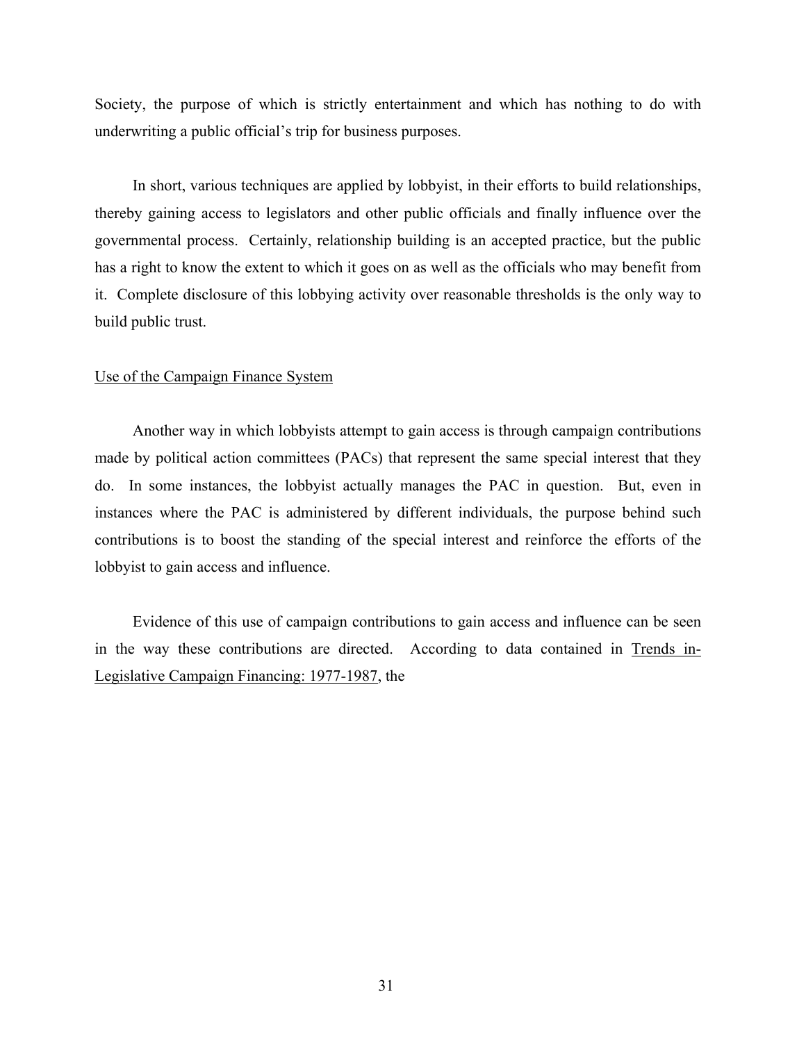Society, the purpose of which is strictly entertainment and which has nothing to do with underwriting a public official's trip for business purposes.

In short, various techniques are applied by lobbyist, in their efforts to build relationships, thereby gaining access to legislators and other public officials and finally influence over the governmental process. Certainly, relationship building is an accepted practice, but the public has a right to know the extent to which it goes on as well as the officials who may benefit from it. Complete disclosure of this lobbying activity over reasonable thresholds is the only way to build public trust.

<u>Use of the Campaign Finance System</u>

Another way in which lobbyists attempt to gain access is through campaign contributions made by political action committees (PACs) that represent the same special interest that they do. In some instances, the lobbyist actually manages the PAC in question. But, even in instances where the PAC is administered by different individuals, the purpose behind such contributions is to boost the standing of the special interest and reinforce the efforts of the lobbyist to gain access and influence.

Evidence of this use of campaign contributions to gain access and influence can be seen in the way these contributions are directed. According to data contained in <u>Trends in-Legislative Campaign Financing: 1977-1987</u>, the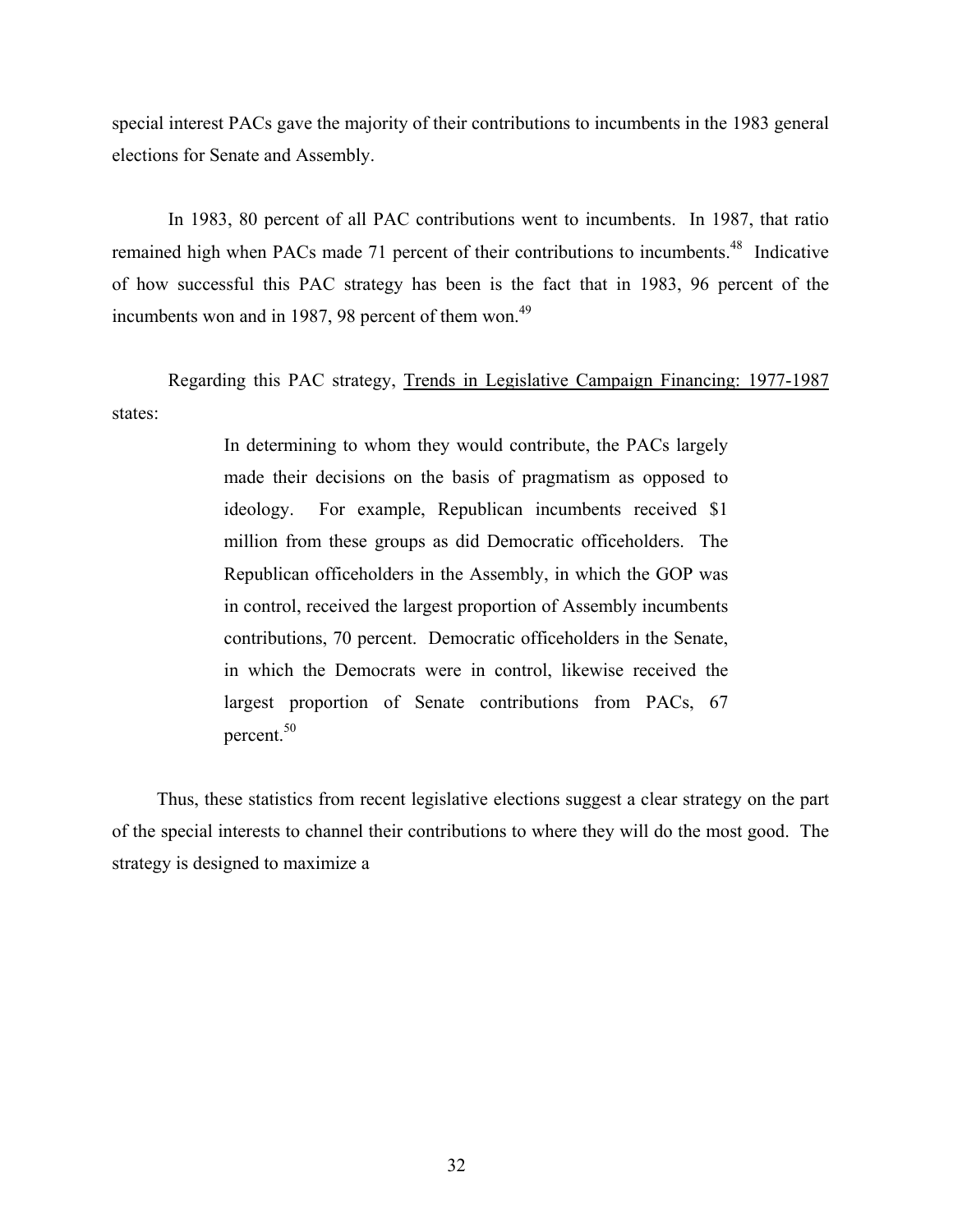special interest PACs gave the majority of their contributions to incumbents in the 1983 general elections for Senate and Assembly.

In 1983, 80 percent of all PAC contributions went to incumbents. In 1987, that ratio remained high when PACs made 71 percent of their contributions to incumbents.[48] Indicative of how successful this PAC strategy has been is the fact that in 1983, 96 percent of the incumbents won and in 1987, 98 percent of them won.[49]

Regarding this PAC strategy, Trends in Legislative Campaign Financing: 1977-1987 states:

> In determining to whom they would contribute, the PACs largely made their decisions on the basis of pragmatism as opposed to ideology. For example, Republican incumbents received $1 million from these groups as did Democratic officeholders. The Republican officeholders in the Assembly, in which the GOP was in control, received the largest proportion of Assembly incumbents contributions, 70 percent. Democratic officeholders in the Senate, in which the Democrats were in control, likewise received the largest proportion of Senate contributions from PACs, 67 percent.[50]

Thus, these statistics from recent legislative elections suggest a clear strategy on the part of the special interests to channel their contributions to where they will do the most good. The strategy is designed to maximize a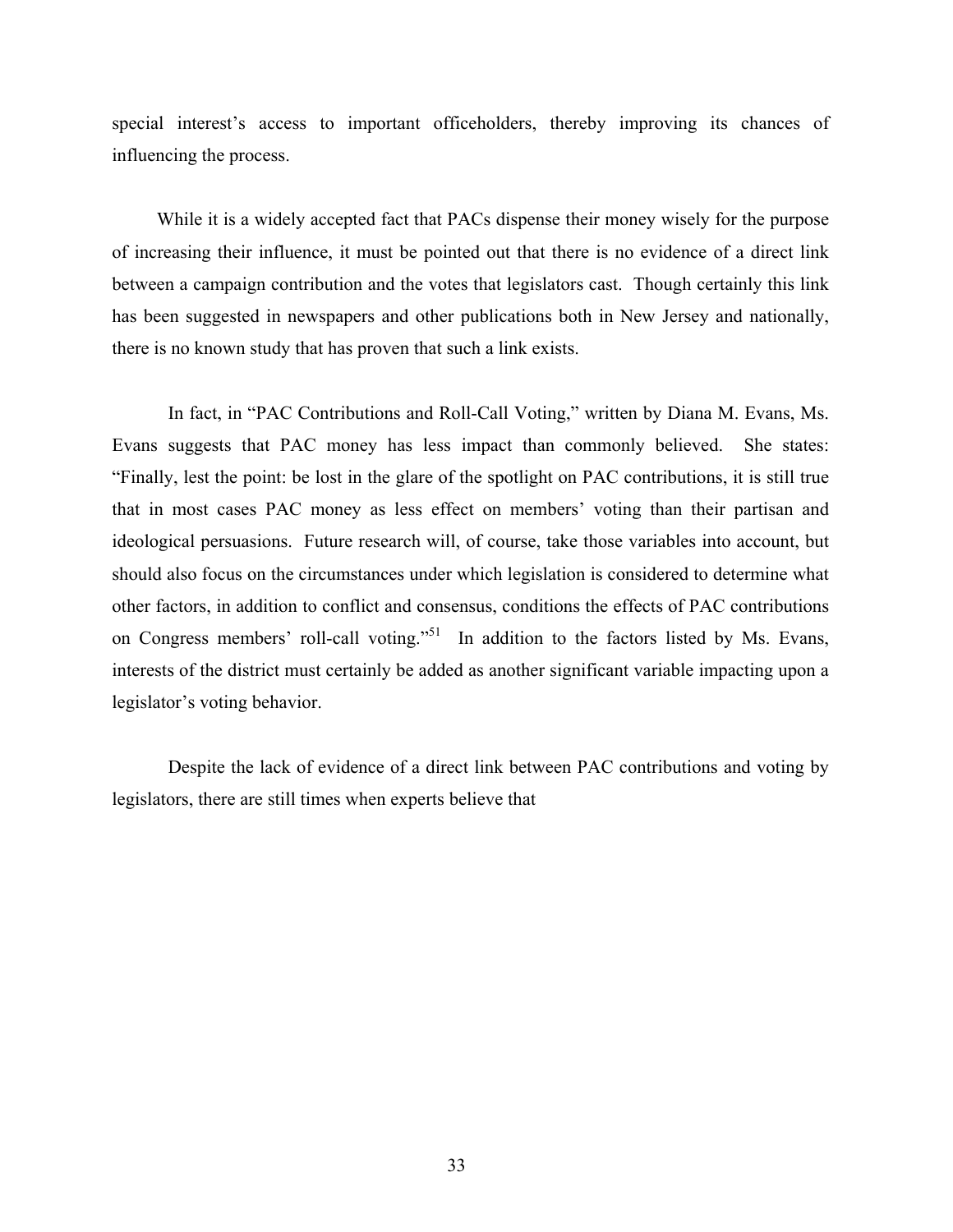special interest's access to important officeholders, thereby improving its chances of influencing the process.

While it is a widely accepted fact that PACs dispense their money wisely for the purpose of increasing their influence, it must be pointed out that there is no evidence of a direct link between a campaign contribution and the votes that legislators cast. Though certainly this link has been suggested in newspapers and other publications both in New Jersey and nationally, there is no known study that has proven that such a link exists.

In fact, in "PAC Contributions and Roll-Call Voting," written by Diana M. Evans, Ms. Evans suggests that PAC money has less impact than commonly believed. She states: "Finally, lest the point: be lost in the glare of the spotlight on PAC contributions, it is still true that in most cases PAC money as less effect on members' voting than their partisan and ideological persuasions. Future research will, of course, take those variables into account, but should also focus on the circumstances under which legislation is considered to determine what other factors, in addition to conflict and consensus, conditions the effects of PAC contributions on Congress members' roll-call voting."[51] In addition to the factors listed by Ms. Evans, interests of the district must certainly be added as another significant variable impacting upon a legislator's voting behavior.

Despite the lack of evidence of a direct link between PAC contributions and voting by legislators, there are still times when experts believe that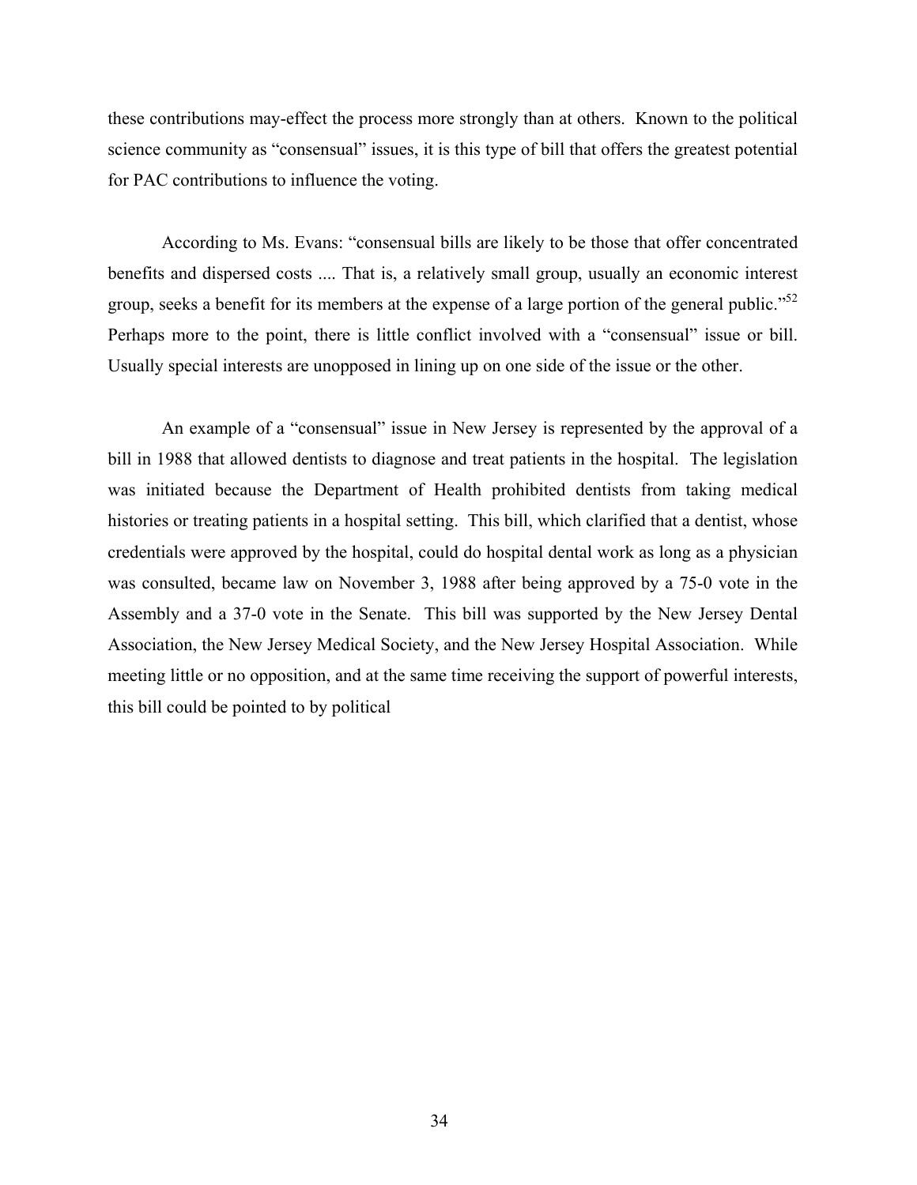these contributions may-effect the process more strongly than at others. Known to the political science community as "consensual" issues, it is this type of bill that offers the greatest potential for PAC contributions to influence the voting.

According to Ms. Evans: "consensual bills are likely to be those that offer concentrated benefits and dispersed costs .... That is, a relatively small group, usually an economic interest group, seeks a benefit for its members at the expense of a large portion of the general public."[52] Perhaps more to the point, there is little conflict involved with a "consensual" issue or bill. Usually special interests are unopposed in lining up on one side of the issue or the other.

An example of a "consensual" issue in New Jersey is represented by the approval of a bill in 1988 that allowed dentists to diagnose and treat patients in the hospital. The legislation was initiated because the Department of Health prohibited dentists from taking medical histories or treating patients in a hospital setting. This bill, which clarified that a dentist, whose credentials were approved by the hospital, could do hospital dental work as long as a physician was consulted, became law on November 3, 1988 after being approved by a 75-0 vote in the Assembly and a 37-0 vote in the Senate. This bill was supported by the New Jersey Dental Association, the New Jersey Medical Society, and the New Jersey Hospital Association. While meeting little or no opposition, and at the same time receiving the support of powerful interests, this bill could be pointed to by political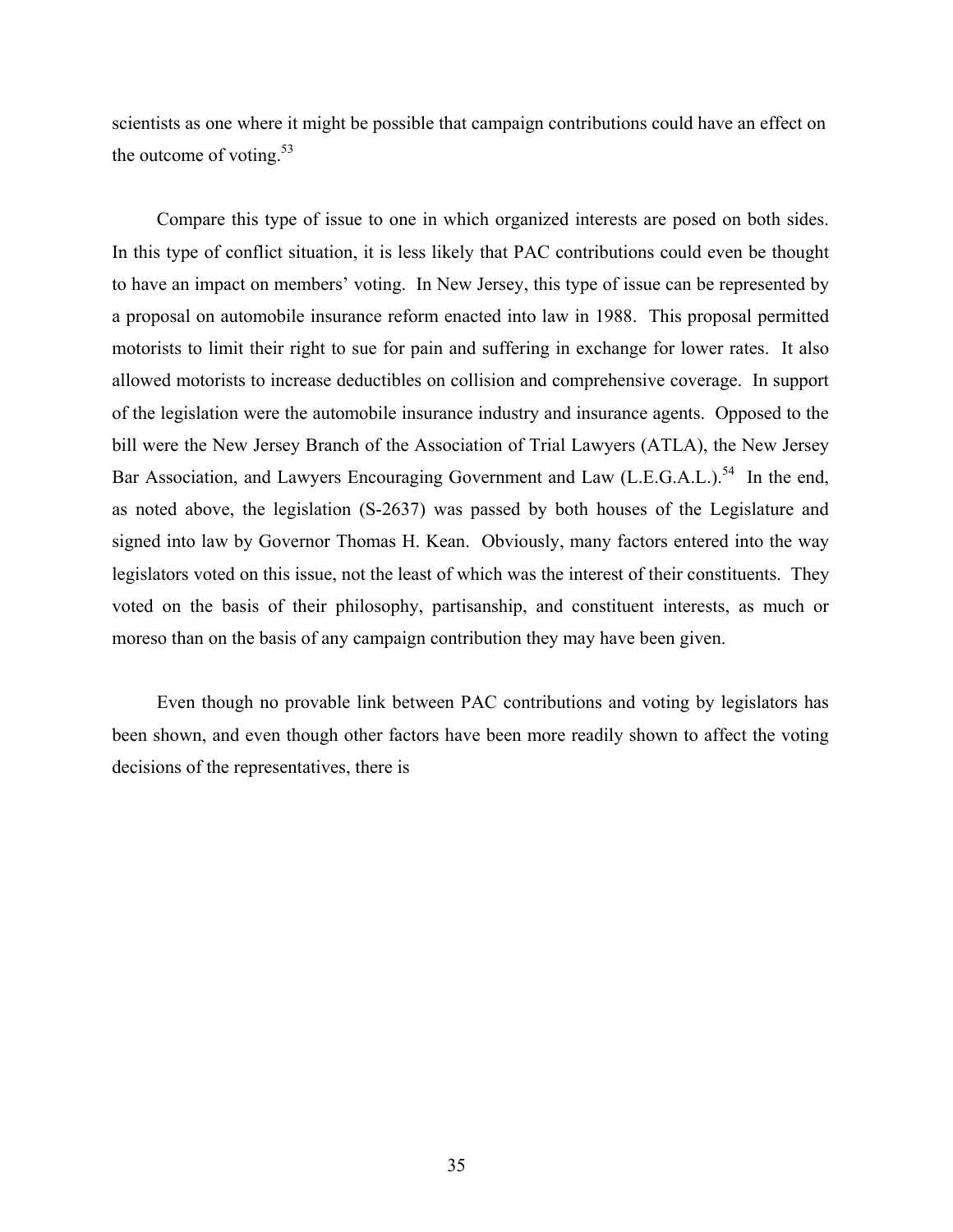scientists as one where it might be possible that campaign contributions could have an effect on the outcome of voting.[53]

Compare this type of issue to one in which organized interests are posed on both sides. In this type of conflict situation, it is less likely that PAC contributions could even be thought to have an impact on members' voting. In New Jersey, this type of issue can be represented by a proposal on automobile insurance reform enacted into law in 1988. This proposal permitted motorists to limit their right to sue for pain and suffering in exchange for lower rates. It also allowed motorists to increase deductibles on collision and comprehensive coverage. In support of the legislation were the automobile insurance industry and insurance agents. Opposed to the bill were the New Jersey Branch of the Association of Trial Lawyers (ATLA), the New Jersey Bar Association, and Lawyers Encouraging Government and Law (L.E.G.A.L.).[54] In the end, as noted above, the legislation (S-2637) was passed by both houses of the Legislature and signed into law by Governor Thomas H. Kean. Obviously, many factors entered into the way legislators voted on this issue, not the least of which was the interest of their constituents. They voted on the basis of their philosophy, partisanship, and constituent interests, as much or moreso than on the basis of any campaign contribution they may have been given.

Even though no provable link between PAC contributions and voting by legislators has been shown, and even though other factors have been more readily shown to affect the voting decisions of the representatives, there is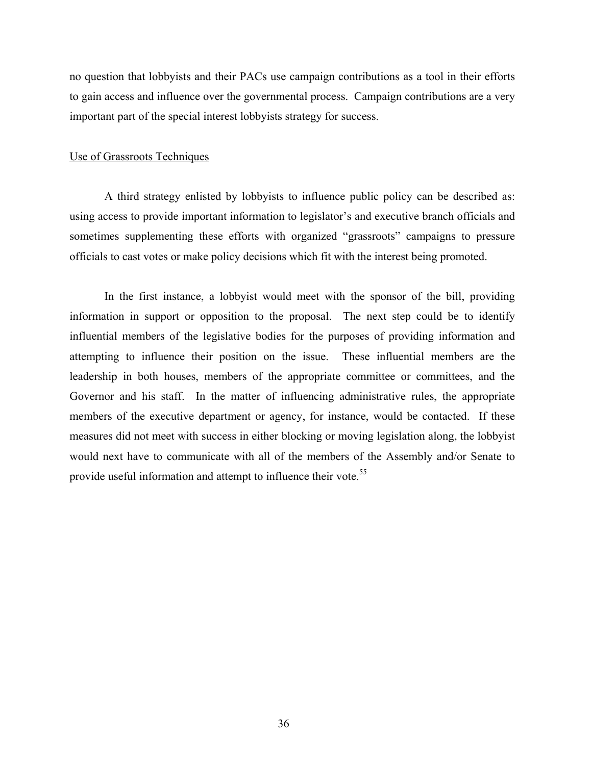no question that lobbyists and their PACs use campaign contributions as a tool in their efforts to gain access and influence over the governmental process. Campaign contributions are a very important part of the special interest lobbyists strategy for success.

Use of Grassroots Techniques

A third strategy enlisted by lobbyists to influence public policy can be described as: using access to provide important information to legislator's and executive branch officials and sometimes supplementing these efforts with organized "grassroots" campaigns to pressure officials to cast votes or make policy decisions which fit with the interest being promoted.

In the first instance, a lobbyist would meet with the sponsor of the bill, providing information in support or opposition to the proposal. The next step could be to identify influential members of the legislative bodies for the purposes of providing information and attempting to influence their position on the issue. These influential members are the leadership in both houses, members of the appropriate committee or committees, and the Governor and his staff. In the matter of influencing administrative rules, the appropriate members of the executive department or agency, for instance, would be contacted. If these measures did not meet with success in either blocking or moving legislation along, the lobbyist would next have to communicate with all of the members of the Assembly and/or Senate to provide useful information and attempt to influence their vote.[55]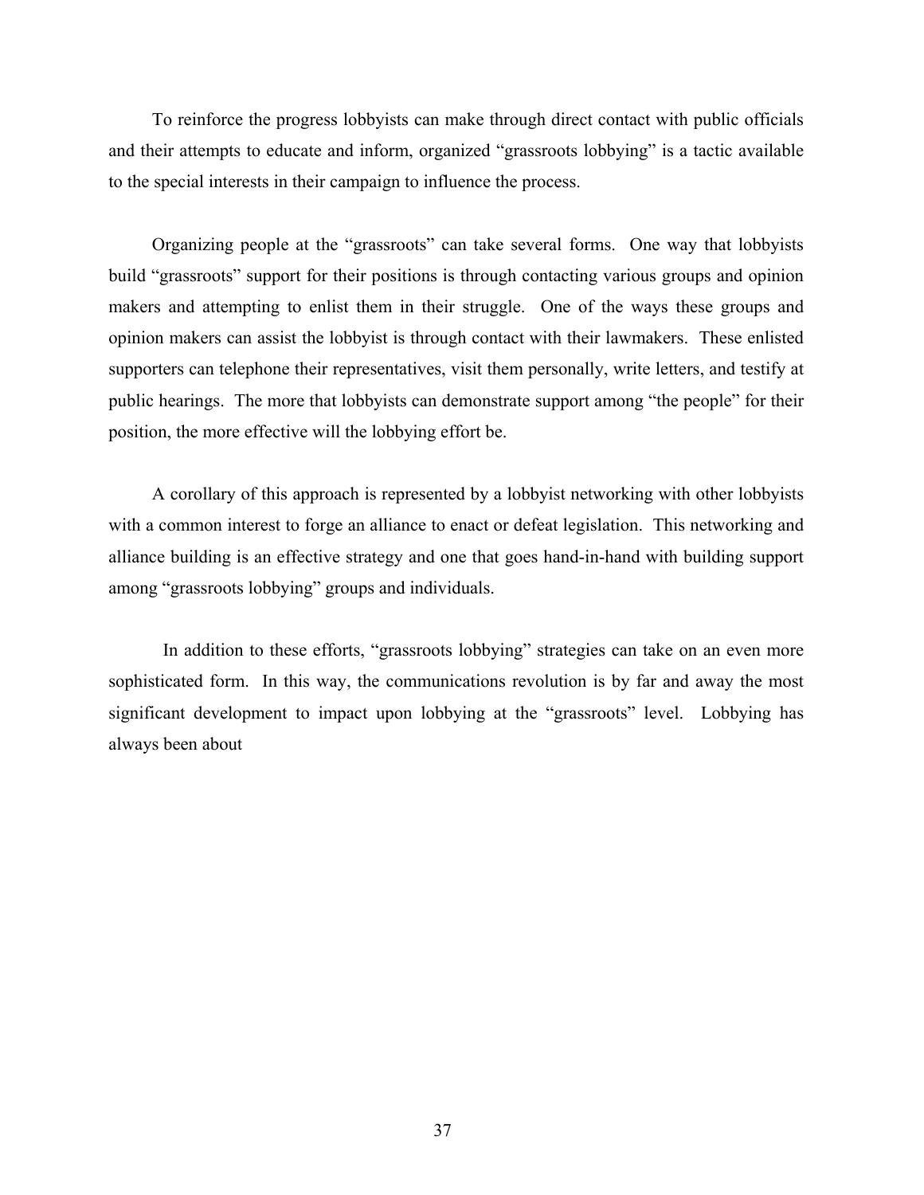To reinforce the progress lobbyists can make through direct contact with public officials and their attempts to educate and inform, organized "grassroots lobbying" is a tactic available to the special interests in their campaign to influence the process.

Organizing people at the "grassroots" can take several forms. One way that lobbyists build "grassroots" support for their positions is through contacting various groups and opinion makers and attempting to enlist them in their struggle. One of the ways these groups and opinion makers can assist the lobbyist is through contact with their lawmakers. These enlisted supporters can telephone their representatives, visit them personally, write letters, and testify at public hearings. The more that lobbyists can demonstrate support among "the people" for their position, the more effective will the lobbying effort be.

A corollary of this approach is represented by a lobbyist networking with other lobbyists with a common interest to forge an alliance to enact or defeat legislation. This networking and alliance building is an effective strategy and one that goes hand-in-hand with building support among "grassroots lobbying" groups and individuals.

In addition to these efforts, "grassroots lobbying" strategies can take on an even more sophisticated form. In this way, the communications revolution is by far and away the most significant development to impact upon lobbying at the "grassroots" level. Lobbying has always been about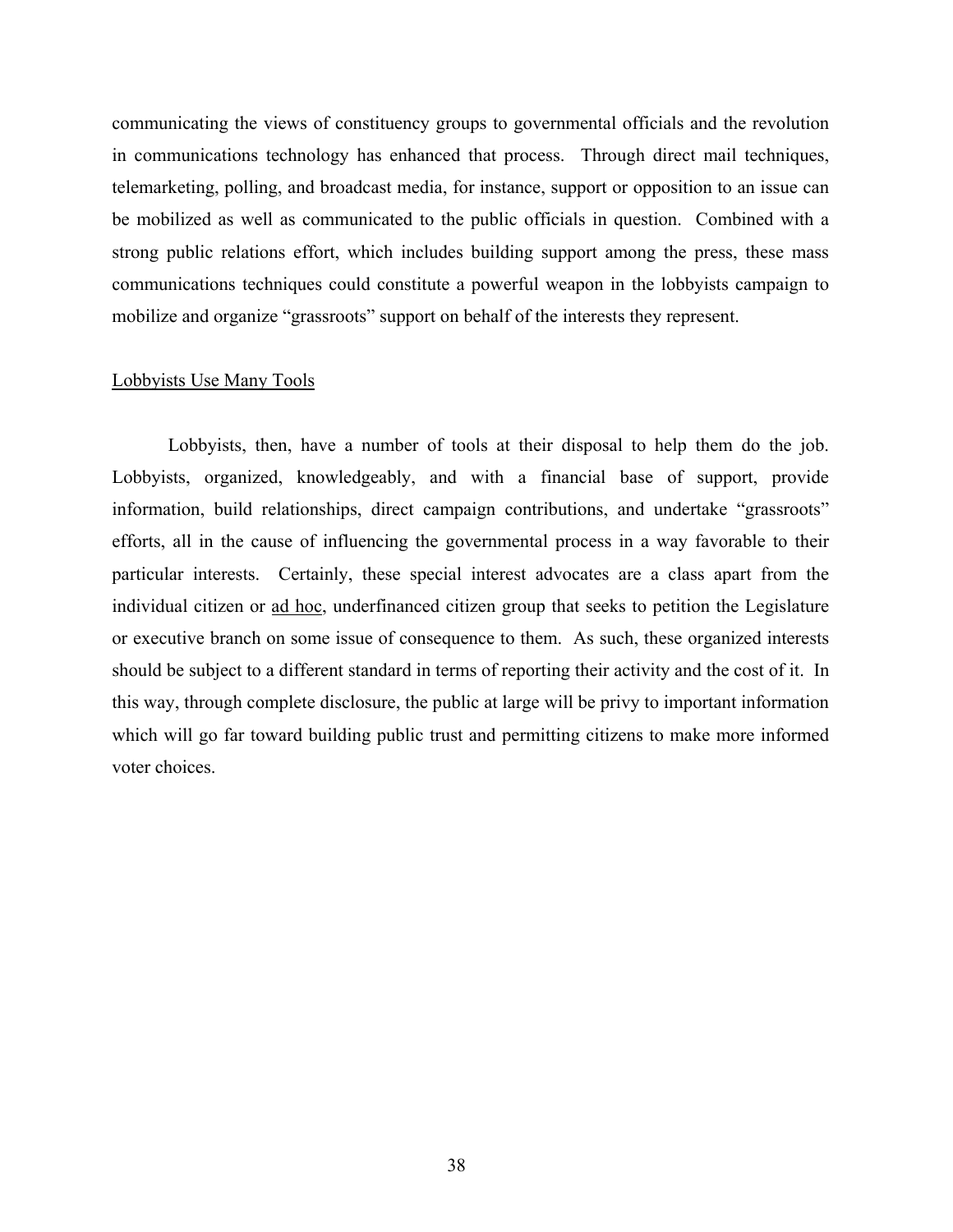communicating the views of constituency groups to governmental officials and the revolution in communications technology has enhanced that process. Through direct mail techniques, telemarketing, polling, and broadcast media, for instance, support or opposition to an issue can be mobilized as well as communicated to the public officials in question. Combined with a strong public relations effort, which includes building support among the press, these mass communications techniques could constitute a powerful weapon in the lobbyists campaign to mobilize and organize "grassroots" support on behalf of the interests they represent.

## Lobbyists Use Many Tools

Lobbyists, then, have a number of tools at their disposal to help them do the job. Lobbyists, organized, knowledgeably, and with a financial base of support, provide information, build relationships, direct campaign contributions, and undertake "grassroots" efforts, all in the cause of influencing the governmental process in a way favorable to their particular interests. Certainly, these special interest advocates are a class apart from the individual citizen or ad hoc, underfinanced citizen group that seeks to petition the Legislature or executive branch on some issue of consequence to them. As such, these organized interests should be subject to a different standard in terms of reporting their activity and the cost of it. In this way, through complete disclosure, the public at large will be privy to important information which will go far toward building public trust and permitting citizens to make more informed voter choices.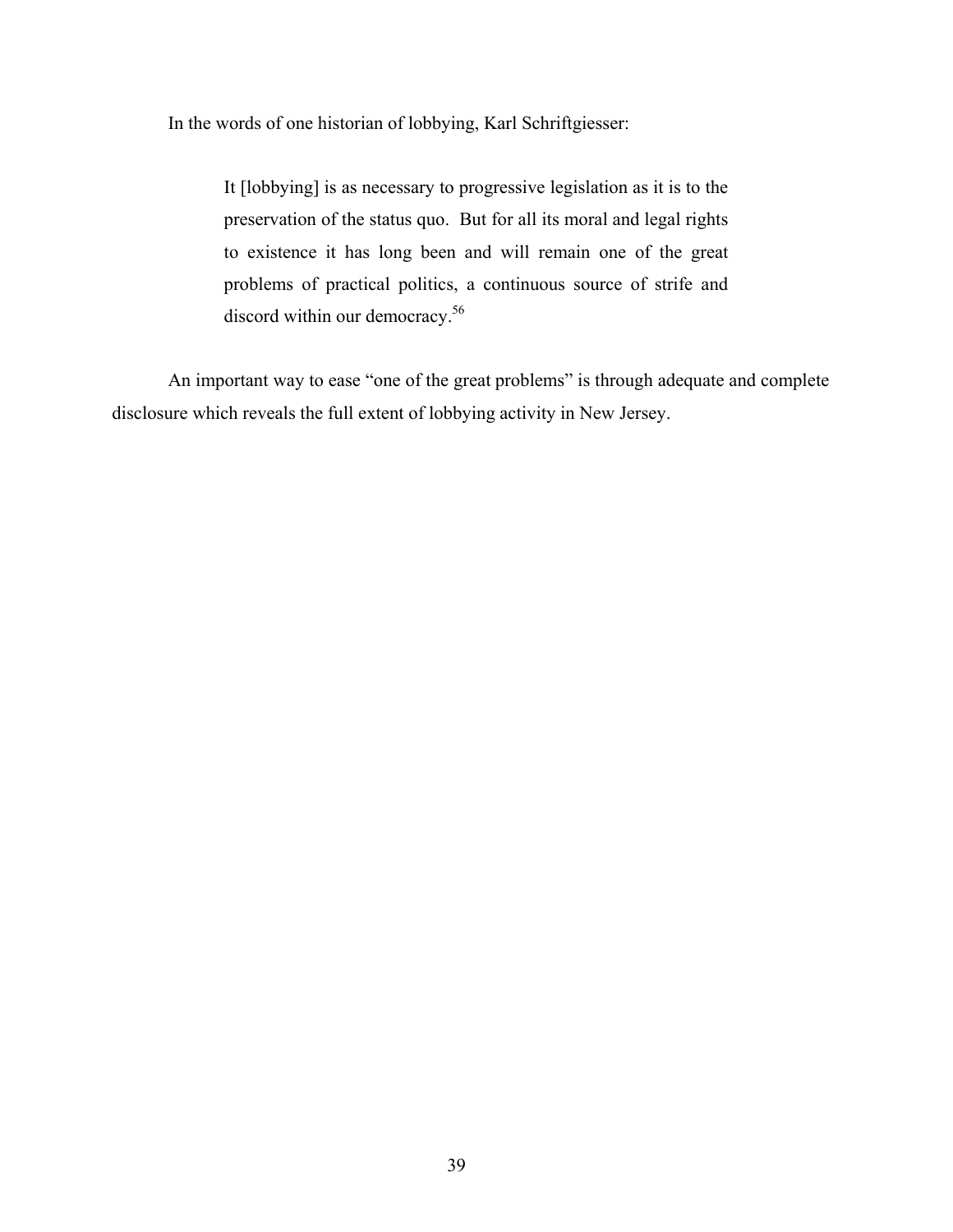In the words of one historian of lobbying, Karl Schriftgiesser:

> It [lobbying] is as necessary to progressive legislation as it is to the preservation of the status quo. But for all its moral and legal rights to existence it has long been and will remain one of the great problems of practical politics, a continuous source of strife and discord within our democracy.[56]

An important way to ease "one of the great problems" is through adequate and complete disclosure which reveals the full extent of lobbying activity in New Jersey.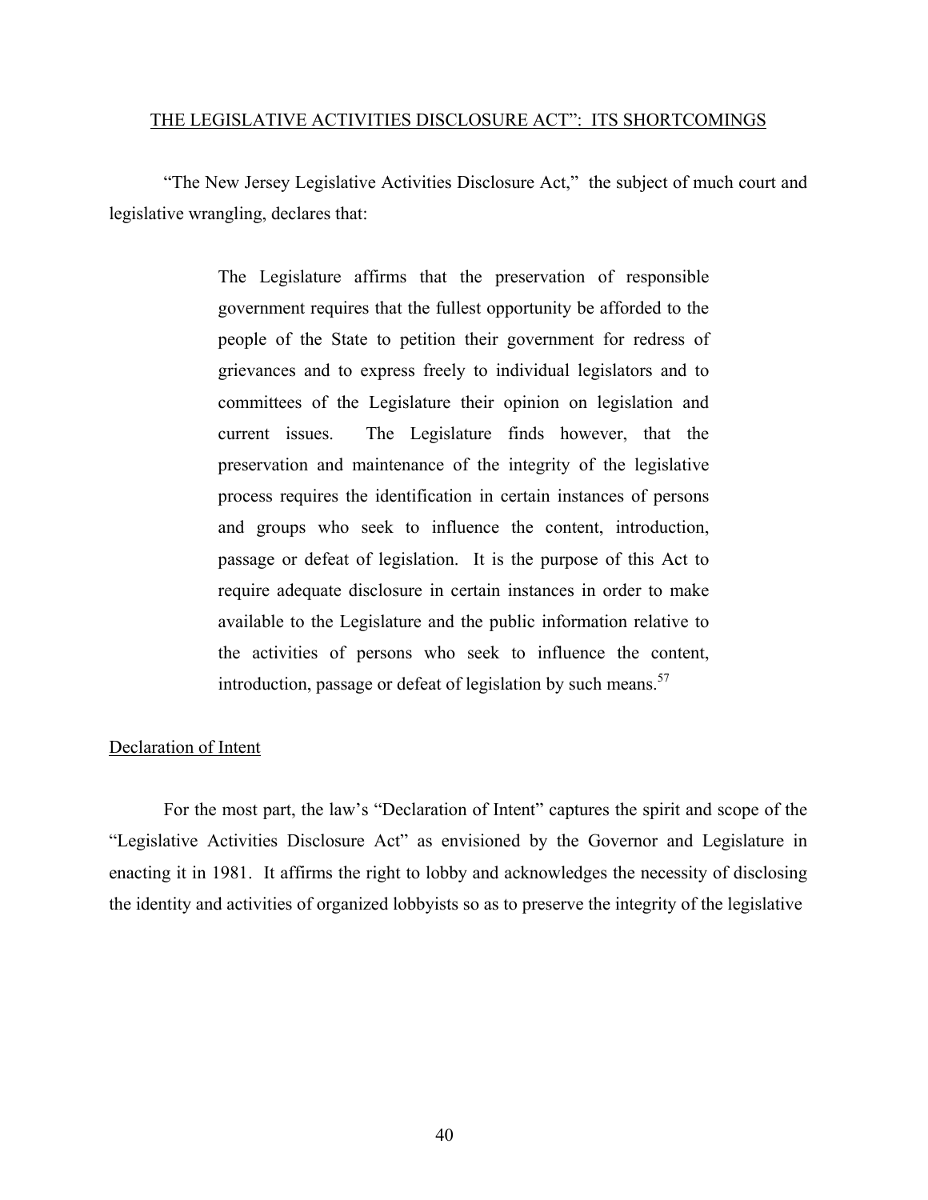## THE LEGISLATIVE ACTIVITIES DISCLOSURE ACT": ITS SHORTCOMINGS

"The New Jersey Legislative Activities Disclosure Act," the subject of much court and legislative wrangling, declares that:

> The Legislature affirms that the preservation of responsible government requires that the fullest opportunity be afforded to the people of the State to petition their government for redress of grievances and to express freely to individual legislators and to committees of the Legislature their opinion on legislation and current issues. The Legislature finds however, that the preservation and maintenance of the integrity of the legislative process requires the identification in certain instances of persons and groups who seek to influence the content, introduction, passage or defeat of legislation. It is the purpose of this Act to require adequate disclosure in certain instances in order to make available to the Legislature and the public information relative to the activities of persons who seek to influence the content, introduction, passage or defeat of legislation by such means.[57]

### Declaration of Intent

For the most part, the law's "Declaration of Intent" captures the spirit and scope of the "Legislative Activities Disclosure Act" as envisioned by the Governor and Legislature in enacting it in 1981. It affirms the right to lobby and acknowledges the necessity of disclosing the identity and activities of organized lobbyists so as to preserve the integrity of the legislative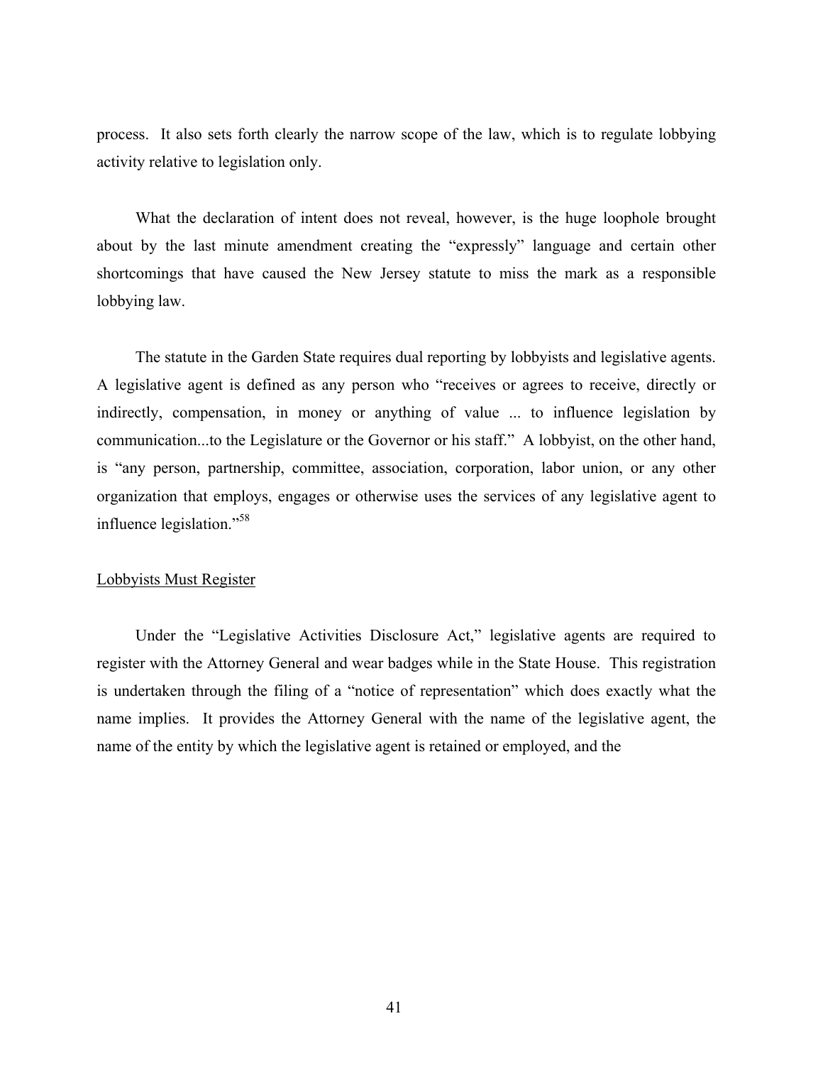process. It also sets forth clearly the narrow scope of the law, which is to regulate lobbying activity relative to legislation only.

What the declaration of intent does not reveal, however, is the huge loophole brought about by the last minute amendment creating the "expressly" language and certain other shortcomings that have caused the New Jersey statute to miss the mark as a responsible lobbying law.

The statute in the Garden State requires dual reporting by lobbyists and legislative agents. A legislative agent is defined as any person who "receives or agrees to receive, directly or indirectly, compensation, in money or anything of value ... to influence legislation by communication...to the Legislature or the Governor or his staff." A lobbyist, on the other hand, is "any person, partnership, committee, association, corporation, labor union, or any other organization that employs, engages or otherwise uses the services of any legislative agent to influence legislation."[58]

Lobbyists Must Register

Under the "Legislative Activities Disclosure Act," legislative agents are required to register with the Attorney General and wear badges while in the State House. This registration is undertaken through the filing of a "notice of representation" which does exactly what the name implies. It provides the Attorney General with the name of the legislative agent, the name of the entity by which the legislative agent is retained or employed, and the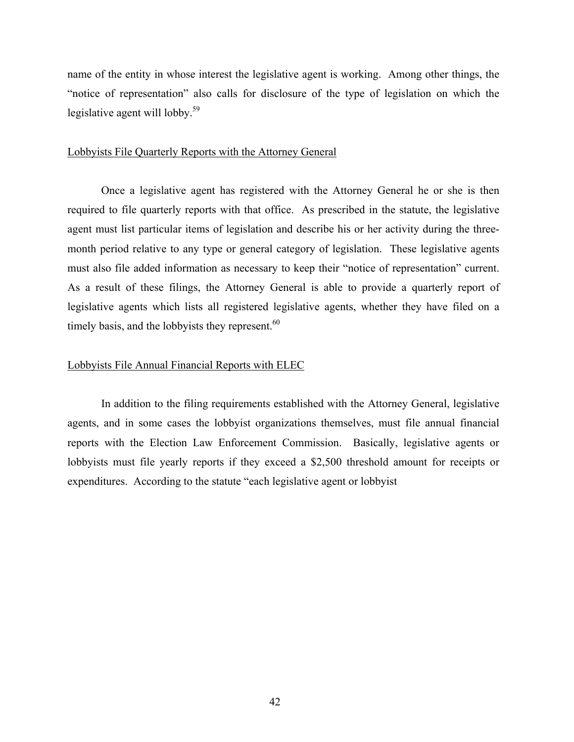name of the entity in whose interest the legislative agent is working. Among other things, the "notice of representation" also calls for disclosure of the type of legislation on which the legislative agent will lobby.[59]

Lobbyists File Quarterly Reports with the Attorney General

Once a legislative agent has registered with the Attorney General he or she is then required to file quarterly reports with that office. As prescribed in the statute, the legislative agent must list particular items of legislation and describe his or her activity during the three-month period relative to any type or general category of legislation. These legislative agents must also file added information as necessary to keep their "notice of representation" current. As a result of these filings, the Attorney General is able to provide a quarterly report of legislative agents which lists all registered legislative agents, whether they have filed on a timely basis, and the lobbyists they represent.[60]

Lobbyists File Annual Financial Reports with ELEC

In addition to the filing requirements established with the Attorney General, legislative agents, and in some cases the lobbyist organizations themselves, must file annual financial reports with the Election Law Enforcement Commission. Basically, legislative agents or lobbyists must file yearly reports if they exceed a $2,500 threshold amount for receipts or expenditures. According to the statute "each legislative agent or lobbyist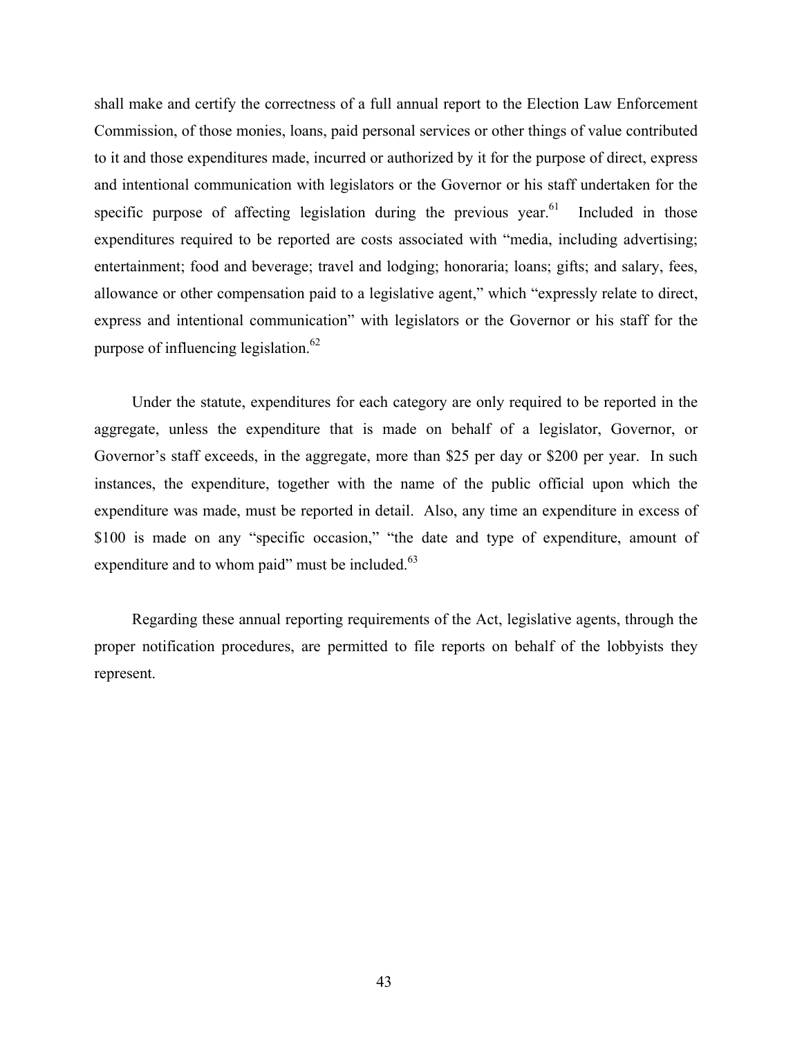shall make and certify the correctness of a full annual report to the Election Law Enforcement Commission, of those monies, loans, paid personal services or other things of value contributed to it and those expenditures made, incurred or authorized by it for the purpose of direct, express and intentional communication with legislators or the Governor or his staff undertaken for the specific purpose of affecting legislation during the previous year.[61] Included in those expenditures required to be reported are costs associated with "media, including advertising; entertainment; food and beverage; travel and lodging; honoraria; loans; gifts; and salary, fees, allowance or other compensation paid to a legislative agent," which "expressly relate to direct, express and intentional communication" with legislators or the Governor or his staff for the purpose of influencing legislation.[62]

Under the statute, expenditures for each category are only required to be reported in the aggregate, unless the expenditure that is made on behalf of a legislator, Governor, or Governor's staff exceeds, in the aggregate, more than \$25 per day or \$200 per year. In such instances, the expenditure, together with the name of the public official upon which the expenditure was made, must be reported in detail. Also, any time an expenditure in excess of \$100 is made on any "specific occasion," "the date and type of expenditure, amount of expenditure and to whom paid" must be included.[63]

Regarding these annual reporting requirements of the Act, legislative agents, through the proper notification procedures, are permitted to file reports on behalf of the lobbyists they represent.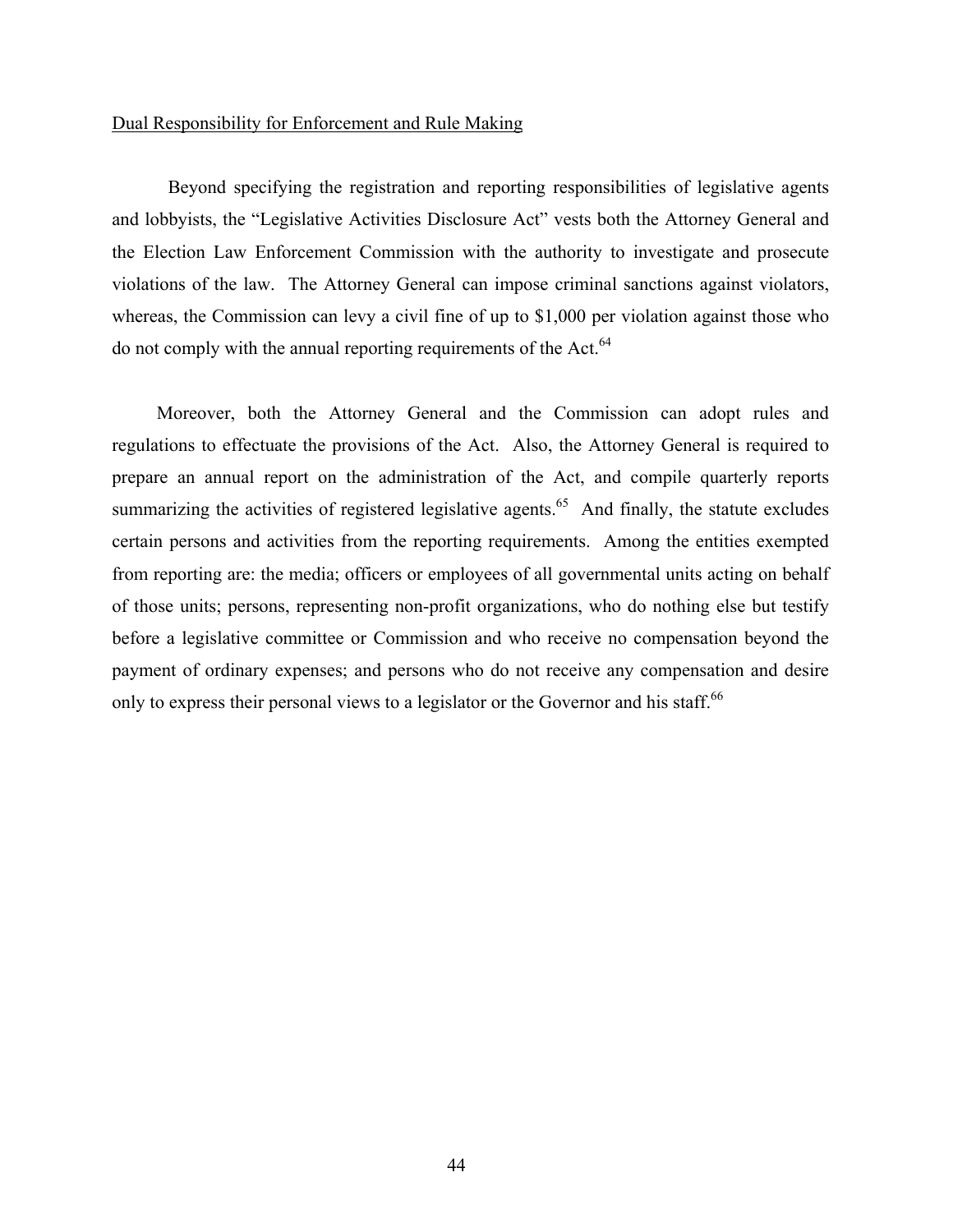Dual Responsibility for Enforcement and Rule Making

Beyond specifying the registration and reporting responsibilities of legislative agents and lobbyists, the "Legislative Activities Disclosure Act" vests both the Attorney General and the Election Law Enforcement Commission with the authority to investigate and prosecute violations of the law. The Attorney General can impose criminal sanctions against violators, whereas, the Commission can levy a civil fine of up to $1,000 per violation against those who do not comply with the annual reporting requirements of the Act.[64]

Moreover, both the Attorney General and the Commission can adopt rules and regulations to effectuate the provisions of the Act. Also, the Attorney General is required to prepare an annual report on the administration of the Act, and compile quarterly reports summarizing the activities of registered legislative agents.[65] And finally, the statute excludes certain persons and activities from the reporting requirements. Among the entities exempted from reporting are: the media; officers or employees of all governmental units acting on behalf of those units; persons, representing non-profit organizations, who do nothing else but testify before a legislative committee or Commission and who receive no compensation beyond the payment of ordinary expenses; and persons who do not receive any compensation and desire only to express their personal views to a legislator or the Governor and his staff.[66]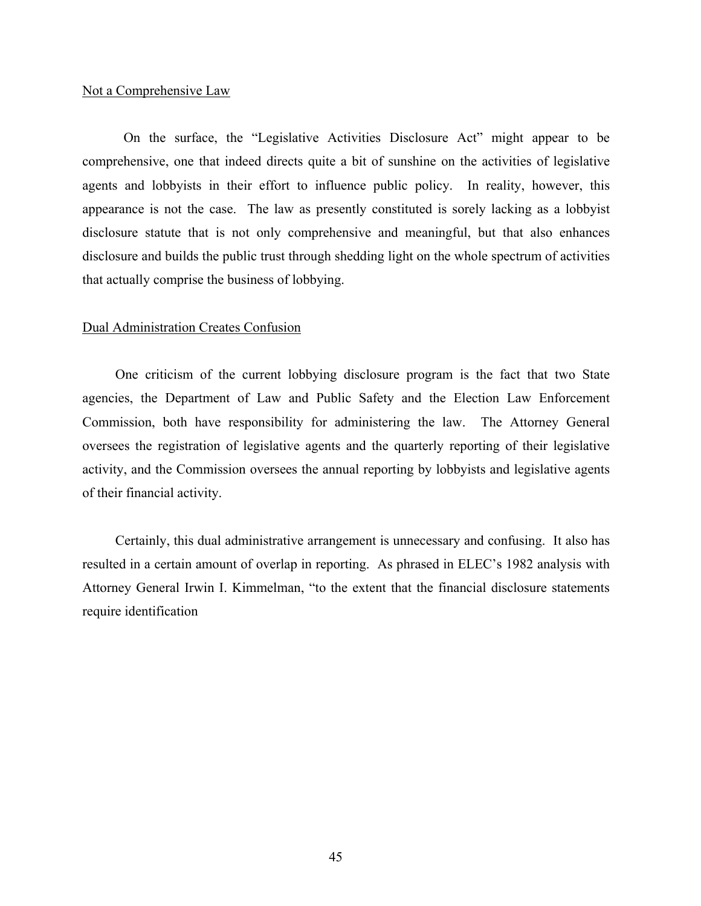Not a Comprehensive Law

On the surface, the "Legislative Activities Disclosure Act" might appear to be comprehensive, one that indeed directs quite a bit of sunshine on the activities of legislative agents and lobbyists in their effort to influence public policy. In reality, however, this appearance is not the case. The law as presently constituted is sorely lacking as a lobbyist disclosure statute that is not only comprehensive and meaningful, but that also enhances disclosure and builds the public trust through shedding light on the whole spectrum of activities that actually comprise the business of lobbying.

Dual Administration Creates Confusion

One criticism of the current lobbying disclosure program is the fact that two State agencies, the Department of Law and Public Safety and the Election Law Enforcement Commission, both have responsibility for administering the law. The Attorney General oversees the registration of legislative agents and the quarterly reporting of their legislative activity, and the Commission oversees the annual reporting by lobbyists and legislative agents of their financial activity.

Certainly, this dual administrative arrangement is unnecessary and confusing. It also has resulted in a certain amount of overlap in reporting. As phrased in ELEC's 1982 analysis with Attorney General Irwin I. Kimmelman, "to the extent that the financial disclosure statements require identification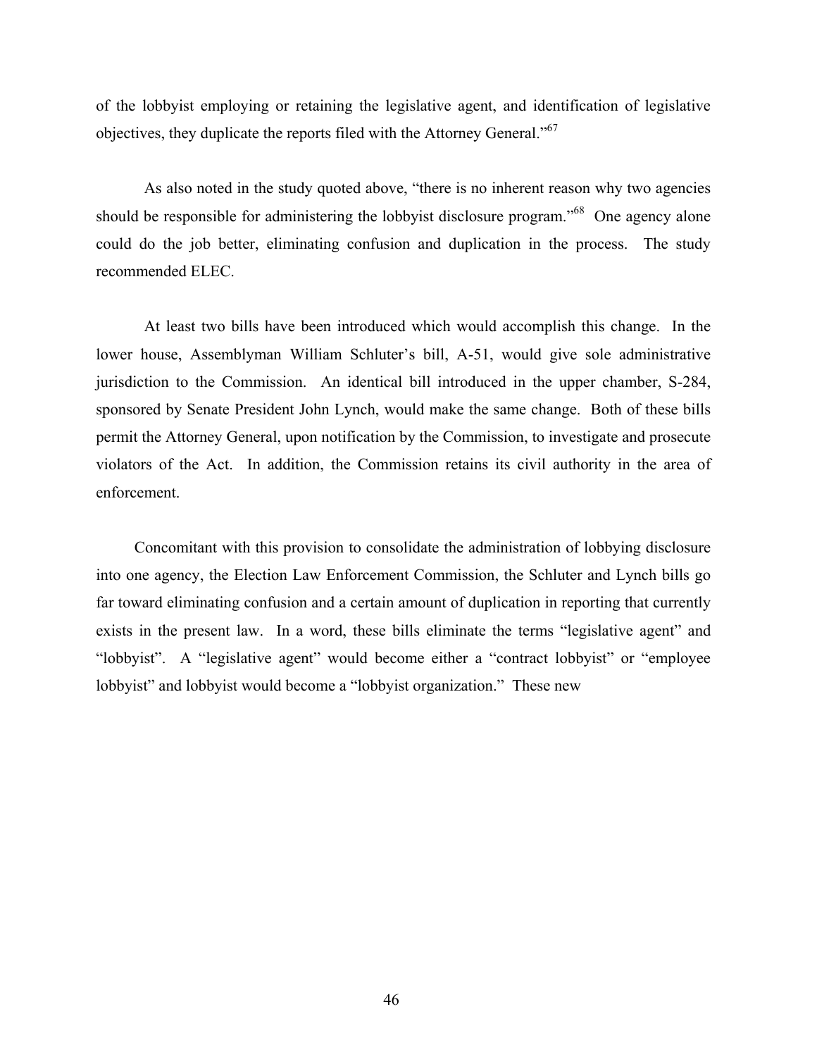of the lobbyist employing or retaining the legislative agent, and identification of legislative objectives, they duplicate the reports filed with the Attorney General."[67]

As also noted in the study quoted above, "there is no inherent reason why two agencies should be responsible for administering the lobbyist disclosure program."[68] One agency alone could do the job better, eliminating confusion and duplication in the process. The study recommended ELEC.

At least two bills have been introduced which would accomplish this change. In the lower house, Assemblyman William Schluter's bill, A-51, would give sole administrative jurisdiction to the Commission. An identical bill introduced in the upper chamber, S-284, sponsored by Senate President John Lynch, would make the same change. Both of these bills permit the Attorney General, upon notification by the Commission, to investigate and prosecute violators of the Act. In addition, the Commission retains its civil authority in the area of enforcement.

Concomitant with this provision to consolidate the administration of lobbying disclosure into one agency, the Election Law Enforcement Commission, the Schluter and Lynch bills go far toward eliminating confusion and a certain amount of duplication in reporting that currently exists in the present law. In a word, these bills eliminate the terms "legislative agent" and "lobbyist". A "legislative agent" would become either a "contract lobbyist" or "employee lobbyist" and lobbyist would become a "lobbyist organization." These new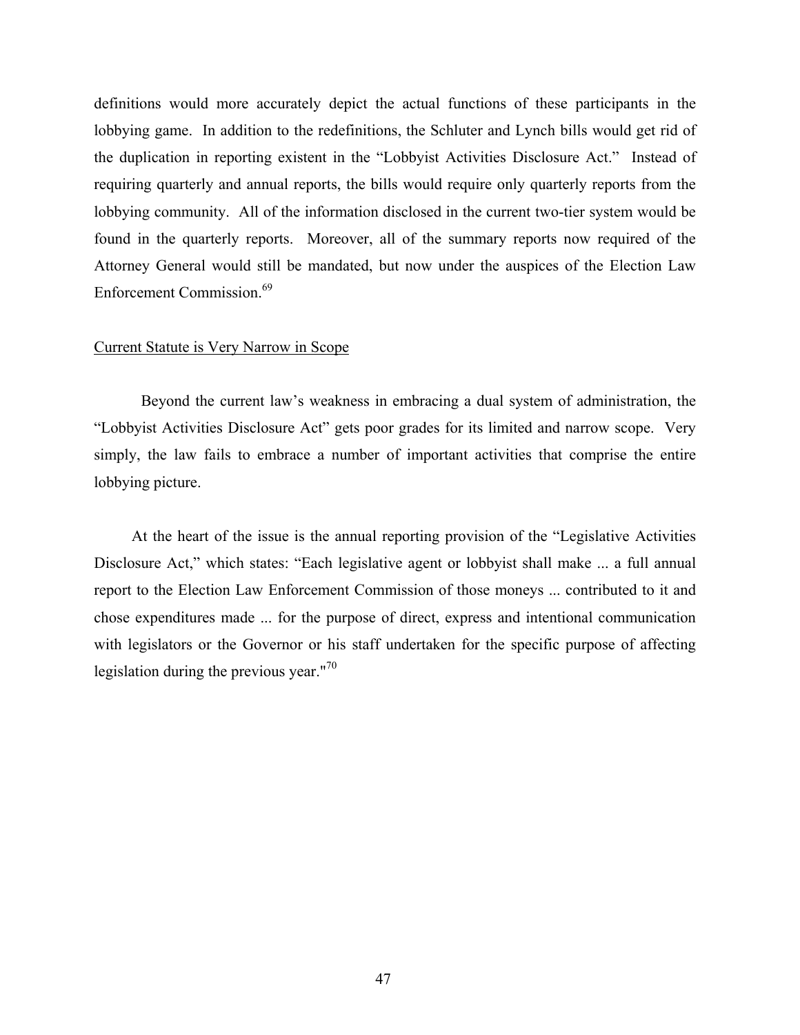definitions would more accurately depict the actual functions of these participants in the lobbying game. In addition to the redefinitions, the Schluter and Lynch bills would get rid of the duplication in reporting existent in the "Lobbyist Activities Disclosure Act." Instead of requiring quarterly and annual reports, the bills would require only quarterly reports from the lobbying community. All of the information disclosed in the current two-tier system would be found in the quarterly reports. Moreover, all of the summary reports now required of the Attorney General would still be mandated, but now under the auspices of the Election Law Enforcement Commission.[69]

<u>Current Statute is Very Narrow in Scope</u>

Beyond the current law's weakness in embracing a dual system of administration, the "Lobbyist Activities Disclosure Act" gets poor grades for its limited and narrow scope. Very simply, the law fails to embrace a number of important activities that comprise the entire lobbying picture.

At the heart of the issue is the annual reporting provision of the "Legislative Activities Disclosure Act," which states: "Each legislative agent or lobbyist shall make ... a full annual report to the Election Law Enforcement Commission of those moneys ... contributed to it and chose expenditures made ... for the purpose of direct, express and intentional communication with legislators or the Governor or his staff undertaken for the specific purpose of affecting legislation during the previous year."[70]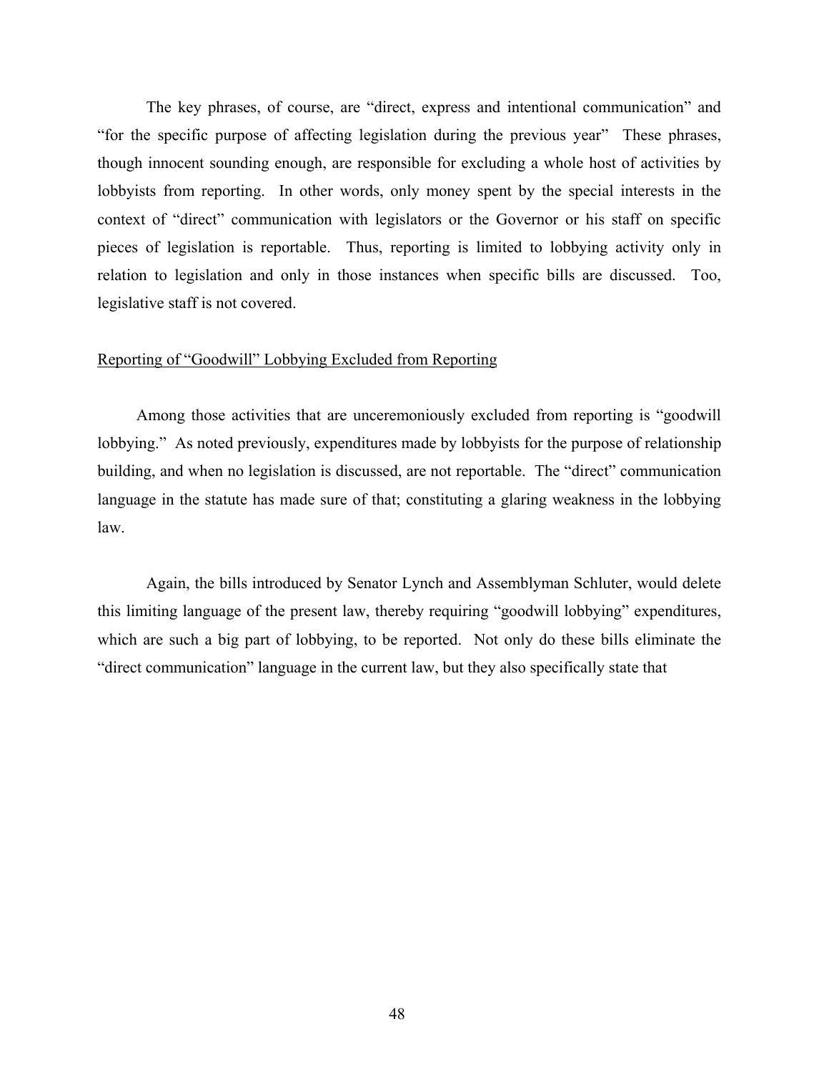The key phrases, of course, are "direct, express and intentional communication" and "for the specific purpose of affecting legislation during the previous year" These phrases, though innocent sounding enough, are responsible for excluding a whole host of activities by lobbyists from reporting. In other words, only money spent by the special interests in the context of "direct" communication with legislators or the Governor or his staff on specific pieces of legislation is reportable. Thus, reporting is limited to lobbying activity only in relation to legislation and only in those instances when specific bills are discussed. Too, legislative staff is not covered.

<u>Reporting of "Goodwill" Lobbying Excluded from Reporting</u>

Among those activities that are unceremoniously excluded from reporting is "goodwill lobbying." As noted previously, expenditures made by lobbyists for the purpose of relationship building, and when no legislation is discussed, are not reportable. The "direct" communication language in the statute has made sure of that; constituting a glaring weakness in the lobbying law.

Again, the bills introduced by Senator Lynch and Assemblyman Schluter, would delete this limiting language of the present law, thereby requiring "goodwill lobbying" expenditures, which are such a big part of lobbying, to be reported. Not only do these bills eliminate the "direct communication" language in the current law, but they also specifically state that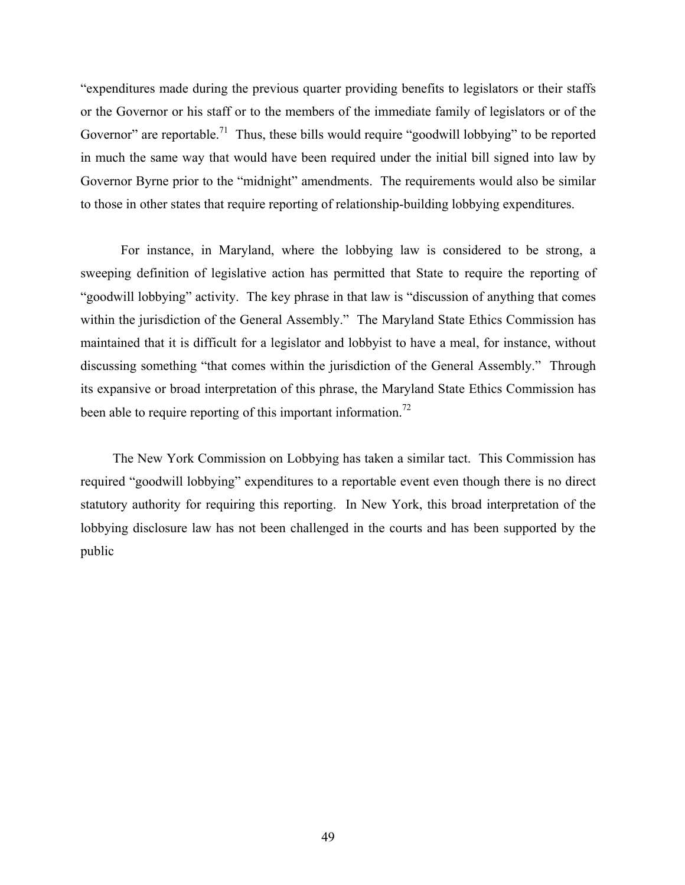"expenditures made during the previous quarter providing benefits to legislators or their staffs or the Governor or his staff or to the members of the immediate family of legislators or of the Governor" are reportable.[71] Thus, these bills would require "goodwill lobbying" to be reported in much the same way that would have been required under the initial bill signed into law by Governor Byrne prior to the "midnight" amendments. The requirements would also be similar to those in other states that require reporting of relationship-building lobbying expenditures.

For instance, in Maryland, where the lobbying law is considered to be strong, a sweeping definition of legislative action has permitted that State to require the reporting of "goodwill lobbying" activity. The key phrase in that law is "discussion of anything that comes within the jurisdiction of the General Assembly." The Maryland State Ethics Commission has maintained that it is difficult for a legislator and lobbyist to have a meal, for instance, without discussing something "that comes within the jurisdiction of the General Assembly." Through its expansive or broad interpretation of this phrase, the Maryland State Ethics Commission has been able to require reporting of this important information.[72]

The New York Commission on Lobbying has taken a similar tact. This Commission has required "goodwill lobbying" expenditures to a reportable event even though there is no direct statutory authority for requiring this reporting. In New York, this broad interpretation of the lobbying disclosure law has not been challenged in the courts and has been supported by the public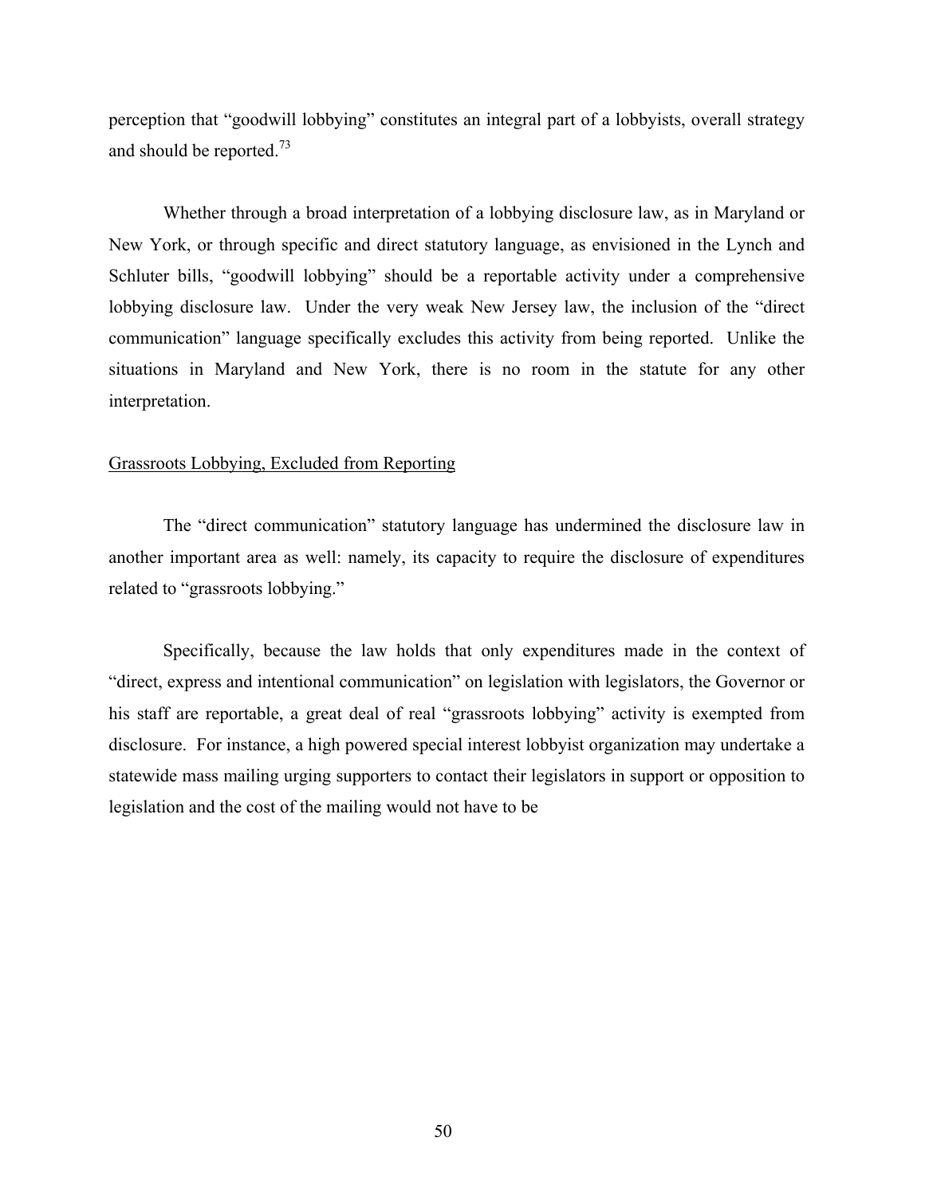perception that "goodwill lobbying" constitutes an integral part of a lobbyists, overall strategy and should be reported.[73]

Whether through a broad interpretation of a lobbying disclosure law, as in Maryland or New York, or through specific and direct statutory language, as envisioned in the Lynch and Schluter bills, "goodwill lobbying" should be a reportable activity under a comprehensive lobbying disclosure law. Under the very weak New Jersey law, the inclusion of the "direct communication" language specifically excludes this activity from being reported. Unlike the situations in Maryland and New York, there is no room in the statute for any other interpretation.

<u>Grassroots Lobbying, Excluded from Reporting</u>

The "direct communication" statutory language has undermined the disclosure law in another important area as well: namely, its capacity to require the disclosure of expenditures related to "grassroots lobbying."

Specifically, because the law holds that only expenditures made in the context of "direct, express and intentional communication" on legislation with legislators, the Governor or his staff are reportable, a great deal of real "grassroots lobbying" activity is exempted from disclosure. For instance, a high powered special interest lobbyist organization may undertake a statewide mass mailing urging supporters to contact their legislators in support or opposition to legislation and the cost of the mailing would not have to be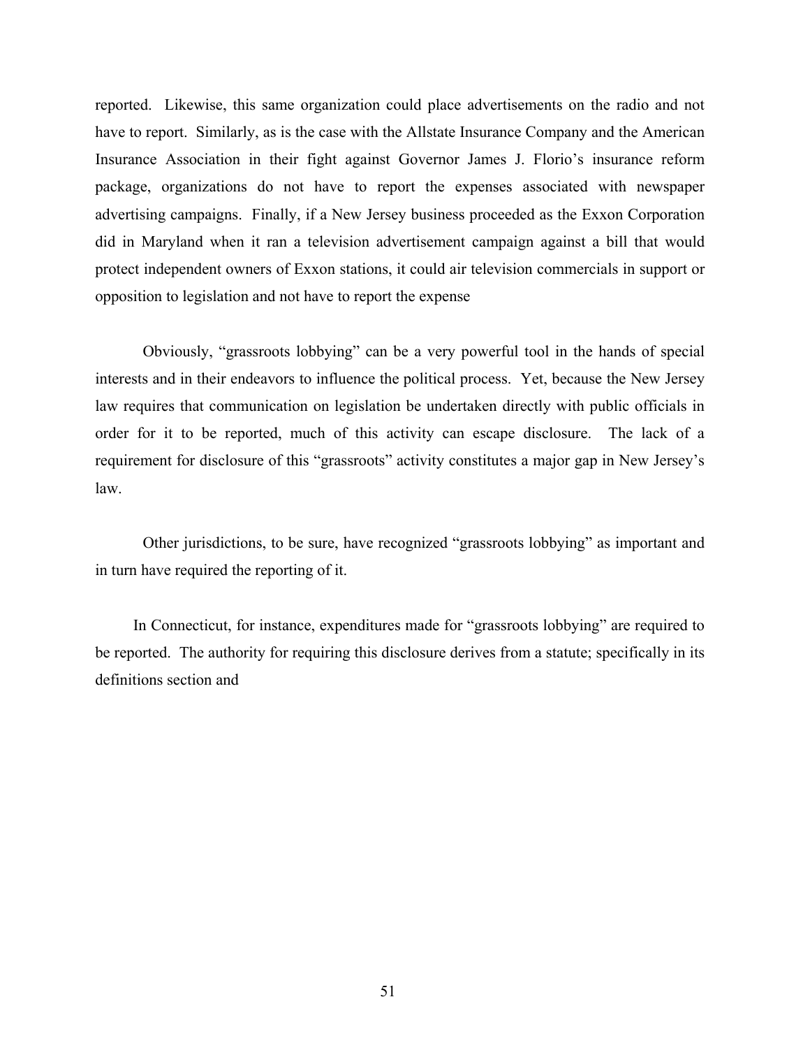reported. Likewise, this same organization could place advertisements on the radio and not have to report. Similarly, as is the case with the Allstate Insurance Company and the American Insurance Association in their fight against Governor James J. Florio's insurance reform package, organizations do not have to report the expenses associated with newspaper advertising campaigns. Finally, if a New Jersey business proceeded as the Exxon Corporation did in Maryland when it ran a television advertisement campaign against a bill that would protect independent owners of Exxon stations, it could air television commercials in support or opposition to legislation and not have to report the expense

Obviously, "grassroots lobbying" can be a very powerful tool in the hands of special interests and in their endeavors to influence the political process. Yet, because the New Jersey law requires that communication on legislation be undertaken directly with public officials in order for it to be reported, much of this activity can escape disclosure. The lack of a requirement for disclosure of this "grassroots" activity constitutes a major gap in New Jersey's law.

Other jurisdictions, to be sure, have recognized "grassroots lobbying" as important and in turn have required the reporting of it.

In Connecticut, for instance, expenditures made for "grassroots lobbying" are required to be reported. The authority for requiring this disclosure derives from a statute; specifically in its definitions section and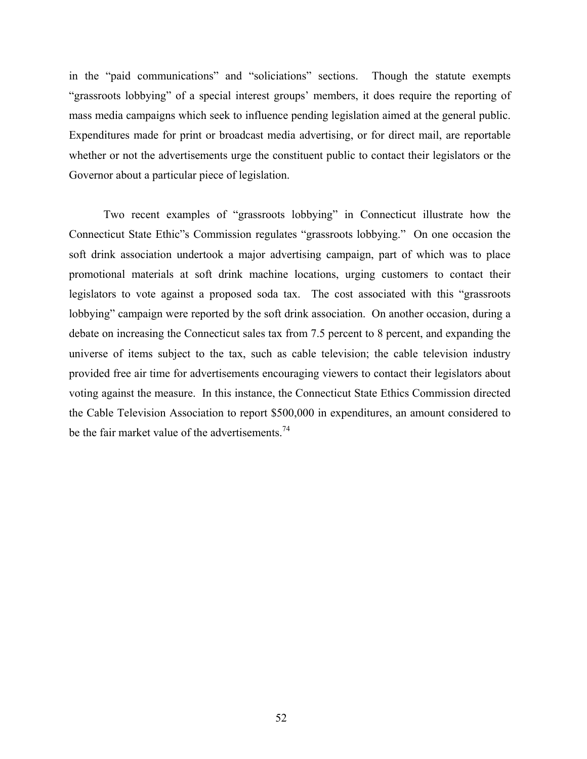in the "paid communications" and "soliciations" sections. Though the statute exempts "grassroots lobbying" of a special interest groups' members, it does require the reporting of mass media campaigns which seek to influence pending legislation aimed at the general public. Expenditures made for print or broadcast media advertising, or for direct mail, are reportable whether or not the advertisements urge the constituent public to contact their legislators or the Governor about a particular piece of legislation.

Two recent examples of "grassroots lobbying" in Connecticut illustrate how the Connecticut State Ethic"s Commission regulates "grassroots lobbying." On one occasion the soft drink association undertook a major advertising campaign, part of which was to place promotional materials at soft drink machine locations, urging customers to contact their legislators to vote against a proposed soda tax. The cost associated with this "grassroots lobbying" campaign were reported by the soft drink association. On another occasion, during a debate on increasing the Connecticut sales tax from 7.5 percent to 8 percent, and expanding the universe of items subject to the tax, such as cable television; the cable television industry provided free air time for advertisements encouraging viewers to contact their legislators about voting against the measure. In this instance, the Connecticut State Ethics Commission directed the Cable Television Association to report $500,000 in expenditures, an amount considered to be the fair market value of the advertisements.[74]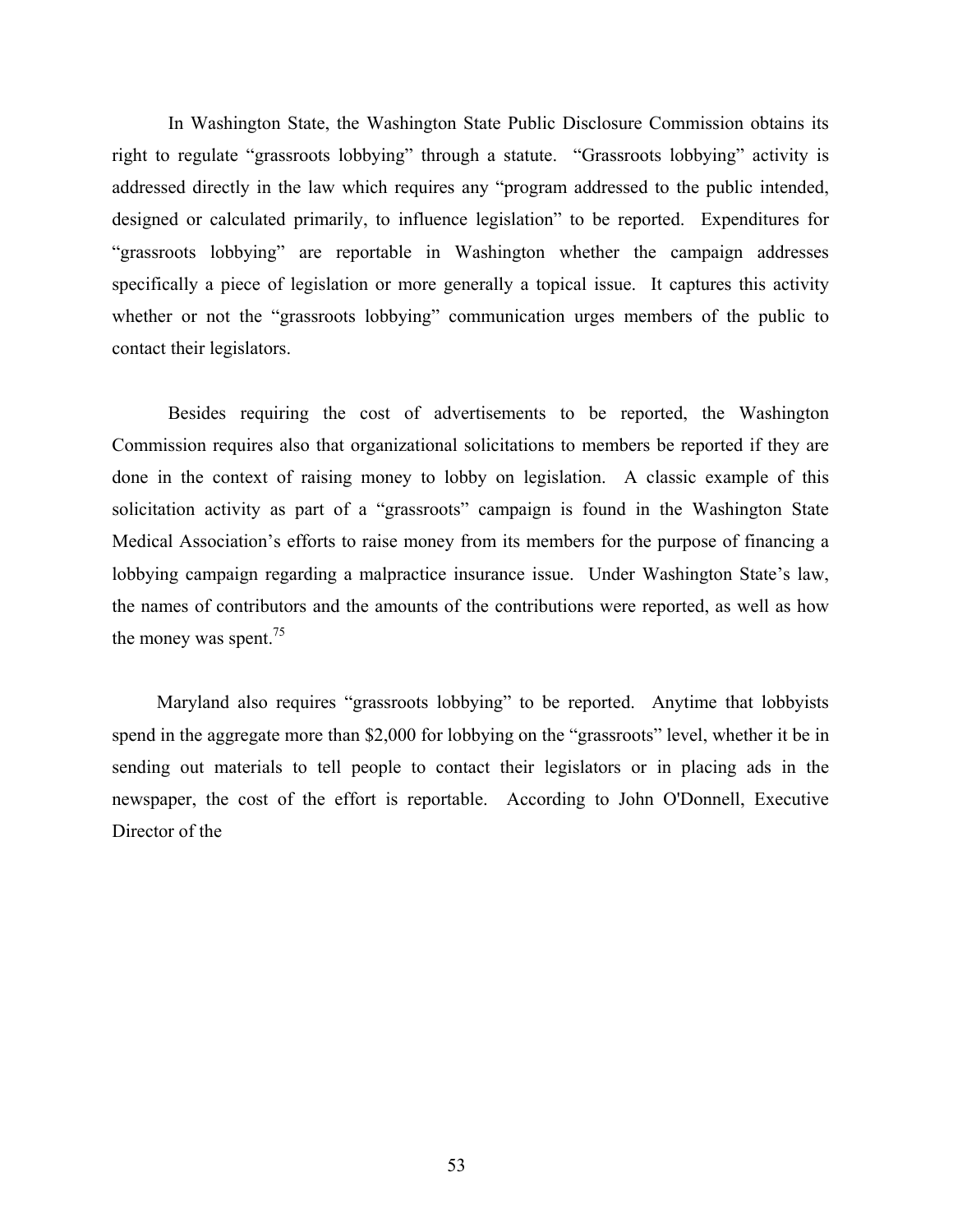In Washington State, the Washington State Public Disclosure Commission obtains its right to regulate "grassroots lobbying" through a statute. "Grassroots lobbying" activity is addressed directly in the law which requires any "program addressed to the public intended, designed or calculated primarily, to influence legislation" to be reported. Expenditures for "grassroots lobbying" are reportable in Washington whether the campaign addresses specifically a piece of legislation or more generally a topical issue. It captures this activity whether or not the "grassroots lobbying" communication urges members of the public to contact their legislators.

Besides requiring the cost of advertisements to be reported, the Washington Commission requires also that organizational solicitations to members be reported if they are done in the context of raising money to lobby on legislation. A classic example of this solicitation activity as part of a "grassroots" campaign is found in the Washington State Medical Association's efforts to raise money from its members for the purpose of financing a lobbying campaign regarding a malpractice insurance issue. Under Washington State's law, the names of contributors and the amounts of the contributions were reported, as well as how the money was spent.[75]

Maryland also requires "grassroots lobbying" to be reported. Anytime that lobbyists spend in the aggregate more than $2,000 for lobbying on the "grassroots" level, whether it be in sending out materials to tell people to contact their legislators or in placing ads in the newspaper, the cost of the effort is reportable. According to John O'Donnell, Executive Director of the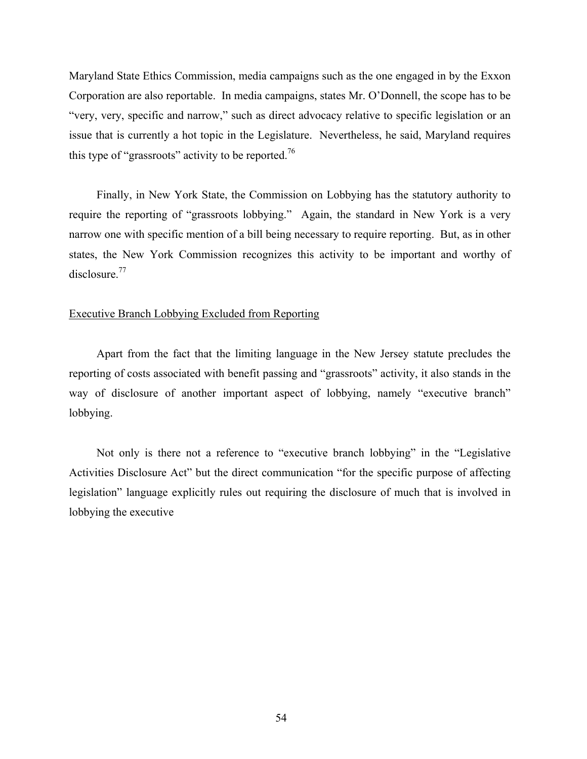Maryland State Ethics Commission, media campaigns such as the one engaged in by the Exxon Corporation are also reportable. In media campaigns, states Mr. O'Donnell, the scope has to be "very, very, specific and narrow," such as direct advocacy relative to specific legislation or an issue that is currently a hot topic in the Legislature. Nevertheless, he said, Maryland requires this type of "grassroots" activity to be reported.[76]

Finally, in New York State, the Commission on Lobbying has the statutory authority to require the reporting of "grassroots lobbying." Again, the standard in New York is a very narrow one with specific mention of a bill being necessary to require reporting. But, as in other states, the New York Commission recognizes this activity to be important and worthy of disclosure.[77]

Executive Branch Lobbying Excluded from Reporting

Apart from the fact that the limiting language in the New Jersey statute precludes the reporting of costs associated with benefit passing and "grassroots" activity, it also stands in the way of disclosure of another important aspect of lobbying, namely "executive branch" lobbying.

Not only is there not a reference to "executive branch lobbying" in the "Legislative Activities Disclosure Act" but the direct communication "for the specific purpose of affecting legislation" language explicitly rules out requiring the disclosure of much that is involved in lobbying the executive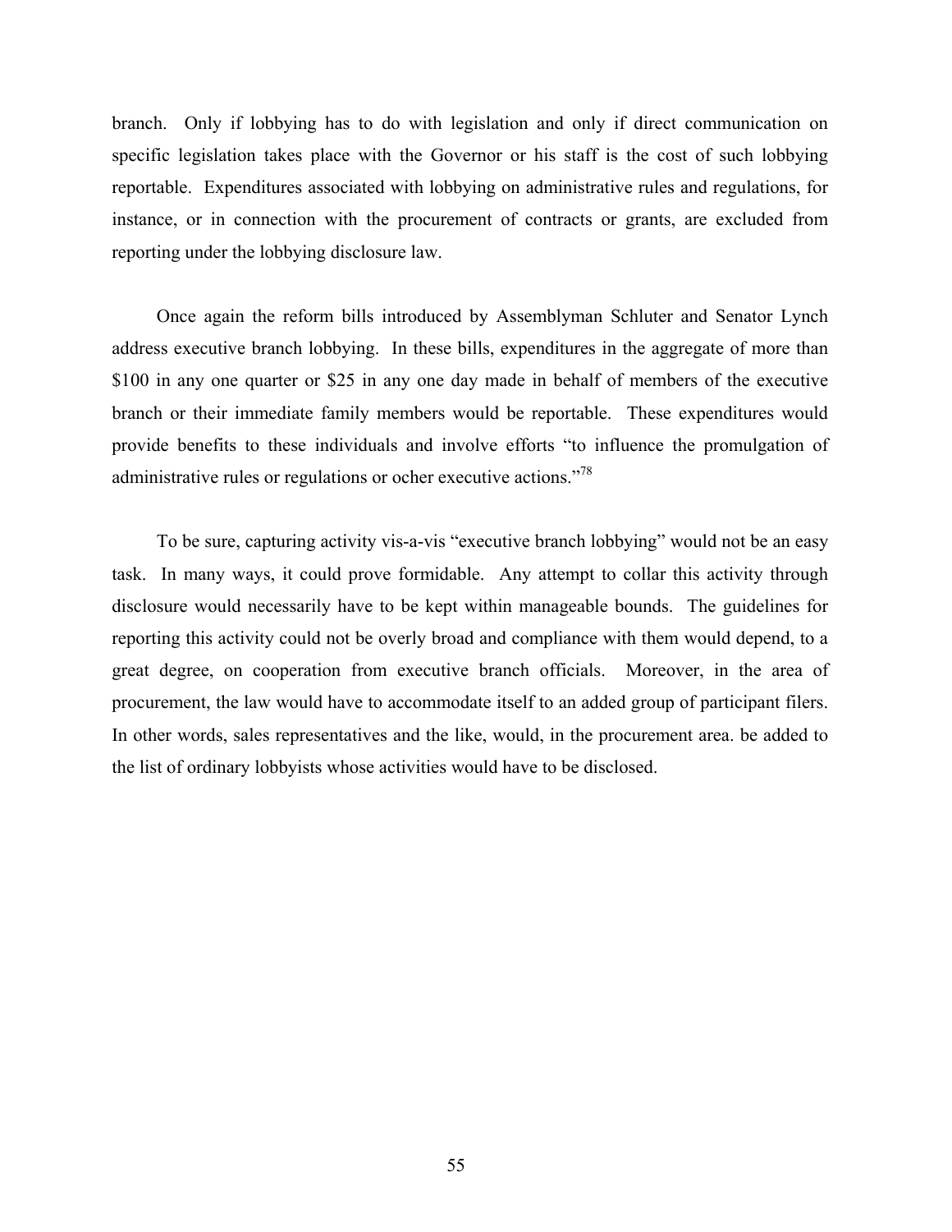branch. Only if lobbying has to do with legislation and only if direct communication on specific legislation takes place with the Governor or his staff is the cost of such lobbying reportable. Expenditures associated with lobbying on administrative rules and regulations, for instance, or in connection with the procurement of contracts or grants, are excluded from reporting under the lobbying disclosure law.

Once again the reform bills introduced by Assemblyman Schluter and Senator Lynch address executive branch lobbying. In these bills, expenditures in the aggregate of more than $100 in any one quarter or $25 in any one day made in behalf of members of the executive branch or their immediate family members would be reportable. These expenditures would provide benefits to these individuals and involve efforts "to influence the promulgation of administrative rules or regulations or ocher executive actions."[78]

To be sure, capturing activity vis-a-vis "executive branch lobbying" would not be an easy task. In many ways, it could prove formidable. Any attempt to collar this activity through disclosure would necessarily have to be kept within manageable bounds. The guidelines for reporting this activity could not be overly broad and compliance with them would depend, to a great degree, on cooperation from executive branch officials. Moreover, in the area of procurement, the law would have to accommodate itself to an added group of participant filers. In other words, sales representatives and the like, would, in the procurement area. be added to the list of ordinary lobbyists whose activities would have to be disclosed.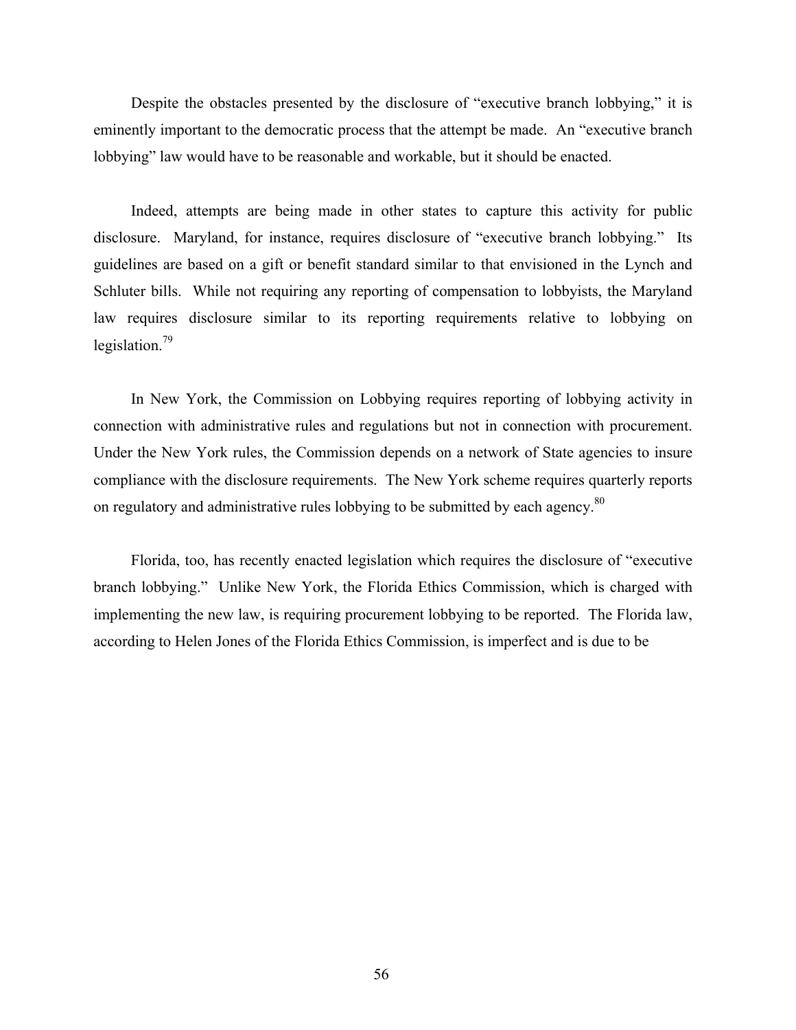Despite the obstacles presented by the disclosure of "executive branch lobbying," it is eminently important to the democratic process that the attempt be made. An "executive branch lobbying" law would have to be reasonable and workable, but it should be enacted.

Indeed, attempts are being made in other states to capture this activity for public disclosure. Maryland, for instance, requires disclosure of "executive branch lobbying." Its guidelines are based on a gift or benefit standard similar to that envisioned in the Lynch and Schluter bills. While not requiring any reporting of compensation to lobbyists, the Maryland law requires disclosure similar to its reporting requirements relative to lobbying on legislation.[79]

In New York, the Commission on Lobbying requires reporting of lobbying activity in connection with administrative rules and regulations but not in connection with procurement. Under the New York rules, the Commission depends on a network of State agencies to insure compliance with the disclosure requirements. The New York scheme requires quarterly reports on regulatory and administrative rules lobbying to be submitted by each agency.[80]

Florida, too, has recently enacted legislation which requires the disclosure of "executive branch lobbying." Unlike New York, the Florida Ethics Commission, which is charged with implementing the new law, is requiring procurement lobbying to be reported. The Florida law, according to Helen Jones of the Florida Ethics Commission, is imperfect and is due to be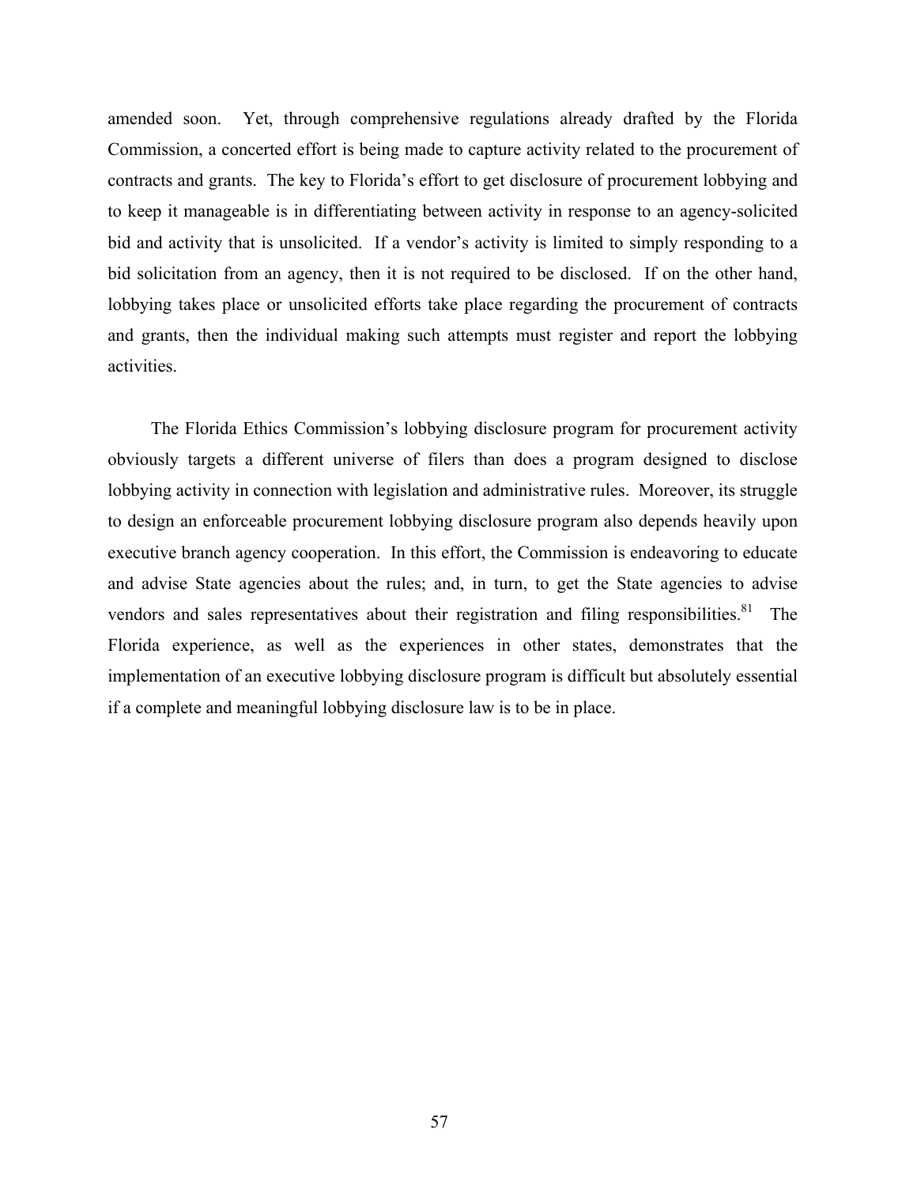amended soon. Yet, through comprehensive regulations already drafted by the Florida Commission, a concerted effort is being made to capture activity related to the procurement of contracts and grants. The key to Florida's effort to get disclosure of procurement lobbying and to keep it manageable is in differentiating between activity in response to an agency-solicited bid and activity that is unsolicited. If a vendor's activity is limited to simply responding to a bid solicitation from an agency, then it is not required to be disclosed. If on the other hand, lobbying takes place or unsolicited efforts take place regarding the procurement of contracts and grants, then the individual making such attempts must register and report the lobbying activities.

The Florida Ethics Commission's lobbying disclosure program for procurement activity obviously targets a different universe of filers than does a program designed to disclose lobbying activity in connection with legislation and administrative rules. Moreover, its struggle to design an enforceable procurement lobbying disclosure program also depends heavily upon executive branch agency cooperation. In this effort, the Commission is endeavoring to educate and advise State agencies about the rules; and, in turn, to get the State agencies to advise vendors and sales representatives about their registration and filing responsibilities.[81] The Florida experience, as well as the experiences in other states, demonstrates that the implementation of an executive lobbying disclosure program is difficult but absolutely essential if a complete and meaningful lobbying disclosure law is to be in place.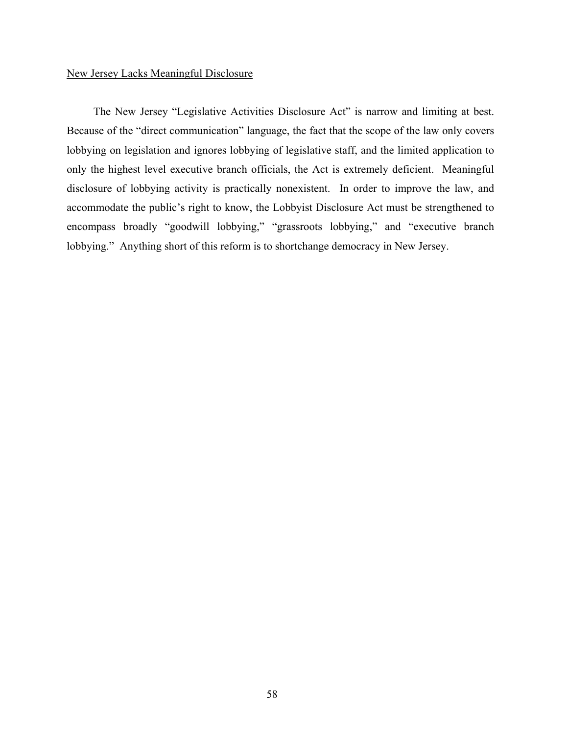New Jersey Lacks Meaningful Disclosure

The New Jersey "Legislative Activities Disclosure Act" is narrow and limiting at best. Because of the "direct communication" language, the fact that the scope of the law only covers lobbying on legislation and ignores lobbying of legislative staff, and the limited application to only the highest level executive branch officials, the Act is extremely deficient. Meaningful disclosure of lobbying activity is practically nonexistent. In order to improve the law, and accommodate the public's right to know, the Lobbyist Disclosure Act must be strengthened to encompass broadly "goodwill lobbying," "grassroots lobbying," and "executive branch lobbying." Anything short of this reform is to shortchange democracy in New Jersey.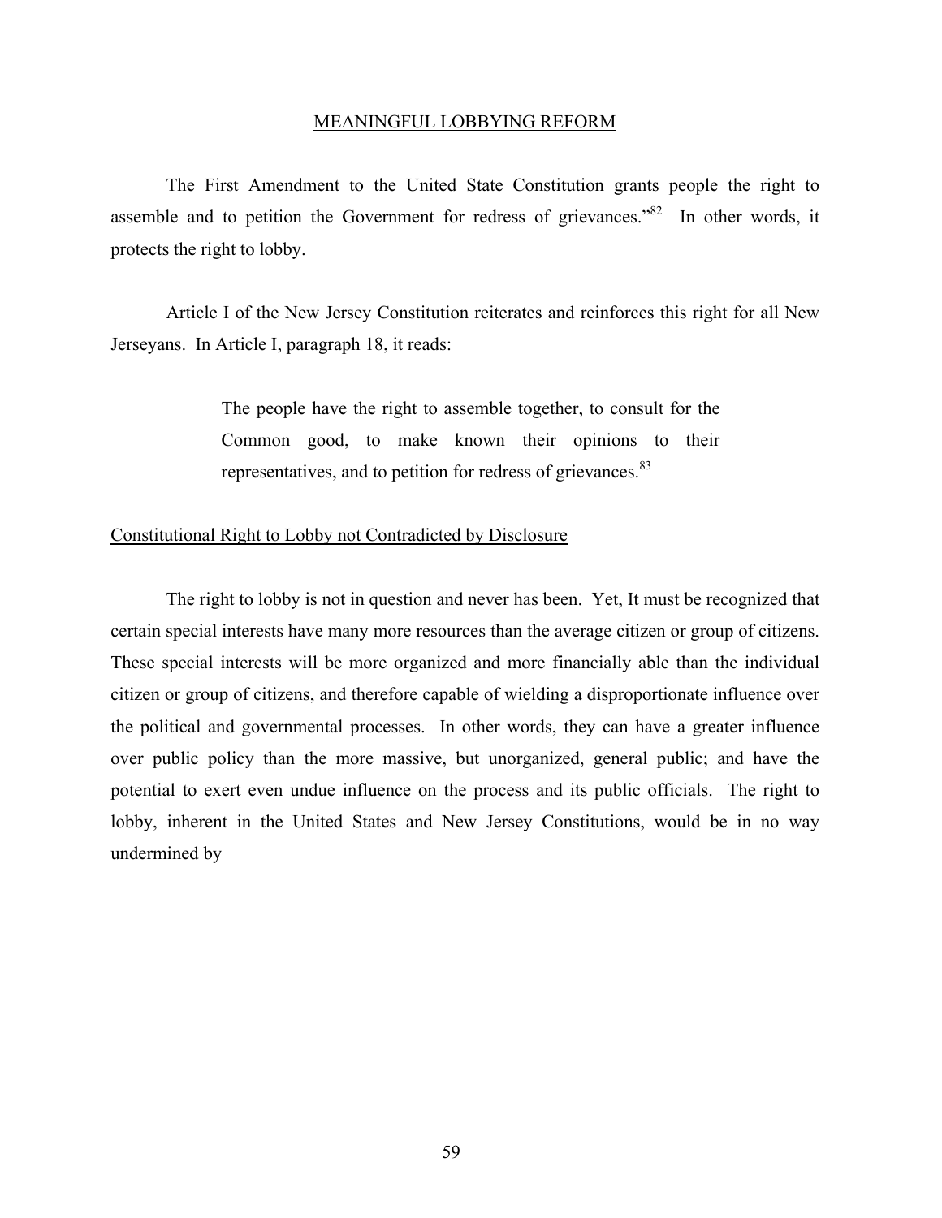## MEANINGFUL LOBBYING REFORM

The First Amendment to the United State Constitution grants people the right to assemble and to petition the Government for redress of grievances."[82] In other words, it protects the right to lobby.

Article I of the New Jersey Constitution reiterates and reinforces this right for all New Jerseyans. In Article I, paragraph 18, it reads:

> The people have the right to assemble together, to consult for the Common good, to make known their opinions to their representatives, and to petition for redress of grievances.[83]

### Constitutional Right to Lobby not Contradicted by Disclosure

The right to lobby is not in question and never has been. Yet, It must be recognized that certain special interests have many more resources than the average citizen or group of citizens. These special interests will be more organized and more financially able than the individual citizen or group of citizens, and therefore capable of wielding a disproportionate influence over the political and governmental processes. In other words, they can have a greater influence over public policy than the more massive, but unorganized, general public; and have the potential to exert even undue influence on the process and its public officials. The right to lobby, inherent in the United States and New Jersey Constitutions, would be in no way undermined by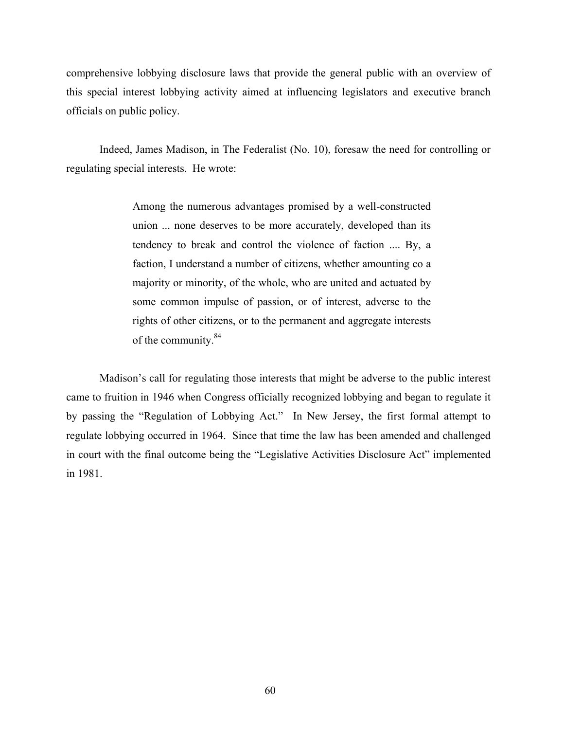comprehensive lobbying disclosure laws that provide the general public with an overview of this special interest lobbying activity aimed at influencing legislators and executive branch officials on public policy.

Indeed, James Madison, in The Federalist (No. 10), foresaw the need for controlling or regulating special interests. He wrote:

> Among the numerous advantages promised by a well-constructed union ... none deserves to be more accurately, developed than its tendency to break and control the violence of faction .... By, a faction, I understand a number of citizens, whether amounting co a majority or minority, of the whole, who are united and actuated by some common impulse of passion, or of interest, adverse to the rights of other citizens, or to the permanent and aggregate interests of the community.[84]

Madison's call for regulating those interests that might be adverse to the public interest came to fruition in 1946 when Congress officially recognized lobbying and began to regulate it by passing the "Regulation of Lobbying Act." In New Jersey, the first formal attempt to regulate lobbying occurred in 1964. Since that time the law has been amended and challenged in court with the final outcome being the "Legislative Activities Disclosure Act" implemented in 1981.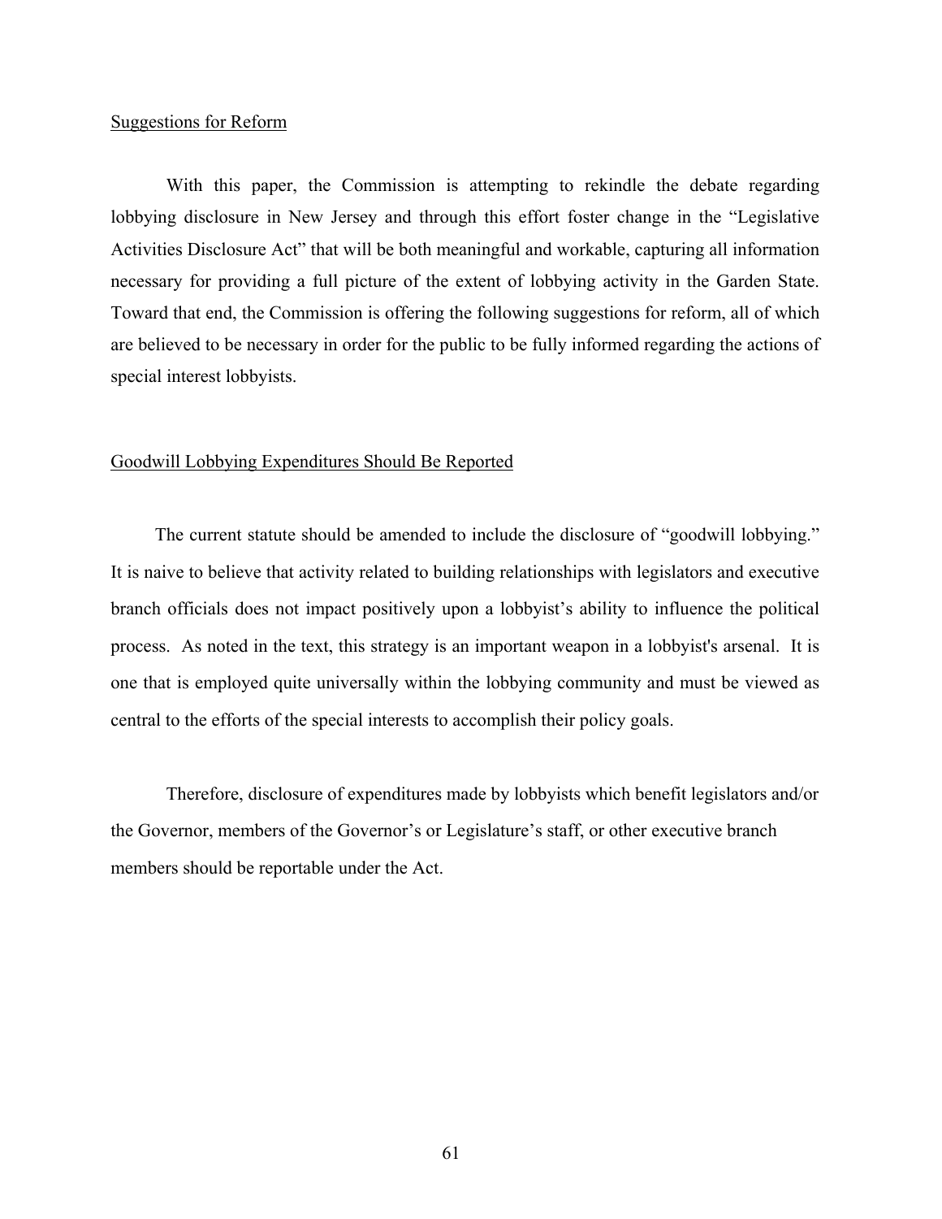## Suggestions for Reform

With this paper, the Commission is attempting to rekindle the debate regarding lobbying disclosure in New Jersey and through this effort foster change in the "Legislative Activities Disclosure Act" that will be both meaningful and workable, capturing all information necessary for providing a full picture of the extent of lobbying activity in the Garden State. Toward that end, the Commission is offering the following suggestions for reform, all of which are believed to be necessary in order for the public to be fully informed regarding the actions of special interest lobbyists.

## Goodwill Lobbying Expenditures Should Be Reported

The current statute should be amended to include the disclosure of "goodwill lobbying." It is naive to believe that activity related to building relationships with legislators and executive branch officials does not impact positively upon a lobbyist's ability to influence the political process. As noted in the text, this strategy is an important weapon in a lobbyist's arsenal. It is one that is employed quite universally within the lobbying community and must be viewed as central to the efforts of the special interests to accomplish their policy goals.

Therefore, disclosure of expenditures made by lobbyists which benefit legislators and/or the Governor, members of the Governor's or Legislature's staff, or other executive branch members should be reportable under the Act.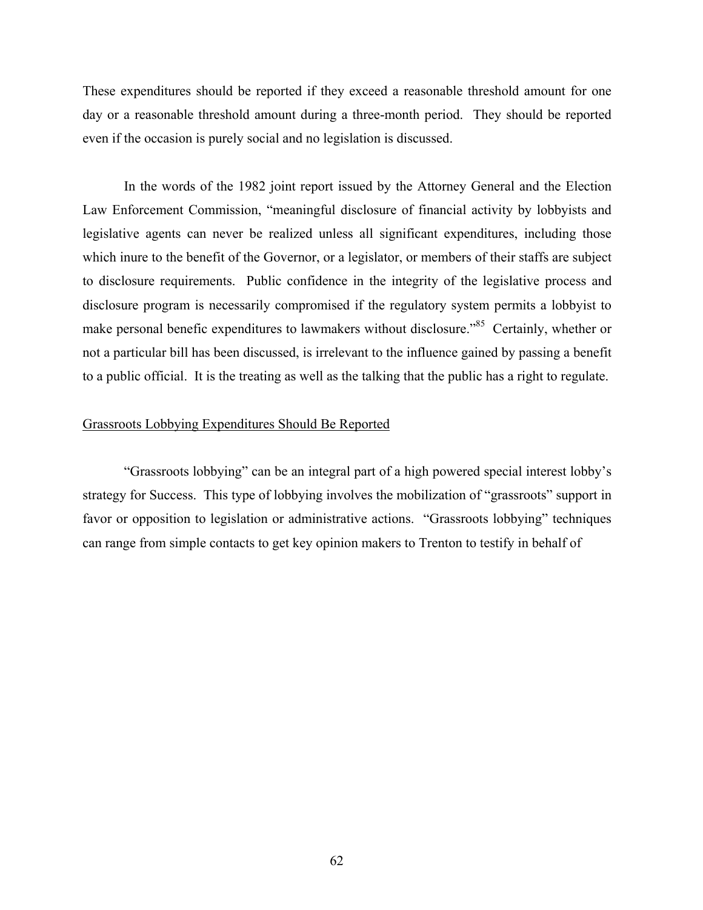These expenditures should be reported if they exceed a reasonable threshold amount for one day or a reasonable threshold amount during a three-month period. They should be reported even if the occasion is purely social and no legislation is discussed.

In the words of the 1982 joint report issued by the Attorney General and the Election Law Enforcement Commission, "meaningful disclosure of financial activity by lobbyists and legislative agents can never be realized unless all significant expenditures, including those which inure to the benefit of the Governor, or a legislator, or members of their staffs are subject to disclosure requirements. Public confidence in the integrity of the legislative process and disclosure program is necessarily compromised if the regulatory system permits a lobbyist to make personal benefic expenditures to lawmakers without disclosure."[85] Certainly, whether or not a particular bill has been discussed, is irrelevant to the influence gained by passing a benefit to a public official. It is the treating as well as the talking that the public has a right to regulate.

<u>Grassroots Lobbying Expenditures Should Be Reported</u>

"Grassroots lobbying" can be an integral part of a high powered special interest lobby's strategy for Success. This type of lobbying involves the mobilization of "grassroots" support in favor or opposition to legislation or administrative actions. "Grassroots lobbying" techniques can range from simple contacts to get key opinion makers to Trenton to testify in behalf of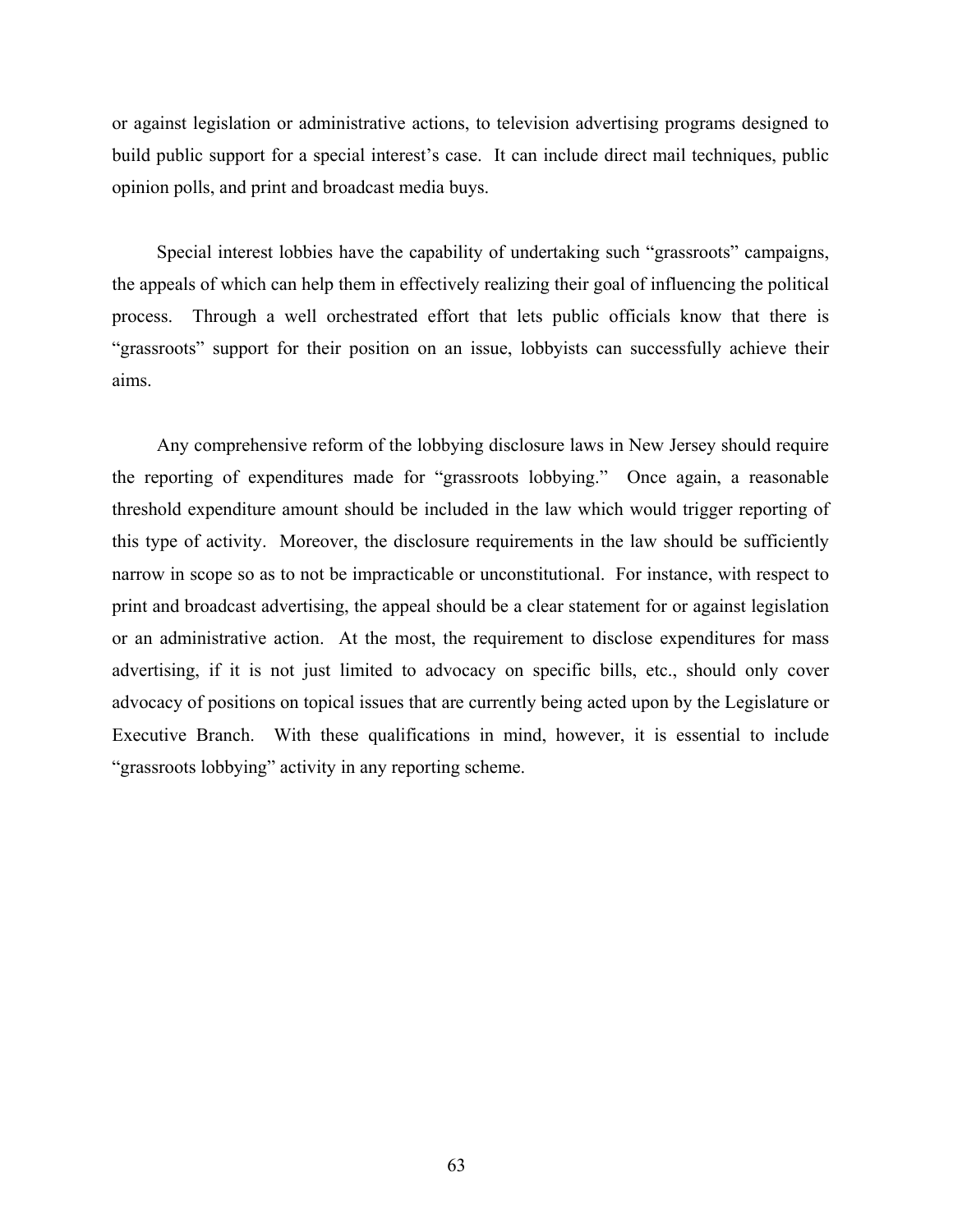or against legislation or administrative actions, to television advertising programs designed to build public support for a special interest's case. It can include direct mail techniques, public opinion polls, and print and broadcast media buys.

Special interest lobbies have the capability of undertaking such "grassroots" campaigns, the appeals of which can help them in effectively realizing their goal of influencing the political process. Through a well orchestrated effort that lets public officials know that there is "grassroots" support for their position on an issue, lobbyists can successfully achieve their aims.

Any comprehensive reform of the lobbying disclosure laws in New Jersey should require the reporting of expenditures made for "grassroots lobbying." Once again, a reasonable threshold expenditure amount should be included in the law which would trigger reporting of this type of activity. Moreover, the disclosure requirements in the law should be sufficiently narrow in scope so as to not be impracticable or unconstitutional. For instance, with respect to print and broadcast advertising, the appeal should be a clear statement for or against legislation or an administrative action. At the most, the requirement to disclose expenditures for mass advertising, if it is not just limited to advocacy on specific bills, etc., should only cover advocacy of positions on topical issues that are currently being acted upon by the Legislature or Executive Branch. With these qualifications in mind, however, it is essential to include "grassroots lobbying" activity in any reporting scheme.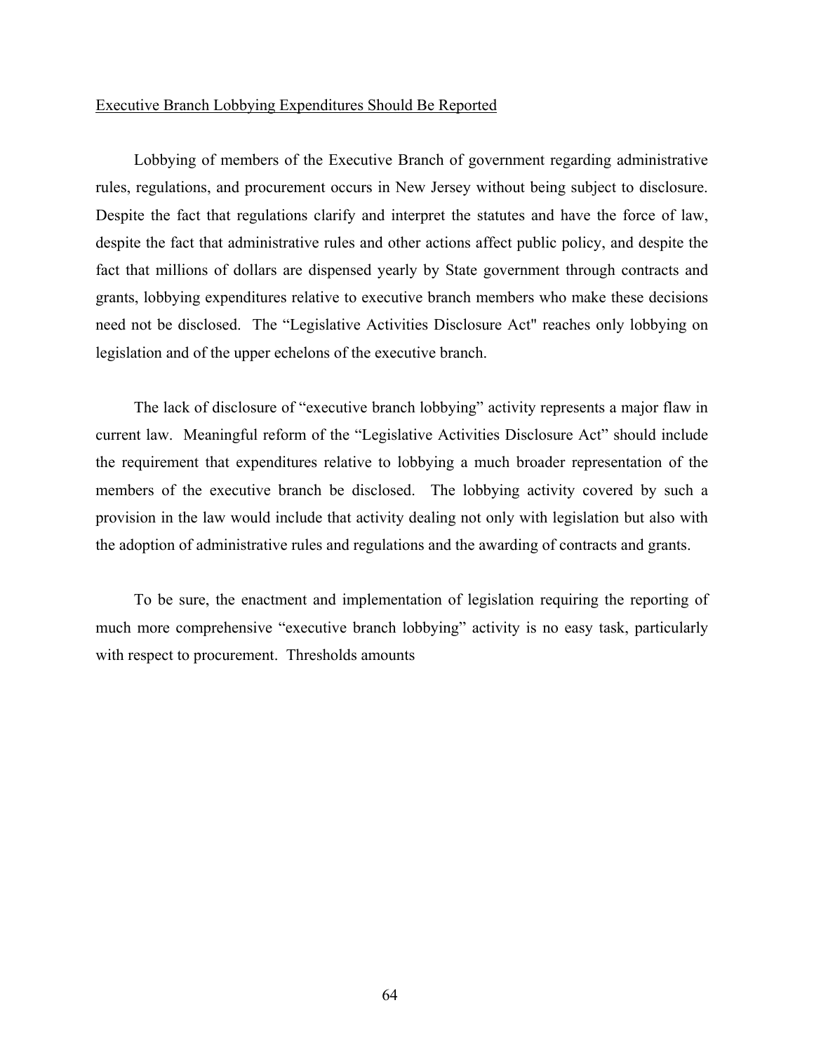Executive Branch Lobbying Expenditures Should Be Reported

Lobbying of members of the Executive Branch of government regarding administrative rules, regulations, and procurement occurs in New Jersey without being subject to disclosure. Despite the fact that regulations clarify and interpret the statutes and have the force of law, despite the fact that administrative rules and other actions affect public policy, and despite the fact that millions of dollars are dispensed yearly by State government through contracts and grants, lobbying expenditures relative to executive branch members who make these decisions need not be disclosed. The "Legislative Activities Disclosure Act" reaches only lobbying on legislation and of the upper echelons of the executive branch.

The lack of disclosure of "executive branch lobbying" activity represents a major flaw in current law. Meaningful reform of the "Legislative Activities Disclosure Act" should include the requirement that expenditures relative to lobbying a much broader representation of the members of the executive branch be disclosed. The lobbying activity covered by such a provision in the law would include that activity dealing not only with legislation but also with the adoption of administrative rules and regulations and the awarding of contracts and grants.

To be sure, the enactment and implementation of legislation requiring the reporting of much more comprehensive "executive branch lobbying" activity is no easy task, particularly with respect to procurement. Thresholds amounts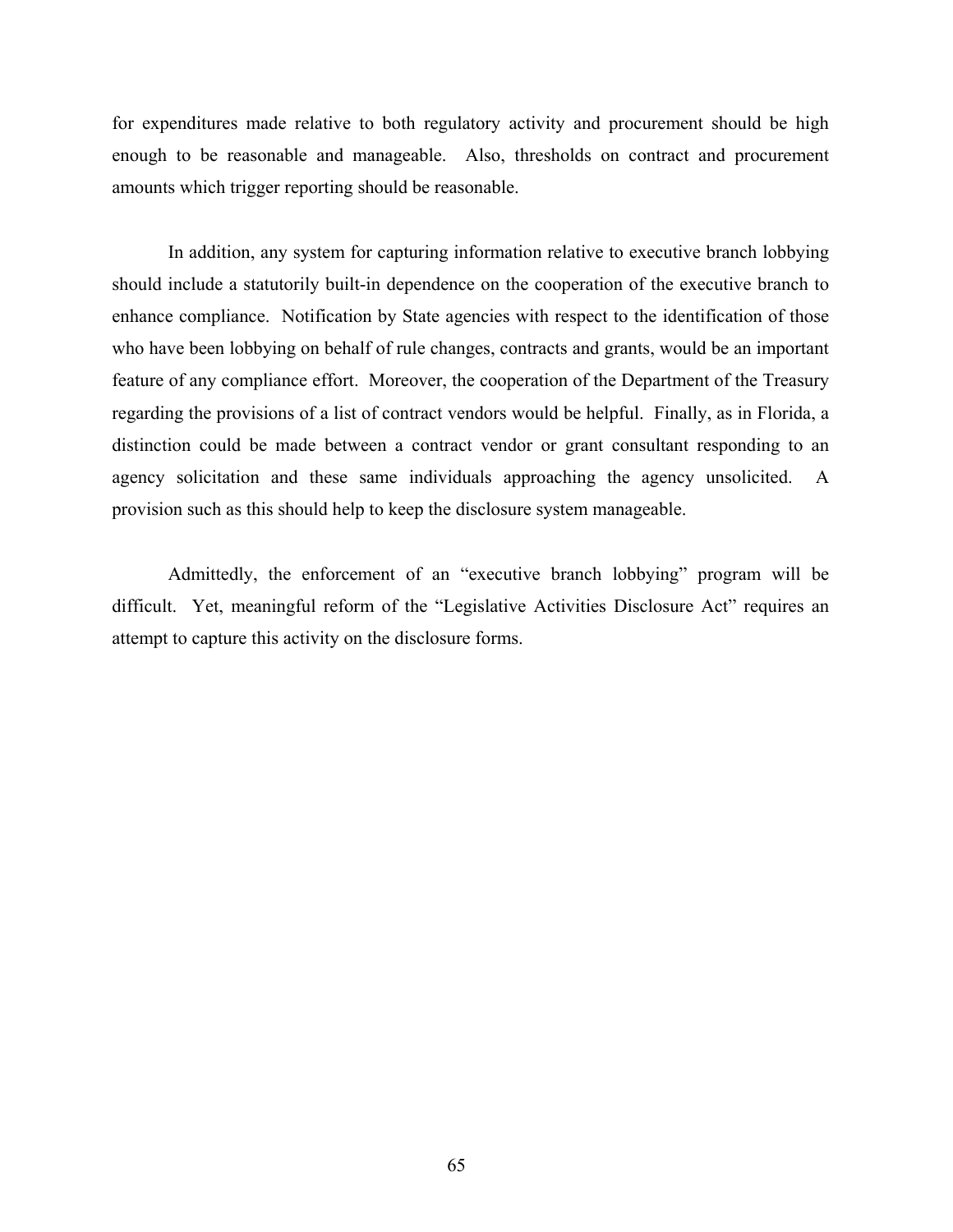for expenditures made relative to both regulatory activity and procurement should be high enough to be reasonable and manageable. Also, thresholds on contract and procurement amounts which trigger reporting should be reasonable.

In addition, any system for capturing information relative to executive branch lobbying should include a statutorily built-in dependence on the cooperation of the executive branch to enhance compliance. Notification by State agencies with respect to the identification of those who have been lobbying on behalf of rule changes, contracts and grants, would be an important feature of any compliance effort. Moreover, the cooperation of the Department of the Treasury regarding the provisions of a list of contract vendors would be helpful. Finally, as in Florida, a distinction could be made between a contract vendor or grant consultant responding to an agency solicitation and these same individuals approaching the agency unsolicited. A provision such as this should help to keep the disclosure system manageable.

Admittedly, the enforcement of an "executive branch lobbying" program will be difficult. Yet, meaningful reform of the "Legislative Activities Disclosure Act" requires an attempt to capture this activity on the disclosure forms.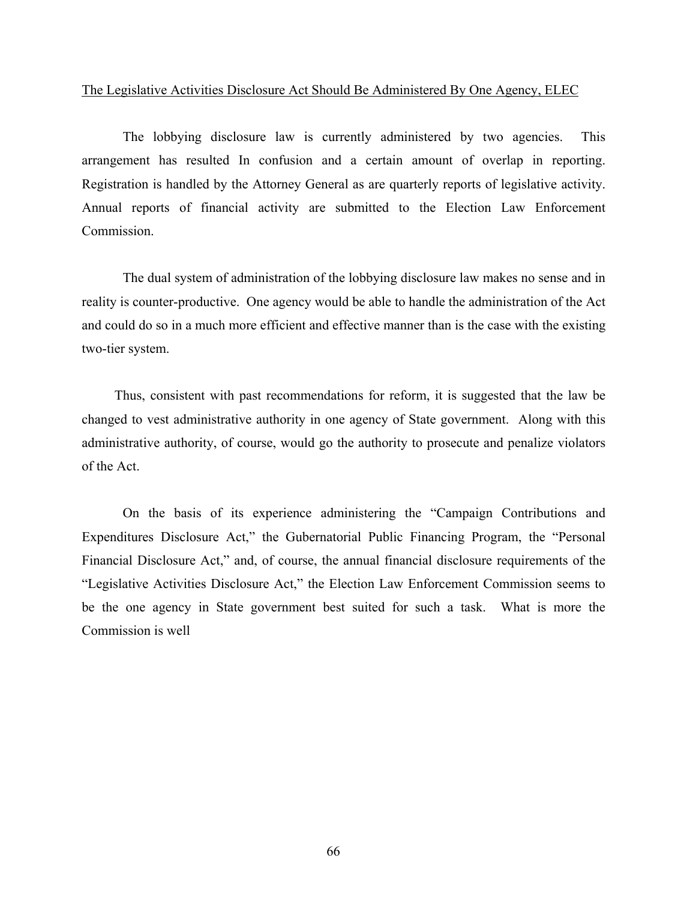The Legislative Activities Disclosure Act Should Be Administered By One Agency, ELEC

The lobbying disclosure law is currently administered by two agencies. This arrangement has resulted In confusion and a certain amount of overlap in reporting. Registration is handled by the Attorney General as are quarterly reports of legislative activity. Annual reports of financial activity are submitted to the Election Law Enforcement Commission.

The dual system of administration of the lobbying disclosure law makes no sense and in reality is counter-productive. One agency would be able to handle the administration of the Act and could do so in a much more efficient and effective manner than is the case with the existing two-tier system.

Thus, consistent with past recommendations for reform, it is suggested that the law be changed to vest administrative authority in one agency of State government. Along with this administrative authority, of course, would go the authority to prosecute and penalize violators of the Act.

On the basis of its experience administering the "Campaign Contributions and Expenditures Disclosure Act," the Gubernatorial Public Financing Program, the "Personal Financial Disclosure Act," and, of course, the annual financial disclosure requirements of the "Legislative Activities Disclosure Act," the Election Law Enforcement Commission seems to be the one agency in State government best suited for such a task. What is more the Commission is well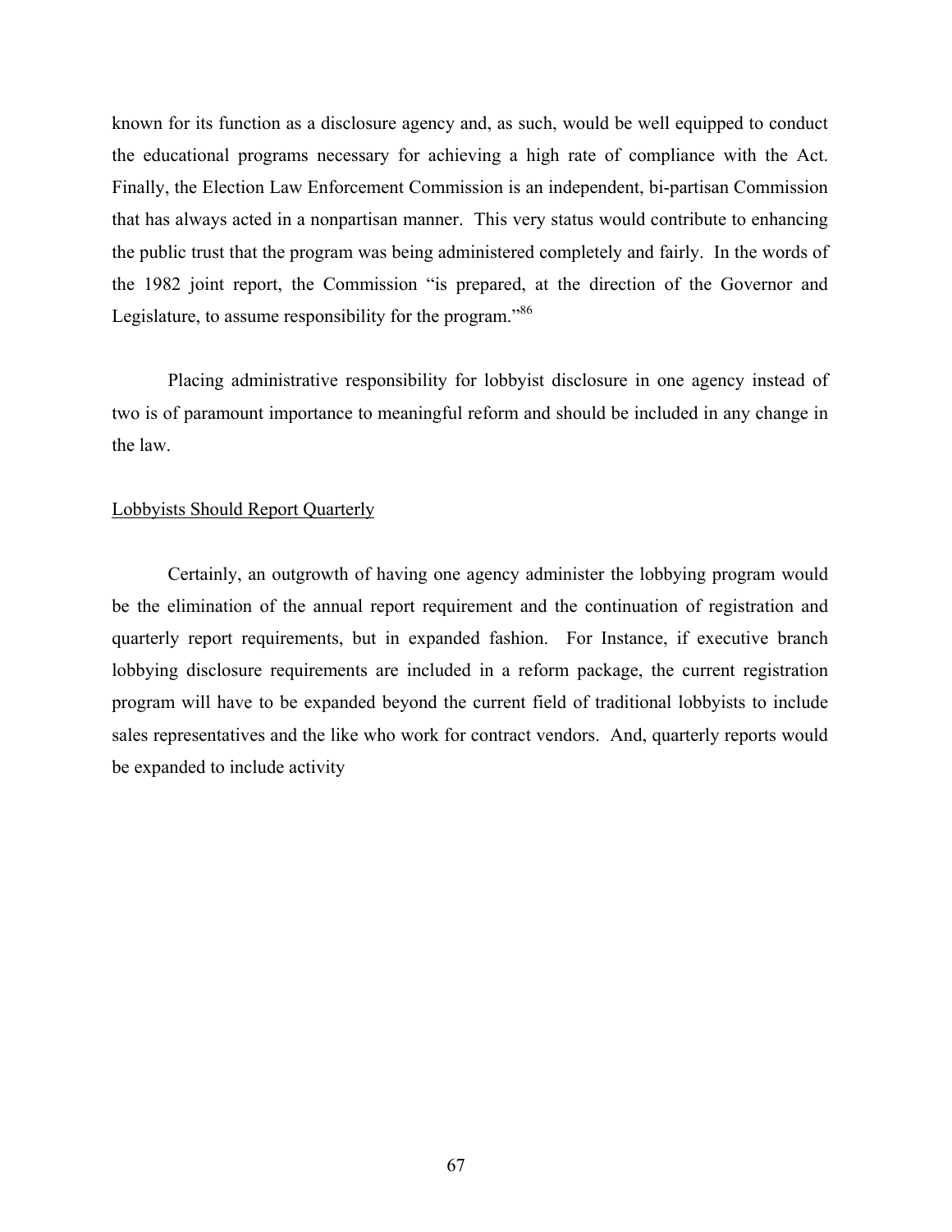known for its function as a disclosure agency and, as such, would be well equipped to conduct the educational programs necessary for achieving a high rate of compliance with the Act. Finally, the Election Law Enforcement Commission is an independent, bi-partisan Commission that has always acted in a nonpartisan manner. This very status would contribute to enhancing the public trust that the program was being administered completely and fairly. In the words of the 1982 joint report, the Commission "is prepared, at the direction of the Governor and Legislature, to assume responsibility for the program."[86]

Placing administrative responsibility for lobbyist disclosure in one agency instead of two is of paramount importance to meaningful reform and should be included in any change in the law.

Lobbyists Should Report Quarterly

Certainly, an outgrowth of having one agency administer the lobbying program would be the elimination of the annual report requirement and the continuation of registration and quarterly report requirements, but in expanded fashion. For Instance, if executive branch lobbying disclosure requirements are included in a reform package, the current registration program will have to be expanded beyond the current field of traditional lobbyists to include sales representatives and the like who work for contract vendors. And, quarterly reports would be expanded to include activity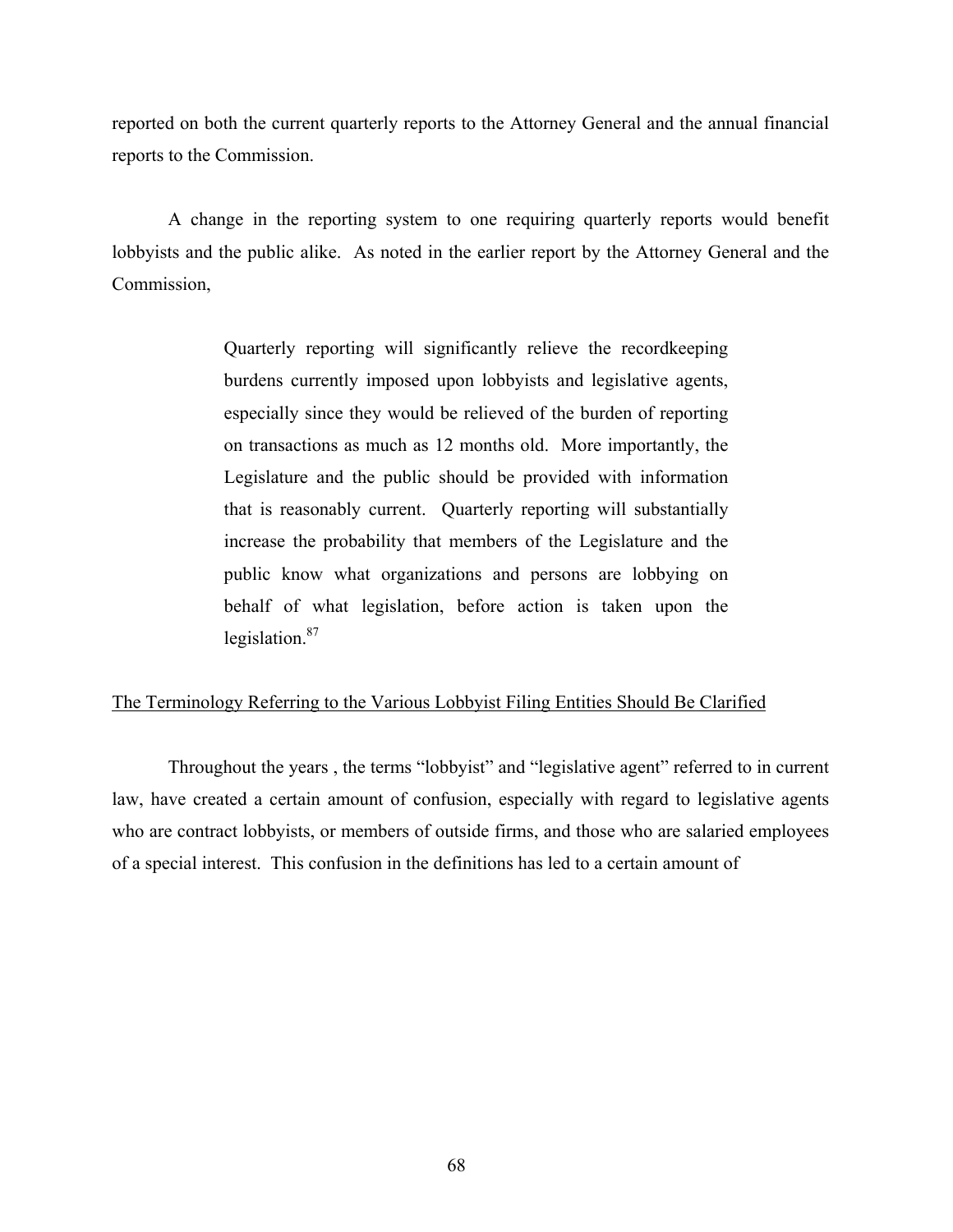reported on both the current quarterly reports to the Attorney General and the annual financial reports to the Commission.

A change in the reporting system to one requiring quarterly reports would benefit lobbyists and the public alike. As noted in the earlier report by the Attorney General and the Commission,

> Quarterly reporting will significantly relieve the recordkeeping burdens currently imposed upon lobbyists and legislative agents, especially since they would be relieved of the burden of reporting on transactions as much as 12 months old. More importantly, the Legislature and the public should be provided with information that is reasonably current. Quarterly reporting will substantially increase the probability that members of the Legislature and the public know what organizations and persons are lobbying on behalf of what legislation, before action is taken upon the legislation.[87]

<u>The Terminology Referring to the Various Lobbyist Filing Entities Should Be Clarified</u>

Throughout the years , the terms "lobbyist" and "legislative agent" referred to in current law, have created a certain amount of confusion, especially with regard to legislative agents who are contract lobbyists, or members of outside firms, and those who are salaried employees of a special interest. This confusion in the definitions has led to a certain amount of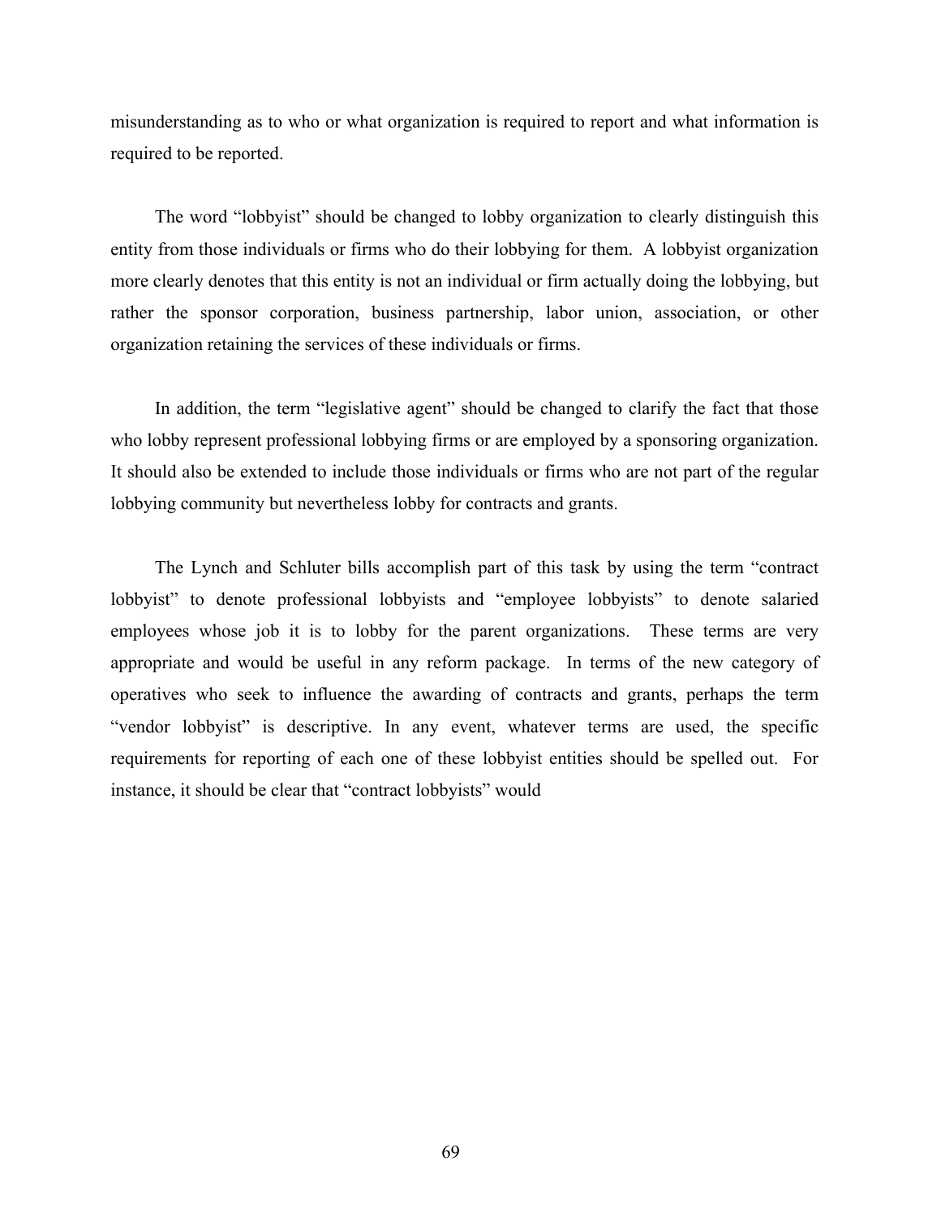misunderstanding as to who or what organization is required to report and what information is required to be reported.

The word "lobbyist" should be changed to lobby organization to clearly distinguish this entity from those individuals or firms who do their lobbying for them. A lobbyist organization more clearly denotes that this entity is not an individual or firm actually doing the lobbying, but rather the sponsor corporation, business partnership, labor union, association, or other organization retaining the services of these individuals or firms.

In addition, the term "legislative agent" should be changed to clarify the fact that those who lobby represent professional lobbying firms or are employed by a sponsoring organization. It should also be extended to include those individuals or firms who are not part of the regular lobbying community but nevertheless lobby for contracts and grants.

The Lynch and Schluter bills accomplish part of this task by using the term "contract lobbyist" to denote professional lobbyists and "employee lobbyists" to denote salaried employees whose job it is to lobby for the parent organizations. These terms are very appropriate and would be useful in any reform package. In terms of the new category of operatives who seek to influence the awarding of contracts and grants, perhaps the term "vendor lobbyist" is descriptive. In any event, whatever terms are used, the specific requirements for reporting of each one of these lobbyist entities should be spelled out. For instance, it should be clear that "contract lobbyists" would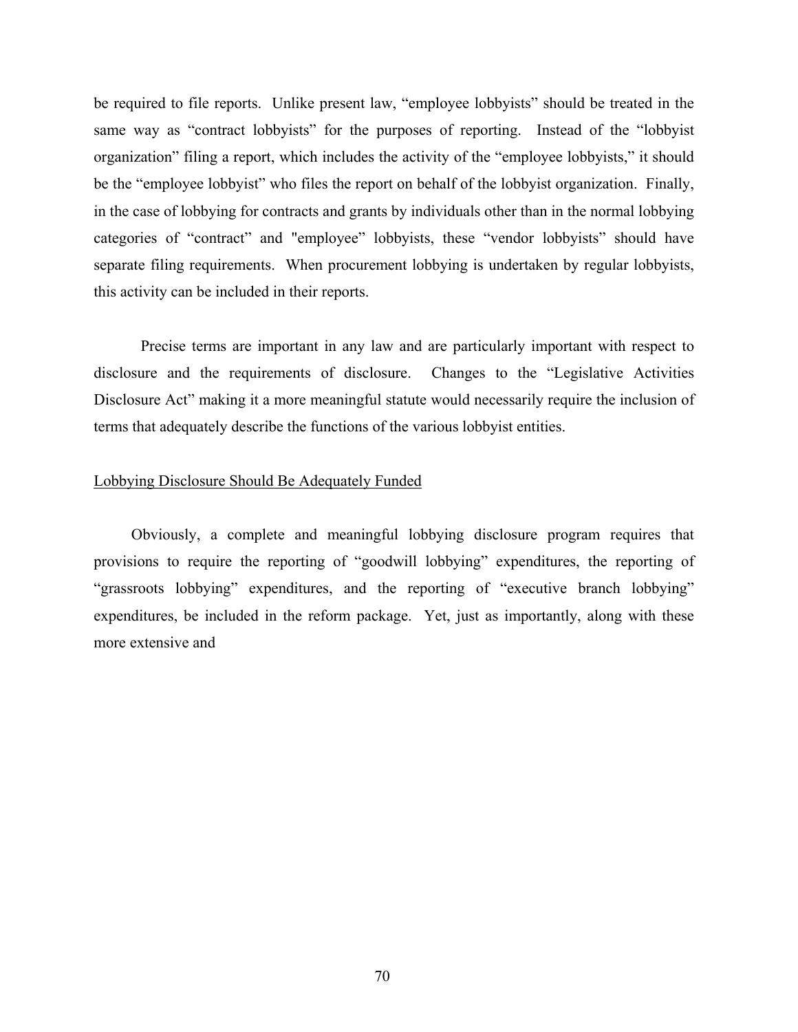be required to file reports. Unlike present law, “employee lobbyists” should be treated in the same way as “contract lobbyists” for the purposes of reporting. Instead of the “lobbyist organization” filing a report, which includes the activity of the “employee lobbyists,” it should be the “employee lobbyist” who files the report on behalf of the lobbyist organization. Finally, in the case of lobbying for contracts and grants by individuals other than in the normal lobbying categories of “contract” and "employee” lobbyists, these “vendor lobbyists” should have separate filing requirements. When procurement lobbying is undertaken by regular lobbyists, this activity can be included in their reports.

Precise terms are important in any law and are particularly important with respect to disclosure and the requirements of disclosure. Changes to the “Legislative Activities Disclosure Act” making it a more meaningful statute would necessarily require the inclusion of terms that adequately describe the functions of the various lobbyist entities.

<u>Lobbying Disclosure Should Be Adequately Funded</u>

Obviously, a complete and meaningful lobbying disclosure program requires that provisions to require the reporting of “goodwill lobbying” expenditures, the reporting of “grassroots lobbying” expenditures, and the reporting of “executive branch lobbying” expenditures, be included in the reform package. Yet, just as importantly, along with these more extensive and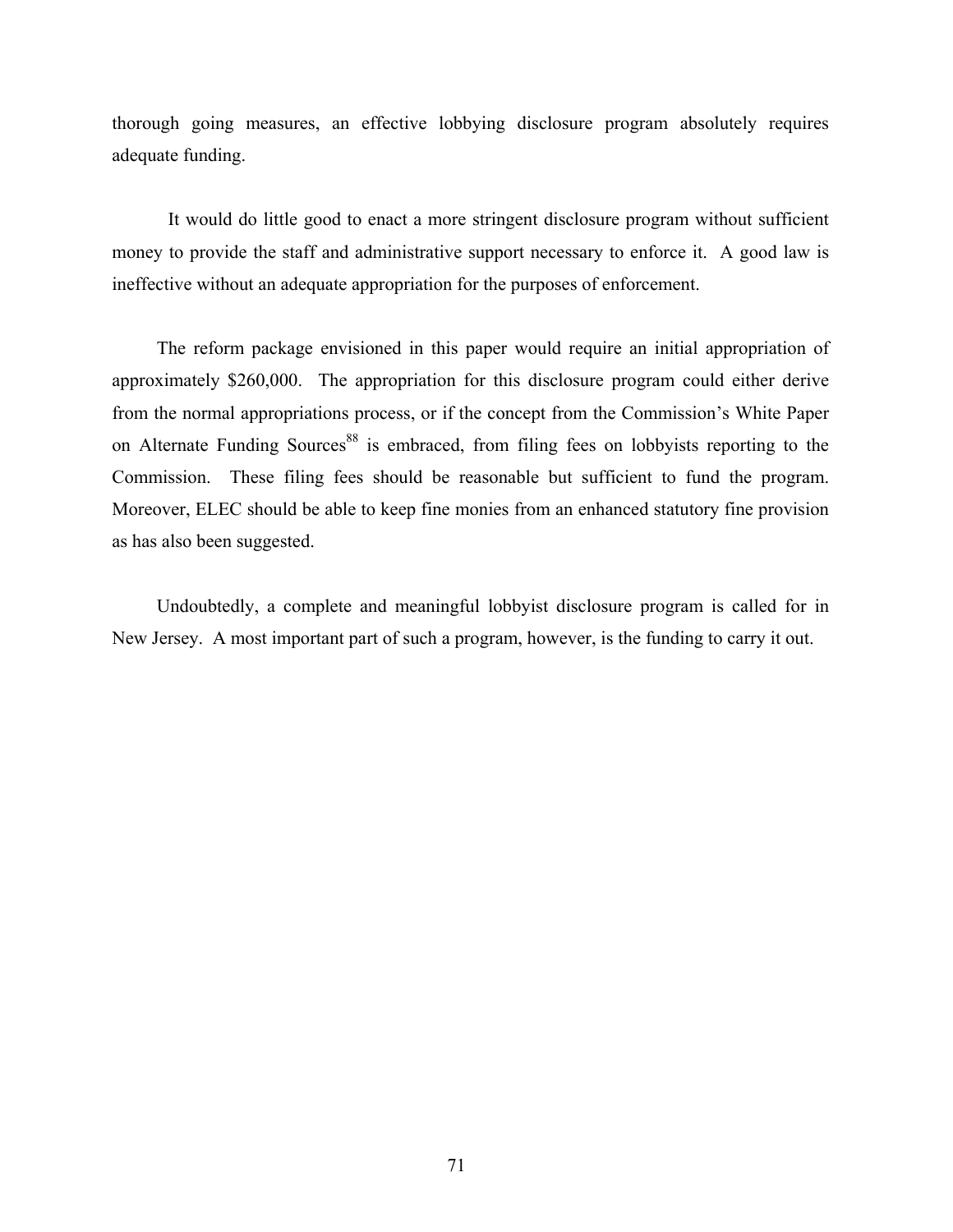thorough going measures, an effective lobbying disclosure program absolutely requires adequate funding.

It would do little good to enact a more stringent disclosure program without sufficient money to provide the staff and administrative support necessary to enforce it. A good law is ineffective without an adequate appropriation for the purposes of enforcement.

The reform package envisioned in this paper would require an initial appropriation of approximately $260,000. The appropriation for this disclosure program could either derive from the normal appropriations process, or if the concept from the Commission's White Paper on Alternate Funding Sources[88] is embraced, from filing fees on lobbyists reporting to the Commission. These filing fees should be reasonable but sufficient to fund the program. Moreover, ELEC should be able to keep fine monies from an enhanced statutory fine provision as has also been suggested.

Undoubtedly, a complete and meaningful lobbyist disclosure program is called for in New Jersey. A most important part of such a program, however, is the funding to carry it out.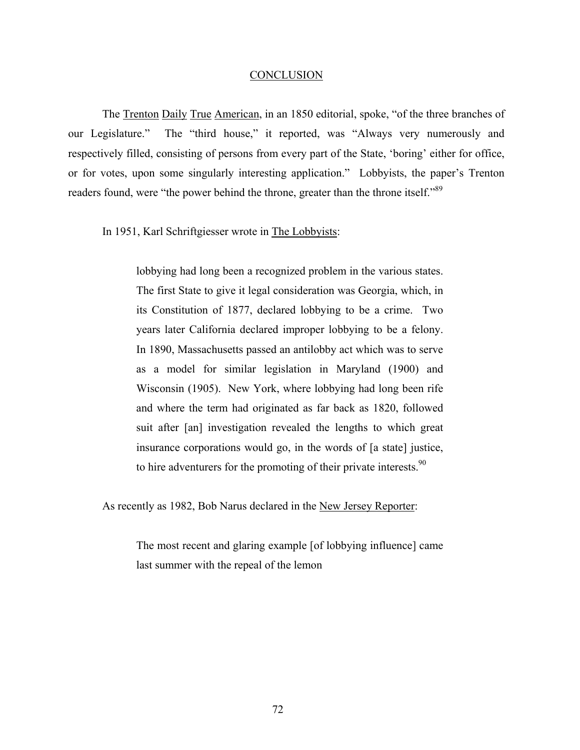## CONCLUSION

The Trenton Daily True American, in an 1850 editorial, spoke, "of the three branches of our Legislature." The "third house," it reported, was "Always very numerously and respectively filled, consisting of persons from every part of the State, 'boring' either for office, or for votes, upon some singularly interesting application." Lobbyists, the paper's Trenton readers found, were "the power behind the throne, greater than the throne itself."[89]

In 1951, Karl Schriftgiesser wrote in The Lobbyists:

> lobbying had long been a recognized problem in the various states. The first State to give it legal consideration was Georgia, which, in its Constitution of 1877, declared lobbying to be a crime. Two years later California declared improper lobbying to be a felony. In 1890, Massachusetts passed an antilobby act which was to serve as a model for similar legislation in Maryland (1900) and Wisconsin (1905). New York, where lobbying had long been rife and where the term had originated as far back as 1820, followed suit after [an] investigation revealed the lengths to which great insurance corporations would go, in the words of [a state] justice, to hire adventurers for the promoting of their private interests.[90]

As recently as 1982, Bob Narus declared in the New Jersey Reporter:

> The most recent and glaring example [of lobbying influence] came last summer with the repeal of the lemon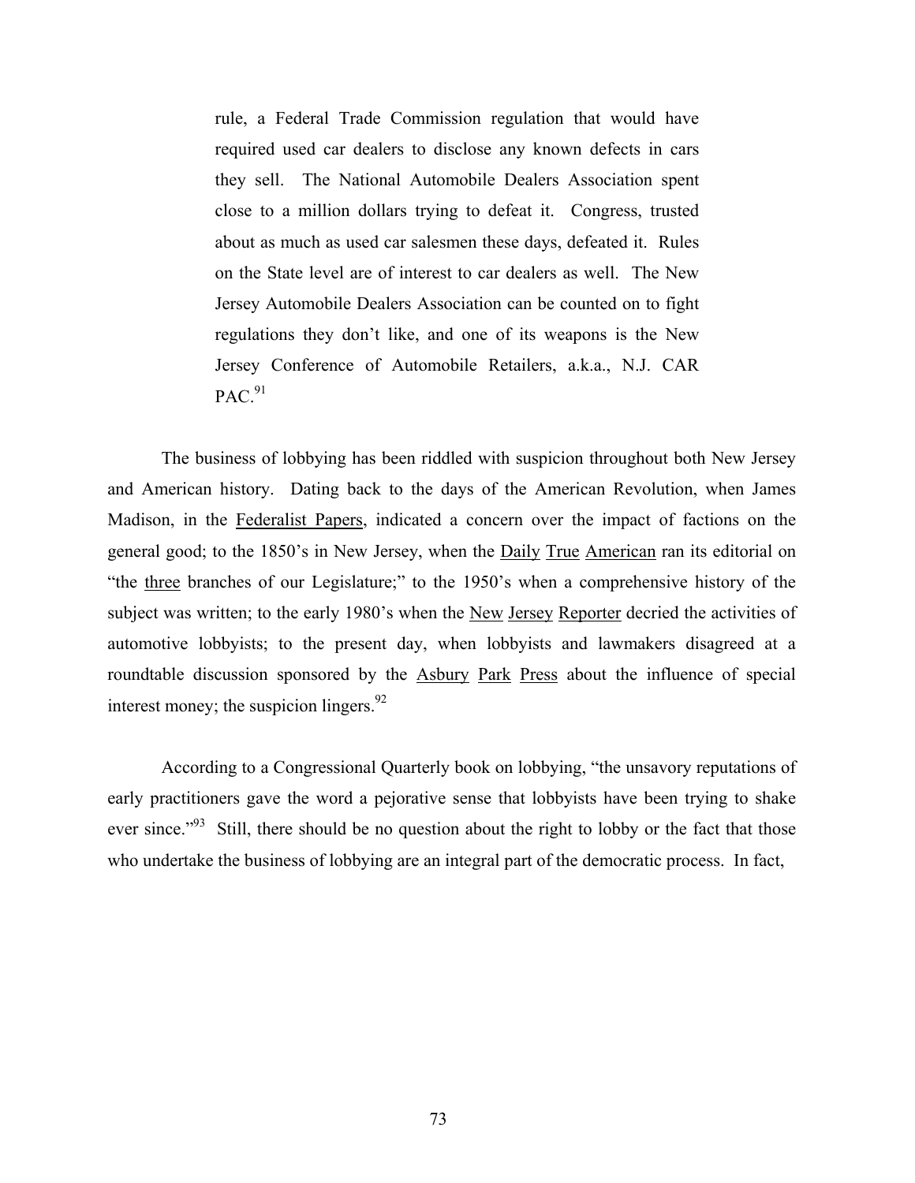> rule, a Federal Trade Commission regulation that would have required used car dealers to disclose any known defects in cars they sell. The National Automobile Dealers Association spent close to a million dollars trying to defeat it. Congress, trusted about as much as used car salesmen these days, defeated it. Rules on the State level are of interest to car dealers as well. The New Jersey Automobile Dealers Association can be counted on to fight regulations they don't like, and one of its weapons is the New Jersey Conference of Automobile Retailers, a.k.a., N.J. CAR PAC.[91]

The business of lobbying has been riddled with suspicion throughout both New Jersey and American history. Dating back to the days of the American Revolution, when James Madison, in the Federalist Papers, indicated a concern over the impact of factions on the general good; to the 1850's in New Jersey, when the Daily True American ran its editorial on "the three branches of our Legislature;" to the 1950's when a comprehensive history of the subject was written; to the early 1980's when the New Jersey Reporter decried the activities of automotive lobbyists; to the present day, when lobbyists and lawmakers disagreed at a roundtable discussion sponsored by the Asbury Park Press about the influence of special interest money; the suspicion lingers.[92]

According to a Congressional Quarterly book on lobbying, "the unsavory reputations of early practitioners gave the word a pejorative sense that lobbyists have been trying to shake ever since."[93] Still, there should be no question about the right to lobby or the fact that those who undertake the business of lobbying are an integral part of the democratic process. In fact,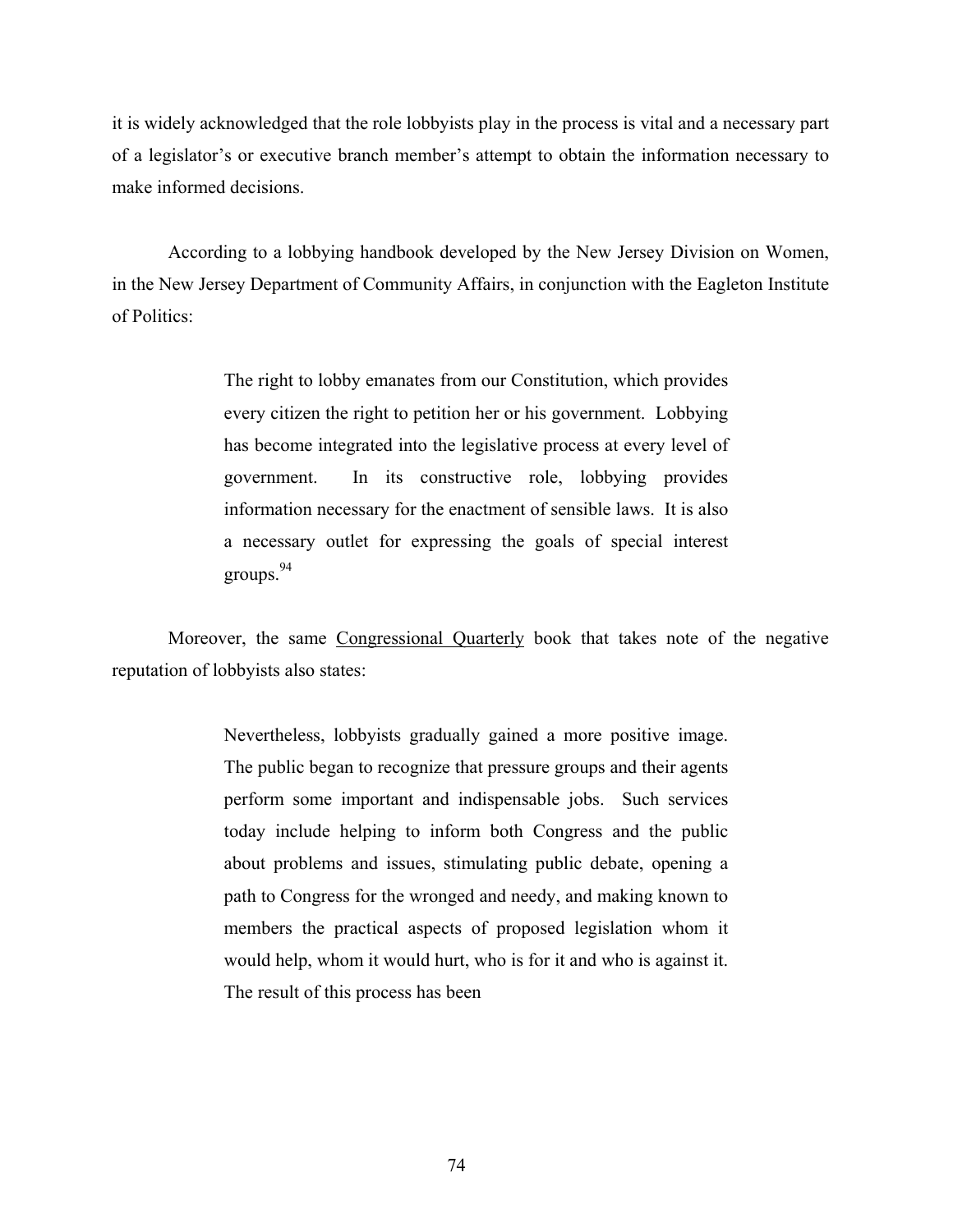it is widely acknowledged that the role lobbyists play in the process is vital and a necessary part of a legislator's or executive branch member's attempt to obtain the information necessary to make informed decisions.

According to a lobbying handbook developed by the New Jersey Division on Women, in the New Jersey Department of Community Affairs, in conjunction with the Eagleton Institute of Politics:

> The right to lobby emanates from our Constitution, which provides every citizen the right to petition her or his government. Lobbying has become integrated into the legislative process at every level of government. In its constructive role, lobbying provides information necessary for the enactment of sensible laws. It is also a necessary outlet for expressing the goals of special interest groups.[94]

Moreover, the same Congressional Quarterly book that takes note of the negative reputation of lobbyists also states:

> Nevertheless, lobbyists gradually gained a more positive image. The public began to recognize that pressure groups and their agents perform some important and indispensable jobs. Such services today include helping to inform both Congress and the public about problems and issues, stimulating public debate, opening a path to Congress for the wronged and needy, and making known to members the practical aspects of proposed legislation whom it would help, whom it would hurt, who is for it and who is against it. The result of this process has been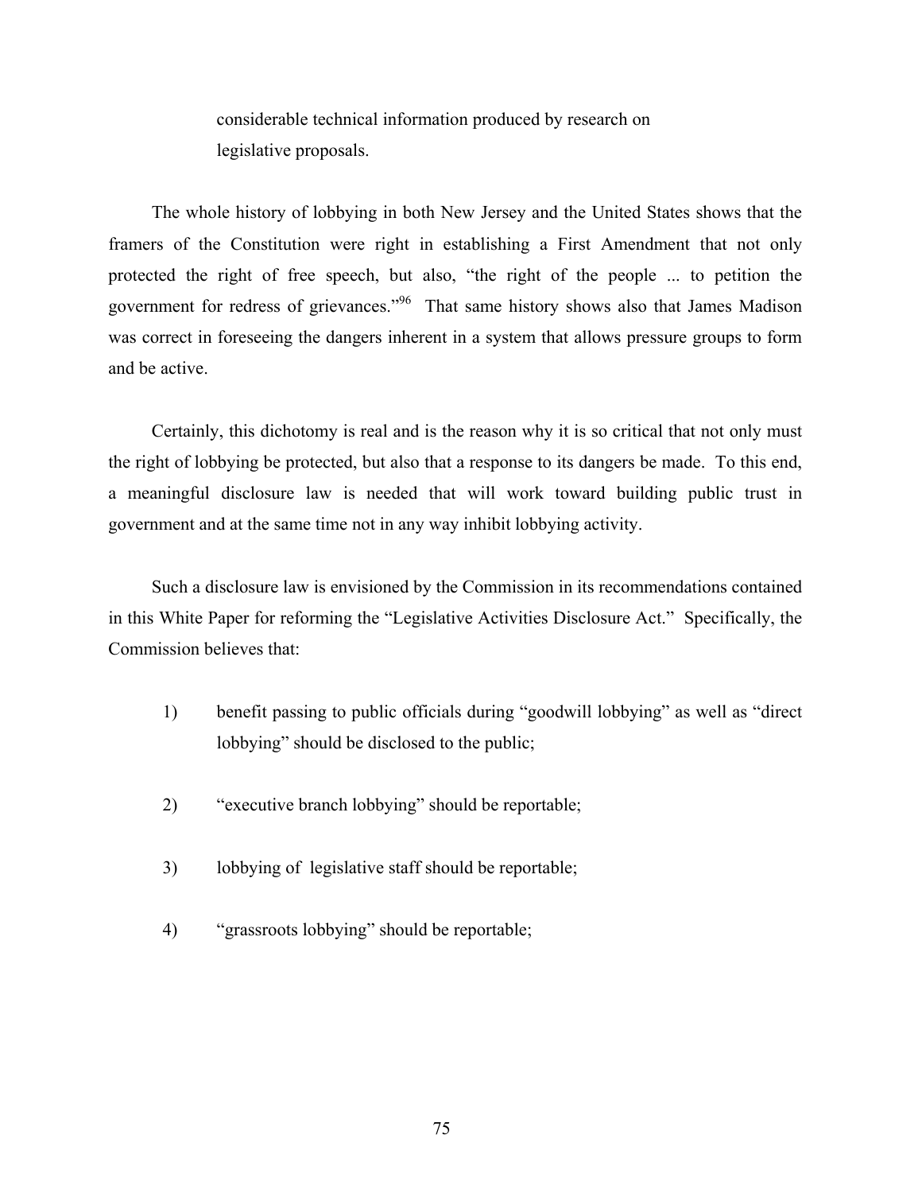considerable technical information produced by research on legislative proposals.

The whole history of lobbying in both New Jersey and the United States shows that the framers of the Constitution were right in establishing a First Amendment that not only protected the right of free speech, but also, "the right of the people ... to petition the government for redress of grievances."[96] That same history shows also that James Madison was correct in foreseeing the dangers inherent in a system that allows pressure groups to form and be active.

Certainly, this dichotomy is real and is the reason why it is so critical that not only must the right of lobbying be protected, but also that a response to its dangers be made. To this end, a meaningful disclosure law is needed that will work toward building public trust in government and at the same time not in any way inhibit lobbying activity.

Such a disclosure law is envisioned by the Commission in its recommendations contained in this White Paper for reforming the "Legislative Activities Disclosure Act." Specifically, the Commission believes that:

1) benefit passing to public officials during "goodwill lobbying" as well as "direct lobbying" should be disclosed to the public;

2) "executive branch lobbying" should be reportable;

3) lobbying of legislative staff should be reportable;

4) "grassroots lobbying" should be reportable;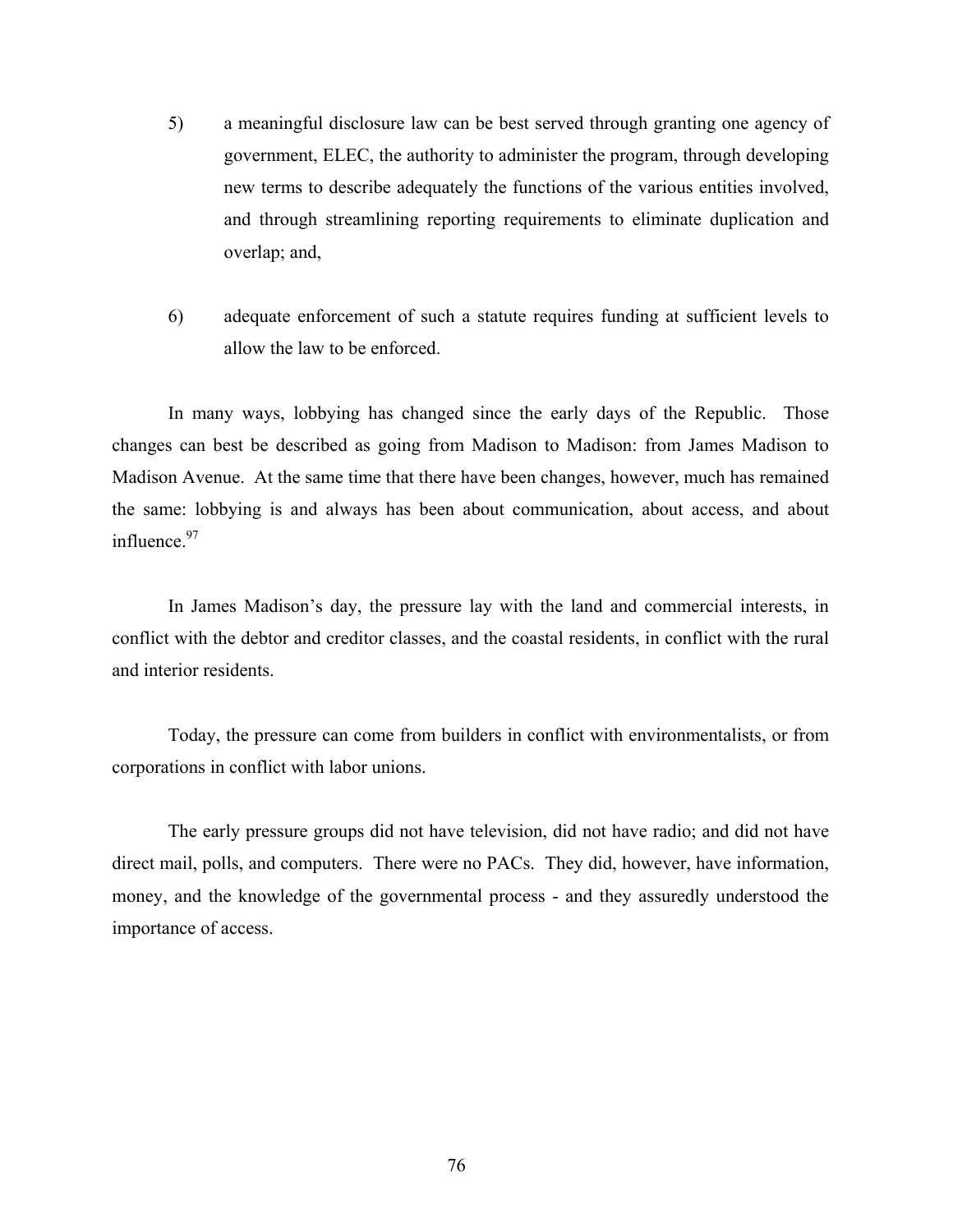5) a meaningful disclosure law can be best served through granting one agency of government, ELEC, the authority to administer the program, through developing new terms to describe adequately the functions of the various entities involved, and through streamlining reporting requirements to eliminate duplication and overlap; and,

6) adequate enforcement of such a statute requires funding at sufficient levels to allow the law to be enforced.

In many ways, lobbying has changed since the early days of the Republic. Those changes can best be described as going from Madison to Madison: from James Madison to Madison Avenue. At the same time that there have been changes, however, much has remained the same: lobbying is and always has been about communication, about access, and about influence.[97]

In James Madison's day, the pressure lay with the land and commercial interests, in conflict with the debtor and creditor classes, and the coastal residents, in conflict with the rural and interior residents.

Today, the pressure can come from builders in conflict with environmentalists, or from corporations in conflict with labor unions.

The early pressure groups did not have television, did not have radio; and did not have direct mail, polls, and computers. There were no PACs. They did, however, have information, money, and the knowledge of the governmental process - and they assuredly understood the importance of access.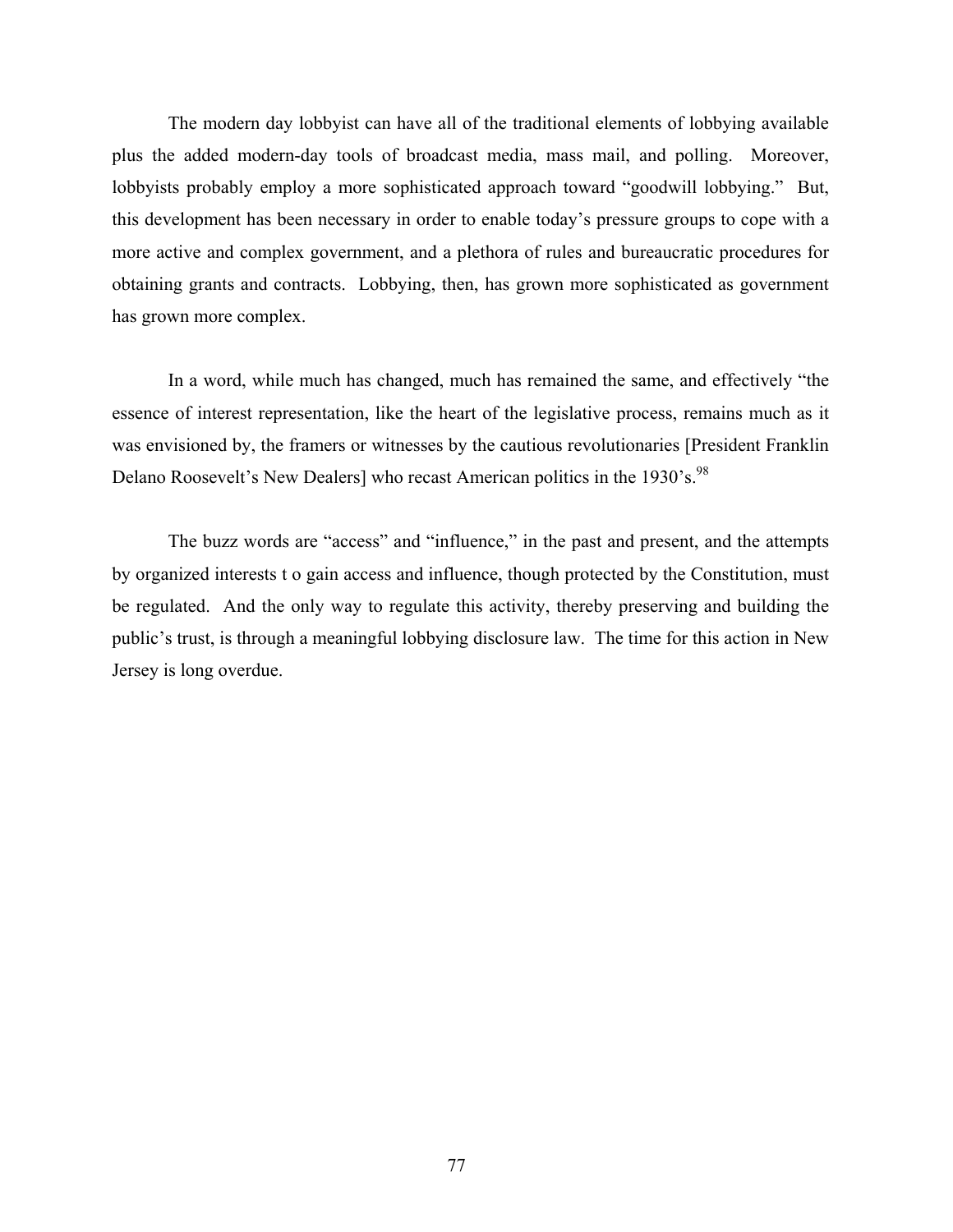The modern day lobbyist can have all of the traditional elements of lobbying available plus the added modern-day tools of broadcast media, mass mail, and polling. Moreover, lobbyists probably employ a more sophisticated approach toward "goodwill lobbying." But, this development has been necessary in order to enable today's pressure groups to cope with a more active and complex government, and a plethora of rules and bureaucratic procedures for obtaining grants and contracts. Lobbying, then, has grown more sophisticated as government has grown more complex.

In a word, while much has changed, much has remained the same, and effectively "the essence of interest representation, like the heart of the legislative process, remains much as it was envisioned by, the framers or witnesses by the cautious revolutionaries [President Franklin Delano Roosevelt's New Dealers] who recast American politics in the 1930's.[98]

The buzz words are "access" and "influence," in the past and present, and the attempts by organized interests t o gain access and influence, though protected by the Constitution, must be regulated. And the only way to regulate this activity, thereby preserving and building the public's trust, is through a meaningful lobbying disclosure law. The time for this action in New Jersey is long overdue.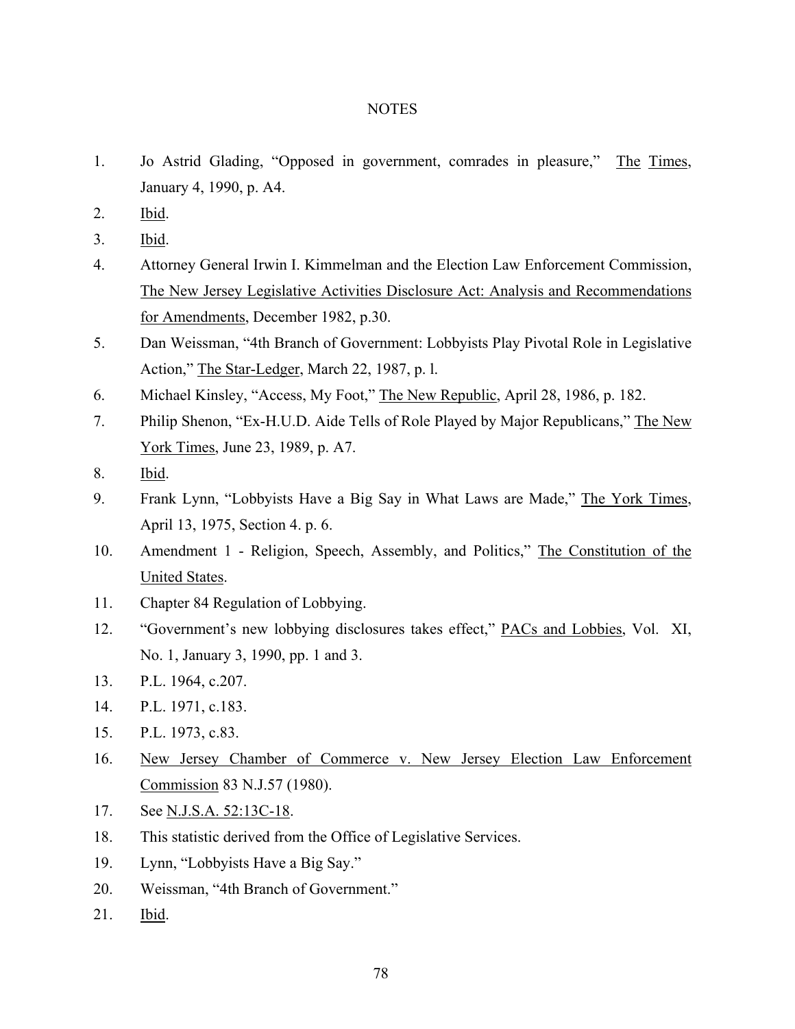# NOTES

1. Jo Astrid Glading, "Opposed in government, comrades in pleasure," The Times, January 4, 1990, p. A4.
2. Ibid.
3. Ibid.
4. Attorney General Irwin I. Kimmelman and the Election Law Enforcement Commission, The New Jersey Legislative Activities Disclosure Act: Analysis and Recommendations for Amendments, December 1982, p.30.
5. Dan Weissman, "4th Branch of Government: Lobbyists Play Pivotal Role in Legislative Action," The Star-Ledger, March 22, 1987, p. l.
6. Michael Kinsley, "Access, My Foot," The New Republic, April 28, 1986, p. 182.
7. Philip Shenon, "Ex-H.U.D. Aide Tells of Role Played by Major Republicans," The New York Times, June 23, 1989, p. A7.
8. Ibid.
9. Frank Lynn, "Lobbyists Have a Big Say in What Laws are Made," The York Times, April 13, 1975, Section 4. p. 6.
10. Amendment 1 - Religion, Speech, Assembly, and Politics," The Constitution of the United States.
11. Chapter 84 Regulation of Lobbying.
12. "Government's new lobbying disclosures takes effect," PACs and Lobbies, Vol. XI, No. 1, January 3, 1990, pp. 1 and 3.
13. P.L. 1964, c.207.
14. P.L. 1971, c.183.
15. P.L. 1973, c.83.
16. New Jersey Chamber of Commerce v. New Jersey Election Law Enforcement Commission 83 N.J.57 (1980).
17. See N.J.S.A. 52:13C-18.
18. This statistic derived from the Office of Legislative Services.
19. Lynn, "Lobbyists Have a Big Say."
20. Weissman, "4th Branch of Government."
21. Ibid.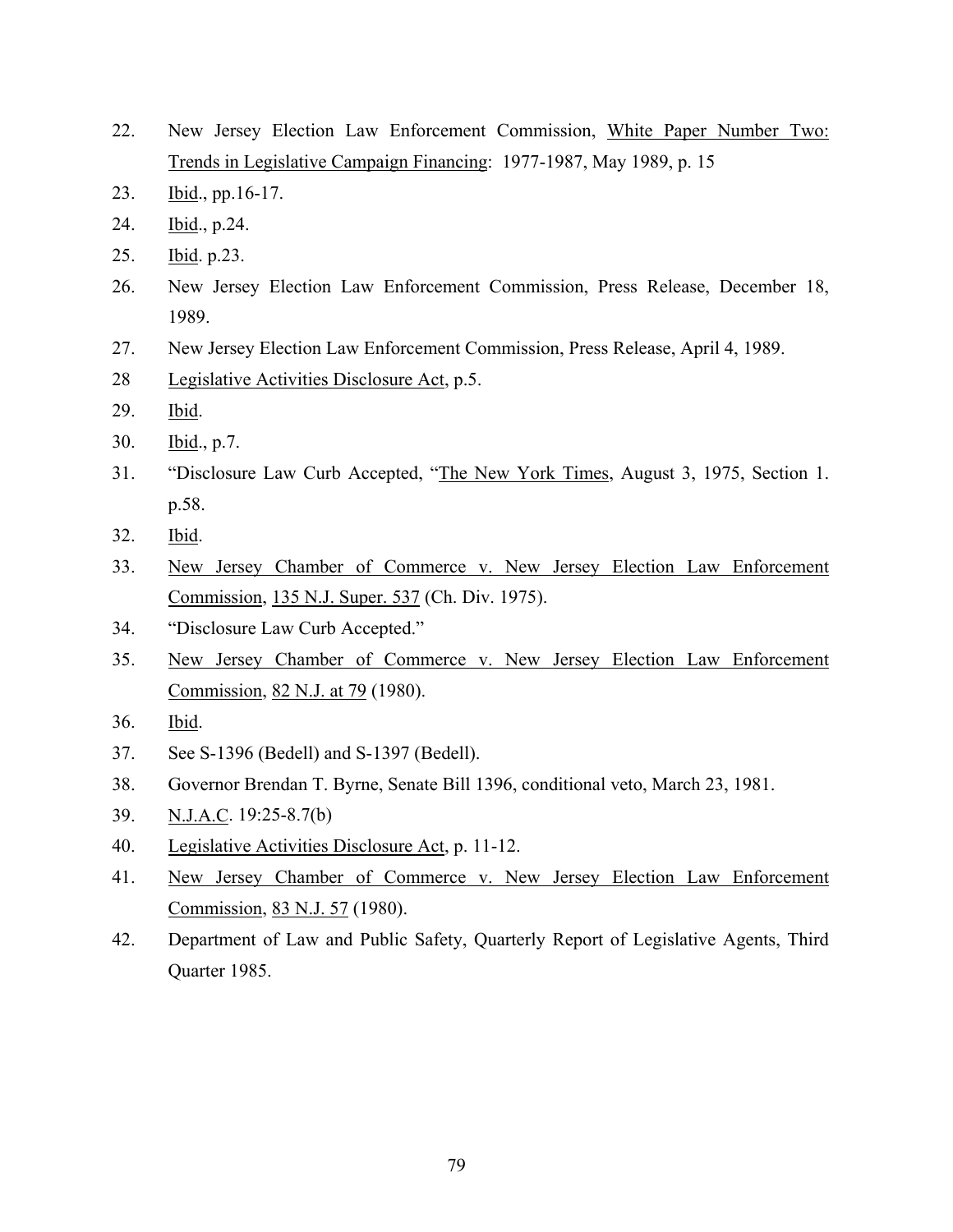22. New Jersey Election Law Enforcement Commission, White Paper Number Two: Trends in Legislative Campaign Financing: 1977-1987, May 1989, p. 15
23. Ibid., pp.16-17.
24. Ibid., p.24.
25. Ibid. p.23.
26. New Jersey Election Law Enforcement Commission, Press Release, December 18, 1989.
27. New Jersey Election Law Enforcement Commission, Press Release, April 4, 1989.
28 Legislative Activities Disclosure Act, p.5.
29. Ibid.
30. Ibid., p.7.
31. "Disclosure Law Curb Accepted, "The New York Times, August 3, 1975, Section 1. p.58.
32. Ibid.
33. New Jersey Chamber of Commerce v. New Jersey Election Law Enforcement Commission, 135 N.J. Super. 537 (Ch. Div. 1975).
34. "Disclosure Law Curb Accepted."
35. New Jersey Chamber of Commerce v. New Jersey Election Law Enforcement Commission, 82 N.J. at 79 (1980).
36. Ibid.
37. See S-1396 (Bedell) and S-1397 (Bedell).
38. Governor Brendan T. Byrne, Senate Bill 1396, conditional veto, March 23, 1981.
39. N.J.A.C. 19:25-8.7(b)
40. Legislative Activities Disclosure Act, p. 11-12.
41. New Jersey Chamber of Commerce v. New Jersey Election Law Enforcement Commission, 83 N.J. 57 (1980).
42. Department of Law and Public Safety, Quarterly Report of Legislative Agents, Third Quarter 1985.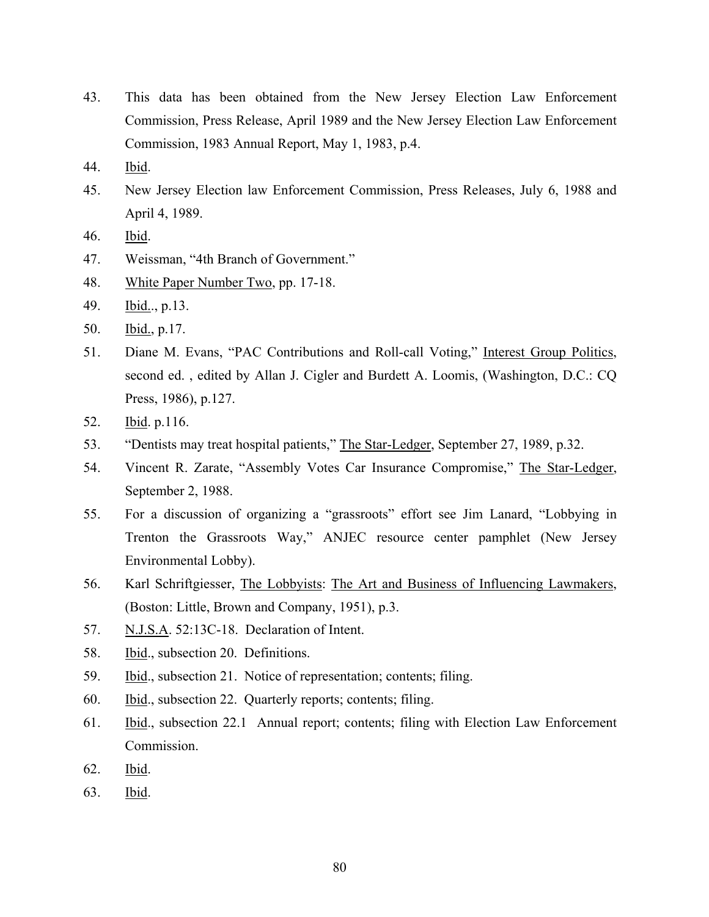43. This data has been obtained from the New Jersey Election Law Enforcement Commission, Press Release, April 1989 and the New Jersey Election Law Enforcement Commission, 1983 Annual Report, May 1, 1983, p.4.

44. Ibid.

45. New Jersey Election law Enforcement Commission, Press Releases, July 6, 1988 and April 4, 1989.

46. Ibid.

47. Weissman, "4th Branch of Government."

48. White Paper Number Two, pp. 17-18.

49. Ibid.., p.13.

50. Ibid., p.17.

51. Diane M. Evans, "PAC Contributions and Roll-call Voting," Interest Group Politics, second ed. , edited by Allan J. Cigler and Burdett A. Loomis, (Washington, D.C.: CQ Press, 1986), p.127.

52. Ibid. p.116.

53. "Dentists may treat hospital patients," The Star-Ledger, September 27, 1989, p.32.

54. Vincent R. Zarate, "Assembly Votes Car Insurance Compromise," The Star-Ledger, September 2, 1988.

55. For a discussion of organizing a "grassroots" effort see Jim Lanard, "Lobbying in Trenton the Grassroots Way," ANJEC resource center pamphlet (New Jersey Environmental Lobby).

56. Karl Schriftgiesser, The Lobbyists: The Art and Business of Influencing Lawmakers, (Boston: Little, Brown and Company, 1951), p.3.

57. N.J.S.A. 52:13C-18. Declaration of Intent.

58. Ibid., subsection 20. Definitions.

59. Ibid., subsection 21. Notice of representation; contents; filing.

60. Ibid., subsection 22. Quarterly reports; contents; filing.

61. Ibid., subsection 22.1 Annual report; contents; filing with Election Law Enforcement Commission.

62. Ibid.

63. Ibid.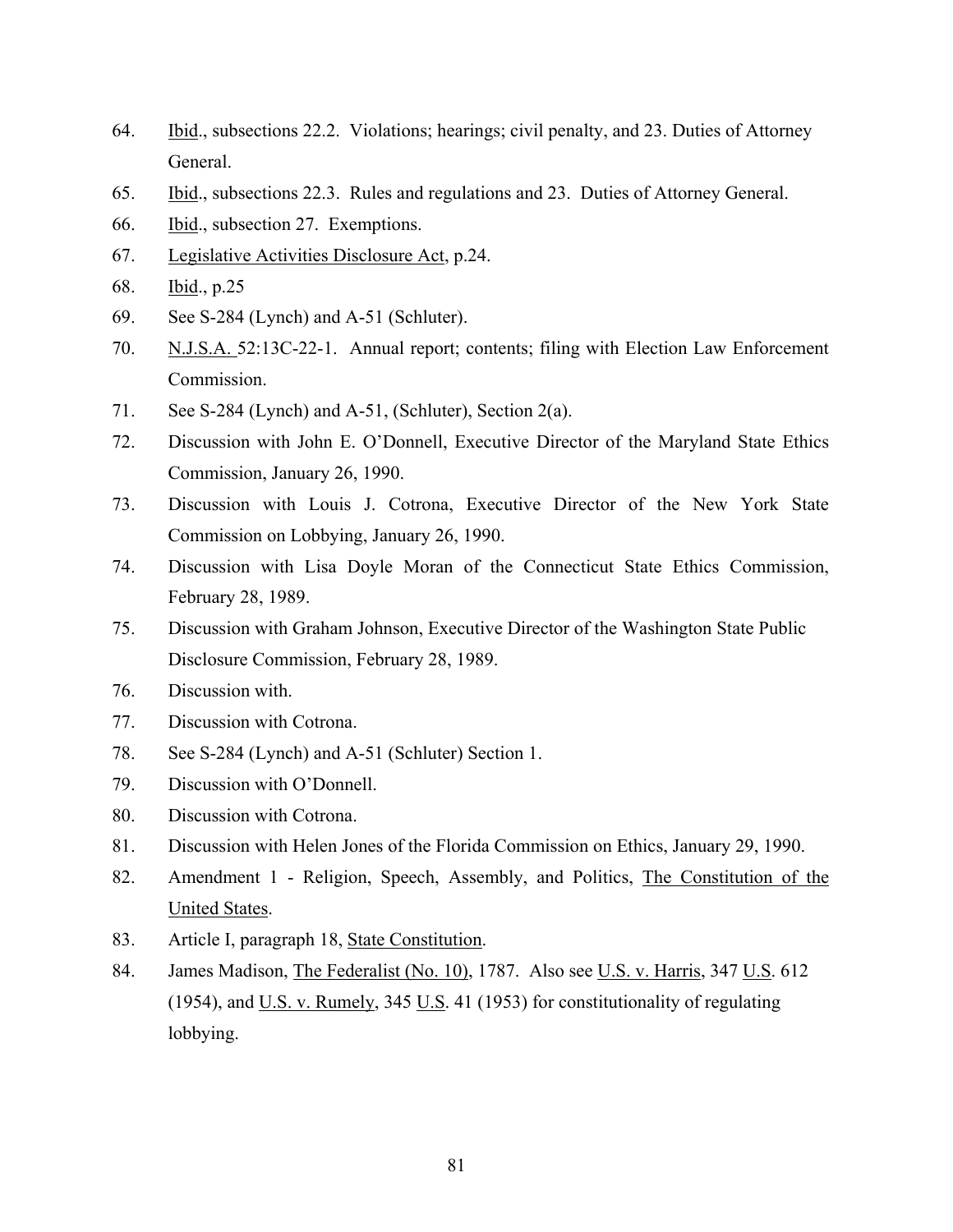64. Ibid., subsections 22.2. Violations; hearings; civil penalty, and 23. Duties of Attorney General.
65. Ibid., subsections 22.3. Rules and regulations and 23. Duties of Attorney General.
66. Ibid., subsection 27. Exemptions.
67. Legislative Activities Disclosure Act, p.24.
68. Ibid., p.25
69. See S-284 (Lynch) and A-51 (Schluter).
70. N.J.S.A. 52:13C-22-1. Annual report; contents; filing with Election Law Enforcement Commission.
71. See S-284 (Lynch) and A-51, (Schluter), Section 2(a).
72. Discussion with John E. O'Donnell, Executive Director of the Maryland State Ethics Commission, January 26, 1990.
73. Discussion with Louis J. Cotrona, Executive Director of the New York State Commission on Lobbying, January 26, 1990.
74. Discussion with Lisa Doyle Moran of the Connecticut State Ethics Commission, February 28, 1989.
75. Discussion with Graham Johnson, Executive Director of the Washington State Public Disclosure Commission, February 28, 1989.
76. Discussion with.
77. Discussion with Cotrona.
78. See S-284 (Lynch) and A-51 (Schluter) Section 1.
79. Discussion with O'Donnell.
80. Discussion with Cotrona.
81. Discussion with Helen Jones of the Florida Commission on Ethics, January 29, 1990.
82. Amendment 1 - Religion, Speech, Assembly, and Politics, The Constitution of the United States.
83. Article I, paragraph 18, State Constitution.
84. James Madison, The Federalist (No. 10), 1787. Also see U.S. v. Harris, 347 U.S. 612 (1954), and U.S. v. Rumely, 345 U.S. 41 (1953) for constitutionality of regulating lobbying.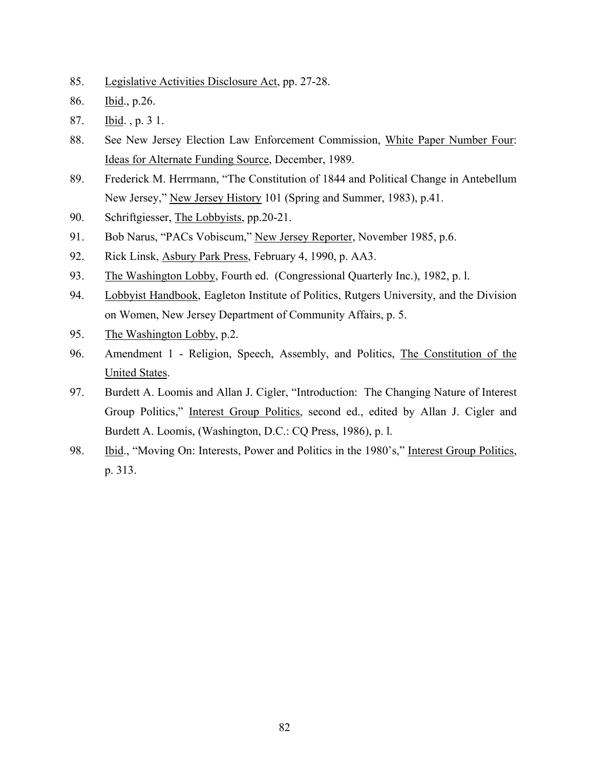85. Legislative Activities Disclosure Act, pp. 27-28.

86. Ibid., p.26.

87. Ibid. , p. 3 1.

88. See New Jersey Election Law Enforcement Commission, White Paper Number Four: Ideas for Alternate Funding Source, December, 1989.

89. Frederick M. Herrmann, "The Constitution of 1844 and Political Change in Antebellum New Jersey," New Jersey History 101 (Spring and Summer, 1983), p.41.

90. Schriftgiesser, The Lobbyists, pp.20-21.

91. Bob Narus, "PACs Vobiscum," New Jersey Reporter, November 1985, p.6.

92. Rick Linsk, Asbury Park Press, February 4, 1990, p. AA3.

93. The Washington Lobby, Fourth ed. (Congressional Quarterly Inc.), 1982, p. l.

94. Lobbyist Handbook, Eagleton Institute of Politics, Rutgers University, and the Division on Women, New Jersey Department of Community Affairs, p. 5.

95. The Washington Lobby, p.2.

96. Amendment 1 - Religion, Speech, Assembly, and Politics, The Constitution of the United States.

97. Burdett A. Loomis and Allan J. Cigler, "Introduction: The Changing Nature of Interest Group Politics," Interest Group Politics, second ed., edited by Allan J. Cigler and Burdett A. Loomis, (Washington, D.C.: CQ Press, 1986), p. l.

98. Ibid., "Moving On: Interests, Power and Politics in the 1980's," Interest Group Politics, p. 313.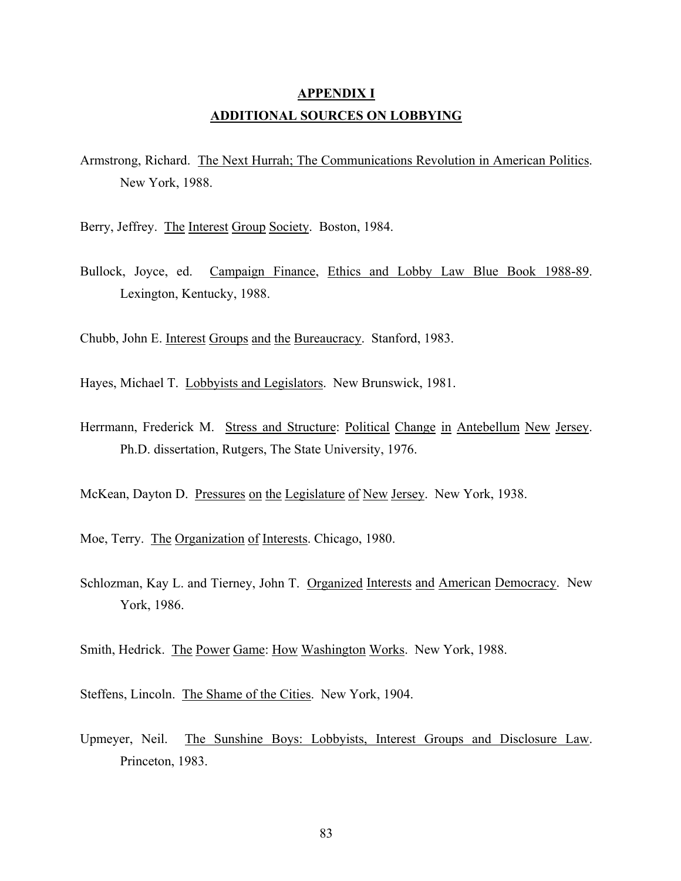# APPENDIX I

## ADDITIONAL SOURCES ON LOBBYING

Armstrong, Richard. The Next Hurrah; The Communications Revolution in American Politics. New York, 1988.

Berry, Jeffrey. The Interest Group Society. Boston, 1984.

Bullock, Joyce, ed. Campaign Finance, Ethics and Lobby Law Blue Book 1988-89. Lexington, Kentucky, 1988.

Chubb, John E. Interest Groups and the Bureaucracy. Stanford, 1983.

Hayes, Michael T. Lobbyists and Legislators. New Brunswick, 1981.

Herrmann, Frederick M. Stress and Structure: Political Change in Antebellum New Jersey. Ph.D. dissertation, Rutgers, The State University, 1976.

McKean, Dayton D. Pressures on the Legislature of New Jersey. New York, 1938.

Moe, Terry. The Organization of Interests. Chicago, 1980.

Schlozman, Kay L. and Tierney, John T. Organized Interests and American Democracy. New York, 1986.

Smith, Hedrick. The Power Game: How Washington Works. New York, 1988.

Steffens, Lincoln. The Shame of the Cities. New York, 1904.

Upmeyer, Neil. The Sunshine Boys: Lobbyists, Interest Groups and Disclosure Law. Princeton, 1983.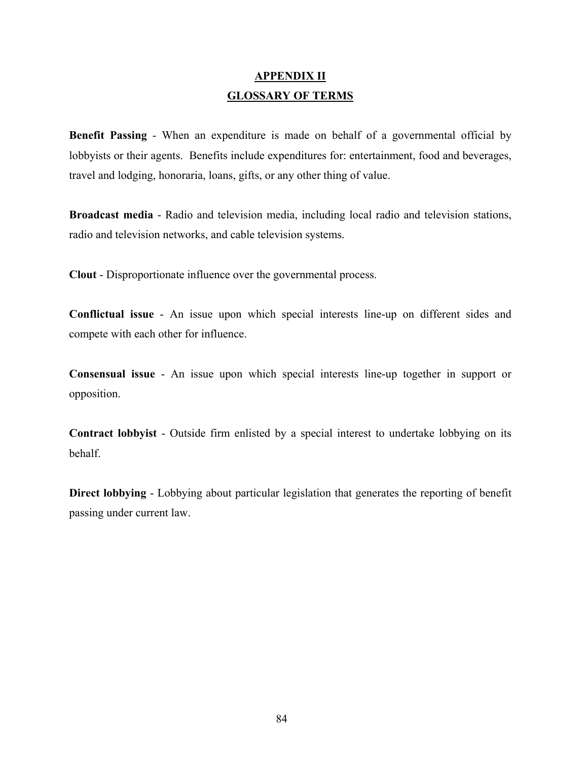# APPENDIX II

## GLOSSARY OF TERMS

**Benefit Passing** - When an expenditure is made on behalf of a governmental official by lobbyists or their agents. Benefits include expenditures for: entertainment, food and beverages, travel and lodging, honoraria, loans, gifts, or any other thing of value.

**Broadcast media** - Radio and television media, including local radio and television stations, radio and television networks, and cable television systems.

**Clout** - Disproportionate influence over the governmental process.

**Conflictual issue** - An issue upon which special interests line-up on different sides and compete with each other for influence.

**Consensual issue** - An issue upon which special interests line-up together in support or opposition.

**Contract lobbyist** - Outside firm enlisted by a special interest to undertake lobbying on its behalf.

**Direct lobbying** - Lobbying about particular legislation that generates the reporting of benefit passing under current law.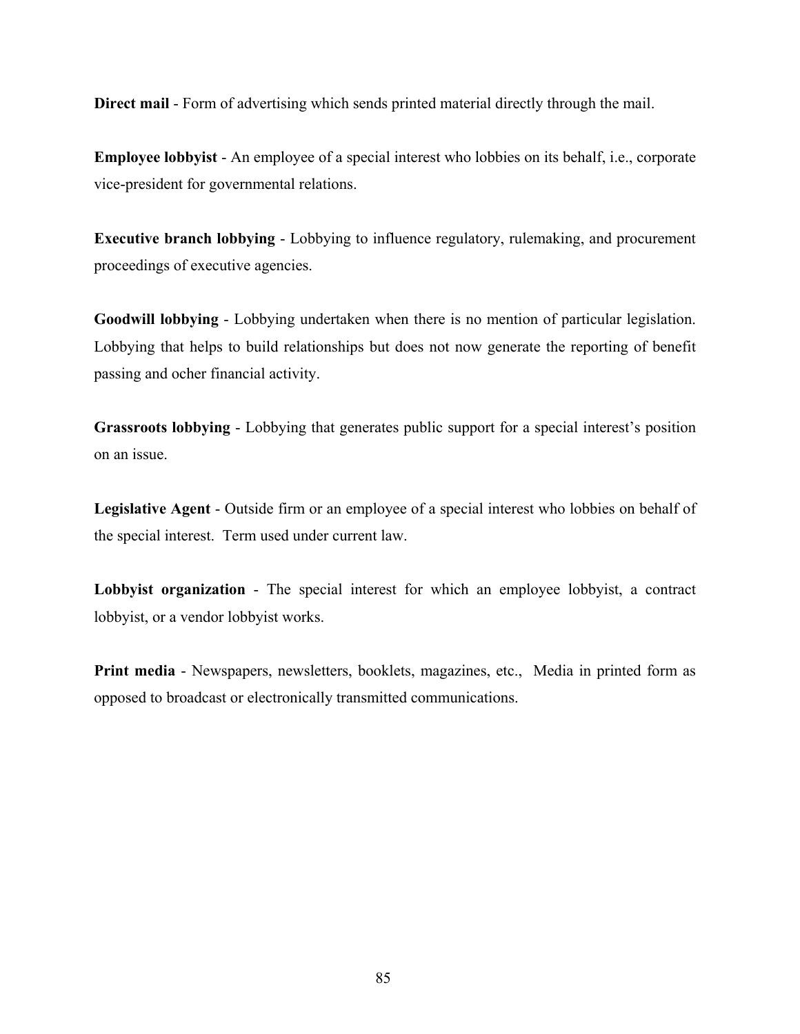**Direct mail** - Form of advertising which sends printed material directly through the mail.

**Employee lobbyist** - An employee of a special interest who lobbies on its behalf, i.e., corporate vice-president for governmental relations.

**Executive branch lobbying** - Lobbying to influence regulatory, rulemaking, and procurement proceedings of executive agencies.

**Goodwill lobbying** - Lobbying undertaken when there is no mention of particular legislation. Lobbying that helps to build relationships but does not now generate the reporting of benefit passing and ocher financial activity.

**Grassroots lobbying** - Lobbying that generates public support for a special interest's position on an issue.

**Legislative Agent** - Outside firm or an employee of a special interest who lobbies on behalf of the special interest. Term used under current law.

**Lobbyist organization** - The special interest for which an employee lobbyist, a contract lobbyist, or a vendor lobbyist works.

**Print media** - Newspapers, newsletters, booklets, magazines, etc., Media in printed form as opposed to broadcast or electronically transmitted communications.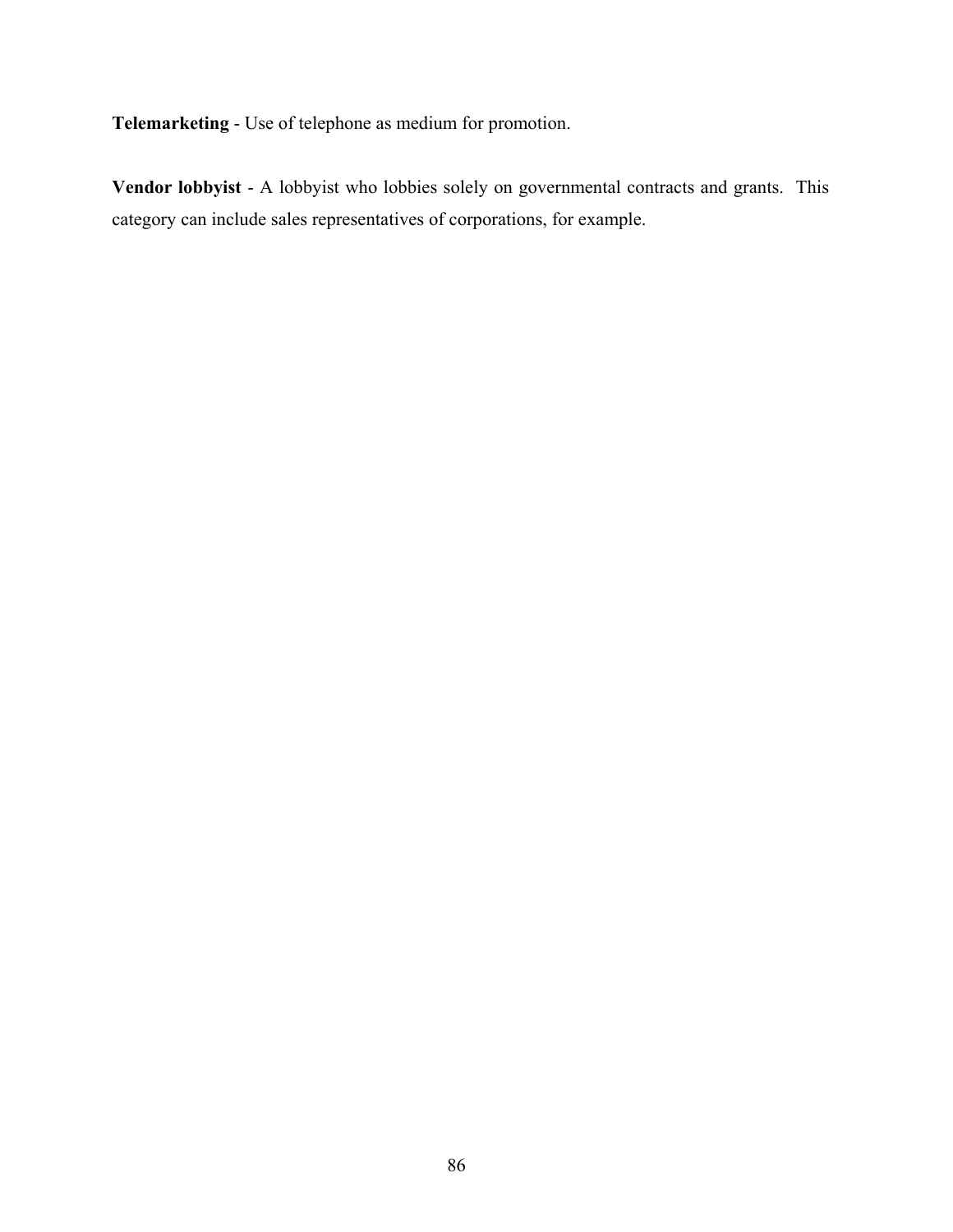**Telemarketing** - Use of telephone as medium for promotion.

**Vendor lobbyist** - A lobbyist who lobbies solely on governmental contracts and grants. This category can include sales representatives of corporations, for example.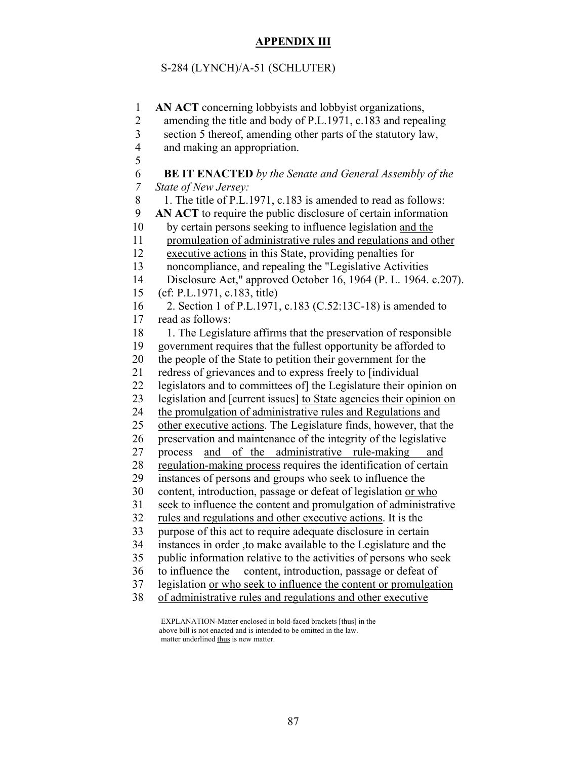## APPENDIX III

S-284 (LYNCH)/A-51 (SCHLUTER)

1 **AN ACT** concerning lobbyists and lobbyist organizations,
2 amending the title and body of P.L.1971, c.183 and repealing
3 section 5 thereof, amending other parts of the statutory law,
4 and making an appropriation.
5
6 **BE IT ENACTED** *by the Senate and General Assembly of the*
7 *State of New Jersey:*
8 1. The title of P.L.1971, c.183 is amended to read as follows:
9 **AN ACT** to require the public disclosure of certain information
10 by certain persons seeking to influence legislation <u>and the</u>
11 <u>promulgation of administrative rules and regulations and other</u>
12 <u>executive actions</u> in this State, providing penalties for
13 noncompliance, and repealing the "Legislative Activities
14 Disclosure Act," approved October 16, 1964 (P. L. 1964. c.207).
15 (cf: P.L.1971, c.183, title)
16 2. Section 1 of P.L.1971, c.183 (C.52:13C-18) is amended to
17 read as follows:
18 1. The Legislature affirms that the preservation of responsible
19 government requires that the fullest opportunity be afforded to
20 the people of the State to petition their government for the
21 redress of grievances and to express freely to [individual
22 legislators and to committees of] the Legislature their opinion on
23 legislation and [current issues] <u>to State agencies their opinion on</u>
24 <u>the promulgation of administrative rules and Regulations and</u>
25 <u>other executive actions</u>. The Legislature finds, however, that the
26 preservation and maintenance of the integrity of the legislative
27 process <u>and of the administrative rule-making and</u>
28 <u>regulation-making process</u> requires the identification of certain
29 instances of persons and groups who seek to influence the
30 content, introduction, passage or defeat of legislation <u>or who</u>
31 <u>seek to influence the content and promulgation of administrative</u>
32 <u>rules and regulations and other executive actions</u>. It is the
33 purpose of this act to require adequate disclosure in certain
34 instances in order ,to make available to the Legislature and the
35 public information relative to the activities of persons who seek
36 to influence the content, introduction, passage or defeat of
37 legislation <u>or who seek to influence the content or promulgation</u>
38 <u>of administrative rules and regulations and other executive</u>

EXPLANATION-Matter enclosed in bold-faced brackets [thus] in the above bill is not enacted and is intended to be omitted in the law.
matter underlined <u>thus</u> is new matter.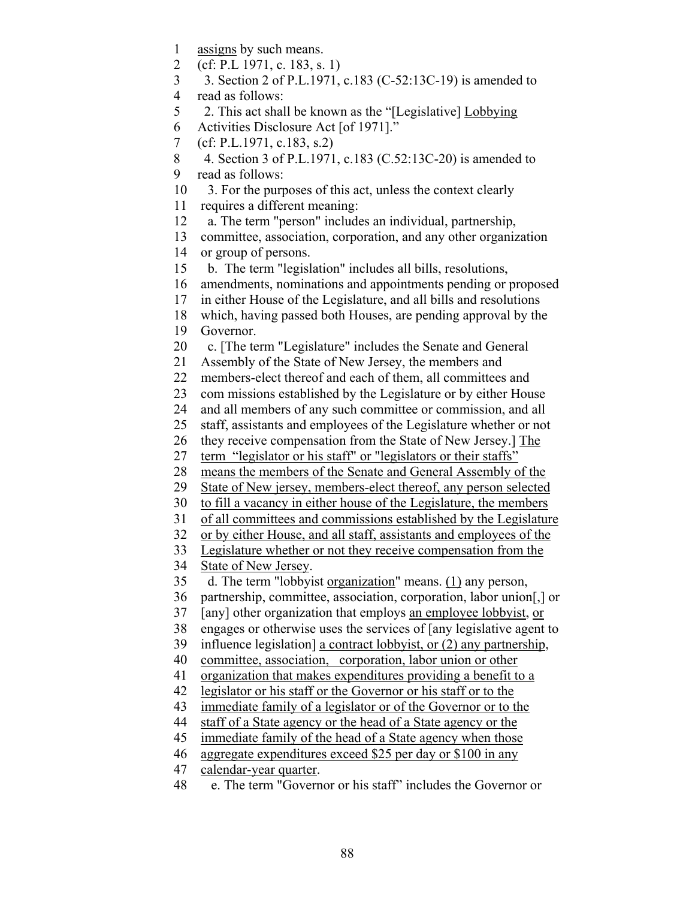1 assigns by such means.
2 (cf: P.L 1971, c. 183, s. 1)
3 3. Section 2 of P.L.1971, c.183 (C-52:13C-19) is amended to
4 read as follows:
5 2. This act shall be known as the "[Legislative] Lobbying
6 Activities Disclosure Act [of 1971]."
7 (cf: P.L.1971, c.183, s.2)
8 4. Section 3 of P.L.1971, c.183 (C.52:13C-20) is amended to
9 read as follows:
10 3. For the purposes of this act, unless the context clearly
11 requires a different meaning:
12 a. The term "person" includes an individual, partnership,
13 committee, association, corporation, and any other organization
14 or group of persons.
15 b. The term "legislation" includes all bills, resolutions,
16 amendments, nominations and appointments pending or proposed
17 in either House of the Legislature, and all bills and resolutions
18 which, having passed both Houses, are pending approval by the
19 Governor.
20 c. [The term "Legislature" includes the Senate and General
21 Assembly of the State of New Jersey, the members and
22 members-elect thereof and each of them, all committees and
23 com missions established by the Legislature or by either House
24 and all members of any such committee or commission, and all
25 staff, assistants and employees of the Legislature whether or not
26 they receive compensation from the State of New Jersey.] The
27 term "legislator or his staff" or "legislators or their staffs"
28 means the members of the Senate and General Assembly of the
29 State of New jersey, members-elect thereof, any person selected
30 to fill a vacancy in either house of the Legislature, the members
31 of all committees and commissions established by the Legislature
32 or by either House, and all staff, assistants and employees of the
33 Legislature whether or not they receive compensation from the
34 State of New Jersey.
35 d. The term "lobbyist organization" means. (1) any person,
36 partnership, committee, association, corporation, labor union[,] or
37 [any] other organization that employs an employee lobbyist, or
38 engages or otherwise uses the services of [any legislative agent to
39 influence legislation] a contract lobbyist, or (2) any partnership,
40 committee, association, corporation, labor union or other
41 organization that makes expenditures providing a benefit to a
42 legislator or his staff or the Governor or his staff or to the
43 immediate family of a legislator or of the Governor or to the
44 staff of a State agency or the head of a State agency or the
45 immediate family of the head of a State agency when those
46 aggregate expenditures exceed $25 per day or $100 in any
47 calendar-year quarter.
48 e. The term "Governor or his staff" includes the Governor or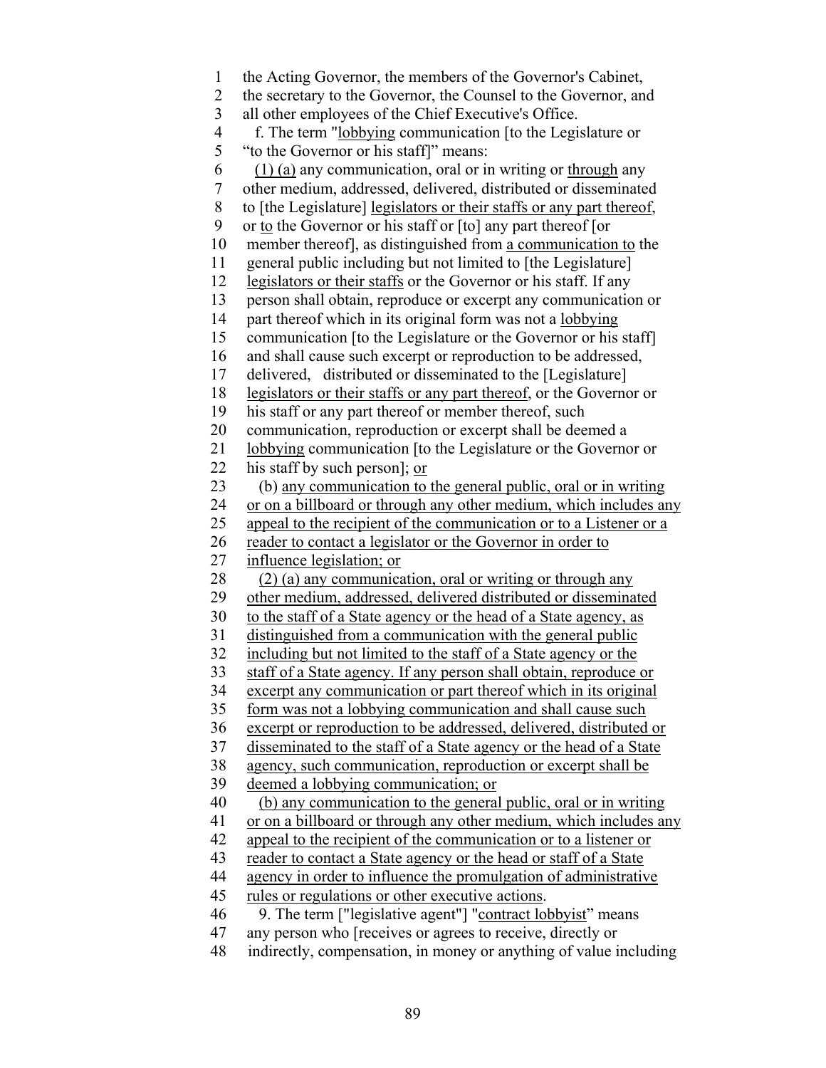1 the Acting Governor, the members of the Governor's Cabinet,
2 the secretary to the Governor, the Counsel to the Governor, and
3 all other employees of the Chief Executive's Office.
4 f. The term "<u>lobbying</u> communication [to the Legislature or
5 "to the Governor or his staff]" means:
6 <u>(1) (a)</u> any communication, oral or in writing or <u>through</u> any
7 other medium, addressed, delivered, distributed or disseminated
8 to [the Legislature] <u>legislators or their staffs or any part thereof</u>,
9 or <u>to</u> the Governor or his staff or [to] any part thereof [or
10 member thereof], as distinguished from <u>a communication to</u> the
11 general public including but not limited to [the Legislature]
12 <u>legislators or their staffs</u> or the Governor or his staff. If any
13 person shall obtain, reproduce or excerpt any communication or
14 part thereof which in its original form was not a <u>lobbying</u>
15 communication [to the Legislature or the Governor or his staff]
16 and shall cause such excerpt or reproduction to be addressed,
17 delivered, distributed or disseminated to the [Legislature]
18 <u>legislators or their staffs or any part thereof</u>, or the Governor or
19 his staff or any part thereof or member thereof, such
20 communication, reproduction or excerpt shall be deemed a
21 <u>lobbying</u> communication [to the Legislature or the Governor or
22 his staff by such person]; <u>or</u>
23 (b) <u>any communication to the general public, oral or in writing</u>
24 <u>or on a billboard or through any other medium, which includes any</u>
25 <u>appeal to the recipient of the communication or to a Listener or a</u>
26 <u>reader to contact a legislator or the Governor in order to</u>
27 <u>influence legislation; or</u>
28 <u>(2) (a) any communication, oral or writing or through any</u>
29 <u>other medium, addressed, delivered distributed or disseminated</u>
30 <u>to the staff of a State agency or the head of a State agency, as</u>
31 <u>distinguished from a communication with the general public</u>
32 <u>including but not limited to the staff of a State agency or the</u>
33 <u>staff of a State agency. If any person shall obtain, reproduce or</u>
34 <u>excerpt any communication or part thereof which in its original</u>
35 <u>form was not a lobbying communication and shall cause such</u>
36 <u>excerpt or reproduction to be addressed, delivered, distributed or</u>
37 <u>disseminated to the staff of a State agency or the head of a State</u>
38 <u>agency, such communication, reproduction or excerpt shall be</u>
39 <u>deemed a lobbying communication; or</u>
40 <u>(b) any communication to the general public, oral or in writing</u>
41 <u>or on a billboard or through any other medium, which includes any</u>
42 <u>appeal to the recipient of the communication or to a listener or</u>
43 <u>reader to contact a State agency or the head or staff of a State</u>
44 <u>agency in order to influence the promulgation of administrative</u>
45 <u>rules or regulations or other executive actions</u>.
46 9. The term ["legislative agent"] "<u>contract lobbyist</u>" means
47 any person who [receives or agrees to receive, directly or
48 indirectly, compensation, in money or anything of value including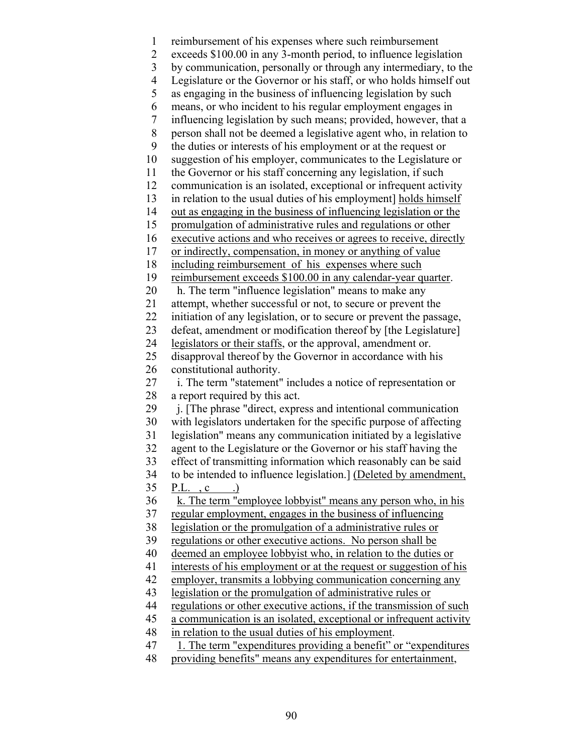reimbursement of his expenses where such reimbursement exceeds $100.00 in any 3-month period, to influence legislation by communication, personally or through any intermediary, to the Legislature or the Governor or his staff, or who holds himself out as engaging in the business of influencing legislation by such means, or who incident to his regular employment engages in influencing legislation by such means; provided, however, that a person shall not be deemed a legislative agent who, in relation to the duties or interests of his employment or at the request or suggestion of his employer, communicates to the Legislature or the Governor or his staff concerning any legislation, if such communication is an isolated, exceptional or infrequent activity in relation to the usual duties of his employment] <u>holds himself out as engaging in the business of influencing legislation or the promulgation of administrative rules and regulations or other executive actions and who receives or agrees to receive, directly or indirectly, compensation, in money or anything of value including reimbursement of his expenses where such reimbursement exceeds $100.00 in any calendar-year quarter</u>.

h. The term "influence legislation" means to make any attempt, whether successful or not, to secure or prevent the initiation of any legislation, or to secure or prevent the passage, defeat, amendment or modification thereof by [the Legislature] <u>legislators or their staffs</u>, or the approval, amendment or. disapproval thereof by the Governor in accordance with his constitutional authority.

i. The term "statement" includes a notice of representation or a report required by this act.

j. [The phrase "direct, express and intentional communication with legislators undertaken for the specific purpose of affecting legislation" means any communication initiated by a legislative agent to the Legislature or the Governor or his staff having the effect of transmitting information which reasonably can be said to be intended to influence legislation.] <u>(Deleted by amendment, P.L. , c .)</u>

<u>k. The term "employee lobbyist" means any person who, in his regular employment, engages in the business of influencing legislation or the promulgation of a administrative rules or regulations or other executive actions. No person shall be deemed an employee lobbyist who, in relation to the duties or interests of his employment or at the request or suggestion of his employer, transmits a lobbying communication concerning any legislation or the promulgation of administrative rules or regulations or other executive actions, if the transmission of such a communication is an isolated, exceptional or infrequent activity in relation to the usual duties of his employment</u>.

<u>l. The term "expenditures providing a benefit" or "expenditures providing benefits" means any expenditures for entertainment,</u>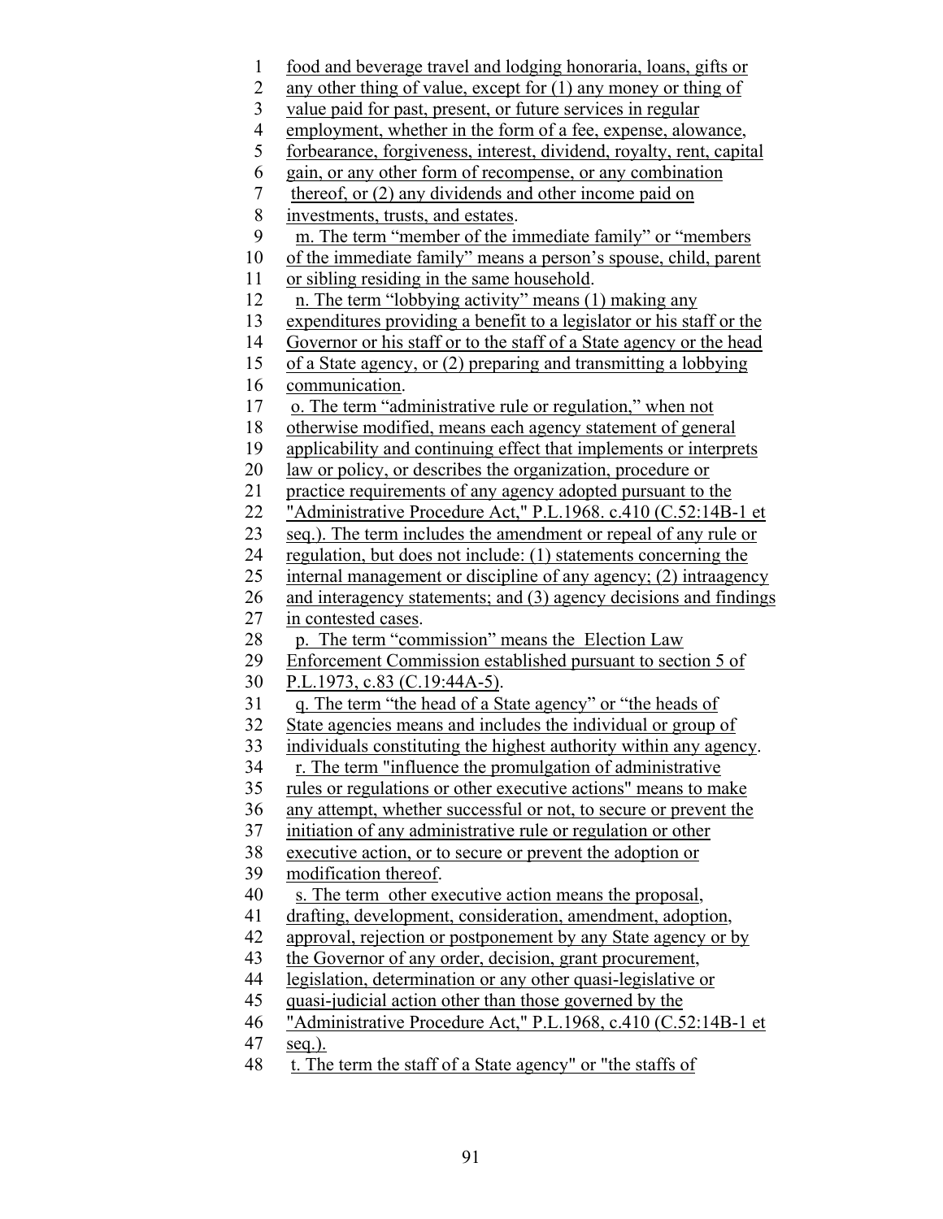food and beverage travel and lodging honoraria, loans, gifts or any other thing of value, except for (1) any money or thing of value paid for past, present, or future services in regular employment, whether in the form of a fee, expense, alowance, forbearance, forgiveness, interest, dividend, royalty, rent, capital gain, or any other form of recompense, or any combination thereof, or (2) any dividends and other income paid on investments, trusts, and estates.

m. The term "member of the immediate family" or "members of the immediate family" means a person's spouse, child, parent or sibling residing in the same household.

n. The term "lobbying activity" means (1) making any expenditures providing a benefit to a legislator or his staff or the Governor or his staff or to the staff of a State agency or the head of a State agency, or (2) preparing and transmitting a lobbying communication.

o. The term "administrative rule or regulation," when not otherwise modified, means each agency statement of general applicability and continuing effect that implements or interprets law or policy, or describes the organization, procedure or practice requirements of any agency adopted pursuant to the "Administrative Procedure Act," P.L.1968. c.410 (C.52:14B-1 et seq.). The term includes the amendment or repeal of any rule or regulation, but does not include: (1) statements concerning the internal management or discipline of any agency; (2) intraagency and interagency statements; and (3) agency decisions and findings in contested cases.

p. The term "commission" means the Election Law Enforcement Commission established pursuant to section 5 of P.L.1973, c.83 (C.19:44A-5).

q. The term "the head of a State agency" or "the heads of State agencies means and includes the individual or group of individuals constituting the highest authority within any agency.

r. The term "influence the promulgation of administrative rules or regulations or other executive actions" means to make any attempt, whether successful or not, to secure or prevent the initiation of any administrative rule or regulation or other executive action, or to secure or prevent the adoption or modification thereof.

s. The term other executive action means the proposal, drafting, development, consideration, amendment, adoption, approval, rejection or postponement by any State agency or by the Governor of any order, decision, grant procurement, legislation, determination or any other quasi-legislative or quasi-judicial action other than those governed by the "Administrative Procedure Act," P.L.1968, c.410 (C.52:14B-1 et seq.).

t. The term the staff of a State agency" or "the staffs of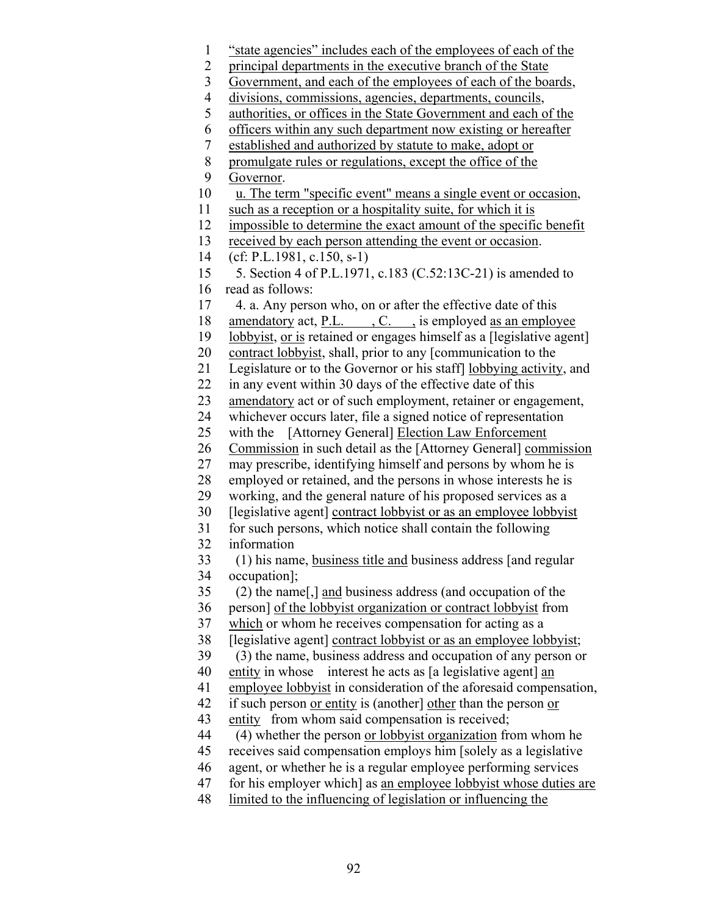"state agencies" includes each of the employees of each of the principal departments in the executive branch of the State Government, and each of the employees of each of the boards, divisions, commissions, agencies, departments, councils, authorities, or offices in the State Government and each of the officers within any such department now existing or hereafter established and authorized by statute to make, adopt or promulgate rules or regulations, except the office of the Governor.

u. The term "specific event" means a single event or occasion, such as a reception or a hospitality suite, for which it is impossible to determine the exact amount of the specific benefit received by each person attending the event or occasion.

(cf: P.L.1981, c.150, s-1)

5. Section 4 of P.L.1971, c.183 (C.52:13C-21) is amended to read as follows:

4. a. Any person who, on or after the effective date of this amendatory act, P.L. , C. , is employed as an employee lobbyist, or is retained or engages himself as a [legislative agent] contract lobbyist, shall, prior to any [communication to the Legislature or to the Governor or his staff] lobbying activity, and in any event within 30 days of the effective date of this amendatory act or of such employment, retainer or engagement, whichever occurs later, file a signed notice of representation with the [Attorney General] Election Law Enforcement Commission in such detail as the [Attorney General] commission may prescribe, identifying himself and persons by whom he is employed or retained, and the persons in whose interests he is working, and the general nature of his proposed services as a [legislative agent] contract lobbyist or as an employee lobbyist for such persons, which notice shall contain the following information

(1) his name, business title and business address [and regular occupation];

(2) the name[,] and business address (and occupation of the person] of the lobbyist organization or contract lobbyist from which or whom he receives compensation for acting as a [legislative agent] contract lobbyist or as an employee lobbyist;

(3) the name, business address and occupation of any person or entity in whose interest he acts as [a legislative agent] an employee lobbyist in consideration of the aforesaid compensation, if such person or entity is (another] other than the person or entity from whom said compensation is received;

(4) whether the person or lobbyist organization from whom he receives said compensation employs him [solely as a legislative agent, or whether he is a regular employee performing services for his employer which] as an employee lobbyist whose duties are limited to the influencing of legislation or influencing the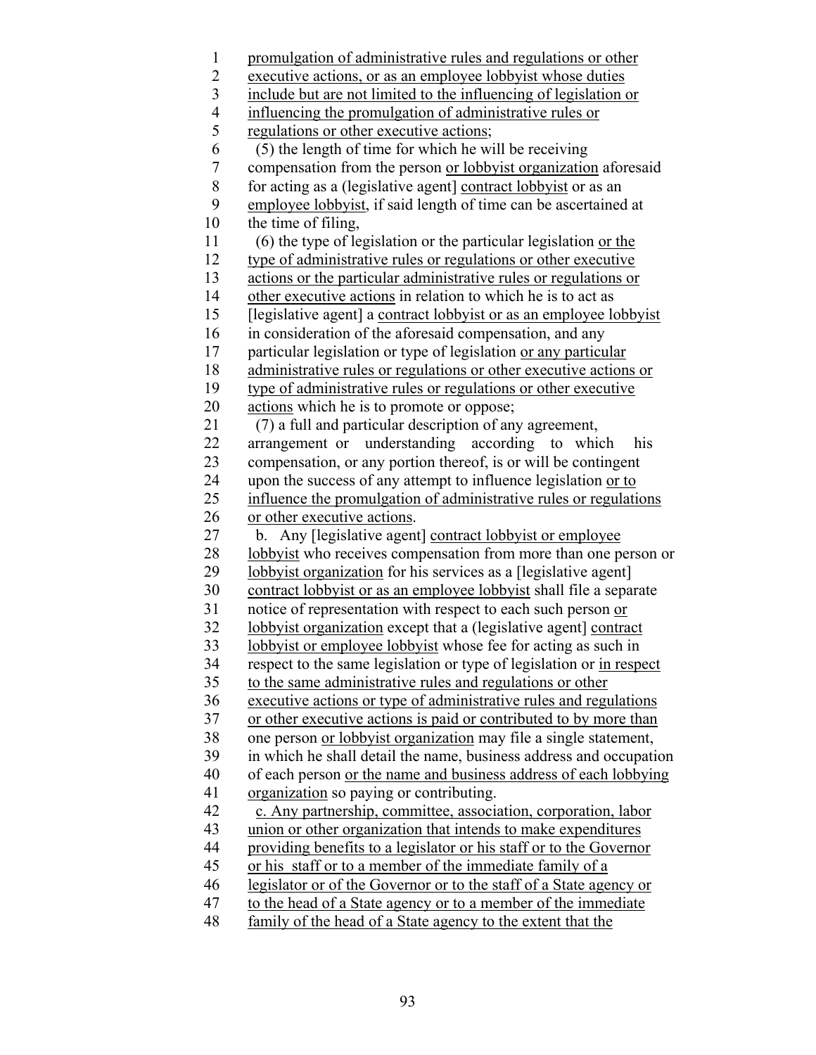promulgation of administrative rules and regulations or other executive actions, or as an employee lobbyist whose duties include but are not limited to the influencing of legislation or influencing the promulgation of administrative rules or regulations or other executive actions;

(5) the length of time for which he will be receiving compensation from the person or lobbyist organization aforesaid for acting as a (legislative agent] contract lobbyist or as an employee lobbyist, if said length of time can be ascertained at the time of filing,

(6) the type of legislation or the particular legislation or the type of administrative rules or regulations or other executive actions or the particular administrative rules or regulations or other executive actions in relation to which he is to act as [legislative agent] a contract lobbyist or as an employee lobbyist in consideration of the aforesaid compensation, and any particular legislation or type of legislation or any particular administrative rules or regulations or other executive actions or type of administrative rules or regulations or other executive actions which he is to promote or oppose;

(7) a full and particular description of any agreement, arrangement or understanding according to which his compensation, or any portion thereof, is or will be contingent upon the success of any attempt to influence legislation or to influence the promulgation of administrative rules or regulations or other executive actions.

b. Any [legislative agent] contract lobbyist or employee lobbyist who receives compensation from more than one person or lobbyist organization for his services as a [legislative agent] contract lobbyist or as an employee lobbyist shall file a separate notice of representation with respect to each such person or lobbyist organization except that a (legislative agent] contract lobbyist or employee lobbyist whose fee for acting as such in respect to the same legislation or type of legislation or in respect to the same administrative rules and regulations or other executive actions or type of administrative rules and regulations or other executive actions is paid or contributed to by more than one person or lobbyist organization may file a single statement, in which he shall detail the name, business address and occupation of each person or the name and business address of each lobbying organization so paying or contributing.

c. Any partnership, committee, association, corporation, labor union or other organization that intends to make expenditures providing benefits to a legislator or his staff or to the Governor or his staff or to a member of the immediate family of a legislator or of the Governor or to the staff of a State agency or to the head of a State agency or to a member of the immediate family of the head of a State agency to the extent that the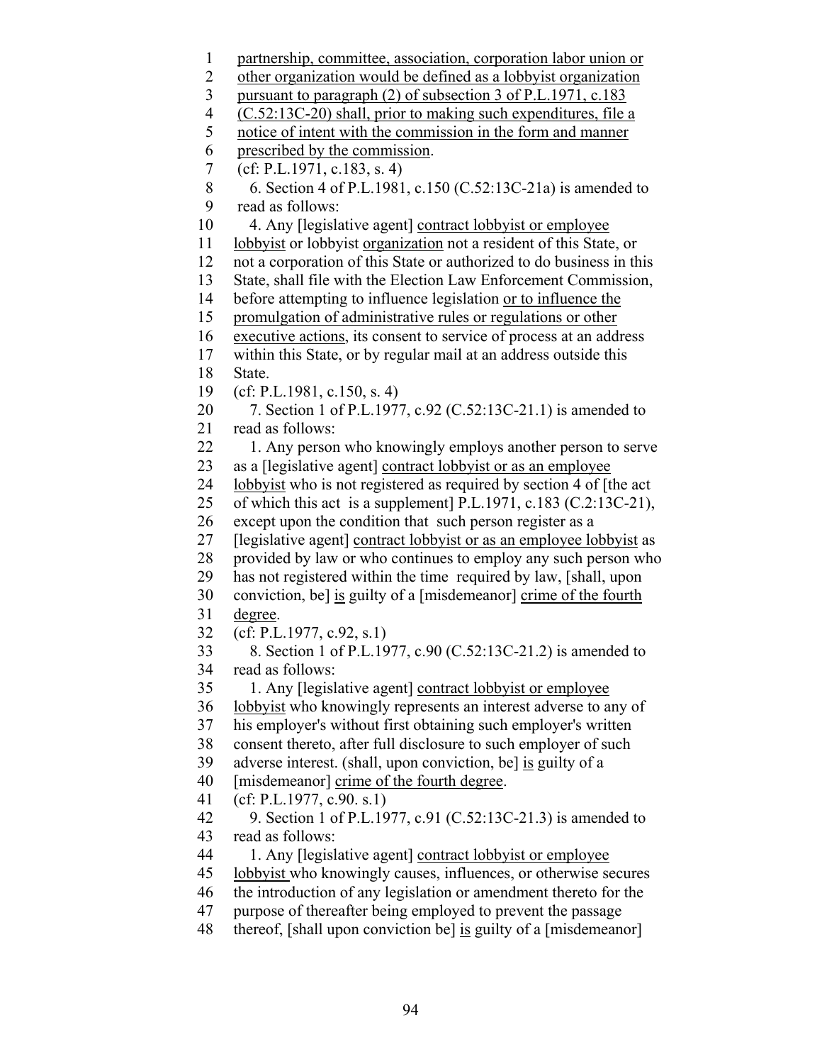partnership, committee, association, corporation labor union or other organization would be defined as a lobbyist organization pursuant to paragraph (2) of subsection 3 of P.L.1971, c.183 (C.52:13C-20) shall, prior to making such expenditures, file a notice of intent with the commission in the form and manner prescribed by the commission.

(cf: P.L.1971, c.183, s. 4)

6. Section 4 of P.L.1981, c.150 (C.52:13C-21a) is amended to read as follows:

4. Any [legislative agent] contract lobbyist or employee lobbyist or lobbyist organization not a resident of this State, or not a corporation of this State or authorized to do business in this State, shall file with the Election Law Enforcement Commission, before attempting to influence legislation or to influence the promulgation of administrative rules or regulations or other executive actions, its consent to service of process at an address within this State, or by regular mail at an address outside this State.

(cf: P.L.1981, c.150, s. 4)

7. Section 1 of P.L.1977, c.92 (C.52:13C-21.1) is amended to read as follows:

1. Any person who knowingly employs another person to serve as a [legislative agent] contract lobbyist or as an employee lobbyist who is not registered as required by section 4 of [the act of which this act is a supplement] P.L.1971, c.183 (C.2:13C-21), except upon the condition that such person register as a [legislative agent] contract lobbyist or as an employee lobbyist as provided by law or who continues to employ any such person who has not registered within the time required by law, [shall, upon conviction, be] is guilty of a [misdemeanor] crime of the fourth degree.

(cf: P.L.1977, c.92, s.1)

8. Section 1 of P.L.1977, c.90 (C.52:13C-21.2) is amended to read as follows:

1. Any [legislative agent] contract lobbyist or employee lobbyist who knowingly represents an interest adverse to any of his employer's without first obtaining such employer's written consent thereto, after full disclosure to such employer of such adverse interest. (shall, upon conviction, be] is guilty of a [misdemeanor] crime of the fourth degree.

(cf: P.L.1977, c.90. s.1)

9. Section 1 of P.L.1977, c.91 (C.52:13C-21.3) is amended to read as follows:

1. Any [legislative agent] contract lobbyist or employee lobbyist who knowingly causes, influences, or otherwise secures the introduction of any legislation or amendment thereto for the purpose of thereafter being employed to prevent the passage thereof, [shall upon conviction be] is guilty of a [misdemeanor]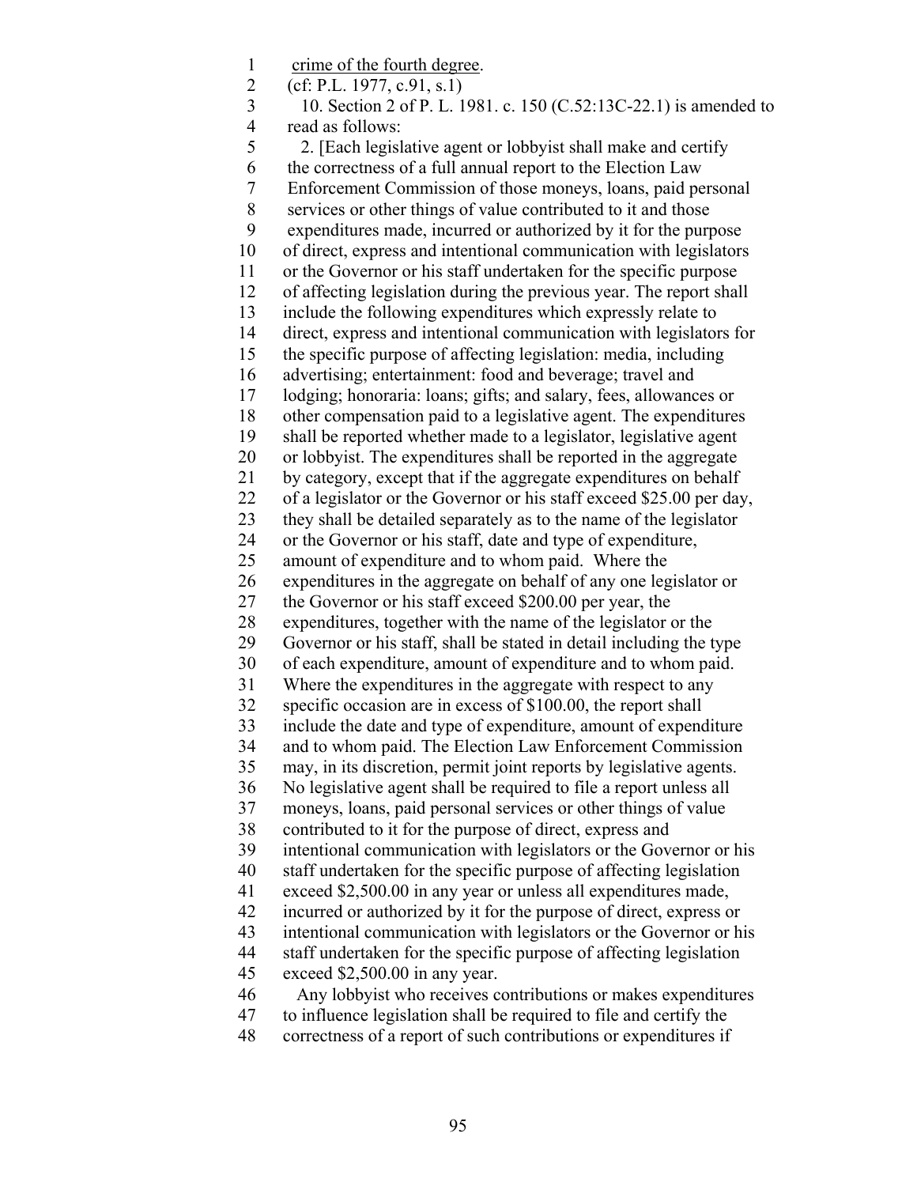crime of the fourth degree.

(cf: P.L. 1977, c.91, s.1)

10. Section 2 of P. L. 1981. c. 150 (C.52:13C-22.1) is amended to read as follows:

2. [Each legislative agent or lobbyist shall make and certify the correctness of a full annual report to the Election Law Enforcement Commission of those moneys, loans, paid personal services or other things of value contributed to it and those expenditures made, incurred or authorized by it for the purpose of direct, express and intentional communication with legislators or the Governor or his staff undertaken for the specific purpose of affecting legislation during the previous year. The report shall include the following expenditures which expressly relate to direct, express and intentional communication with legislators for the specific purpose of affecting legislation: media, including advertising; entertainment: food and beverage; travel and lodging; honoraria: loans; gifts; and salary, fees, allowances or other compensation paid to a legislative agent. The expenditures shall be reported whether made to a legislator, legislative agent or lobbyist. The expenditures shall be reported in the aggregate by category, except that if the aggregate expenditures on behalf of a legislator or the Governor or his staff exceed $25.00 per day, they shall be detailed separately as to the name of the legislator or the Governor or his staff, date and type of expenditure, amount of expenditure and to whom paid. Where the expenditures in the aggregate on behalf of any one legislator or the Governor or his staff exceed $200.00 per year, the expenditures, together with the name of the legislator or the Governor or his staff, shall be stated in detail including the type of each expenditure, amount of expenditure and to whom paid. Where the expenditures in the aggregate with respect to any specific occasion are in excess of $100.00, the report shall include the date and type of expenditure, amount of expenditure and to whom paid. The Election Law Enforcement Commission may, in its discretion, permit joint reports by legislative agents. No legislative agent shall be required to file a report unless all moneys, loans, paid personal services or other things of value contributed to it for the purpose of direct, express and intentional communication with legislators or the Governor or his staff undertaken for the specific purpose of affecting legislation exceed $2,500.00 in any year or unless all expenditures made, incurred or authorized by it for the purpose of direct, express or intentional communication with legislators or the Governor or his staff undertaken for the specific purpose of affecting legislation exceed $2,500.00 in any year.

Any lobbyist who receives contributions or makes expenditures to influence legislation shall be required to file and certify the correctness of a report of such contributions or expenditures if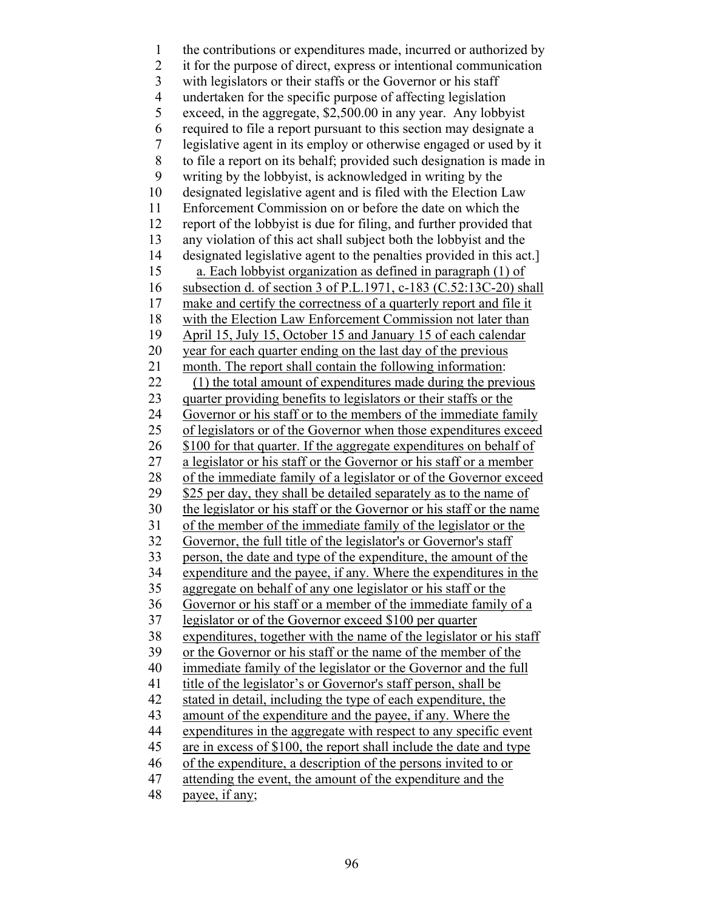the contributions or expenditures made, incurred or authorized by it for the purpose of direct, express or intentional communication with legislators or their staffs or the Governor or his staff undertaken for the specific purpose of affecting legislation exceed, in the aggregate, $2,500.00 in any year. Any lobbyist required to file a report pursuant to this section may designate a legislative agent in its employ or otherwise engaged or used by it to file a report on its behalf; provided such designation is made in writing by the lobbyist, is acknowledged in writing by the designated legislative agent and is filed with the Election Law Enforcement Commission on or before the date on which the report of the lobbyist is due for filing, and further provided that any violation of this act shall subject both the lobbyist and the designated legislative agent to the penalties provided in this act.]

a. Each lobbyist organization as defined in paragraph (1) of subsection d. of section 3 of P.L.1971, c-183 (C.52:13C-20) shall make and certify the correctness of a quarterly report and file it with the Election Law Enforcement Commission not later than April 15, July 15, October 15 and January 15 of each calendar year for each quarter ending on the last day of the previous month. The report shall contain the following information:

(1) the total amount of expenditures made during the previous quarter providing benefits to legislators or their staffs or the Governor or his staff or to the members of the immediate family of legislators or of the Governor when those expenditures exceed $100 for that quarter. If the aggregate expenditures on behalf of a legislator or his staff or the Governor or his staff or a member of the immediate family of a legislator or of the Governor exceed $25 per day, they shall be detailed separately as to the name of the legislator or his staff or the Governor or his staff or the name of the member of the immediate family of the legislator or the Governor, the full title of the legislator's or Governor's staff person, the date and type of the expenditure, the amount of the expenditure and the payee, if any. Where the expenditures in the aggregate on behalf of any one legislator or his staff or the Governor or his staff or a member of the immediate family of a legislator or of the Governor exceed $100 per quarter expenditures, together with the name of the legislator or his staff or the Governor or his staff or the name of the member of the immediate family of the legislator or the Governor and the full title of the legislator's or Governor's staff person, shall be stated in detail, including the type of each expenditure, the amount of the expenditure and the payee, if any. Where the expenditures in the aggregate with respect to any specific event are in excess of $100, the report shall include the date and type of the expenditure, a description of the persons invited to or attending the event, the amount of the expenditure and the payee, if any;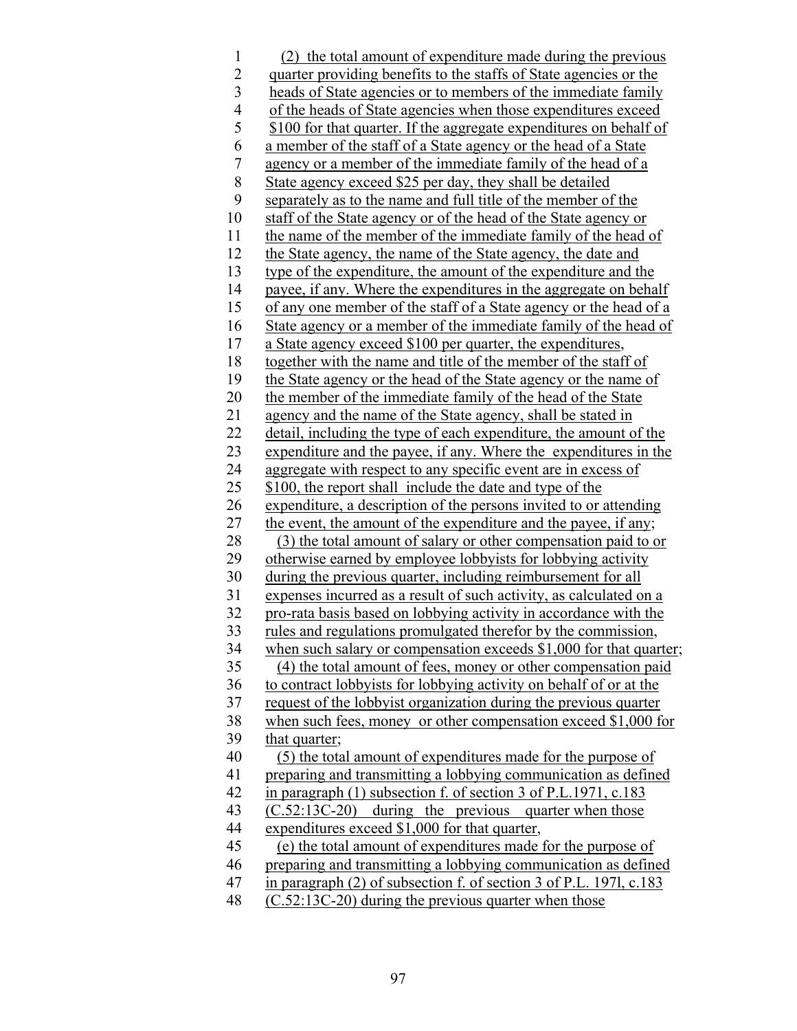(2) the total amount of expenditure made during the previous quarter providing benefits to the staffs of State agencies or the heads of State agencies or to members of the immediate family of the heads of State agencies when those expenditures exceed $100 for that quarter. If the aggregate expenditures on behalf of a member of the staff of a State agency or the head of a State agency or a member of the immediate family of the head of a State agency exceed $25 per day, they shall be detailed separately as to the name and full title of the member of the staff of the State agency or of the head of the State agency or the name of the member of the immediate family of the head of the State agency, the name of the State agency, the date and type of the expenditure, the amount of the expenditure and the payee, if any. Where the expenditures in the aggregate on behalf of any one member of the staff of a State agency or the head of a State agency or a member of the immediate family of the head of a State agency exceed $100 per quarter, the expenditures, together with the name and title of the member of the staff of the State agency or the head of the State agency or the name of the member of the immediate family of the head of the State agency and the name of the State agency, shall be stated in detail, including the type of each expenditure, the amount of the expenditure and the payee, if any. Where the expenditures in the aggregate with respect to any specific event are in excess of $100, the report shall include the date and type of the expenditure, a description of the persons invited to or attending the event, the amount of the expenditure and the payee, if any;

(3) the total amount of salary or other compensation paid to or otherwise earned by employee lobbyists for lobbying activity during the previous quarter, including reimbursement for all expenses incurred as a result of such activity, as calculated on a pro-rata basis based on lobbying activity in accordance with the rules and regulations promulgated therefor by the commission, when such salary or compensation exceeds $1,000 for that quarter;

(4) the total amount of fees, money or other compensation paid to contract lobbyists for lobbying activity on behalf of or at the request of the lobbyist organization during the previous quarter when such fees, money or other compensation exceed $1,000 for that quarter;

(5) the total amount of expenditures made for the purpose of preparing and transmitting a lobbying communication as defined in paragraph (1) subsection f. of section 3 of P.L.1971, c.183 (C.52:13C-20) during the previous quarter when those expenditures exceed $1,000 for that quarter,

(e) the total amount of expenditures made for the purpose of preparing and transmitting a lobbying communication as defined in paragraph (2) of subsection f. of section 3 of P.L. 197l, c.183 (C.52:13C-20) during the previous quarter when those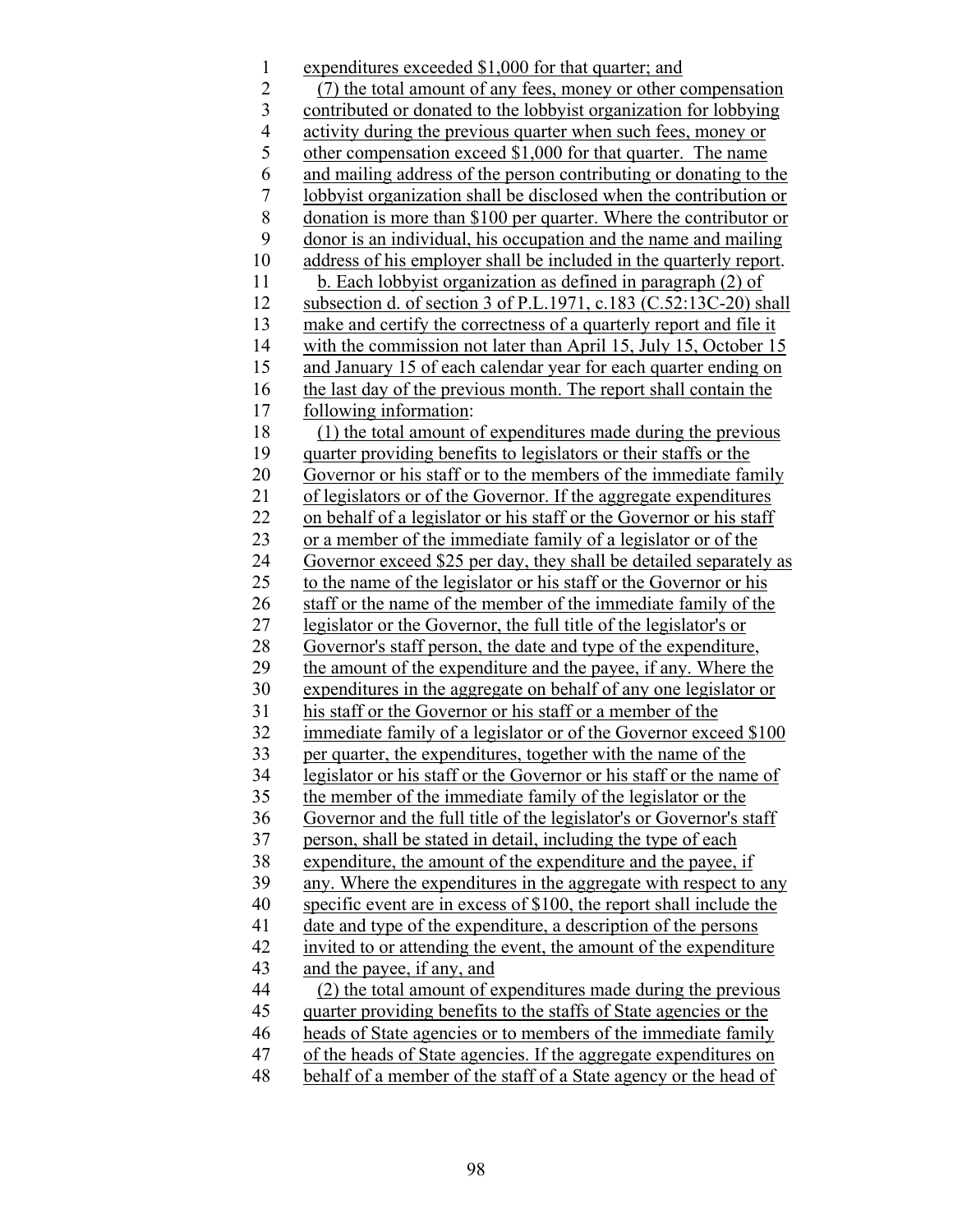expenditures exceeded $1,000 for that quarter; and

(7) the total amount of any fees, money or other compensation contributed or donated to the lobbyist organization for lobbying activity during the previous quarter when such fees, money or other compensation exceed $1,000 for that quarter. The name and mailing address of the person contributing or donating to the lobbyist organization shall be disclosed when the contribution or donation is more than $100 per quarter. Where the contributor or donor is an individual, his occupation and the name and mailing address of his employer shall be included in the quarterly report.

b. Each lobbyist organization as defined in paragraph (2) of subsection d. of section 3 of P.L.1971, c.183 (C.52:13C-20) shall make and certify the correctness of a quarterly report and file it with the commission not later than April 15, July 15, October 15 and January 15 of each calendar year for each quarter ending on the last day of the previous month. The report shall contain the following information:

(1) the total amount of expenditures made during the previous quarter providing benefits to legislators or their staffs or the Governor or his staff or to the members of the immediate family of legislators or of the Governor. If the aggregate expenditures on behalf of a legislator or his staff or the Governor or his staff or a member of the immediate family of a legislator or of the Governor exceed $25 per day, they shall be detailed separately as to the name of the legislator or his staff or the Governor or his staff or the name of the member of the immediate family of the legislator or the Governor, the full title of the legislator's or Governor's staff person, the date and type of the expenditure, the amount of the expenditure and the payee, if any. Where the expenditures in the aggregate on behalf of any one legislator or his staff or the Governor or his staff or a member of the immediate family of a legislator or of the Governor exceed $100 per quarter, the expenditures, together with the name of the legislator or his staff or the Governor or his staff or the name of the member of the immediate family of the legislator or the Governor and the full title of the legislator's or Governor's staff person, shall be stated in detail, including the type of each expenditure, the amount of the expenditure and the payee, if any. Where the expenditures in the aggregate with respect to any specific event are in excess of $100, the report shall include the date and type of the expenditure, a description of the persons invited to or attending the event, the amount of the expenditure and the payee, if any, and

(2) the total amount of expenditures made during the previous quarter providing benefits to the staffs of State agencies or the heads of State agencies or to members of the immediate family of the heads of State agencies. If the aggregate expenditures on behalf of a member of the staff of a State agency or the head of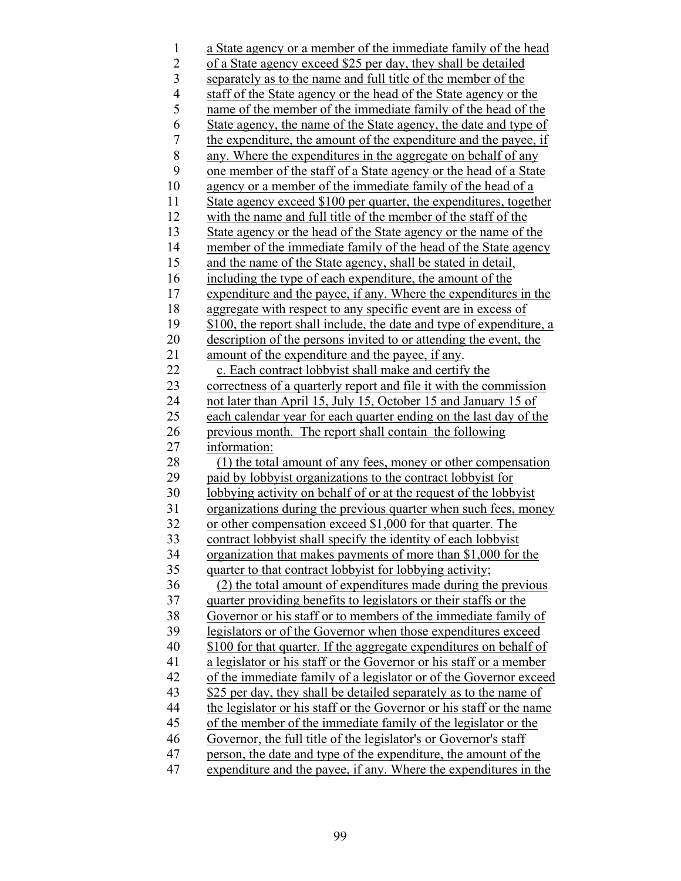a State agency or a member of the immediate family of the head of a State agency exceed $25 per day, they shall be detailed separately as to the name and full title of the member of the staff of the State agency or the head of the State agency or the name of the member of the immediate family of the head of the State agency, the name of the State agency, the date and type of the expenditure, the amount of the expenditure and the payee, if any. Where the expenditures in the aggregate on behalf of any one member of the staff of a State agency or the head of a State agency or a member of the immediate family of the head of a State agency exceed $100 per quarter, the expenditures, together with the name and full title of the member of the staff of the State agency or the head of the State agency or the name of the member of the immediate family of the head of the State agency and the name of the State agency, shall be stated in detail, including the type of each expenditure, the amount of the expenditure and the payee, if any. Where the expenditures in the aggregate with respect to any specific event are in excess of $100, the report shall include, the date and type of expenditure, a description of the persons invited to or attending the event, the amount of the expenditure and the payee, if any.

c. Each contract lobbyist shall make and certify the correctness of a quarterly report and file it with the commission not later than April 15, July 15, October 15 and January 15 of each calendar year for each quarter ending on the last day of the previous month. The report shall contain the following information:

(1) the total amount of any fees, money or other compensation paid by lobbyist organizations to the contract lobbyist for lobbying activity on behalf of or at the request of the lobbyist organizations during the previous quarter when such fees, money or other compensation exceed $1,000 for that quarter. The contract lobbyist shall specify the identity of each lobbyist organization that makes payments of more than $1,000 for the quarter to that contract lobbyist for lobbying activity;

(2) the total amount of expenditures made during the previous quarter providing benefits to legislators or their staffs or the Governor or his staff or to members of the immediate family of legislators or of the Governor when those expenditures exceed $100 for that quarter. If the aggregate expenditures on behalf of a legislator or his staff or the Governor or his staff or a member of the immediate family of a legislator or of the Governor exceed $25 per day, they shall be detailed separately as to the name of the legislator or his staff or the Governor or his staff or the name of the member of the immediate family of the legislator or the Governor, the full title of the legislator's or Governor's staff person, the date and type of the expenditure, the amount of the expenditure and the payee, if any. Where the expenditures in the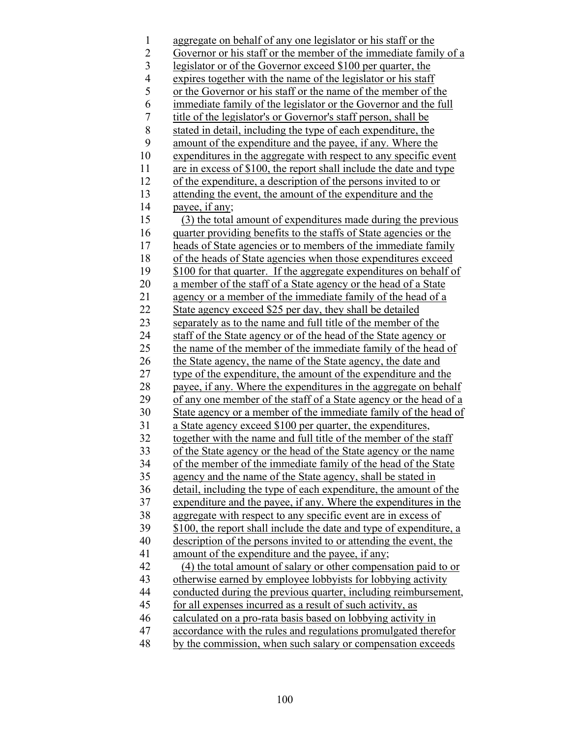aggregate on behalf of any one legislator or his staff or the Governor or his staff or the member of the immediate family of a legislator or of the Governor exceed \$100 per quarter, the expires together with the name of the legislator or his staff or the Governor or his staff or the name of the member of the immediate family of the legislator or the Governor and the full title of the legislator's or Governor's staff person, shall be stated in detail, including the type of each expenditure, the amount of the expenditure and the payee, if any. Where the expenditures in the aggregate with respect to any specific event are in excess of \$100, the report shall include the date and type of the expenditure, a description of the persons invited to or attending the event, the amount of the expenditure and the payee, if any;

(3) the total amount of expenditures made during the previous quarter providing benefits to the staffs of State agencies or the heads of State agencies or to members of the immediate family of the heads of State agencies when those expenditures exceed \$100 for that quarter. If the aggregate expenditures on behalf of a member of the staff of a State agency or the head of a State agency or a member of the immediate family of the head of a State agency exceed \$25 per day, they shall be detailed separately as to the name and full title of the member of the staff of the State agency or of the head of the State agency or the name of the member of the immediate family of the head of the State agency, the name of the State agency, the date and type of the expenditure, the amount of the expenditure and the payee, if any. Where the expenditures in the aggregate on behalf of any one member of the staff of a State agency or the head of a State agency or a member of the immediate family of the head of a State agency exceed \$100 per quarter, the expenditures, together with the name and full title of the member of the staff of the State agency or the head of the State agency or the name of the member of the immediate family of the head of the State agency and the name of the State agency, shall be stated in detail, including the type of each expenditure, the amount of the expenditure and the payee, if any. Where the expenditures in the aggregate with respect to any specific event are in excess of \$100, the report shall include the date and type of expenditure, a description of the persons invited to or attending the event, the amount of the expenditure and the payee, if any;

(4) the total amount of salary or other compensation paid to or otherwise earned by employee lobbyists for lobbying activity conducted during the previous quarter, including reimbursement, for all expenses incurred as a result of such activity, as calculated on a pro-rata basis based on lobbying activity in accordance with the rules and regulations promulgated therefor by the commission, when such salary or compensation exceeds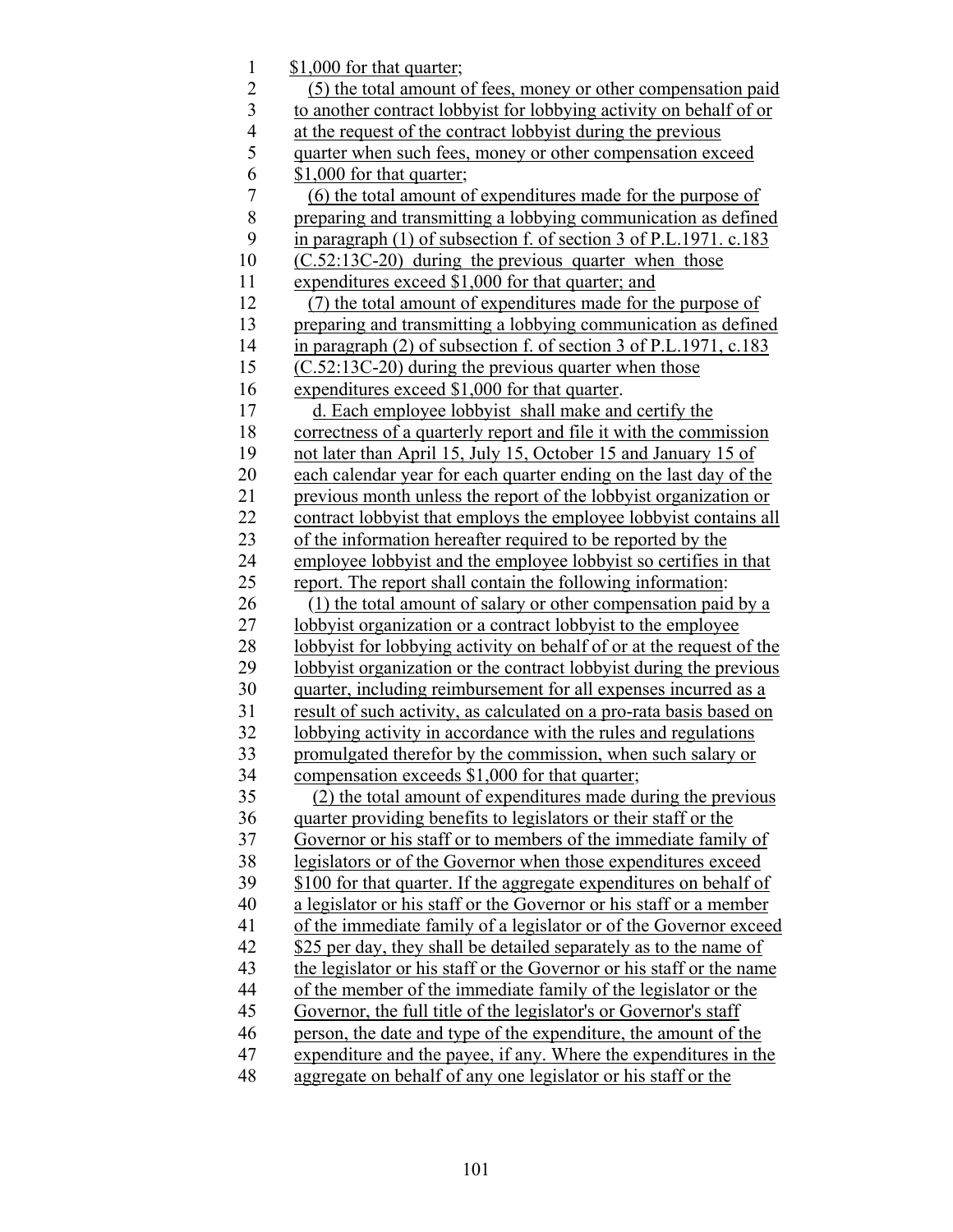$1,000 for that quarter;

(5) the total amount of fees, money or other compensation paid to another contract lobbyist for lobbying activity on behalf of or at the request of the contract lobbyist during the previous quarter when such fees, money or other compensation exceed $1,000 for that quarter;

(6) the total amount of expenditures made for the purpose of preparing and transmitting a lobbying communication as defined in paragraph (1) of subsection f. of section 3 of P.L.1971. c.183 (C.52:13C-20) during the previous quarter when those expenditures exceed $1,000 for that quarter; and

(7) the total amount of expenditures made for the purpose of preparing and transmitting a lobbying communication as defined in paragraph (2) of subsection f. of section 3 of P.L.1971, c.183 (C.52:13C-20) during the previous quarter when those expenditures exceed $1,000 for that quarter.

d. Each employee lobbyist shall make and certify the correctness of a quarterly report and file it with the commission not later than April 15, July 15, October 15 and January 15 of each calendar year for each quarter ending on the last day of the previous month unless the report of the lobbyist organization or contract lobbyist that employs the employee lobbyist contains all of the information hereafter required to be reported by the employee lobbyist and the employee lobbyist so certifies in that report. The report shall contain the following information:

(1) the total amount of salary or other compensation paid by a lobbyist organization or a contract lobbyist to the employee lobbyist for lobbying activity on behalf of or at the request of the lobbyist organization or the contract lobbyist during the previous quarter, including reimbursement for all expenses incurred as a result of such activity, as calculated on a pro-rata basis based on lobbying activity in accordance with the rules and regulations promulgated therefor by the commission, when such salary or compensation exceeds $1,000 for that quarter;

(2) the total amount of expenditures made during the previous quarter providing benefits to legislators or their staff or the Governor or his staff or to members of the immediate family of legislators or of the Governor when those expenditures exceed $100 for that quarter. If the aggregate expenditures on behalf of a legislator or his staff or the Governor or his staff or a member of the immediate family of a legislator or of the Governor exceed $25 per day, they shall be detailed separately as to the name of the legislator or his staff or the Governor or his staff or the name of the member of the immediate family of the legislator or the Governor, the full title of the legislator's or Governor's staff person, the date and type of the expenditure, the amount of the expenditure and the payee, if any. Where the expenditures in the aggregate on behalf of any one legislator or his staff or the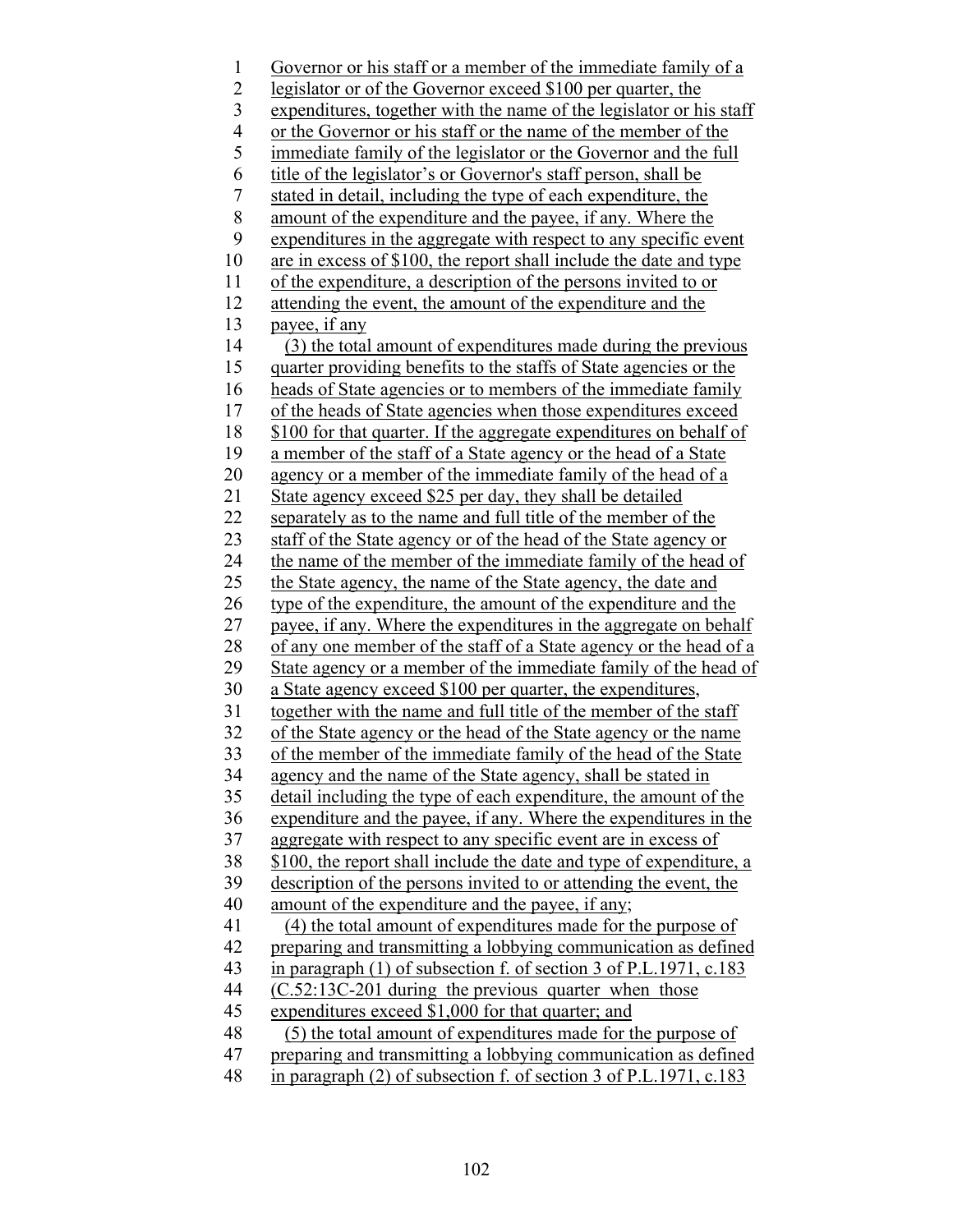Governor or his staff or a member of the immediate family of a legislator or of the Governor exceed $100 per quarter, the expenditures, together with the name of the legislator or his staff or the Governor or his staff or the name of the member of the immediate family of the legislator or the Governor and the full title of the legislator's or Governor's staff person, shall be stated in detail, including the type of each expenditure, the amount of the expenditure and the payee, if any. Where the expenditures in the aggregate with respect to any specific event are in excess of $100, the report shall include the date and type of the expenditure, a description of the persons invited to or attending the event, the amount of the expenditure and the payee, if any

(3) the total amount of expenditures made during the previous quarter providing benefits to the staffs of State agencies or the heads of State agencies or to members of the immediate family of the heads of State agencies when those expenditures exceed $100 for that quarter. If the aggregate expenditures on behalf of a member of the staff of a State agency or the head of a State agency or a member of the immediate family of the head of a State agency exceed $25 per day, they shall be detailed separately as to the name and full title of the member of the staff of the State agency or of the head of the State agency or the name of the member of the immediate family of the head of the State agency, the name of the State agency, the date and type of the expenditure, the amount of the expenditure and the payee, if any. Where the expenditures in the aggregate on behalf of any one member of the staff of a State agency or the head of a State agency or a member of the immediate family of the head of a State agency exceed $100 per quarter, the expenditures, together with the name and full title of the member of the staff of the State agency or the head of the State agency or the name of the member of the immediate family of the head of the State agency and the name of the State agency, shall be stated in detail including the type of each expenditure, the amount of the expenditure and the payee, if any. Where the expenditures in the aggregate with respect to any specific event are in excess of $100, the report shall include the date and type of expenditure, a description of the persons invited to or attending the event, the amount of the expenditure and the payee, if any;

(4) the total amount of expenditures made for the purpose of preparing and transmitting a lobbying communication as defined in paragraph (1) of subsection f. of section 3 of P.L.1971, c.183 (C.52:13C-201 during the previous quarter when those expenditures exceed $1,000 for that quarter; and

(5) the total amount of expenditures made for the purpose of preparing and transmitting a lobbying communication as defined in paragraph (2) of subsection f. of section 3 of P.L.1971, c.183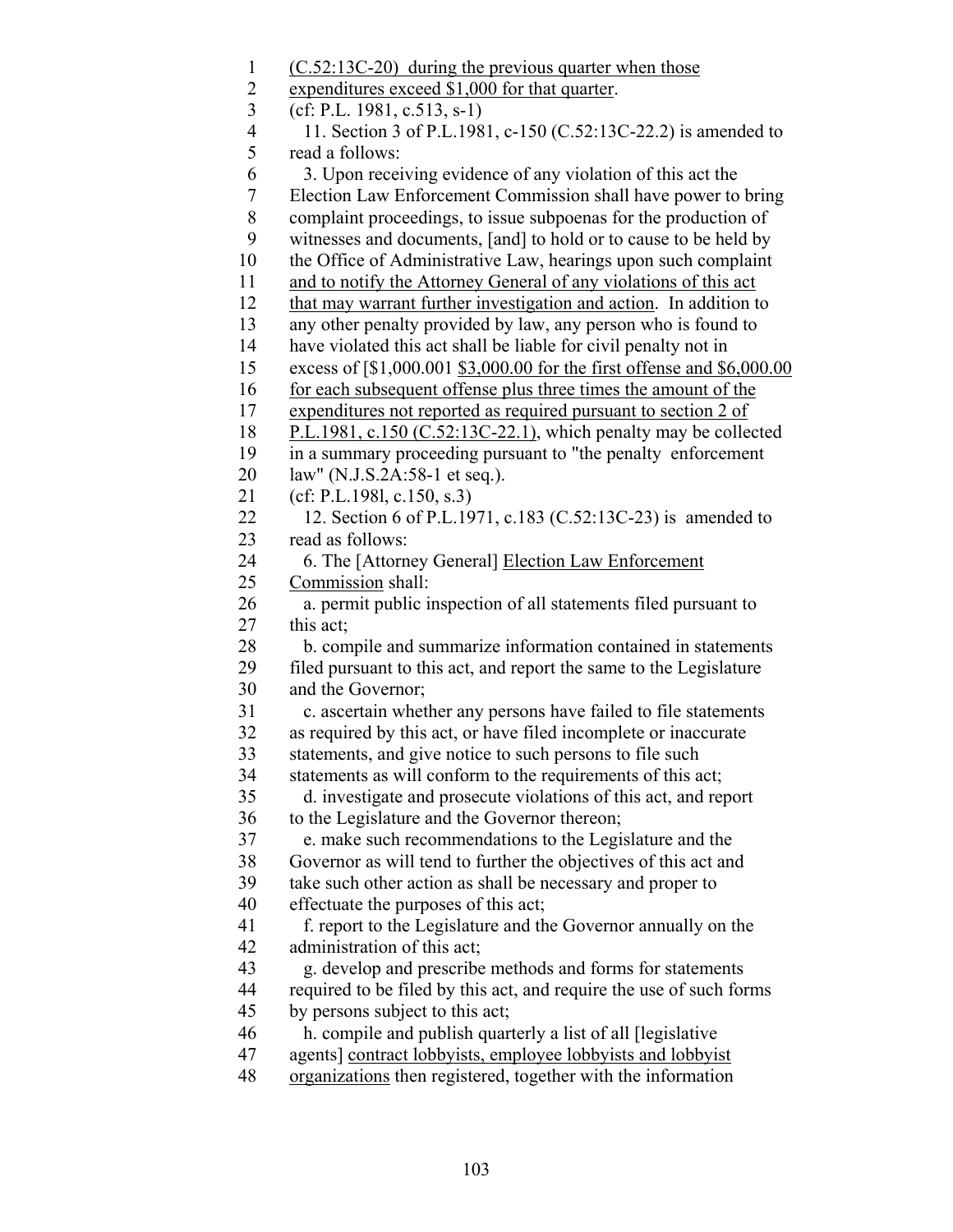(C.52:13C-20) during the previous quarter when those expenditures exceed $1,000 for that quarter.

(cf: P.L. 1981, c.513, s-1)

11. Section 3 of P.L.1981, c-150 (C.52:13C-22.2) is amended to read a follows:

3. Upon receiving evidence of any violation of this act the Election Law Enforcement Commission shall have power to bring complaint proceedings, to issue subpoenas for the production of witnesses and documents, [and] to hold or to cause to be held by the Office of Administrative Law, hearings upon such complaint and to notify the Attorney General of any violations of this act that may warrant further investigation and action. In addition to any other penalty provided by law, any person who is found to have violated this act shall be liable for civil penalty not in excess of [$1,000.001 $3,000.00 for the first offense and $6,000.00 for each subsequent offense plus three times the amount of the expenditures not reported as required pursuant to section 2 of P.L.1981, c.150 (C.52:13C-22.1), which penalty may be collected in a summary proceeding pursuant to "the penalty enforcement law" (N.J.S.2A:58-1 et seq.).

(cf: P.L.198l, c.150, s.3)

12. Section 6 of P.L.1971, c.183 (C.52:13C-23) is amended to read as follows:

6. The [Attorney General] Election Law Enforcement Commission shall:

a. permit public inspection of all statements filed pursuant to this act;

b. compile and summarize information contained in statements filed pursuant to this act, and report the same to the Legislature and the Governor;

c. ascertain whether any persons have failed to file statements as required by this act, or have filed incomplete or inaccurate statements, and give notice to such persons to file such statements as will conform to the requirements of this act;

d. investigate and prosecute violations of this act, and report to the Legislature and the Governor thereon;

e. make such recommendations to the Legislature and the Governor as will tend to further the objectives of this act and take such other action as shall be necessary and proper to effectuate the purposes of this act;

f. report to the Legislature and the Governor annually on the administration of this act;

g. develop and prescribe methods and forms for statements required to be filed by this act, and require the use of such forms by persons subject to this act;

h. compile and publish quarterly a list of all [legislative agents] contract lobbyists, employee lobbyists and lobbyist organizations then registered, together with the information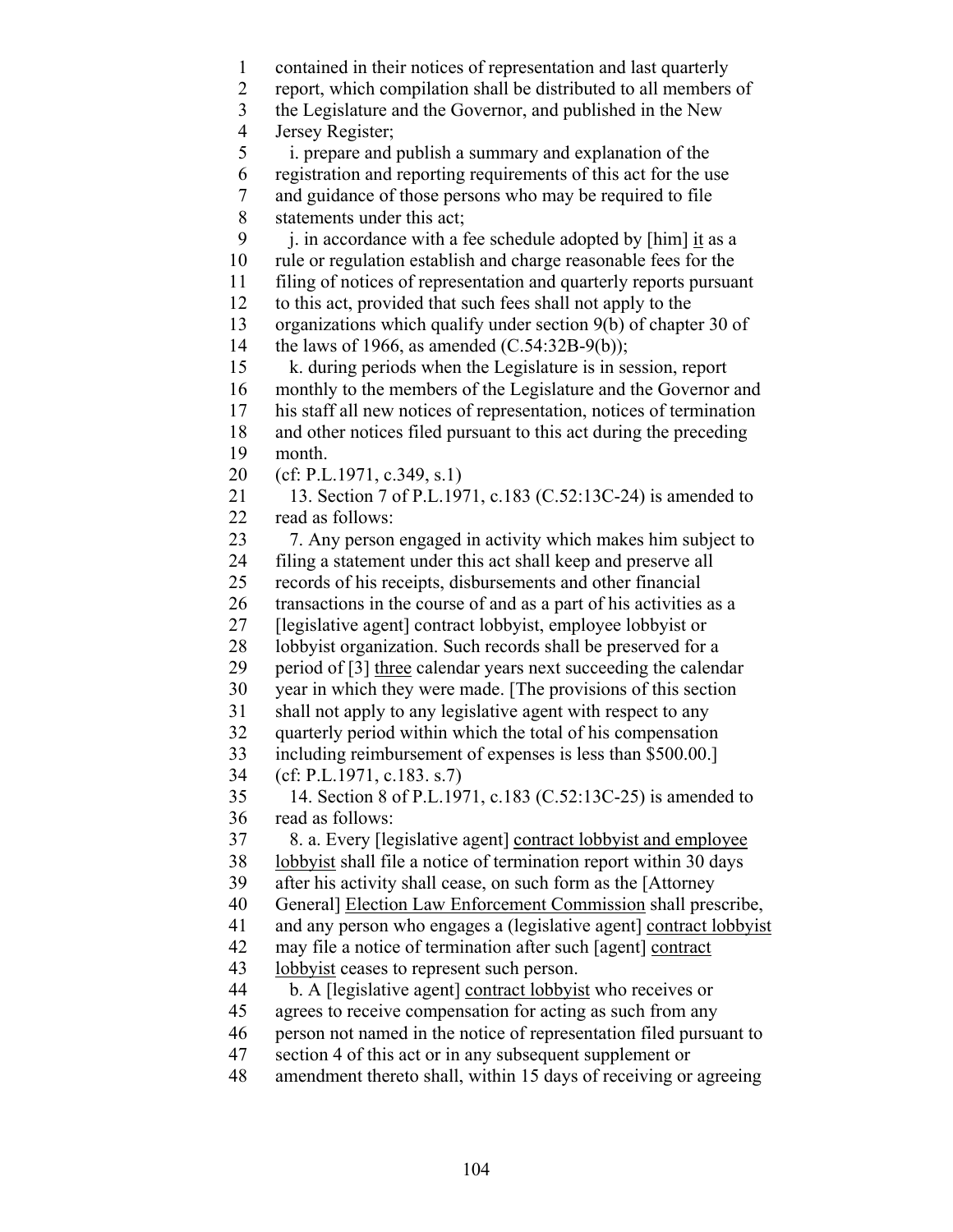contained in their notices of representation and last quarterly report, which compilation shall be distributed to all members of the Legislature and the Governor, and published in the New Jersey Register;

i. prepare and publish a summary and explanation of the registration and reporting requirements of this act for the use and guidance of those persons who may be required to file statements under this act;

j. in accordance with a fee schedule adopted by [him] it as a rule or regulation establish and charge reasonable fees for the filing of notices of representation and quarterly reports pursuant to this act, provided that such fees shall not apply to the organizations which qualify under section 9(b) of chapter 30 of the laws of 1966, as amended (C.54:32B-9(b));

k. during periods when the Legislature is in session, report monthly to the members of the Legislature and the Governor and his staff all new notices of representation, notices of termination and other notices filed pursuant to this act during the preceding month.

(cf: P.L.1971, c.349, s.1)

13. Section 7 of P.L.1971, c.183 (C.52:13C-24) is amended to read as follows:

7. Any person engaged in activity which makes him subject to filing a statement under this act shall keep and preserve all records of his receipts, disbursements and other financial transactions in the course of and as a part of his activities as a [legislative agent] contract lobbyist, employee lobbyist or lobbyist organization. Such records shall be preserved for a period of [3] three calendar years next succeeding the calendar year in which they were made. [The provisions of this section shall not apply to any legislative agent with respect to any quarterly period within which the total of his compensation including reimbursement of expenses is less than $500.00.]

(cf: P.L.1971, c.183. s.7)

14. Section 8 of P.L.1971, c.183 (C.52:13C-25) is amended to read as follows:

8. a. Every [legislative agent] contract lobbyist and employee lobbyist shall file a notice of termination report within 30 days after his activity shall cease, on such form as the [Attorney General] Election Law Enforcement Commission shall prescribe, and any person who engages a (legislative agent] contract lobbyist may file a notice of termination after such [agent] contract lobbyist ceases to represent such person.

b. A [legislative agent] contract lobbyist who receives or agrees to receive compensation for acting as such from any person not named in the notice of representation filed pursuant to section 4 of this act or in any subsequent supplement or amendment thereto shall, within 15 days of receiving or agreeing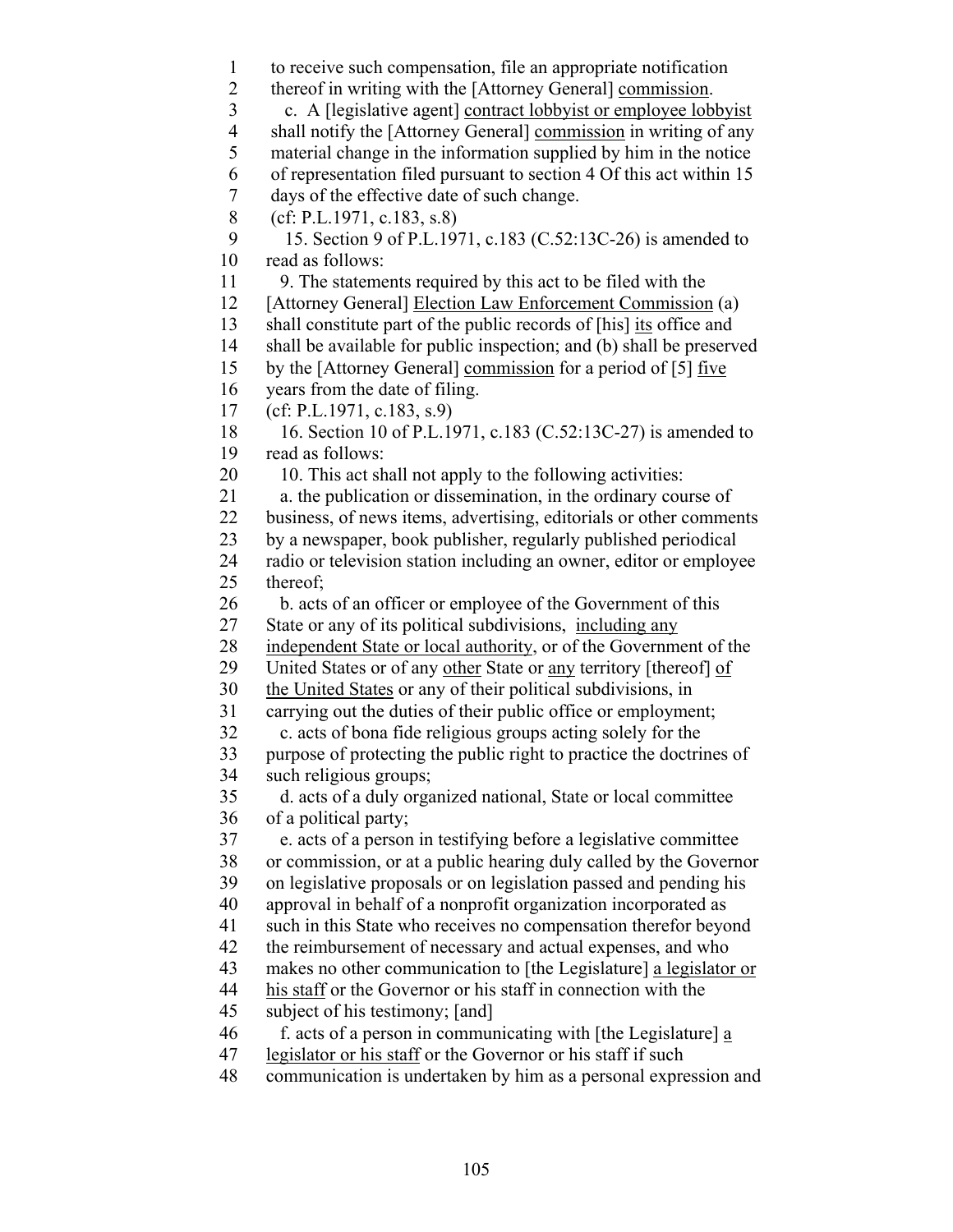to receive such compensation, file an appropriate notification thereof in writing with the [Attorney General] commission.

c. A [legislative agent] contract lobbyist or employee lobbyist shall notify the [Attorney General] commission in writing of any material change in the information supplied by him in the notice of representation filed pursuant to section 4 Of this act within 15 days of the effective date of such change.

(cf: P.L.1971, c.183, s.8)

15. Section 9 of P.L.1971, c.183 (C.52:13C-26) is amended to read as follows:

9. The statements required by this act to be filed with the [Attorney General] Election Law Enforcement Commission (a) shall constitute part of the public records of [his] its office and shall be available for public inspection; and (b) shall be preserved by the [Attorney General] commission for a period of [5] five years from the date of filing.

(cf: P.L.1971, c.183, s.9)

16. Section 10 of P.L.1971, c.183 (C.52:13C-27) is amended to read as follows:

10. This act shall not apply to the following activities:

a. the publication or dissemination, in the ordinary course of business, of news items, advertising, editorials or other comments by a newspaper, book publisher, regularly published periodical radio or television station including an owner, editor or employee thereof;

b. acts of an officer or employee of the Government of this State or any of its political subdivisions, including any independent State or local authority, or of the Government of the United States or of any other State or any territory [thereof] of the United States or any of their political subdivisions, in carrying out the duties of their public office or employment;

c. acts of bona fide religious groups acting solely for the purpose of protecting the public right to practice the doctrines of such religious groups;

d. acts of a duly organized national, State or local committee of a political party;

e. acts of a person in testifying before a legislative committee or commission, or at a public hearing duly called by the Governor on legislative proposals or on legislation passed and pending his approval in behalf of a nonprofit organization incorporated as such in this State who receives no compensation therefor beyond the reimbursement of necessary and actual expenses, and who makes no other communication to [the Legislature] a legislator or his staff or the Governor or his staff in connection with the subject of his testimony; [and]

f. acts of a person in communicating with [the Legislature] a legislator or his staff or the Governor or his staff if such communication is undertaken by him as a personal expression and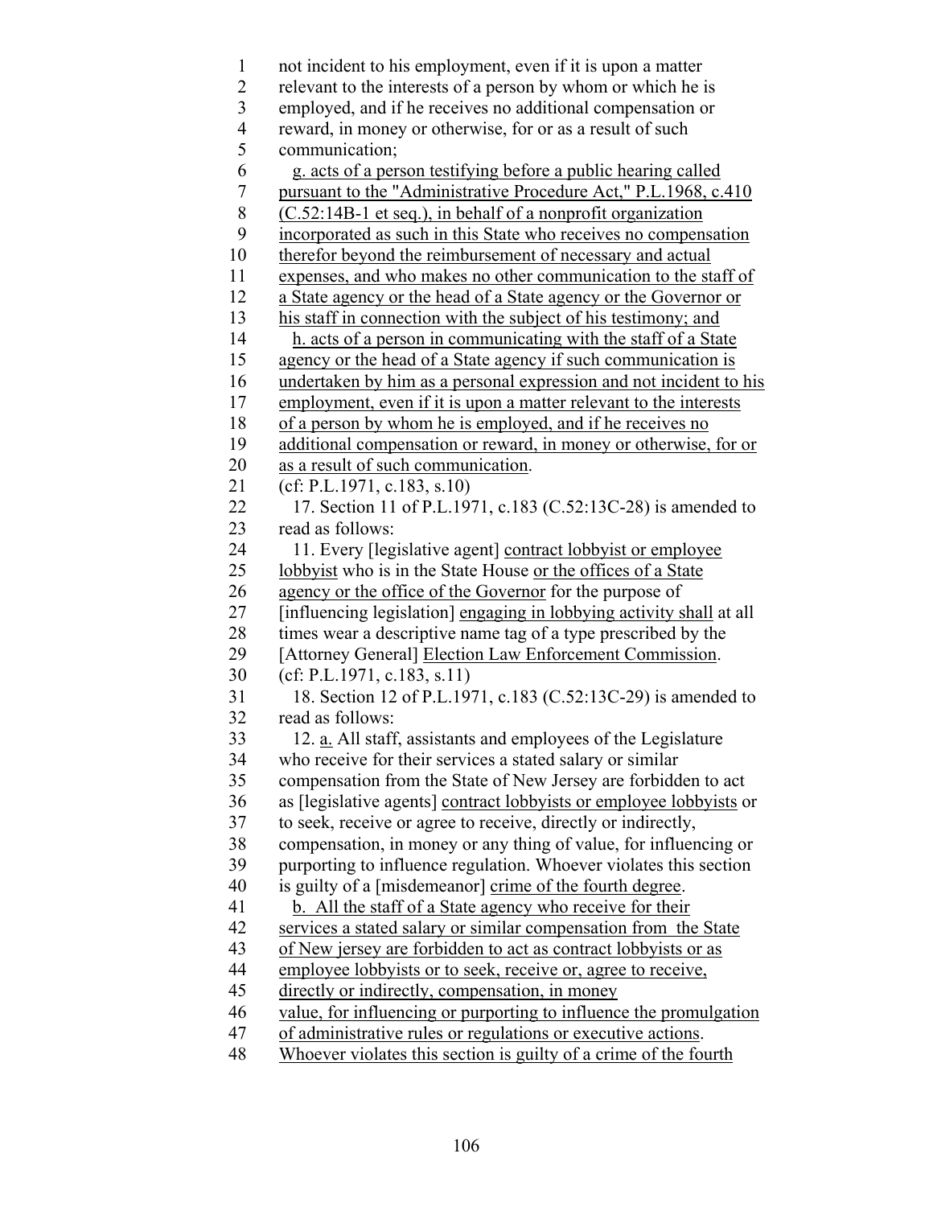not incident to his employment, even if it is upon a matter relevant to the interests of a person by whom or which he is employed, and if he receives no additional compensation or reward, in money or otherwise, for or as a result of such communication;

<u>g. acts of a person testifying before a public hearing called pursuant to the "Administrative Procedure Act," P.L.1968, c.410 (C.52:14B-1 et seq.), in behalf of a nonprofit organization incorporated as such in this State who receives no compensation therefor beyond the reimbursement of necessary and actual expenses, and who makes no other communication to the staff of a State agency or the head of a State agency or the Governor or his staff in connection with the subject of his testimony; and</u>

<u>h. acts of a person in communicating with the staff of a State agency or the head of a State agency if such communication is undertaken by him as a personal expression and not incident to his employment, even if it is upon a matter relevant to the interests of a person by whom he is employed, and if he receives no additional compensation or reward, in money or otherwise, for or as a result of such communication</u>.

(cf: P.L.1971, c.183, s.10)

17. Section 11 of P.L.1971, c.183 (C.52:13C-28) is amended to read as follows:

11. Every [legislative agent] <u>contract lobbyist or employee lobbyist</u> who is in the State House <u>or the offices of a State agency or the office of the Governor</u> for the purpose of [influencing legislation] <u>engaging in lobbying activity shall</u> at all times wear a descriptive name tag of a type prescribed by the [Attorney General] <u>Election Law Enforcement Commission</u>.

(cf: P.L.1971, c.183, s.11)

18. Section 12 of P.L.1971, c.183 (C.52:13C-29) is amended to read as follows:

12. <u>a.</u> All staff, assistants and employees of the Legislature who receive for their services a stated salary or similar compensation from the State of New Jersey are forbidden to act as [legislative agents] <u>contract lobbyists or employee lobbyists</u> or to seek, receive or agree to receive, directly or indirectly, compensation, in money or any thing of value, for influencing or purporting to influence regulation. Whoever violates this section is guilty of a [misdemeanor] <u>crime of the fourth degree</u>.

<u>b. All the staff of a State agency who receive for their services a stated salary or similar compensation from the State of New jersey are forbidden to act as contract lobbyists or as employee lobbyists or to seek, receive or, agree to receive, directly or indirectly, compensation, in money value, for influencing or purporting to influence the promulgation of administrative rules or regulations or executive actions</u>. <u>Whoever violates this section is guilty of a crime of the fourth</u>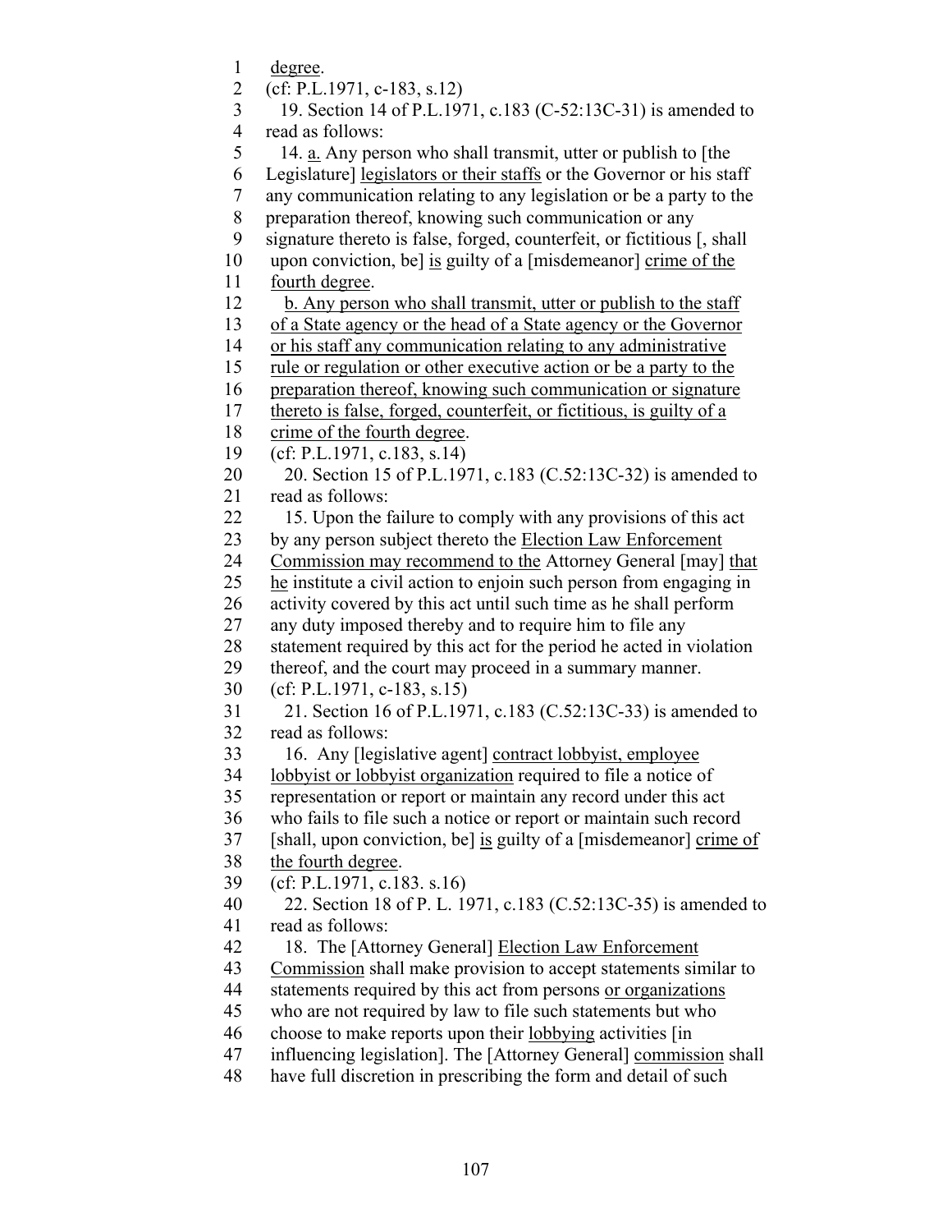degree.

(cf: P.L.1971, c-183, s.12)

19. Section 14 of P.L.1971, c.183 (C-52:13C-31) is amended to read as follows:

14. a. Any person who shall transmit, utter or publish to [the Legislature] legislators or their staffs or the Governor or his staff any communication relating to any legislation or be a party to the preparation thereof, knowing such communication or any signature thereto is false, forged, counterfeit, or fictitious [, shall upon conviction, be] is guilty of a [misdemeanor] crime of the fourth degree.

b. Any person who shall transmit, utter or publish to the staff of a State agency or the head of a State agency or the Governor or his staff any communication relating to any administrative rule or regulation or other executive action or be a party to the preparation thereof, knowing such communication or signature thereto is false, forged, counterfeit, or fictitious, is guilty of a crime of the fourth degree.

(cf: P.L.1971, c.183, s.14)

20. Section 15 of P.L.1971, c.183 (C.52:13C-32) is amended to read as follows:

15. Upon the failure to comply with any provisions of this act by any person subject thereto the Election Law Enforcement Commission may recommend to the Attorney General [may] that he institute a civil action to enjoin such person from engaging in activity covered by this act until such time as he shall perform any duty imposed thereby and to require him to file any statement required by this act for the period he acted in violation thereof, and the court may proceed in a summary manner.

(cf: P.L.1971, c-183, s.15)

21. Section 16 of P.L.1971, c.183 (C.52:13C-33) is amended to read as follows:

16. Any [legislative agent] contract lobbyist, employee lobbyist or lobbyist organization required to file a notice of representation or report or maintain any record under this act who fails to file such a notice or report or maintain such record [shall, upon conviction, be] is guilty of a [misdemeanor] crime of the fourth degree.

(cf: P.L.1971, c.183. s.16)

22. Section 18 of P. L. 1971, c.183 (C.52:13C-35) is amended to read as follows:

18. The [Attorney General] Election Law Enforcement Commission shall make provision to accept statements similar to statements required by this act from persons or organizations who are not required by law to file such statements but who choose to make reports upon their lobbying activities [in influencing legislation]. The [Attorney General] commission shall have full discretion in prescribing the form and detail of such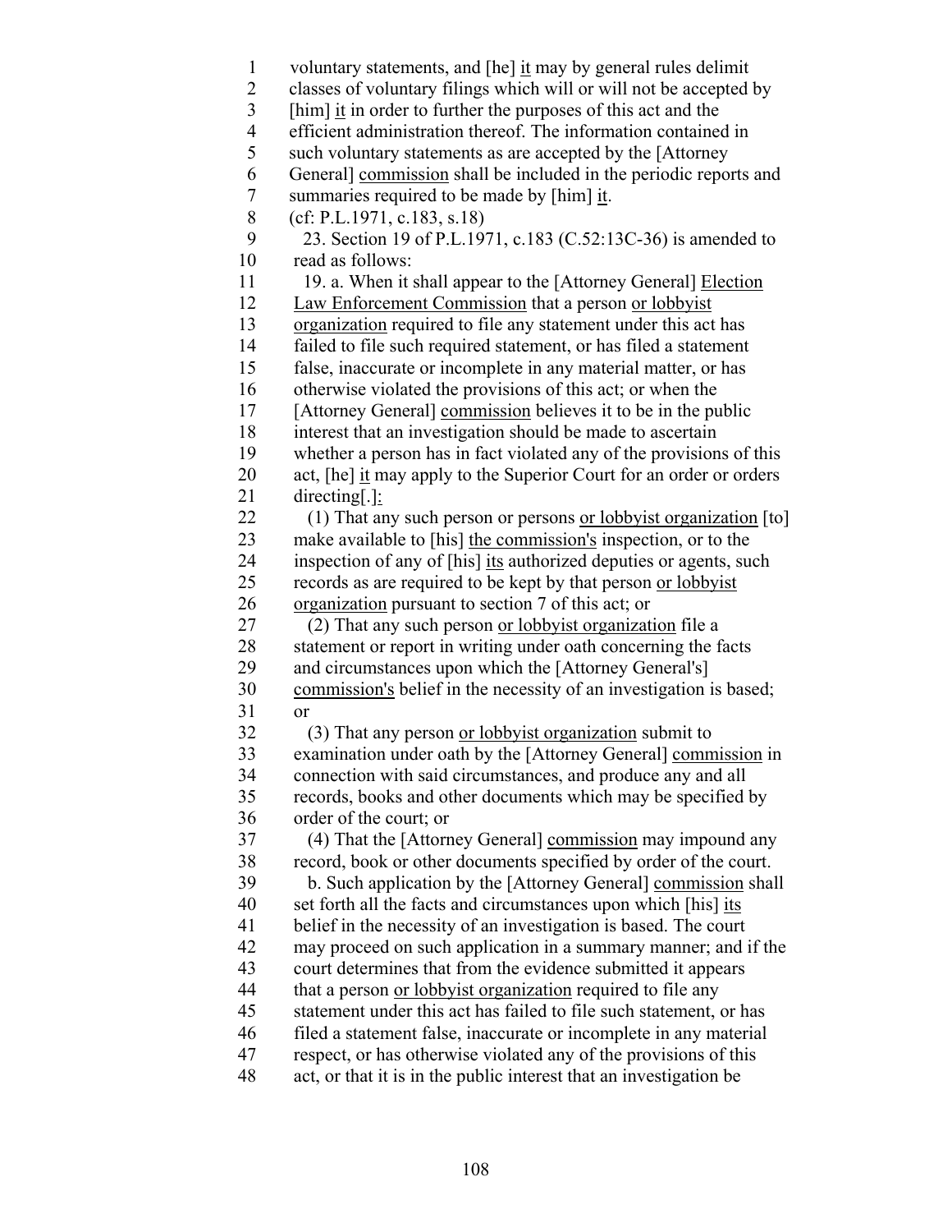voluntary statements, and [he] <u>it</u> may by general rules delimit classes of voluntary filings which will or will not be accepted by [him] <u>it</u> in order to further the purposes of this act and the efficient administration thereof. The information contained in such voluntary statements as are accepted by the [Attorney General] <u>commission</u> shall be included in the periodic reports and summaries required to be made by [him] <u>it</u>.

(cf: P.L.1971, c.183, s.18)

23. Section 19 of P.L.1971, c.183 (C.52:13C-36) is amended to read as follows:

19. a. When it shall appear to the [Attorney General] <u>Election Law Enforcement Commission</u> that a person <u>or lobbyist organization</u> required to file any statement under this act has failed to file such required statement, or has filed a statement false, inaccurate or incomplete in any material matter, or has otherwise violated the provisions of this act; or when the [Attorney General] <u>commission</u> believes it to be in the public interest that an investigation should be made to ascertain whether a person has in fact violated any of the provisions of this act, [he] <u>it</u> may apply to the Superior Court for an order or orders directing[.]<u>:</u>

(1) That any such person or persons <u>or lobbyist organization</u> [to] make available to [his] <u>the commission's</u> inspection, or to the inspection of any of [his] <u>its</u> authorized deputies or agents, such records as are required to be kept by that person <u>or lobbyist organization</u> pursuant to section 7 of this act; or

(2) That any such person <u>or lobbyist organization</u> file a statement or report in writing under oath concerning the facts and circumstances upon which the [Attorney General's] <u>commission's</u> belief in the necessity of an investigation is based; or

(3) That any person <u>or lobbyist organization</u> submit to examination under oath by the [Attorney General] <u>commission</u> in connection with said circumstances, and produce any and all records, books and other documents which may be specified by order of the court; or

(4) That the [Attorney General] <u>commission</u> may impound any record, book or other documents specified by order of the court.

b. Such application by the [Attorney General] <u>commission</u> shall set forth all the facts and circumstances upon which [his] <u>its</u> belief in the necessity of an investigation is based. The court may proceed on such application in a summary manner; and if the court determines that from the evidence submitted it appears that a person <u>or lobbyist organization</u> required to file any statement under this act has failed to file such statement, or has filed a statement false, inaccurate or incomplete in any material respect, or has otherwise violated any of the provisions of this act, or that it is in the public interest that an investigation be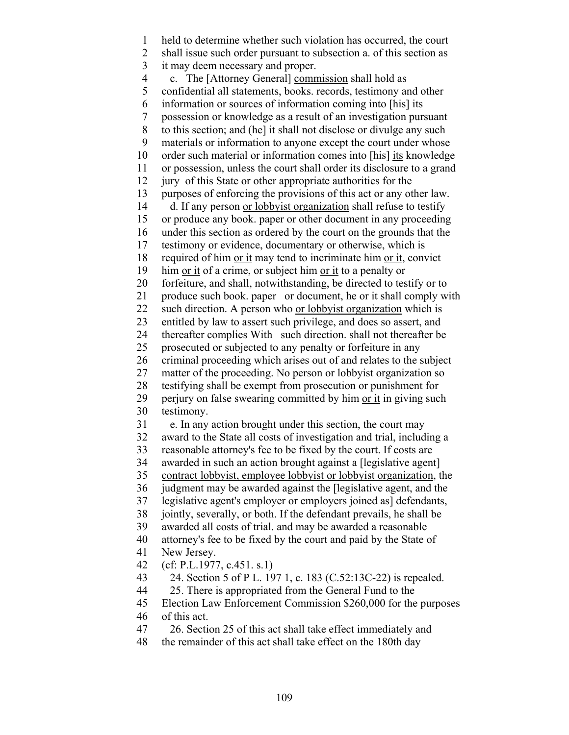held to determine whether such violation has occurred, the court shall issue such order pursuant to subsection a. of this section as it may deem necessary and proper.

c. The [Attorney General] <u>commission</u> shall hold as confidential all statements, books. records, testimony and other information or sources of information coming into [his] <u>its</u> possession or knowledge as a result of an investigation pursuant to this section; and (he] <u>it</u> shall not disclose or divulge any such materials or information to anyone except the court under whose order such material or information comes into [his] <u>its</u> knowledge or possession, unless the court shall order its disclosure to a grand jury of this State or other appropriate authorities for the purposes of enforcing the provisions of this act or any other law.

d. If any person <u>or lobbyist organization</u> shall refuse to testify or produce any book. paper or other document in any proceeding under this section as ordered by the court on the grounds that the testimony or evidence, documentary or otherwise, which is required of him <u>or it</u> may tend to incriminate him <u>or it</u>, convict him <u>or it</u> of a crime, or subject him <u>or it</u> to a penalty or forfeiture, and shall, notwithstanding, be directed to testify or to produce such book. paper or document, he or it shall comply with such direction. A person who <u>or lobbyist organization</u> which is entitled by law to assert such privilege, and does so assert, and thereafter complies With such direction. shall not thereafter be prosecuted or subjected to any penalty or forfeiture in any criminal proceeding which arises out of and relates to the subject matter of the proceeding. No person or lobbyist organization so testifying shall be exempt from prosecution or punishment for perjury on false swearing committed by him <u>or it</u> in giving such testimony.

e. In any action brought under this section, the court may award to the State all costs of investigation and trial, including a reasonable attorney's fee to be fixed by the court. If costs are awarded in such an action brought against a [legislative agent] <u>contract lobbyist, employee lobbyist or lobbyist organization</u>, the judgment may be awarded against the [legislative agent, and the legislative agent's employer or employers joined as] defendants, jointly, severally, or both. If the defendant prevails, he shall be awarded all costs of trial. and may be awarded a reasonable attorney's fee to be fixed by the court and paid by the State of New Jersey.

(cf: P.L.1977, c.451. s.1)

24. Section 5 of P L. 197 1, c. 183 (C.52:13C-22) is repealed.

25. There is appropriated from the General Fund to the Election Law Enforcement Commission $260,000 for the purposes of this act.

26. Section 25 of this act shall take effect immediately and the remainder of this act shall take effect on the 180th day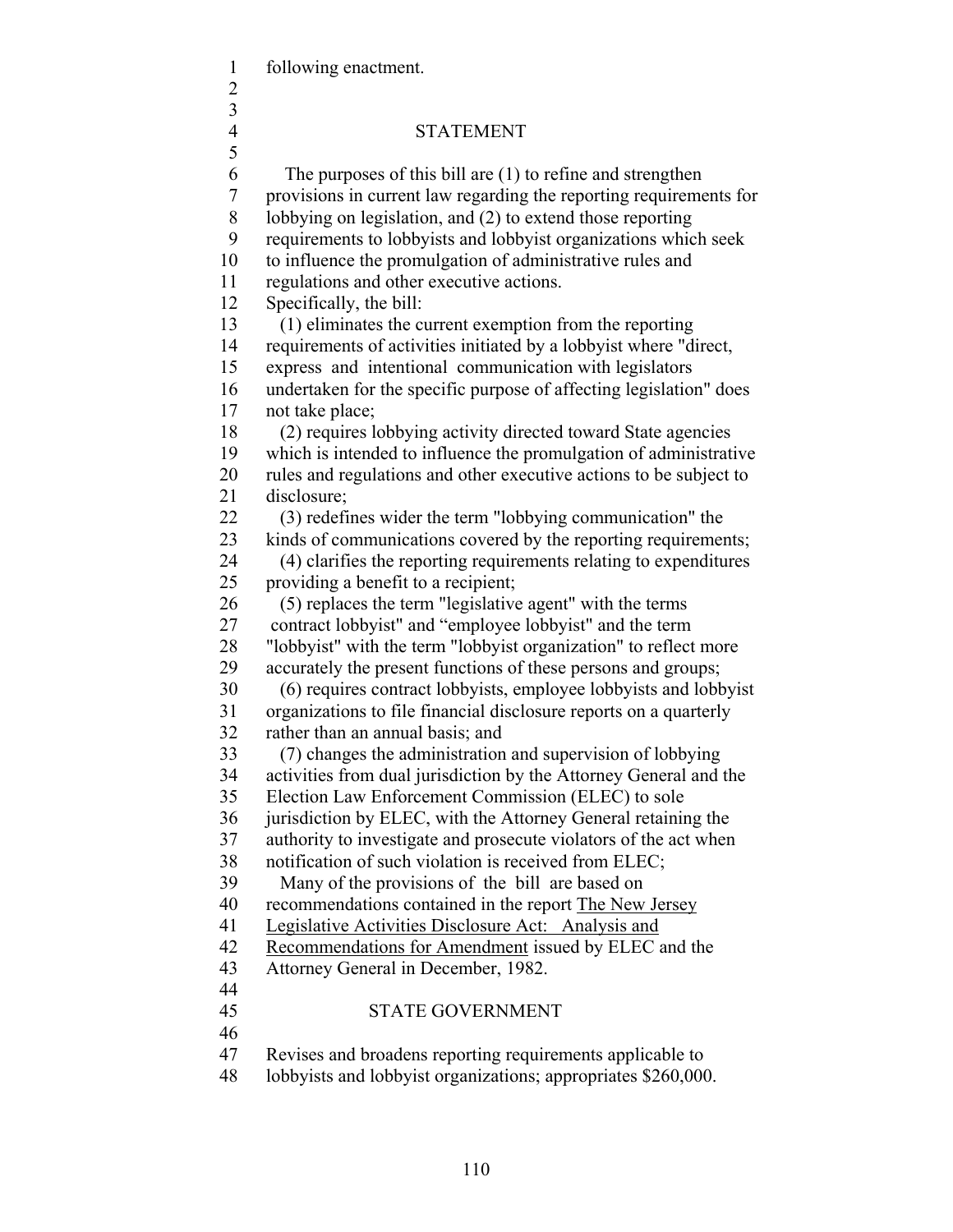following enactment.

## STATEMENT

The purposes of this bill are (1) to refine and strengthen provisions in current law regarding the reporting requirements for lobbying on legislation, and (2) to extend those reporting requirements to lobbyists and lobbyist organizations which seek to influence the promulgation of administrative rules and regulations and other executive actions.

Specifically, the bill:

(1) eliminates the current exemption from the reporting requirements of activities initiated by a lobbyist where "direct, express and intentional communication with legislators undertaken for the specific purpose of affecting legislation" does not take place;

(2) requires lobbying activity directed toward State agencies which is intended to influence the promulgation of administrative rules and regulations and other executive actions to be subject to disclosure;

(3) redefines wider the term "lobbying communication" the kinds of communications covered by the reporting requirements;

(4) clarifies the reporting requirements relating to expenditures providing a benefit to a recipient;

(5) replaces the term "legislative agent" with the terms contract lobbyist" and "employee lobbyist" and the term "lobbyist" with the term "lobbyist organization" to reflect more accurately the present functions of these persons and groups;

(6) requires contract lobbyists, employee lobbyists and lobbyist organizations to file financial disclosure reports on a quarterly rather than an annual basis; and

(7) changes the administration and supervision of lobbying activities from dual jurisdiction by the Attorney General and the Election Law Enforcement Commission (ELEC) to sole jurisdiction by ELEC, with the Attorney General retaining the authority to investigate and prosecute violators of the act when notification of such violation is received from ELEC;

Many of the provisions of the bill are based on recommendations contained in the report The New Jersey Legislative Activities Disclosure Act: Analysis and Recommendations for Amendment issued by ELEC and the Attorney General in December, 1982.

## STATE GOVERNMENT

Revises and broadens reporting requirements applicable to lobbyists and lobbyist organizations; appropriates $260,000.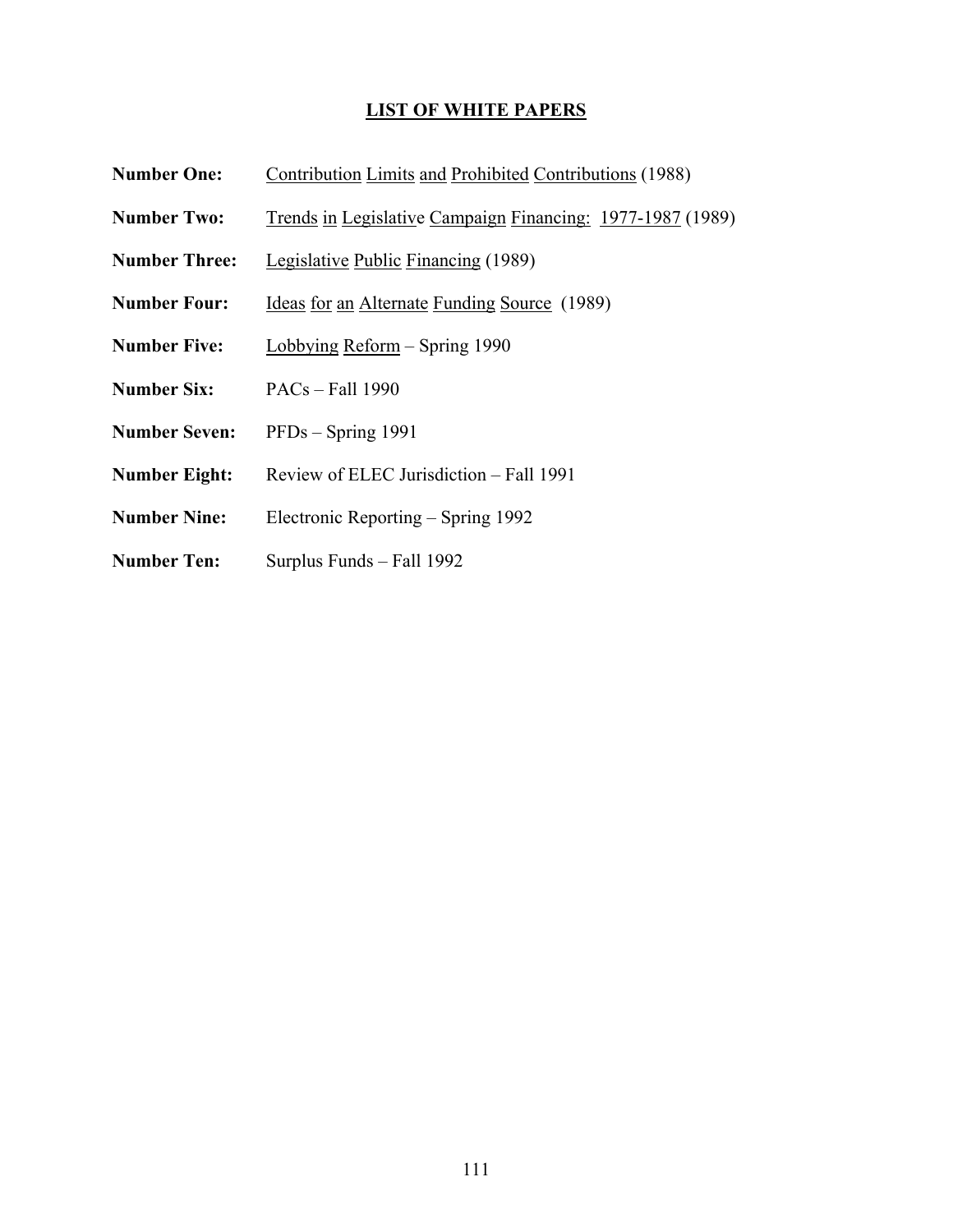# LIST OF WHITE PAPERS

**Number One:** Contribution Limits and Prohibited Contributions (1988)

**Number Two:** Trends in Legislative Campaign Financing: 1977-1987 (1989)

**Number Three:** Legislative Public Financing (1989)

**Number Four:** Ideas for an Alternate Funding Source (1989)

**Number Five:** Lobbying Reform – Spring 1990

**Number Six:** PACs – Fall 1990

**Number Seven:** PFDs – Spring 1991

**Number Eight:** Review of ELEC Jurisdiction – Fall 1991

**Number Nine:** Electronic Reporting – Spring 1992

**Number Ten:** Surplus Funds – Fall 1992